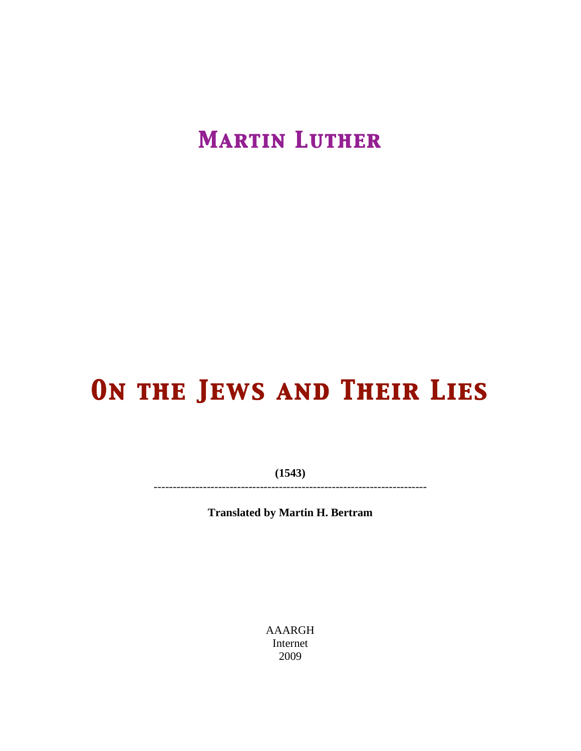# MARTIN LUTHER

# ON THE JEWS AND THEIR LIES

**(1543)**

---

**Translated by Martin H. Bertram**

AAARGH
Internet
2009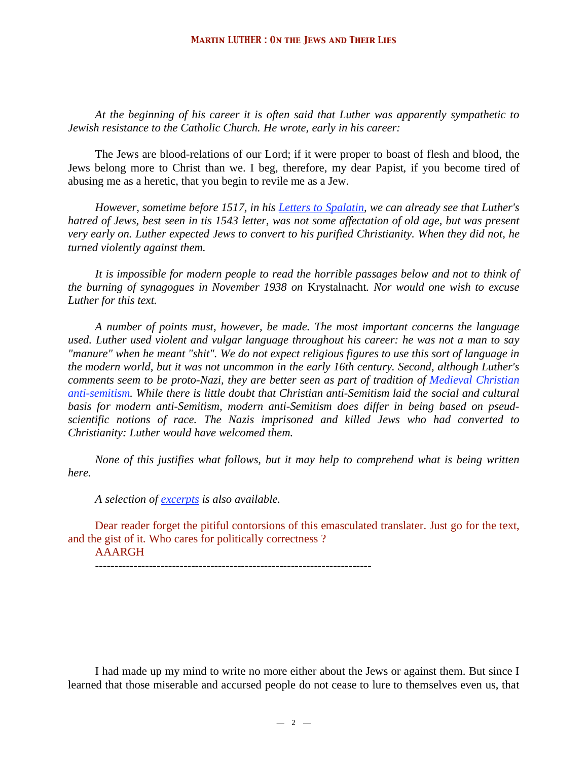*At the beginning of his career it is often said that Luther was apparently sympathetic to Jewish resistance to the Catholic Church. He wrote, early in his career:*

The Jews are blood-relations of our Lord; if it were proper to boast of flesh and blood, the Jews belong more to Christ than we. I beg, therefore, my dear Papist, if you become tired of abusing me as a heretic, that you begin to revile me as a Jew.

*However, sometime before 1517, in his [Letters to Spalatin](), we can already see that Luther's hatred of Jews, best seen in tis 1543 letter, was not some affectation of old age, but was present very early on. Luther expected Jews to convert to his purified Christianity. When they did not, he turned violently against them.*

*It is impossible for modern people to read the horrible passages below and not to think of the burning of synagogues in November 1938 on* Krystalnacht*. Nor would one wish to excuse Luther for this text.*

*A number of points must, however, be made. The most important concerns the language used. Luther used violent and vulgar language throughout his career: he was not a man to say "manure" when he meant "shit". We do not expect religious figures to use this sort of language in the modern world, but it was not uncommon in the early 16th century. Second, although Luther's comments seem to be proto-Nazi, they are better seen as part of tradition of Medieval Christian anti-semitism. While there is little doubt that Christian anti-Semitism laid the social and cultural basis for modern anti-Semitism, modern anti-Semitism does differ in being based on pseud-scientific notions of race. The Nazis imprisoned and killed Jews who had converted to Christianity: Luther would have welcomed them.*

*None of this justifies what follows, but it may help to comprehend what is being written here.*

*A selection of [excerpts]() is also available.*

Dear reader forget the pitiful contorsions of this emasculated translater. Just go for the text, and the gist of it. Who cares for politically correctness ?
AAARGH

---

I had made up my mind to write no more either about the Jews or against them. But since I learned that those miserable and accursed people do not cease to lure to themselves even us, that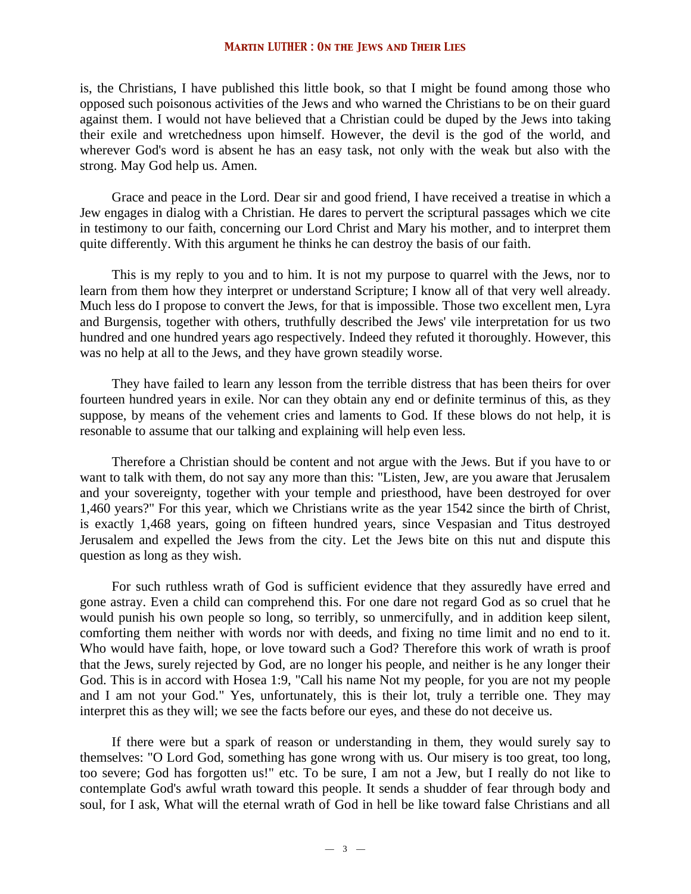is, the Christians, I have published this little book, so that I might be found among those who opposed such poisonous activities of the Jews and who warned the Christians to be on their guard against them. I would not have believed that a Christian could be duped by the Jews into taking their exile and wretchedness upon himself. However, the devil is the god of the world, and wherever God's word is absent he has an easy task, not only with the weak but also with the strong. May God help us. Amen.

Grace and peace in the Lord. Dear sir and good friend, I have received a treatise in which a Jew engages in dialog with a Christian. He dares to pervert the scriptural passages which we cite in testimony to our faith, concerning our Lord Christ and Mary his mother, and to interpret them quite differently. With this argument he thinks he can destroy the basis of our faith.

This is my reply to you and to him. It is not my purpose to quarrel with the Jews, nor to learn from them how they interpret or understand Scripture; I know all of that very well already. Much less do I propose to convert the Jews, for that is impossible. Those two excellent men, Lyra and Burgensis, together with others, truthfully described the Jews' vile interpretation for us two hundred and one hundred years ago respectively. Indeed they refuted it thoroughly. However, this was no help at all to the Jews, and they have grown steadily worse.

They have failed to learn any lesson from the terrible distress that has been theirs for over fourteen hundred years in exile. Nor can they obtain any end or definite terminus of this, as they suppose, by means of the vehement cries and laments to God. If these blows do not help, it is resonable to assume that our talking and explaining will help even less.

Therefore a Christian should be content and not argue with the Jews. But if you have to or want to talk with them, do not say any more than this: "Listen, Jew, are you aware that Jerusalem and your sovereignty, together with your temple and priesthood, have been destroyed for over 1,460 years?" For this year, which we Christians write as the year 1542 since the birth of Christ, is exactly 1,468 years, going on fifteen hundred years, since Vespasian and Titus destroyed Jerusalem and expelled the Jews from the city. Let the Jews bite on this nut and dispute this question as long as they wish.

For such ruthless wrath of God is sufficient evidence that they assuredly have erred and gone astray. Even a child can comprehend this. For one dare not regard God as so cruel that he would punish his own people so long, so terribly, so unmercifully, and in addition keep silent, comforting them neither with words nor with deeds, and fixing no time limit and no end to it. Who would have faith, hope, or love toward such a God? Therefore this work of wrath is proof that the Jews, surely rejected by God, are no longer his people, and neither is he any longer their God. This is in accord with Hosea 1:9, "Call his name Not my people, for you are not my people and I am not your God." Yes, unfortunately, this is their lot, truly a terrible one. They may interpret this as they will; we see the facts before our eyes, and these do not deceive us.

If there were but a spark of reason or understanding in them, they would surely say to themselves: "O Lord God, something has gone wrong with us. Our misery is too great, too long, too severe; God has forgotten us!" etc. To be sure, I am not a Jew, but I really do not like to contemplate God's awful wrath toward this people. It sends a shudder of fear through body and soul, for I ask, What will the eternal wrath of God in hell be like toward false Christians and all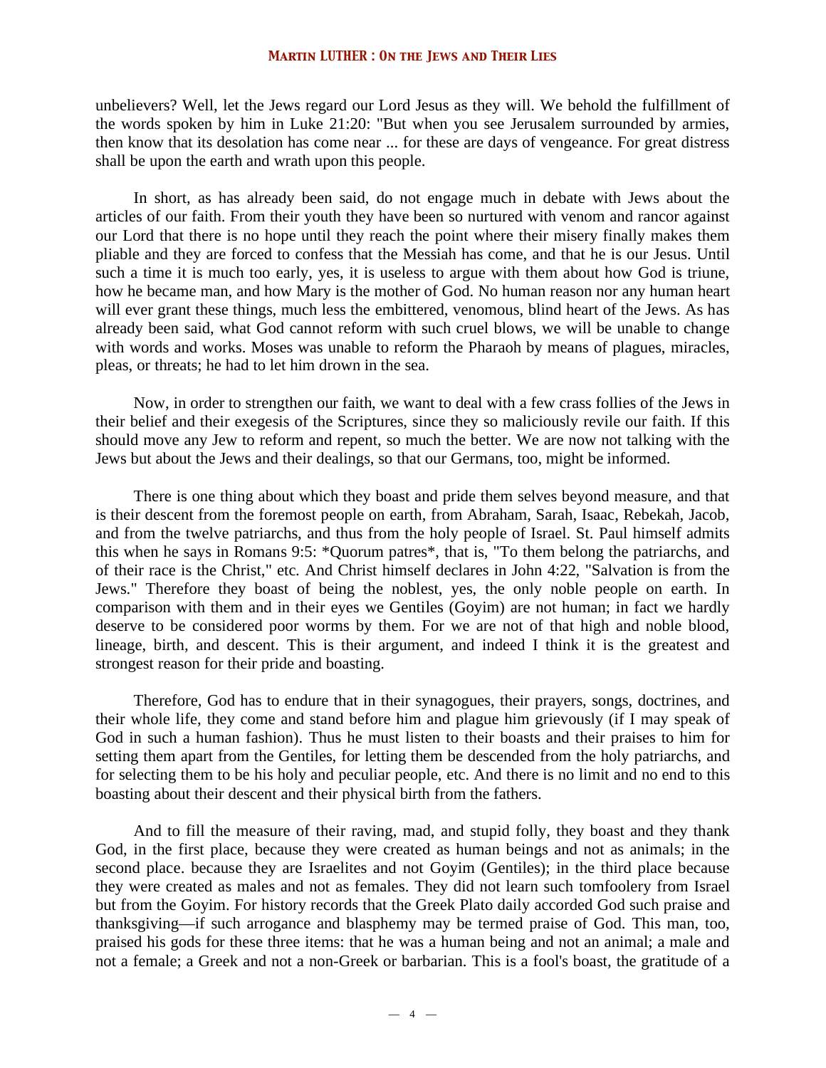unbelievers? Well, let the Jews regard our Lord Jesus as they will. We behold the fulfillment of the words spoken by him in Luke 21:20: "But when you see Jerusalem surrounded by armies, then know that its desolation has come near ... for these are days of vengeance. For great distress shall be upon the earth and wrath upon this people.

In short, as has already been said, do not engage much in debate with Jews about the articles of our faith. From their youth they have been so nurtured with venom and rancor against our Lord that there is no hope until they reach the point where their misery finally makes them pliable and they are forced to confess that the Messiah has come, and that he is our Jesus. Until such a time it is much too early, yes, it is useless to argue with them about how God is triune, how he became man, and how Mary is the mother of God. No human reason nor any human heart will ever grant these things, much less the embittered, venomous, blind heart of the Jews. As has already been said, what God cannot reform with such cruel blows, we will be unable to change with words and works. Moses was unable to reform the Pharaoh by means of plagues, miracles, pleas, or threats; he had to let him drown in the sea.

Now, in order to strengthen our faith, we want to deal with a few crass follies of the Jews in their belief and their exegesis of the Scriptures, since they so maliciously revile our faith. If this should move any Jew to reform and repent, so much the better. We are now not talking with the Jews but about the Jews and their dealings, so that our Germans, too, might be informed.

There is one thing about which they boast and pride them selves beyond measure, and that is their descent from the foremost people on earth, from Abraham, Sarah, Isaac, Rebekah, Jacob, and from the twelve patriarchs, and thus from the holy people of Israel. St. Paul himself admits this when he says in Romans 9:5: *Quorum patres*, that is, "To them belong the patriarchs, and of their race is the Christ," etc. And Christ himself declares in John 4:22, "Salvation is from the Jews." Therefore they boast of being the noblest, yes, the only noble people on earth. In comparison with them and in their eyes we Gentiles (Goyim) are not human; in fact we hardly deserve to be considered poor worms by them. For we are not of that high and noble blood, lineage, birth, and descent. This is their argument, and indeed I think it is the greatest and strongest reason for their pride and boasting.

Therefore, God has to endure that in their synagogues, their prayers, songs, doctrines, and their whole life, they come and stand before him and plague him grievously (if I may speak of God in such a human fashion). Thus he must listen to their boasts and their praises to him for setting them apart from the Gentiles, for letting them be descended from the holy patriarchs, and for selecting them to be his holy and peculiar people, etc. And there is no limit and no end to this boasting about their descent and their physical birth from the fathers.

And to fill the measure of their raving, mad, and stupid folly, they boast and they thank God, in the first place, because they were created as human beings and not as animals; in the second place. because they are Israelites and not Goyim (Gentiles); in the third place because they were created as males and not as females. They did not learn such tomfoolery from Israel but from the Goyim. For history records that the Greek Plato daily accorded God such praise and thanksgiving—if such arrogance and blasphemy may be termed praise of God. This man, too, praised his gods for these three items: that he was a human being and not an animal; a male and not a female; a Greek and not a non-Greek or barbarian. This is a fool's boast, the gratitude of a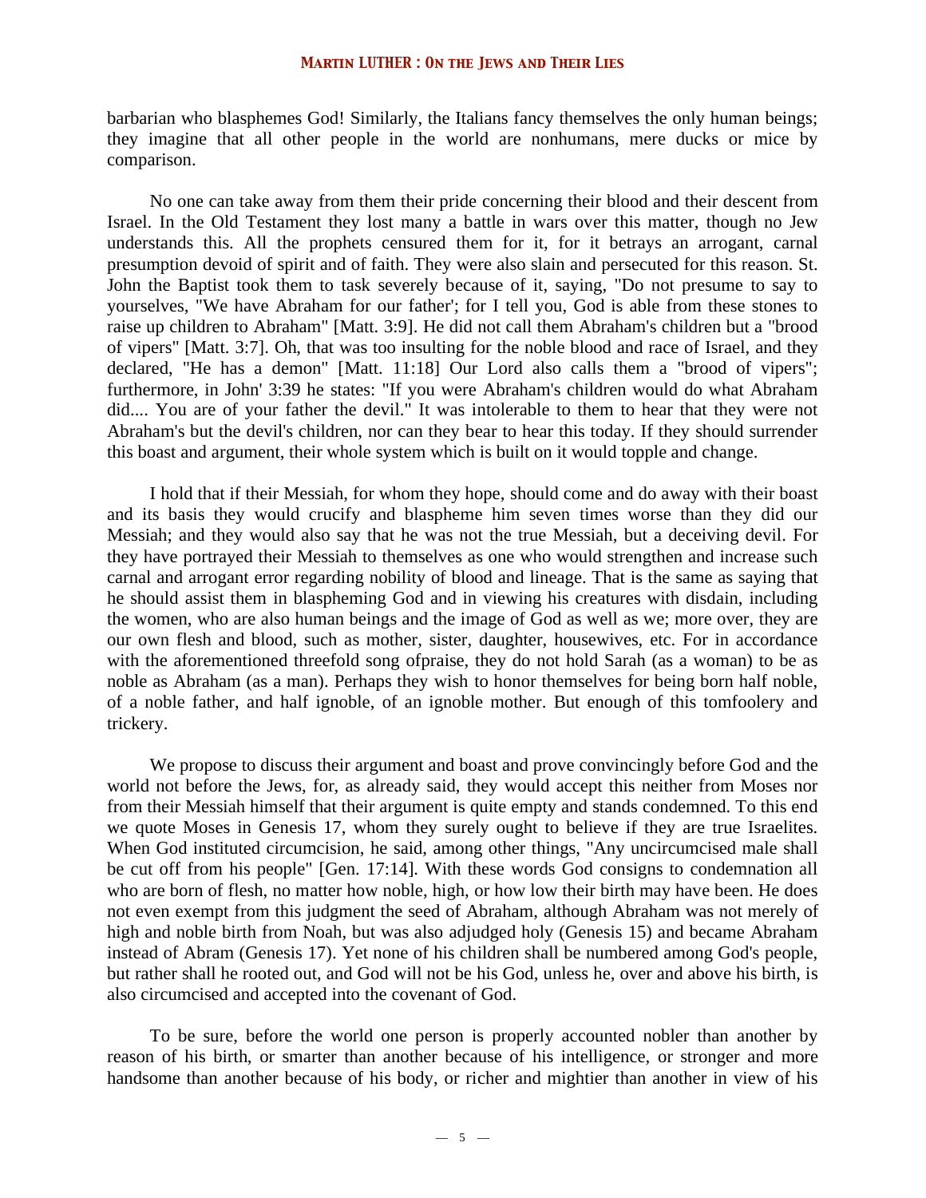barbarian who blasphemes God! Similarly, the Italians fancy themselves the only human beings; they imagine that all other people in the world are nonhumans, mere ducks or mice by comparison.

No one can take away from them their pride concerning their blood and their descent from Israel. In the Old Testament they lost many a battle in wars over this matter, though no Jew understands this. All the prophets censured them for it, for it betrays an arrogant, carnal presumption devoid of spirit and of faith. They were also slain and persecuted for this reason. St. John the Baptist took them to task severely because of it, saying, "Do not presume to say to yourselves, "We have Abraham for our father'; for I tell you, God is able from these stones to raise up children to Abraham" [Matt. 3:9]. He did not call them Abraham's children but a "brood of vipers" [Matt. 3:7]. Oh, that was too insulting for the noble blood and race of Israel, and they declared, "He has a demon" [Matt. 11:18] Our Lord also calls them a "brood of vipers"; furthermore, in John' 3:39 he states: "If you were Abraham's children would do what Abraham did.... You are of your father the devil." It was intolerable to them to hear that they were not Abraham's but the devil's children, nor can they bear to hear this today. If they should surrender this boast and argument, their whole system which is built on it would topple and change.

I hold that if their Messiah, for whom they hope, should come and do away with their boast and its basis they would crucify and blaspheme him seven times worse than they did our Messiah; and they would also say that he was not the true Messiah, but a deceiving devil. For they have portrayed their Messiah to themselves as one who would strengthen and increase such carnal and arrogant error regarding nobility of blood and lineage. That is the same as saying that he should assist them in blaspheming God and in viewing his creatures with disdain, including the women, who are also human beings and the image of God as well as we; more over, they are our own flesh and blood, such as mother, sister, daughter, housewives, etc. For in accordance with the aforementioned threefold song ofpraise, they do not hold Sarah (as a woman) to be as noble as Abraham (as a man). Perhaps they wish to honor themselves for being born half noble, of a noble father, and half ignoble, of an ignoble mother. But enough of this tomfoolery and trickery.

We propose to discuss their argument and boast and prove convincingly before God and the world not before the Jews, for, as already said, they would accept this neither from Moses nor from their Messiah himself that their argument is quite empty and stands condemned. To this end we quote Moses in Genesis 17, whom they surely ought to believe if they are true Israelites. When God instituted circumcision, he said, among other things, "Any uncircumcised male shall be cut off from his people" [Gen. 17:14]. With these words God consigns to condemnation all who are born of flesh, no matter how noble, high, or how low their birth may have been. He does not even exempt from this judgment the seed of Abraham, although Abraham was not merely of high and noble birth from Noah, but was also adjudged holy (Genesis 15) and became Abraham instead of Abram (Genesis 17). Yet none of his children shall be numbered among God's people, but rather shall he rooted out, and God will not be his God, unless he, over and above his birth, is also circumcised and accepted into the covenant of God.

To be sure, before the world one person is properly accounted nobler than another by reason of his birth, or smarter than another because of his intelligence, or stronger and more handsome than another because of his body, or richer and mightier than another in view of his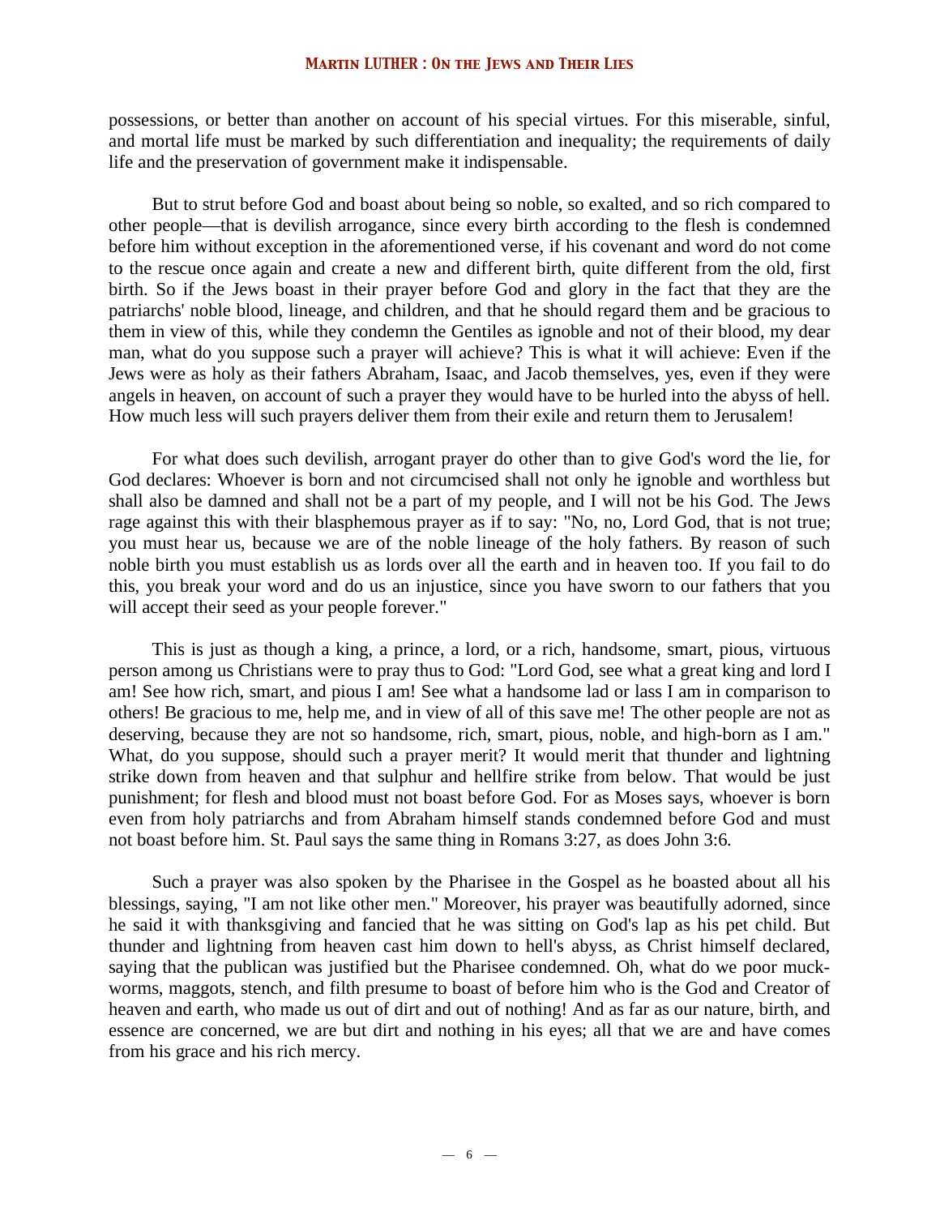possessions, or better than another on account of his special virtues. For this miserable, sinful, and mortal life must be marked by such differentiation and inequality; the requirements of daily life and the preservation of government make it indispensable.

But to strut before God and boast about being so noble, so exalted, and so rich compared to other people—that is devilish arrogance, since every birth according to the flesh is condemned before him without exception in the aforementioned verse, if his covenant and word do not come to the rescue once again and create a new and different birth, quite different from the old, first birth. So if the Jews boast in their prayer before God and glory in the fact that they are the patriarchs' noble blood, lineage, and children, and that he should regard them and be gracious to them in view of this, while they condemn the Gentiles as ignoble and not of their blood, my dear man, what do you suppose such a prayer will achieve? This is what it will achieve: Even if the Jews were as holy as their fathers Abraham, Isaac, and Jacob themselves, yes, even if they were angels in heaven, on account of such a prayer they would have to be hurled into the abyss of hell. How much less will such prayers deliver them from their exile and return them to Jerusalem!

For what does such devilish, arrogant prayer do other than to give God's word the lie, for God declares: Whoever is born and not circumcised shall not only he ignoble and worthless but shall also be damned and shall not be a part of my people, and I will not be his God. The Jews rage against this with their blasphemous prayer as if to say: "No, no, Lord God, that is not true; you must hear us, because we are of the noble lineage of the holy fathers. By reason of such noble birth you must establish us as lords over all the earth and in heaven too. If you fail to do this, you break your word and do us an injustice, since you have sworn to our fathers that you will accept their seed as your people forever."

This is just as though a king, a prince, a lord, or a rich, handsome, smart, pious, virtuous person among us Christians were to pray thus to God: "Lord God, see what a great king and lord I am! See how rich, smart, and pious I am! See what a handsome lad or lass I am in comparison to others! Be gracious to me, help me, and in view of all of this save me! The other people are not as deserving, because they are not so handsome, rich, smart, pious, noble, and high-born as I am." What, do you suppose, should such a prayer merit? It would merit that thunder and lightning strike down from heaven and that sulphur and hellfire strike from below. That would be just punishment; for flesh and blood must not boast before God. For as Moses says, whoever is born even from holy patriarchs and from Abraham himself stands condemned before God and must not boast before him. St. Paul says the same thing in Romans 3:27, as does John 3:6.

Such a prayer was also spoken by the Pharisee in the Gospel as he boasted about all his blessings, saying, "I am not like other men." Moreover, his prayer was beautifully adorned, since he said it with thanksgiving and fancied that he was sitting on God's lap as his pet child. But thunder and lightning from heaven cast him down to hell's abyss, as Christ himself declared, saying that the publican was justified but the Pharisee condemned. Oh, what do we poor muck-worms, maggots, stench, and filth presume to boast of before him who is the God and Creator of heaven and earth, who made us out of dirt and out of nothing! And as far as our nature, birth, and essence are concerned, we are but dirt and nothing in his eyes; all that we are and have comes from his grace and his rich mercy.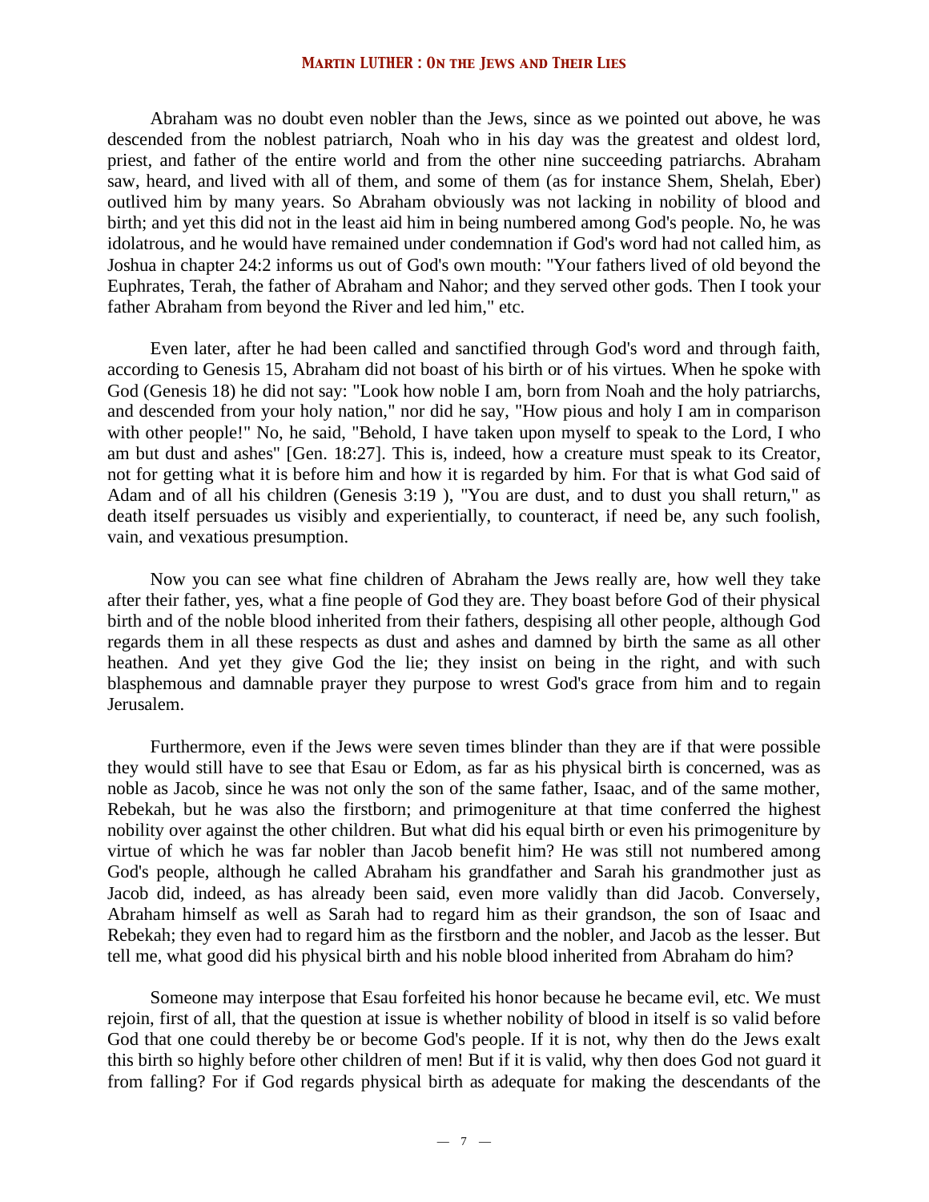Abraham was no doubt even nobler than the Jews, since as we pointed out above, he was descended from the noblest patriarch, Noah who in his day was the greatest and oldest lord, priest, and father of the entire world and from the other nine succeeding patriarchs. Abraham saw, heard, and lived with all of them, and some of them (as for instance Shem, Shelah, Eber) outlived him by many years. So Abraham obviously was not lacking in nobility of blood and birth; and yet this did not in the least aid him in being numbered among God's people. No, he was idolatrous, and he would have remained under condemnation if God's word had not called him, as Joshua in chapter 24:2 informs us out of God's own mouth: "Your fathers lived of old beyond the Euphrates, Terah, the father of Abraham and Nahor; and they served other gods. Then I took your father Abraham from beyond the River and led him," etc.

Even later, after he had been called and sanctified through God's word and through faith, according to Genesis 15, Abraham did not boast of his birth or of his virtues. When he spoke with God (Genesis 18) he did not say: "Look how noble I am, born from Noah and the holy patriarchs, and descended from your holy nation," nor did he say, "How pious and holy I am in comparison with other people!" No, he said, "Behold, I have taken upon myself to speak to the Lord, I who am but dust and ashes" [Gen. 18:27]. This is, indeed, how a creature must speak to its Creator, not for getting what it is before him and how it is regarded by him. For that is what God said of Adam and of all his children (Genesis 3:19 ), "You are dust, and to dust you shall return," as death itself persuades us visibly and experientially, to counteract, if need be, any such foolish, vain, and vexatious presumption.

Now you can see what fine children of Abraham the Jews really are, how well they take after their father, yes, what a fine people of God they are. They boast before God of their physical birth and of the noble blood inherited from their fathers, despising all other people, although God regards them in all these respects as dust and ashes and damned by birth the same as all other heathen. And yet they give God the lie; they insist on being in the right, and with such blasphemous and damnable prayer they purpose to wrest God's grace from him and to regain Jerusalem.

Furthermore, even if the Jews were seven times blinder than they are if that were possible they would still have to see that Esau or Edom, as far as his physical birth is concerned, was as noble as Jacob, since he was not only the son of the same father, Isaac, and of the same mother, Rebekah, but he was also the firstborn; and primogeniture at that time conferred the highest nobility over against the other children. But what did his equal birth or even his primogeniture by virtue of which he was far nobler than Jacob benefit him? He was still not numbered among God's people, although he called Abraham his grandfather and Sarah his grandmother just as Jacob did, indeed, as has already been said, even more validly than did Jacob. Conversely, Abraham himself as well as Sarah had to regard him as their grandson, the son of Isaac and Rebekah; they even had to regard him as the firstborn and the nobler, and Jacob as the lesser. But tell me, what good did his physical birth and his noble blood inherited from Abraham do him?

Someone may interpose that Esau forfeited his honor because he became evil, etc. We must rejoin, first of all, that the question at issue is whether nobility of blood in itself is so valid before God that one could thereby be or become God's people. If it is not, why then do the Jews exalt this birth so highly before other children of men! But if it is valid, why then does God not guard it from falling? For if God regards physical birth as adequate for making the descendants of the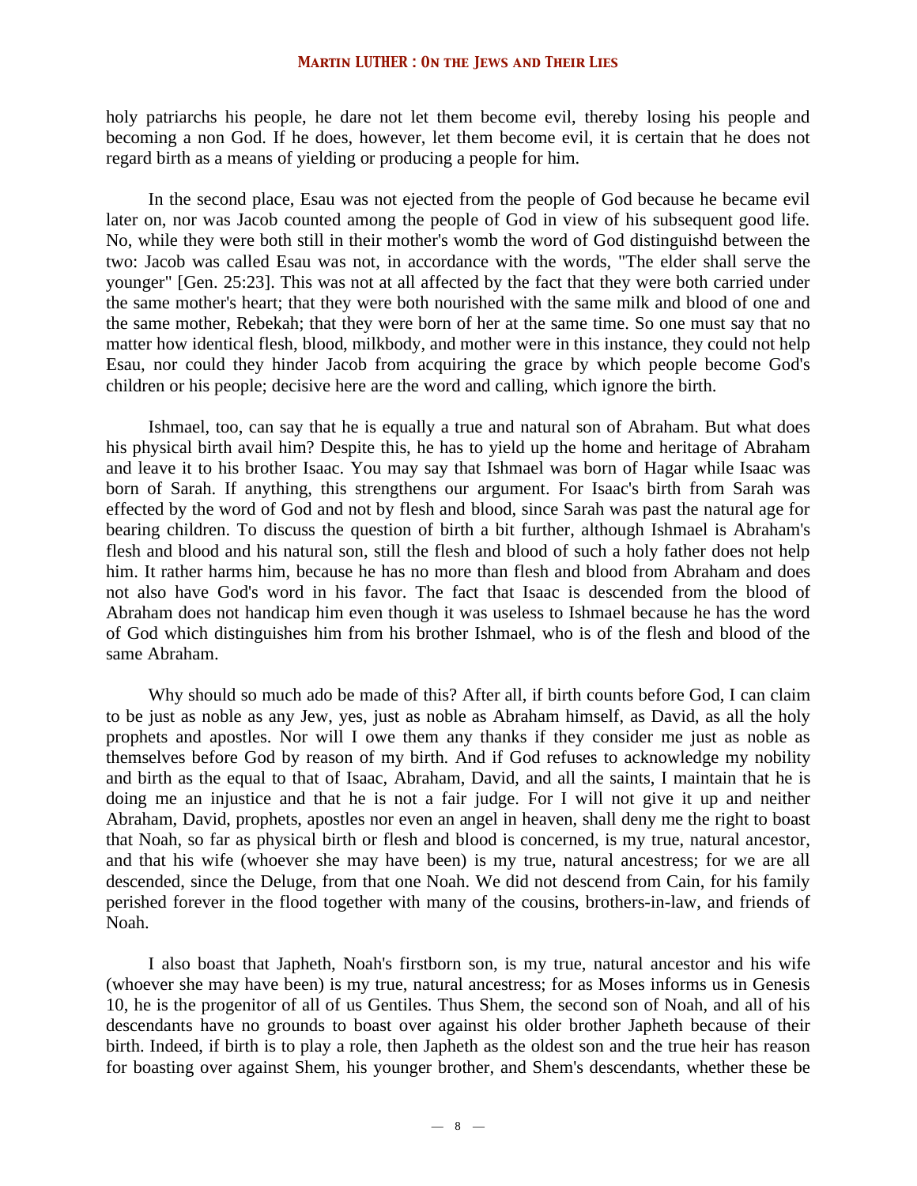holy patriarchs his people, he dare not let them become evil, thereby losing his people and becoming a non God. If he does, however, let them become evil, it is certain that he does not regard birth as a means of yielding or producing a people for him.

In the second place, Esau was not ejected from the people of God because he became evil later on, nor was Jacob counted among the people of God in view of his subsequent good life. No, while they were both still in their mother's womb the word of God distinguishd between the two: Jacob was called Esau was not, in accordance with the words, "The elder shall serve the younger" [Gen. 25:23]. This was not at all affected by the fact that they were both carried under the same mother's heart; that they were both nourished with the same milk and blood of one and the same mother, Rebekah; that they were born of her at the same time. So one must say that no matter how identical flesh, blood, milkbody, and mother were in this instance, they could not help Esau, nor could they hinder Jacob from acquiring the grace by which people become God's children or his people; decisive here are the word and calling, which ignore the birth.

Ishmael, too, can say that he is equally a true and natural son of Abraham. But what does his physical birth avail him? Despite this, he has to yield up the home and heritage of Abraham and leave it to his brother Isaac. You may say that Ishmael was born of Hagar while Isaac was born of Sarah. If anything, this strengthens our argument. For Isaac's birth from Sarah was effected by the word of God and not by flesh and blood, since Sarah was past the natural age for bearing children. To discuss the question of birth a bit further, although Ishmael is Abraham's flesh and blood and his natural son, still the flesh and blood of such a holy father does not help him. It rather harms him, because he has no more than flesh and blood from Abraham and does not also have God's word in his favor. The fact that Isaac is descended from the blood of Abraham does not handicap him even though it was useless to Ishmael because he has the word of God which distinguishes him from his brother Ishmael, who is of the flesh and blood of the same Abraham.

Why should so much ado be made of this? After all, if birth counts before God, I can claim to be just as noble as any Jew, yes, just as noble as Abraham himself, as David, as all the holy prophets and apostles. Nor will I owe them any thanks if they consider me just as noble as themselves before God by reason of my birth. And if God refuses to acknowledge my nobility and birth as the equal to that of Isaac, Abraham, David, and all the saints, I maintain that he is doing me an injustice and that he is not a fair judge. For I will not give it up and neither Abraham, David, prophets, apostles nor even an angel in heaven, shall deny me the right to boast that Noah, so far as physical birth or flesh and blood is concerned, is my true, natural ancestor, and that his wife (whoever she may have been) is my true, natural ancestress; for we are all descended, since the Deluge, from that one Noah. We did not descend from Cain, for his family perished forever in the flood together with many of the cousins, brothers-in-law, and friends of Noah.

I also boast that Japheth, Noah's firstborn son, is my true, natural ancestor and his wife (whoever she may have been) is my true, natural ancestress; for as Moses informs us in Genesis 10, he is the progenitor of all of us Gentiles. Thus Shem, the second son of Noah, and all of his descendants have no grounds to boast over against his older brother Japheth because of their birth. Indeed, if birth is to play a role, then Japheth as the oldest son and the true heir has reason for boasting over against Shem, his younger brother, and Shem's descendants, whether these be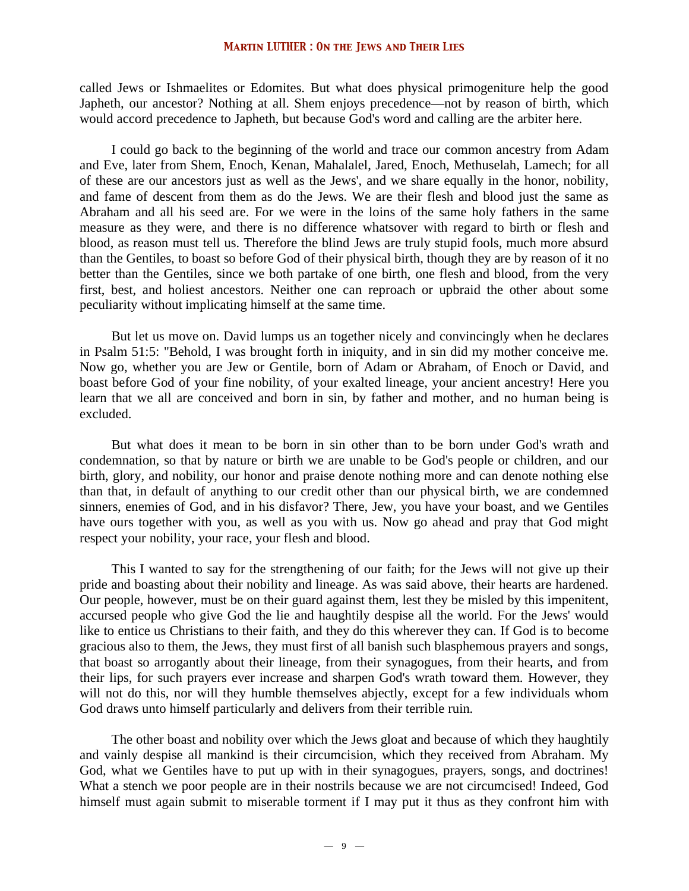called Jews or Ishmaelites or Edomites. But what does physical primogeniture help the good Japheth, our ancestor? Nothing at all. Shem enjoys precedence—not by reason of birth, which would accord precedence to Japheth, but because God's word and calling are the arbiter here.

I could go back to the beginning of the world and trace our common ancestry from Adam and Eve, later from Shem, Enoch, Kenan, Mahalalel, Jared, Enoch, Methuselah, Lamech; for all of these are our ancestors just as well as the Jews', and we share equally in the honor, nobility, and fame of descent from them as do the Jews. We are their flesh and blood just the same as Abraham and all his seed are. For we were in the loins of the same holy fathers in the same measure as they were, and there is no difference whatsoever with regard to birth or flesh and blood, as reason must tell us. Therefore the blind Jews are truly stupid fools, much more absurd than the Gentiles, to boast so before God of their physical birth, though they are by reason of it no better than the Gentiles, since we both partake of one birth, one flesh and blood, from the very first, best, and holiest ancestors. Neither one can reproach or upbraid the other about some peculiarity without implicating himself at the same time.

But let us move on. David lumps us an together nicely and convincingly when he declares in Psalm 51:5: "Behold, I was brought forth in iniquity, and in sin did my mother conceive me. Now go, whether you are Jew or Gentile, born of Adam or Abraham, of Enoch or David, and boast before God of your fine nobility, of your exalted lineage, your ancient ancestry! Here you learn that we all are conceived and born in sin, by father and mother, and no human being is excluded.

But what does it mean to be born in sin other than to be born under God's wrath and condemnation, so that by nature or birth we are unable to be God's people or children, and our birth, glory, and nobility, our honor and praise denote nothing more and can denote nothing else than that, in default of anything to our credit other than our physical birth, we are condemned sinners, enemies of God, and in his disfavor? There, Jew, you have your boast, and we Gentiles have ours together with you, as well as you with us. Now go ahead and pray that God might respect your nobility, your race, your flesh and blood.

This I wanted to say for the strengthening of our faith; for the Jews will not give up their pride and boasting about their nobility and lineage. As was said above, their hearts are hardened. Our people, however, must be on their guard against them, lest they be misled by this impenitent, accursed people who give God the lie and haughtily despise all the world. For the Jews' would like to entice us Christians to their faith, and they do this wherever they can. If God is to become gracious also to them, the Jews, they must first of all banish such blasphemous prayers and songs, that boast so arrogantly about their lineage, from their synagogues, from their hearts, and from their lips, for such prayers ever increase and sharpen God's wrath toward them. However, they will not do this, nor will they humble themselves abjectly, except for a few individuals whom God draws unto himself particularly and delivers from their terrible ruin.

The other boast and nobility over which the Jews gloat and because of which they haughtily and vainly despise all mankind is their circumcision, which they received from Abraham. My God, what we Gentiles have to put up with in their synagogues, prayers, songs, and doctrines! What a stench we poor people are in their nostrils because we are not circumcised! Indeed, God himself must again submit to miserable torment if I may put it thus as they confront him with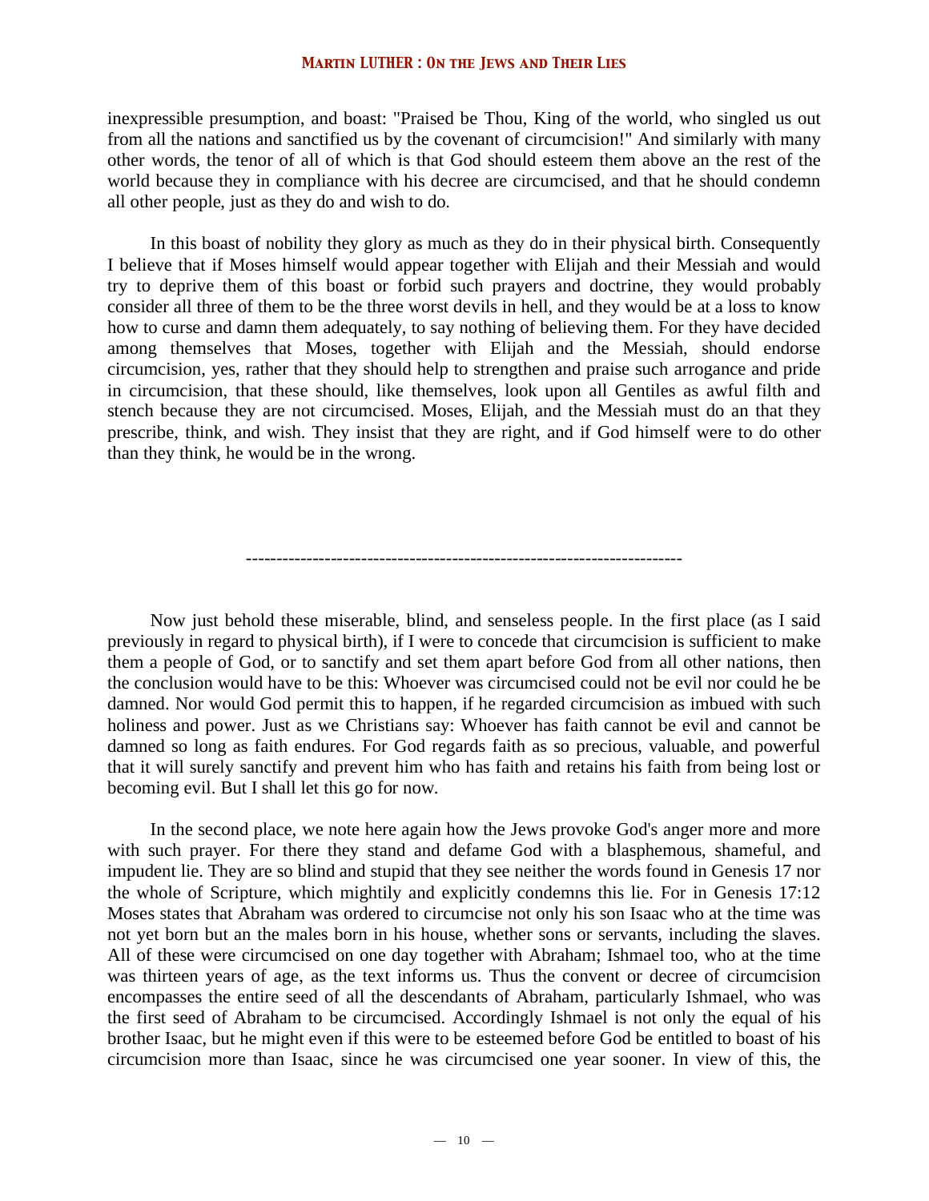inexpressible presumption, and boast: "Praised be Thou, King of the world, who singled us out from all the nations and sanctified us by the covenant of circumcision!" And similarly with many other words, the tenor of all of which is that God should esteem them above an the rest of the world because they in compliance with his decree are circumcised, and that he should condemn all other people, just as they do and wish to do.

In this boast of nobility they glory as much as they do in their physical birth. Consequently I believe that if Moses himself would appear together with Elijah and their Messiah and would try to deprive them of this boast or forbid such prayers and doctrine, they would probably consider all three of them to be the three worst devils in hell, and they would be at a loss to know how to curse and damn them adequately, to say nothing of believing them. For they have decided among themselves that Moses, together with Elijah and the Messiah, should endorse circumcision, yes, rather that they should help to strengthen and praise such arrogance and pride in circumcision, that these should, like themselves, look upon all Gentiles as awful filth and stench because they are not circumcised. Moses, Elijah, and the Messiah must do an that they prescribe, think, and wish. They insist that they are right, and if God himself were to do other than they think, he would be in the wrong.

---

Now just behold these miserable, blind, and senseless people. In the first place (as I said previously in regard to physical birth), if I were to concede that circumcision is sufficient to make them a people of God, or to sanctify and set them apart before God from all other nations, then the conclusion would have to be this: Whoever was circumcised could not be evil nor could he be damned. Nor would God permit this to happen, if he regarded circumcision as imbued with such holiness and power. Just as we Christians say: Whoever has faith cannot be evil and cannot be damned so long as faith endures. For God regards faith as so precious, valuable, and powerful that it will surely sanctify and prevent him who has faith and retains his faith from being lost or becoming evil. But I shall let this go for now.

In the second place, we note here again how the Jews provoke God's anger more and more with such prayer. For there they stand and defame God with a blasphemous, shameful, and impudent lie. They are so blind and stupid that they see neither the words found in Genesis 17 nor the whole of Scripture, which mightily and explicitly condemns this lie. For in Genesis 17:12 Moses states that Abraham was ordered to circumcise not only his son Isaac who at the time was not yet born but an the males born in his house, whether sons or servants, including the slaves. All of these were circumcised on one day together with Abraham; Ishmael too, who at the time was thirteen years of age, as the text informs us. Thus the convent or decree of circumcision encompasses the entire seed of all the descendants of Abraham, particularly Ishmael, who was the first seed of Abraham to be circumcised. Accordingly Ishmael is not only the equal of his brother Isaac, but he might even if this were to be esteemed before God be entitled to boast of his circumcision more than Isaac, since he was circumcised one year sooner. In view of this, the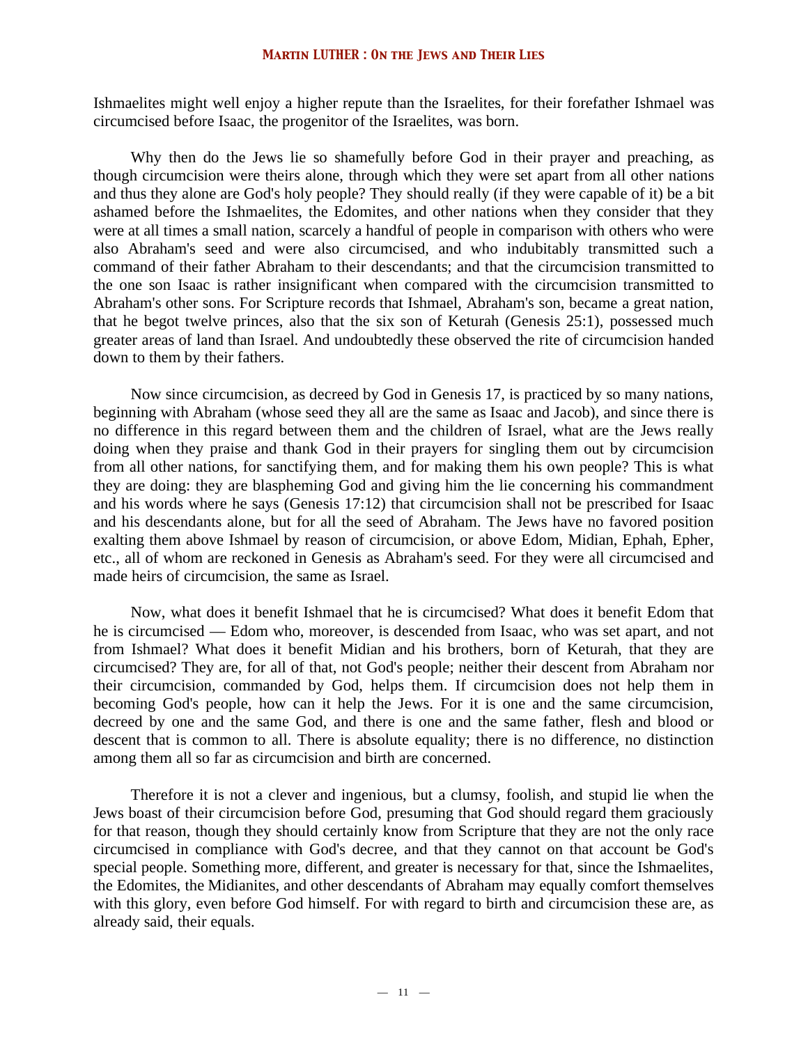Ishmaelites might well enjoy a higher repute than the Israelites, for their forefather Ishmael was circumcised before Isaac, the progenitor of the Israelites, was born.

Why then do the Jews lie so shamefully before God in their prayer and preaching, as though circumcision were theirs alone, through which they were set apart from all other nations and thus they alone are God's holy people? They should really (if they were capable of it) be a bit ashamed before the Ishmaelites, the Edomites, and other nations when they consider that they were at all times a small nation, scarcely a handful of people in comparison with others who were also Abraham's seed and were also circumcised, and who indubitably transmitted such a command of their father Abraham to their descendants; and that the circumcision transmitted to the one son Isaac is rather insignificant when compared with the circumcision transmitted to Abraham's other sons. For Scripture records that Ishmael, Abraham's son, became a great nation, that he begot twelve princes, also that the six son of Keturah (Genesis 25:1), possessed much greater areas of land than Israel. And undoubtedly these observed the rite of circumcision handed down to them by their fathers.

Now since circumcision, as decreed by God in Genesis 17, is practiced by so many nations, beginning with Abraham (whose seed they all are the same as Isaac and Jacob), and since there is no difference in this regard between them and the children of Israel, what are the Jews really doing when they praise and thank God in their prayers for singling them out by circumcision from all other nations, for sanctifying them, and for making them his own people? This is what they are doing: they are blaspheming God and giving him the lie concerning his commandment and his words where he says (Genesis 17:12) that circumcision shall not be prescribed for Isaac and his descendants alone, but for all the seed of Abraham. The Jews have no favored position exalting them above Ishmael by reason of circumcision, or above Edom, Midian, Ephah, Epher, etc., all of whom are reckoned in Genesis as Abraham's seed. For they were all circumcised and made heirs of circumcision, the same as Israel.

Now, what does it benefit Ishmael that he is circumcised? What does it benefit Edom that he is circumcised — Edom who, moreover, is descended from Isaac, who was set apart, and not from Ishmael? What does it benefit Midian and his brothers, born of Keturah, that they are circumcised? They are, for all of that, not God's people; neither their descent from Abraham nor their circumcision, commanded by God, helps them. If circumcision does not help them in becoming God's people, how can it help the Jews. For it is one and the same circumcision, decreed by one and the same God, and there is one and the same father, flesh and blood or descent that is common to all. There is absolute equality; there is no difference, no distinction among them all so far as circumcision and birth are concerned.

Therefore it is not a clever and ingenious, but a clumsy, foolish, and stupid lie when the Jews boast of their circumcision before God, presuming that God should regard them graciously for that reason, though they should certainly know from Scripture that they are not the only race circumcised in compliance with God's decree, and that they cannot on that account be God's special people. Something more, different, and greater is necessary for that, since the Ishmaelites, the Edomites, the Midianites, and other descendants of Abraham may equally comfort themselves with this glory, even before God himself. For with regard to birth and circumcision these are, as already said, their equals.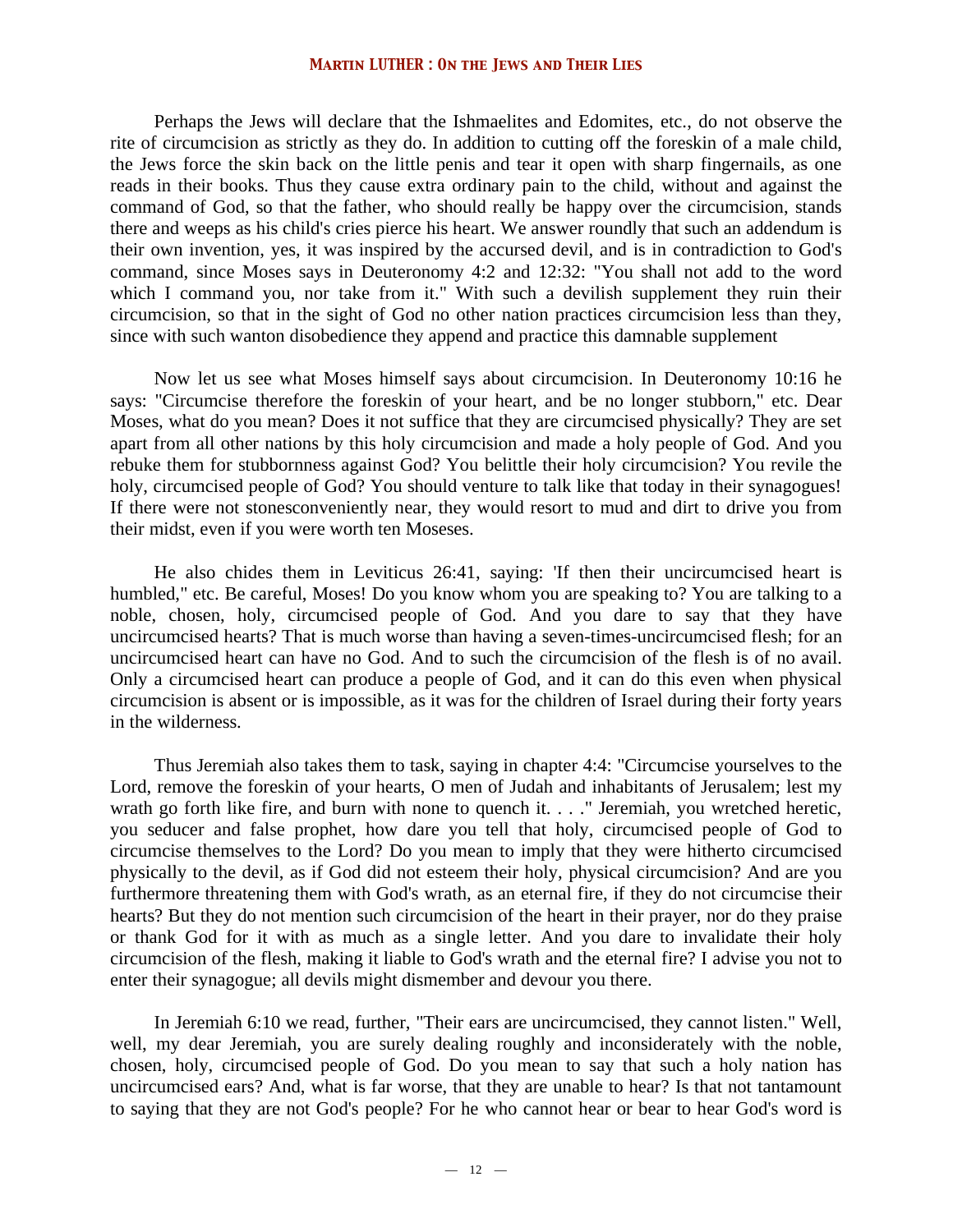Perhaps the Jews will declare that the Ishmaelites and Edomites, etc., do not observe the rite of circumcision as strictly as they do. In addition to cutting off the foreskin of a male child, the Jews force the skin back on the little penis and tear it open with sharp fingernails, as one reads in their books. Thus they cause extra ordinary pain to the child, without and against the command of God, so that the father, who should really be happy over the circumcision, stands there and weeps as his child's cries pierce his heart. We answer roundly that such an addendum is their own invention, yes, it was inspired by the accursed devil, and is in contradiction to God's command, since Moses says in Deuteronomy 4:2 and 12:32: "You shall not add to the word which I command you, nor take from it." With such a devilish supplement they ruin their circumcision, so that in the sight of God no other nation practices circumcision less than they, since with such wanton disobedience they append and practice this damnable supplement

Now let us see what Moses himself says about circumcision. In Deuteronomy 10:16 he says: "Circumcise therefore the foreskin of your heart, and be no longer stubborn," etc. Dear Moses, what do you mean? Does it not suffice that they are circumcised physically? They are set apart from all other nations by this holy circumcision and made a holy people of God. And you rebuke them for stubbornness against God? You belittle their holy circumcision? You revile the holy, circumcised people of God? You should venture to talk like that today in their synagogues! If there were not stonesconveniently near, they would resort to mud and dirt to drive you from their midst, even if you were worth ten Moseses.

He also chides them in Leviticus 26:41, saying: 'If then their uncircumcised heart is humbled," etc. Be careful, Moses! Do you know whom you are speaking to? You are talking to a noble, chosen, holy, circumcised people of God. And you dare to say that they have uncircumcised hearts? That is much worse than having a seven-times-uncircumcised flesh; for an uncircumcised heart can have no God. And to such the circumcision of the flesh is of no avail. Only a circumcised heart can produce a people of God, and it can do this even when physical circumcision is absent or is impossible, as it was for the children of Israel during their forty years in the wilderness.

Thus Jeremiah also takes them to task, saying in chapter 4:4: "Circumcise yourselves to the Lord, remove the foreskin of your hearts, O men of Judah and inhabitants of Jerusalem; lest my wrath go forth like fire, and burn with none to quench it. . . ." Jeremiah, you wretched heretic, you seducer and false prophet, how dare you tell that holy, circumcised people of God to circumcise themselves to the Lord? Do you mean to imply that they were hitherto circumcised physically to the devil, as if God did not esteem their holy, physical circumcision? And are you furthermore threatening them with God's wrath, as an eternal fire, if they do not circumcise their hearts? But they do not mention such circumcision of the heart in their prayer, nor do they praise or thank God for it with as much as a single letter. And you dare to invalidate their holy circumcision of the flesh, making it liable to God's wrath and the eternal fire? I advise you not to enter their synagogue; all devils might dismember and devour you there.

In Jeremiah 6:10 we read, further, "Their ears are uncircumcised, they cannot listen." Well, well, my dear Jeremiah, you are surely dealing roughly and inconsiderately with the noble, chosen, holy, circumcised people of God. Do you mean to say that such a holy nation has uncircumcised ears? And, what is far worse, that they are unable to hear? Is that not tantamount to saying that they are not God's people? For he who cannot hear or bear to hear God's word is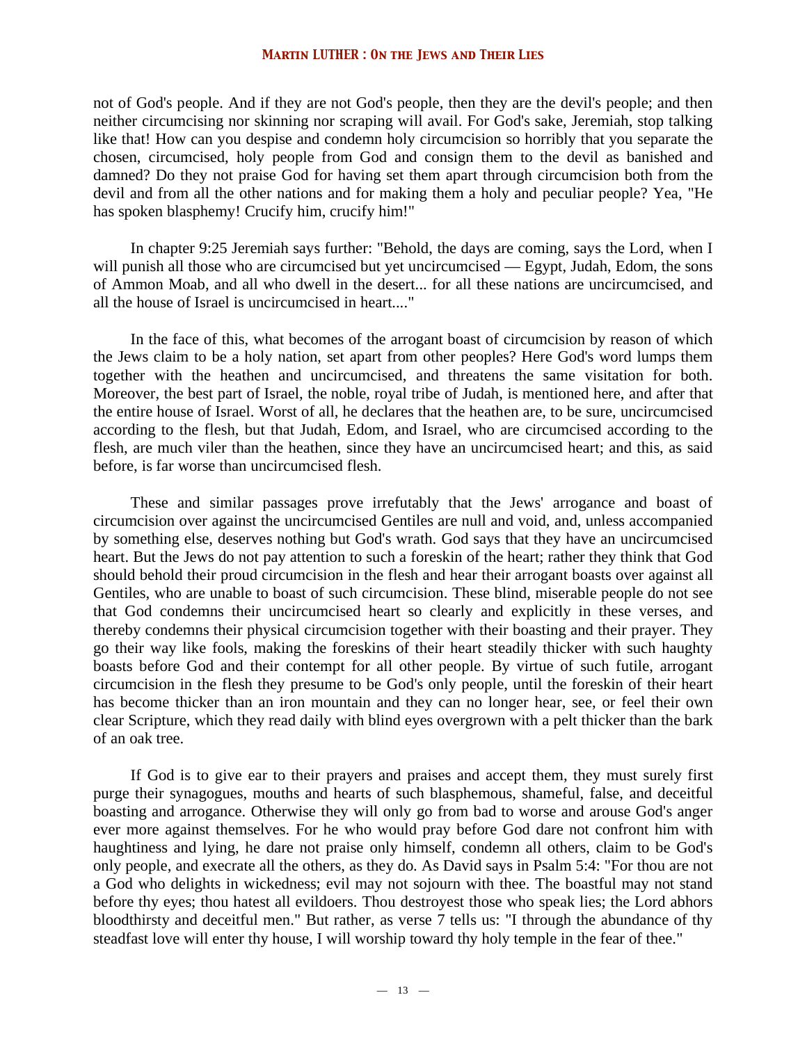not of God's people. And if they are not God's people, then they are the devil's people; and then neither circumcising nor skinning nor scraping will avail. For God's sake, Jeremiah, stop talking like that! How can you despise and condemn holy circumcision so horribly that you separate the chosen, circumcised, holy people from God and consign them to the devil as banished and damned? Do they not praise God for having set them apart through circumcision both from the devil and from all the other nations and for making them a holy and peculiar people? Yea, "He has spoken blasphemy! Crucify him, crucify him!"

In chapter 9:25 Jeremiah says further: "Behold, the days are coming, says the Lord, when I will punish all those who are circumcised but yet uncircumcised — Egypt, Judah, Edom, the sons of Ammon Moab, and all who dwell in the desert... for all these nations are uncircumcised, and all the house of Israel is uncircumcised in heart...."

In the face of this, what becomes of the arrogant boast of circumcision by reason of which the Jews claim to be a holy nation, set apart from other peoples? Here God's word lumps them together with the heathen and uncircumcised, and threatens the same visitation for both. Moreover, the best part of Israel, the noble, royal tribe of Judah, is mentioned here, and after that the entire house of Israel. Worst of all, he declares that the heathen are, to be sure, uncircumcised according to the flesh, but that Judah, Edom, and Israel, who are circumcised according to the flesh, are much viler than the heathen, since they have an uncircumcised heart; and this, as said before, is far worse than uncircumcised flesh.

These and similar passages prove irrefutably that the Jews' arrogance and boast of circumcision over against the uncircumcised Gentiles are null and void, and, unless accompanied by something else, deserves nothing but God's wrath. God says that they have an uncircumcised heart. But the Jews do not pay attention to such a foreskin of the heart; rather they think that God should behold their proud circumcision in the flesh and hear their arrogant boasts over against all Gentiles, who are unable to boast of such circumcision. These blind, miserable people do not see that God condemns their uncircumcised heart so clearly and explicitly in these verses, and thereby condemns their physical circumcision together with their boasting and their prayer. They go their way like fools, making the foreskins of their heart steadily thicker with such haughty boasts before God and their contempt for all other people. By virtue of such futile, arrogant circumcision in the flesh they presume to be God's only people, until the foreskin of their heart has become thicker than an iron mountain and they can no longer hear, see, or feel their own clear Scripture, which they read daily with blind eyes overgrown with a pelt thicker than the bark of an oak tree.

If God is to give ear to their prayers and praises and accept them, they must surely first purge their synagogues, mouths and hearts of such blasphemous, shameful, false, and deceitful boasting and arrogance. Otherwise they will only go from bad to worse and arouse God's anger ever more against themselves. For he who would pray before God dare not confront him with haughtiness and lying, he dare not praise only himself, condemn all others, claim to be God's only people, and execrate all the others, as they do. As David says in Psalm 5:4: "For thou are not a God who delights in wickedness; evil may not sojourn with thee. The boastful may not stand before thy eyes; thou hatest all evildoers. Thou destroyest those who speak lies; the Lord abhors bloodthirsty and deceitful men." But rather, as verse 7 tells us: "I through the abundance of thy steadfast love will enter thy house, I will worship toward thy holy temple in the fear of thee."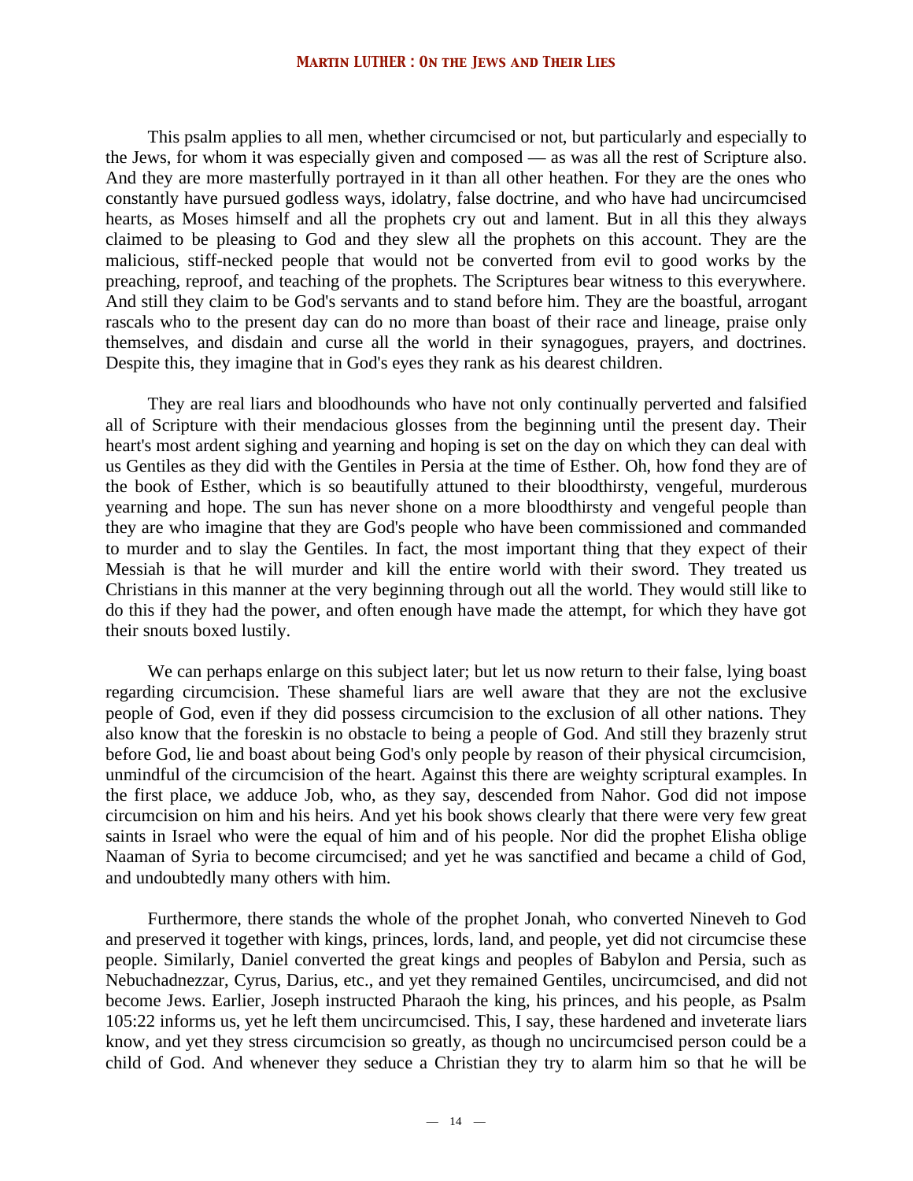This psalm applies to all men, whether circumcised or not, but particularly and especially to the Jews, for whom it was especially given and composed — as was all the rest of Scripture also. And they are more masterfully portrayed in it than all other heathen. For they are the ones who constantly have pursued godless ways, idolatry, false doctrine, and who have had uncircumcised hearts, as Moses himself and all the prophets cry out and lament. But in all this they always claimed to be pleasing to God and they slew all the prophets on this account. They are the malicious, stiff-necked people that would not be converted from evil to good works by the preaching, reproof, and teaching of the prophets. The Scriptures bear witness to this everywhere. And still they claim to be God's servants and to stand before him. They are the boastful, arrogant rascals who to the present day can do no more than boast of their race and lineage, praise only themselves, and disdain and curse all the world in their synagogues, prayers, and doctrines. Despite this, they imagine that in God's eyes they rank as his dearest children.

They are real liars and bloodhounds who have not only continually perverted and falsified all of Scripture with their mendacious glosses from the beginning until the present day. Their heart's most ardent sighing and yearning and hoping is set on the day on which they can deal with us Gentiles as they did with the Gentiles in Persia at the time of Esther. Oh, how fond they are of the book of Esther, which is so beautifully attuned to their bloodthirsty, vengeful, murderous yearning and hope. The sun has never shone on a more bloodthirsty and vengeful people than they are who imagine that they are God's people who have been commissioned and commanded to murder and to slay the Gentiles. In fact, the most important thing that they expect of their Messiah is that he will murder and kill the entire world with their sword. They treated us Christians in this manner at the very beginning through out all the world. They would still like to do this if they had the power, and often enough have made the attempt, for which they have got their snouts boxed lustily.

We can perhaps enlarge on this subject later; but let us now return to their false, lying boast regarding circumcision. These shameful liars are well aware that they are not the exclusive people of God, even if they did possess circumcision to the exclusion of all other nations. They also know that the foreskin is no obstacle to being a people of God. And still they brazenly strut before God, lie and boast about being God's only people by reason of their physical circumcision, unmindful of the circumcision of the heart. Against this there are weighty scriptural examples. In the first place, we adduce Job, who, as they say, descended from Nahor. God did not impose circumcision on him and his heirs. And yet his book shows clearly that there were very few great saints in Israel who were the equal of him and of his people. Nor did the prophet Elisha oblige Naaman of Syria to become circumcised; and yet he was sanctified and became a child of God, and undoubtedly many others with him.

Furthermore, there stands the whole of the prophet Jonah, who converted Nineveh to God and preserved it together with kings, princes, lords, land, and people, yet did not circumcise these people. Similarly, Daniel converted the great kings and peoples of Babylon and Persia, such as Nebuchadnezzar, Cyrus, Darius, etc., and yet they remained Gentiles, uncircumcised, and did not become Jews. Earlier, Joseph instructed Pharaoh the king, his princes, and his people, as Psalm 105:22 informs us, yet he left them uncircumcised. This, I say, these hardened and inveterate liars know, and yet they stress circumcision so greatly, as though no uncircumcised person could be a child of God. And whenever they seduce a Christian they try to alarm him so that he will be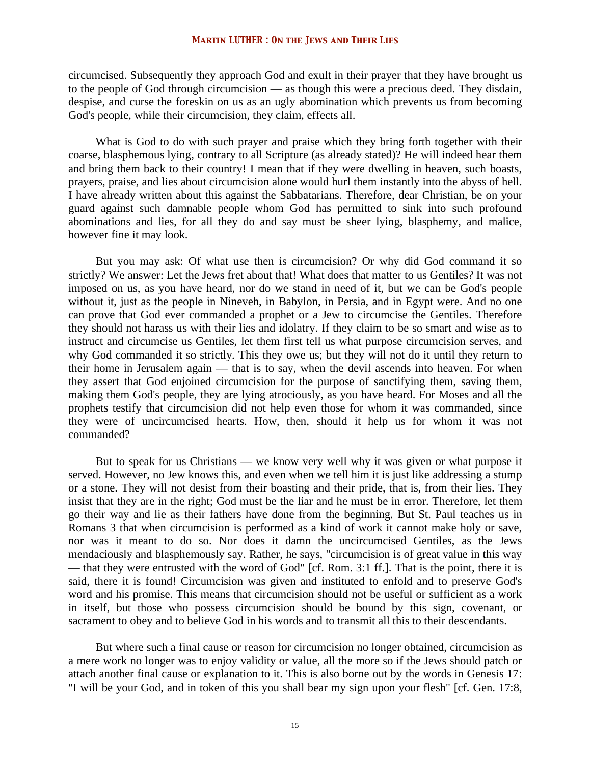circumcised. Subsequently they approach God and exult in their prayer that they have brought us to the people of God through circumcision — as though this were a precious deed. They disdain, despise, and curse the foreskin on us as an ugly abomination which prevents us from becoming God's people, while their circumcision, they claim, effects all.

What is God to do with such prayer and praise which they bring forth together with their coarse, blasphemous lying, contrary to all Scripture (as already stated)? He will indeed hear them and bring them back to their country! I mean that if they were dwelling in heaven, such boasts, prayers, praise, and lies about circumcision alone would hurl them instantly into the abyss of hell. I have already written about this against the Sabbatarians. Therefore, dear Christian, be on your guard against such damnable people whom God has permitted to sink into such profound abominations and lies, for all they do and say must be sheer lying, blasphemy, and malice, however fine it may look.

But you may ask: Of what use then is circumcision? Or why did God command it so strictly? We answer: Let the Jews fret about that! What does that matter to us Gentiles? It was not imposed on us, as you have heard, nor do we stand in need of it, but we can be God's people without it, just as the people in Nineveh, in Babylon, in Persia, and in Egypt were. And no one can prove that God ever commanded a prophet or a Jew to circumcise the Gentiles. Therefore they should not harass us with their lies and idolatry. If they claim to be so smart and wise as to instruct and circumcise us Gentiles, let them first tell us what purpose circumcision serves, and why God commanded it so strictly. This they owe us; but they will not do it until they return to their home in Jerusalem again — that is to say, when the devil ascends into heaven. For when they assert that God enjoined circumcision for the purpose of sanctifying them, saving them, making them God's people, they are lying atrociously, as you have heard. For Moses and all the prophets testify that circumcision did not help even those for whom it was commanded, since they were of uncircumcised hearts. How, then, should it help us for whom it was not commanded?

But to speak for us Christians — we know very well why it was given or what purpose it served. However, no Jew knows this, and even when we tell him it is just like addressing a stump or a stone. They will not desist from their boasting and their pride, that is, from their lies. They insist that they are in the right; God must be the liar and he must be in error. Therefore, let them go their way and lie as their fathers have done from the beginning. But St. Paul teaches us in Romans 3 that when circumcision is performed as a kind of work it cannot make holy or save, nor was it meant to do so. Nor does it damn the uncircumcised Gentiles, as the Jews mendaciously and blasphemously say. Rather, he says, "circumcision is of great value in this way — that they were entrusted with the word of God" [cf. Rom. 3:1 ff.]. That is the point, there it is said, there it is found! Circumcision was given and instituted to enfold and to preserve God's word and his promise. This means that circumcision should not be useful or sufficient as a work in itself, but those who possess circumcision should be bound by this sign, covenant, or sacrament to obey and to believe God in his words and to transmit all this to their descendants.

But where such a final cause or reason for circumcision no longer obtained, circumcision as a mere work no longer was to enjoy validity or value, all the more so if the Jews should patch or attach another final cause or explanation to it. This is also borne out by the words in Genesis 17: "I will be your God, and in token of this you shall bear my sign upon your flesh" [cf. Gen. 17:8,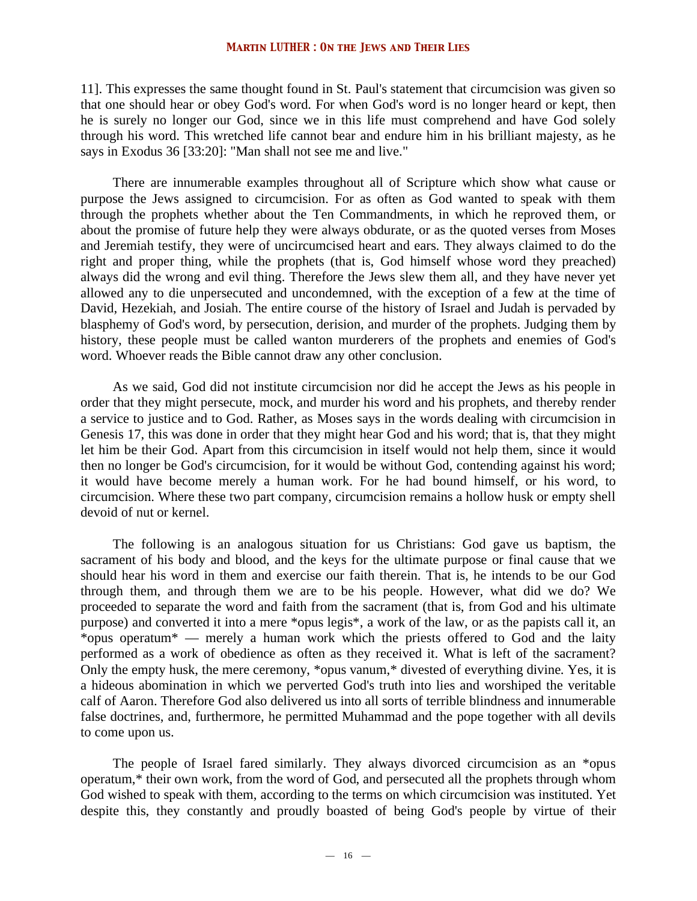11]. This expresses the same thought found in St. Paul's statement that circumcision was given so that one should hear or obey God's word. For when God's word is no longer heard or kept, then he is surely no longer our God, since we in this life must comprehend and have God solely through his word. This wretched life cannot bear and endure him in his brilliant majesty, as he says in Exodus 36 [33:20]: "Man shall not see me and live."

There are innumerable examples throughout all of Scripture which show what cause or purpose the Jews assigned to circumcision. For as often as God wanted to speak with them through the prophets whether about the Ten Commandments, in which he reproved them, or about the promise of future help they were always obdurate, or as the quoted verses from Moses and Jeremiah testify, they were of uncircumcised heart and ears. They always claimed to do the right and proper thing, while the prophets (that is, God himself whose word they preached) always did the wrong and evil thing. Therefore the Jews slew them all, and they have never yet allowed any to die unpersecuted and uncondemned, with the exception of a few at the time of David, Hezekiah, and Josiah. The entire course of the history of Israel and Judah is pervaded by blasphemy of God's word, by persecution, derision, and murder of the prophets. Judging them by history, these people must be called wanton murderers of the prophets and enemies of God's word. Whoever reads the Bible cannot draw any other conclusion.

As we said, God did not institute circumcision nor did he accept the Jews as his people in order that they might persecute, mock, and murder his word and his prophets, and thereby render a service to justice and to God. Rather, as Moses says in the words dealing with circumcision in Genesis 17, this was done in order that they might hear God and his word; that is, that they might let him be their God. Apart from this circumcision in itself would not help them, since it would then no longer be God's circumcision, for it would be without God, contending against his word; it would have become merely a human work. For he had bound himself, or his word, to circumcision. Where these two part company, circumcision remains a hollow husk or empty shell devoid of nut or kernel.

The following is an analogous situation for us Christians: God gave us baptism, the sacrament of his body and blood, and the keys for the ultimate purpose or final cause that we should hear his word in them and exercise our faith therein. That is, he intends to be our God through them, and through them we are to be his people. However, what did we do? We proceeded to separate the word and faith from the sacrament (that is, from God and his ultimate purpose) and converted it into a mere *opus legis*, a work of the law, or as the papists call it, an *opus operatum* — merely a human work which the priests offered to God and the laity performed as a work of obedience as often as they received it. What is left of the sacrament? Only the empty husk, the mere ceremony, *opus vanum,* divested of everything divine. Yes, it is a hideous abomination in which we perverted God's truth into lies and worshiped the veritable calf of Aaron. Therefore God also delivered us into all sorts of terrible blindness and innumerable false doctrines, and, furthermore, he permitted Muhammad and the pope together with all devils to come upon us.

The people of Israel fared similarly. They always divorced circumcision as an *opus operatum,* their own work, from the word of God, and persecuted all the prophets through whom God wished to speak with them, according to the terms on which circumcision was instituted. Yet despite this, they constantly and proudly boasted of being God's people by virtue of their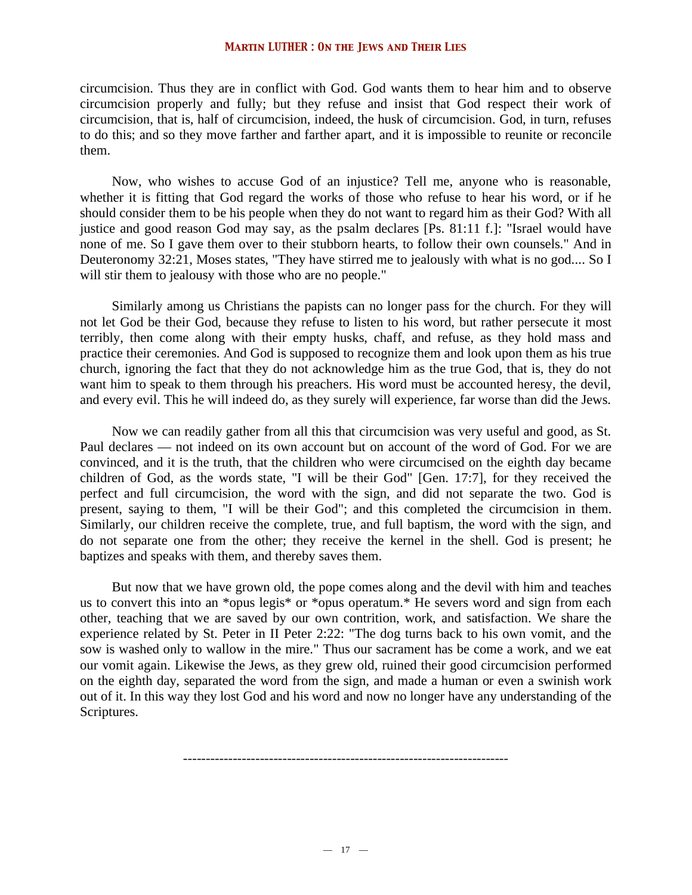circumcision. Thus they are in conflict with God. God wants them to hear him and to observe circumcision properly and fully; but they refuse and insist that God respect their work of circumcision, that is, half of circumcision, indeed, the husk of circumcision. God, in turn, refuses to do this; and so they move farther and farther apart, and it is impossible to reunite or reconcile them.

Now, who wishes to accuse God of an injustice? Tell me, anyone who is reasonable, whether it is fitting that God regard the works of those who refuse to hear his word, or if he should consider them to be his people when they do not want to regard him as their God? With all justice and good reason God may say, as the psalm declares [Ps. 81:11 f.]: "Israel would have none of me. So I gave them over to their stubborn hearts, to follow their own counsels." And in Deuteronomy 32:21, Moses states, "They have stirred me to jealously with what is no god.... So I will stir them to jealousy with those who are no people."

Similarly among us Christians the papists can no longer pass for the church. For they will not let God be their God, because they refuse to listen to his word, but rather persecute it most terribly, then come along with their empty husks, chaff, and refuse, as they hold mass and practice their ceremonies. And God is supposed to recognize them and look upon them as his true church, ignoring the fact that they do not acknowledge him as the true God, that is, they do not want him to speak to them through his preachers. His word must be accounted heresy, the devil, and every evil. This he will indeed do, as they surely will experience, far worse than did the Jews.

Now we can readily gather from all this that circumcision was very useful and good, as St. Paul declares — not indeed on its own account but on account of the word of God. For we are convinced, and it is the truth, that the children who were circumcised on the eighth day became children of God, as the words state, "I will be their God" [Gen. 17:7], for they received the perfect and full circumcision, the word with the sign, and did not separate the two. God is present, saying to them, "I will be their God"; and this completed the circumcision in them. Similarly, our children receive the complete, true, and full baptism, the word with the sign, and do not separate one from the other; they receive the kernel in the shell. God is present; he baptizes and speaks with them, and thereby saves them.

But now that we have grown old, the pope comes along and the devil with him and teaches us to convert this into an *opus legis* or *opus operatum.* He severs word and sign from each other, teaching that we are saved by our own contrition, work, and satisfaction. We share the experience related by St. Peter in II Peter 2:22: "The dog turns back to his own vomit, and the sow is washed only to wallow in the mire." Thus our sacrament has be come a work, and we eat our vomit again. Likewise the Jews, as they grew old, ruined their good circumcision performed on the eighth day, separated the word from the sign, and made a human or even a swinish work out of it. In this way they lost God and his word and now no longer have any understanding of the Scriptures.

---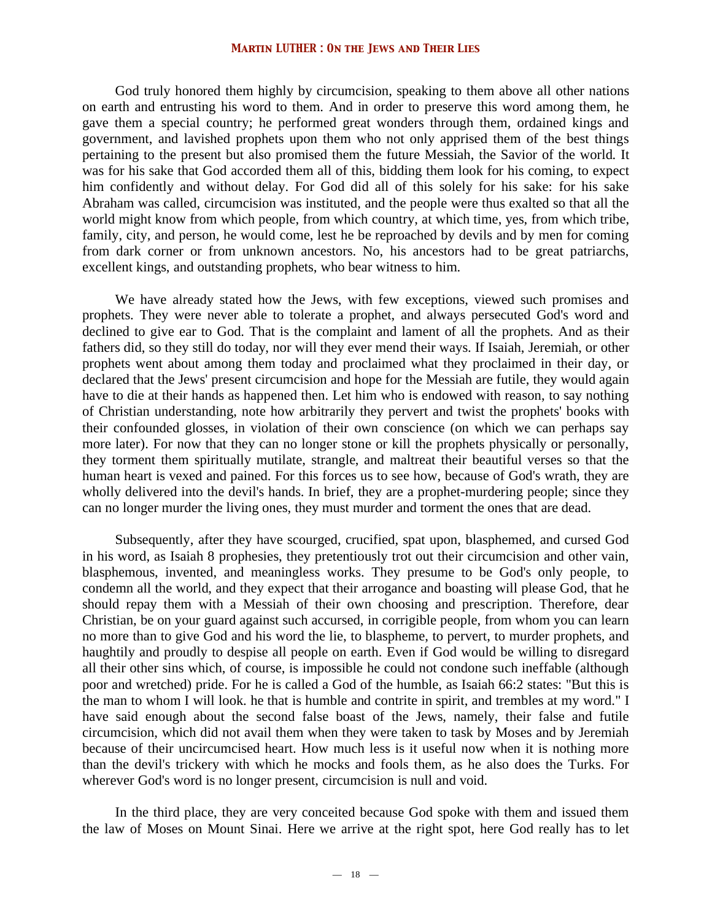God truly honored them highly by circumcision, speaking to them above all other nations on earth and entrusting his word to them. And in order to preserve this word among them, he gave them a special country; he performed great wonders through them, ordained kings and government, and lavished prophets upon them who not only apprised them of the best things pertaining to the present but also promised them the future Messiah, the Savior of the world. It was for his sake that God accorded them all of this, bidding them look for his coming, to expect him confidently and without delay. For God did all of this solely for his sake: for his sake Abraham was called, circumcision was instituted, and the people were thus exalted so that all the world might know from which people, from which country, at which time, yes, from which tribe, family, city, and person, he would come, lest he be reproached by devils and by men for coming from dark corner or from unknown ancestors. No, his ancestors had to be great patriarchs, excellent kings, and outstanding prophets, who bear witness to him.

We have already stated how the Jews, with few exceptions, viewed such promises and prophets. They were never able to tolerate a prophet, and always persecuted God's word and declined to give ear to God. That is the complaint and lament of all the prophets. And as their fathers did, so they still do today, nor will they ever mend their ways. If Isaiah, Jeremiah, or other prophets went about among them today and proclaimed what they proclaimed in their day, or declared that the Jews' present circumcision and hope for the Messiah are futile, they would again have to die at their hands as happened then. Let him who is endowed with reason, to say nothing of Christian understanding, note how arbitrarily they pervert and twist the prophets' books with their confounded glosses, in violation of their own conscience (on which we can perhaps say more later). For now that they can no longer stone or kill the prophets physically or personally, they torment them spiritually mutilate, strangle, and maltreat their beautiful verses so that the human heart is vexed and pained. For this forces us to see how, because of God's wrath, they are wholly delivered into the devil's hands. In brief, they are a prophet-murdering people; since they can no longer murder the living ones, they must murder and torment the ones that are dead.

Subsequently, after they have scourged, crucified, spat upon, blasphemed, and cursed God in his word, as Isaiah 8 prophesies, they pretentiously trot out their circumcision and other vain, blasphemous, invented, and meaningless works. They presume to be God's only people, to condemn all the world, and they expect that their arrogance and boasting will please God, that he should repay them with a Messiah of their own choosing and prescription. Therefore, dear Christian, be on your guard against such accursed, in corrigible people, from whom you can learn no more than to give God and his word the lie, to blaspheme, to pervert, to murder prophets, and haughtily and proudly to despise all people on earth. Even if God would be willing to disregard all their other sins which, of course, is impossible he could not condone such ineffable (although poor and wretched) pride. For he is called a God of the humble, as Isaiah 66:2 states: "But this is the man to whom I will look. he that is humble and contrite in spirit, and trembles at my word." I have said enough about the second false boast of the Jews, namely, their false and futile circumcision, which did not avail them when they were taken to task by Moses and by Jeremiah because of their uncircumcised heart. How much less is it useful now when it is nothing more than the devil's trickery with which he mocks and fools them, as he also does the Turks. For wherever God's word is no longer present, circumcision is null and void.

In the third place, they are very conceited because God spoke with them and issued them the law of Moses on Mount Sinai. Here we arrive at the right spot, here God really has to let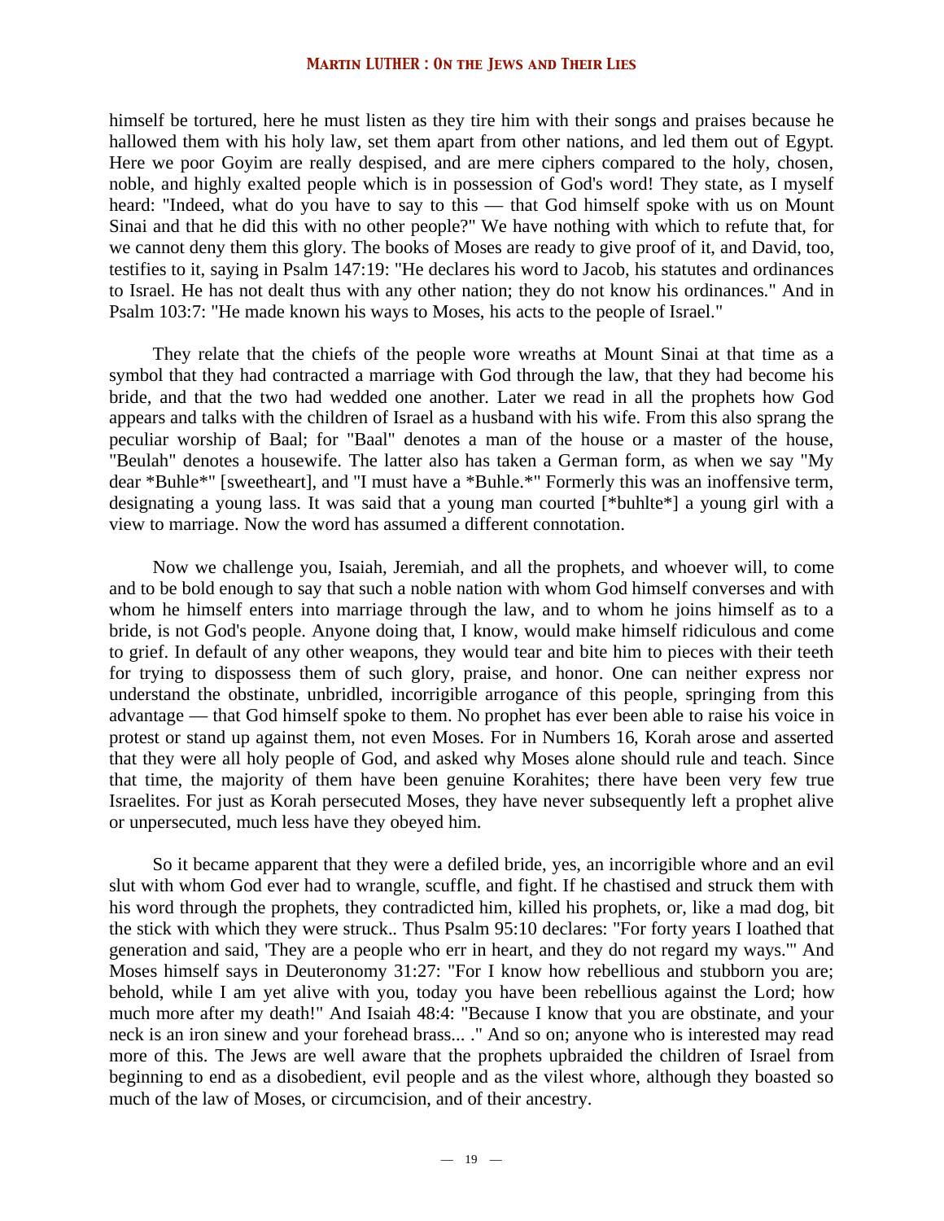himself be tortured, here he must listen as they tire him with their songs and praises because he hallowed them with his holy law, set them apart from other nations, and led them out of Egypt. Here we poor Goyim are really despised, and are mere ciphers compared to the holy, chosen, noble, and highly exalted people which is in possession of God's word! They state, as I myself heard: "Indeed, what do you have to say to this — that God himself spoke with us on Mount Sinai and that he did this with no other people?" We have nothing with which to refute that, for we cannot deny them this glory. The books of Moses are ready to give proof of it, and David, too, testifies to it, saying in Psalm 147:19: "He declares his word to Jacob, his statutes and ordinances to Israel. He has not dealt thus with any other nation; they do not know his ordinances." And in Psalm 103:7: "He made known his ways to Moses, his acts to the people of Israel."

They relate that the chiefs of the people wore wreaths at Mount Sinai at that time as a symbol that they had contracted a marriage with God through the law, that they had become his bride, and that the two had wedded one another. Later we read in all the prophets how God appears and talks with the children of Israel as a husband with his wife. From this also sprang the peculiar worship of Baal; for "Baal" denotes a man of the house or a master of the house, "Beulah" denotes a housewife. The latter also has taken a German form, as when we say "My dear *Buhle*" [sweetheart], and "I must have a *Buhle.*" Formerly this was an inoffensive term, designating a young lass. It was said that a young man courted [*buhlte*] a young girl with a view to marriage. Now the word has assumed a different connotation.

Now we challenge you, Isaiah, Jeremiah, and all the prophets, and whoever will, to come and to be bold enough to say that such a noble nation with whom God himself converses and with whom he himself enters into marriage through the law, and to whom he joins himself as to a bride, is not God's people. Anyone doing that, I know, would make himself ridiculous and come to grief. In default of any other weapons, they would tear and bite him to pieces with their teeth for trying to dispossess them of such glory, praise, and honor. One can neither express nor understand the obstinate, unbridled, incorrigible arrogance of this people, springing from this advantage — that God himself spoke to them. No prophet has ever been able to raise his voice in protest or stand up against them, not even Moses. For in Numbers 16, Korah arose and asserted that they were all holy people of God, and asked why Moses alone should rule and teach. Since that time, the majority of them have been genuine Korahites; there have been very few true Israelites. For just as Korah persecuted Moses, they have never subsequently left a prophet alive or unpersecuted, much less have they obeyed him.

So it became apparent that they were a defiled bride, yes, an incorrigible whore and an evil slut with whom God ever had to wrangle, scuffle, and fight. If he chastised and struck them with his word through the prophets, they contradicted him, killed his prophets, or, like a mad dog, bit the stick with which they were struck.. Thus Psalm 95:10 declares: "For forty years I loathed that generation and said, 'They are a people who err in heart, and they do not regard my ways.'" And Moses himself says in Deuteronomy 31:27: "For I know how rebellious and stubborn you are; behold, while I am yet alive with you, today you have been rebellious against the Lord; how much more after my death!" And Isaiah 48:4: "Because I know that you are obstinate, and your neck is an iron sinew and your forehead brass... ." And so on; anyone who is interested may read more of this. The Jews are well aware that the prophets upbraided the children of Israel from beginning to end as a disobedient, evil people and as the vilest whore, although they boasted so much of the law of Moses, or circumcision, and of their ancestry.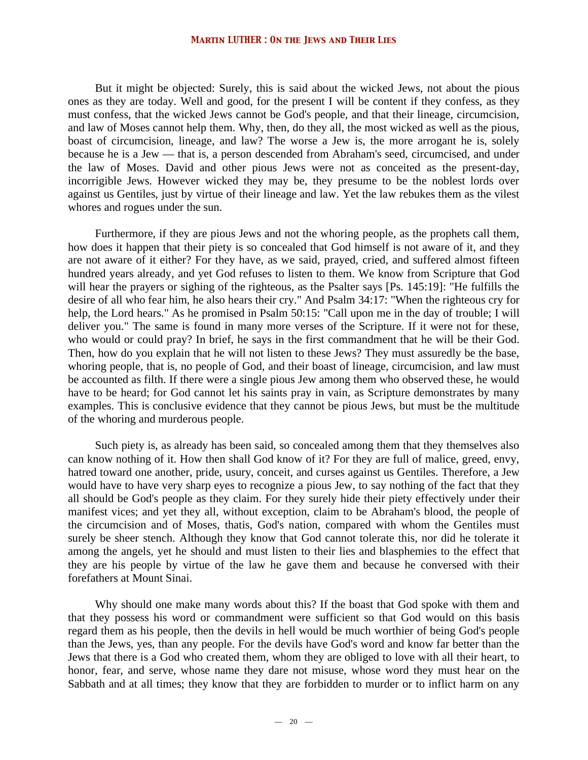But it might be objected: Surely, this is said about the wicked Jews, not about the pious ones as they are today. Well and good, for the present I will be content if they confess, as they must confess, that the wicked Jews cannot be God's people, and that their lineage, circumcision, and law of Moses cannot help them. Why, then, do they all, the most wicked as well as the pious, boast of circumcision, lineage, and law? The worse a Jew is, the more arrogant he is, solely because he is a Jew — that is, a person descended from Abraham's seed, circumcised, and under the law of Moses. David and other pious Jews were not as conceited as the present-day, incorrigible Jews. However wicked they may be, they presume to be the noblest lords over against us Gentiles, just by virtue of their lineage and law. Yet the law rebukes them as the vilest whores and rogues under the sun.

Furthermore, if they are pious Jews and not the whoring people, as the prophets call them, how does it happen that their piety is so concealed that God himself is not aware of it, and they are not aware of it either? For they have, as we said, prayed, cried, and suffered almost fifteen hundred years already, and yet God refuses to listen to them. We know from Scripture that God will hear the prayers or sighing of the righteous, as the Psalter says [Ps. 145:19]: "He fulfills the desire of all who fear him, he also hears their cry." And Psalm 34:17: "When the righteous cry for help, the Lord hears." As he promised in Psalm 50:15: "Call upon me in the day of trouble; I will deliver you." The same is found in many more verses of the Scripture. If it were not for these, who would or could pray? In brief, he says in the first commandment that he will be their God. Then, how do you explain that he will not listen to these Jews? They must assuredly be the base, whoring people, that is, no people of God, and their boast of lineage, circumcision, and law must be accounted as filth. If there were a single pious Jew among them who observed these, he would have to be heard; for God cannot let his saints pray in vain, as Scripture demonstrates by many examples. This is conclusive evidence that they cannot be pious Jews, but must be the multitude of the whoring and murderous people.

Such piety is, as already has been said, so concealed among them that they themselves also can know nothing of it. How then shall God know of it? For they are full of malice, greed, envy, hatred toward one another, pride, usury, conceit, and curses against us Gentiles. Therefore, a Jew would have to have very sharp eyes to recognize a pious Jew, to say nothing of the fact that they all should be God's people as they claim. For they surely hide their piety effectively under their manifest vices; and yet they all, without exception, claim to be Abraham's blood, the people of the circumcision and of Moses, thatis, God's nation, compared with whom the Gentiles must surely be sheer stench. Although they know that God cannot tolerate this, nor did he tolerate it among the angels, yet he should and must listen to their lies and blasphemies to the effect that they are his people by virtue of the law he gave them and because he conversed with their forefathers at Mount Sinai.

Why should one make many words about this? If the boast that God spoke with them and that they possess his word or commandment were sufficient so that God would on this basis regard them as his people, then the devils in hell would be much worthier of being God's people than the Jews, yes, than any people. For the devils have God's word and know far better than the Jews that there is a God who created them, whom they are obliged to love with all their heart, to honor, fear, and serve, whose name they dare not misuse, whose word they must hear on the Sabbath and at all times; they know that they are forbidden to murder or to inflict harm on any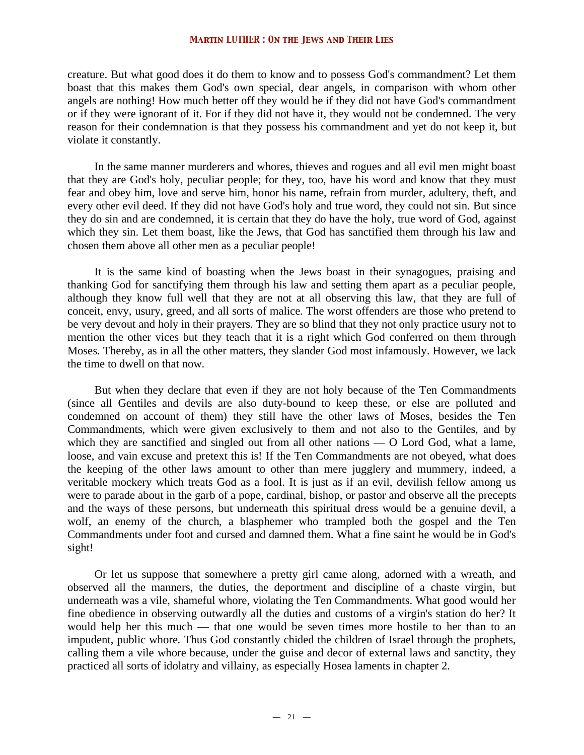creature. But what good does it do them to know and to possess God's commandment? Let them boast that this makes them God's own special, dear angels, in comparison with whom other angels are nothing! How much better off they would be if they did not have God's commandment or if they were ignorant of it. For if they did not have it, they would not be condemned. The very reason for their condemnation is that they possess his commandment and yet do not keep it, but violate it constantly.

In the same manner murderers and whores, thieves and rogues and all evil men might boast that they are God's holy, peculiar people; for they, too, have his word and know that they must fear and obey him, love and serve him, honor his name, refrain from murder, adultery, theft, and every other evil deed. If they did not have God's holy and true word, they could not sin. But since they do sin and are condemned, it is certain that they do have the holy, true word of God, against which they sin. Let them boast, like the Jews, that God has sanctified them through his law and chosen them above all other men as a peculiar people!

It is the same kind of boasting when the Jews boast in their synagogues, praising and thanking God for sanctifying them through his law and setting them apart as a peculiar people, although they know full well that they are not at all observing this law, that they are full of conceit, envy, usury, greed, and all sorts of malice. The worst offenders are those who pretend to be very devout and holy in their prayers. They are so blind that they not only practice usury not to mention the other vices but they teach that it is a right which God conferred on them through Moses. Thereby, as in all the other matters, they slander God most infamously. However, we lack the time to dwell on that now.

But when they declare that even if they are not holy because of the Ten Commandments (since all Gentiles and devils are also duty-bound to keep these, or else are polluted and condemned on account of them) they still have the other laws of Moses, besides the Ten Commandments, which were given exclusively to them and not also to the Gentiles, and by which they are sanctified and singled out from all other nations — O Lord God, what a lame, loose, and vain excuse and pretext this is! If the Ten Commandments are not obeyed, what does the keeping of the other laws amount to other than mere jugglery and mummery, indeed, a veritable mockery which treats God as a fool. It is just as if an evil, devilish fellow among us were to parade about in the garb of a pope, cardinal, bishop, or pastor and observe all the precepts and the ways of these persons, but underneath this spiritual dress would be a genuine devil, a wolf, an enemy of the church, a blasphemer who trampled both the gospel and the Ten Commandments under foot and cursed and damned them. What a fine saint he would be in God's sight!

Or let us suppose that somewhere a pretty girl came along, adorned with a wreath, and observed all the manners, the duties, the deportment and discipline of a chaste virgin, but underneath was a vile, shameful whore, violating the Ten Commandments. What good would her fine obedience in observing outwardly all the duties and customs of a virgin's station do her? It would help her this much — that one would be seven times more hostile to her than to an impudent, public whore. Thus God constantly chided the children of Israel through the prophets, calling them a vile whore because, under the guise and decor of external laws and sanctity, they practiced all sorts of idolatry and villainy, as especially Hosea laments in chapter 2.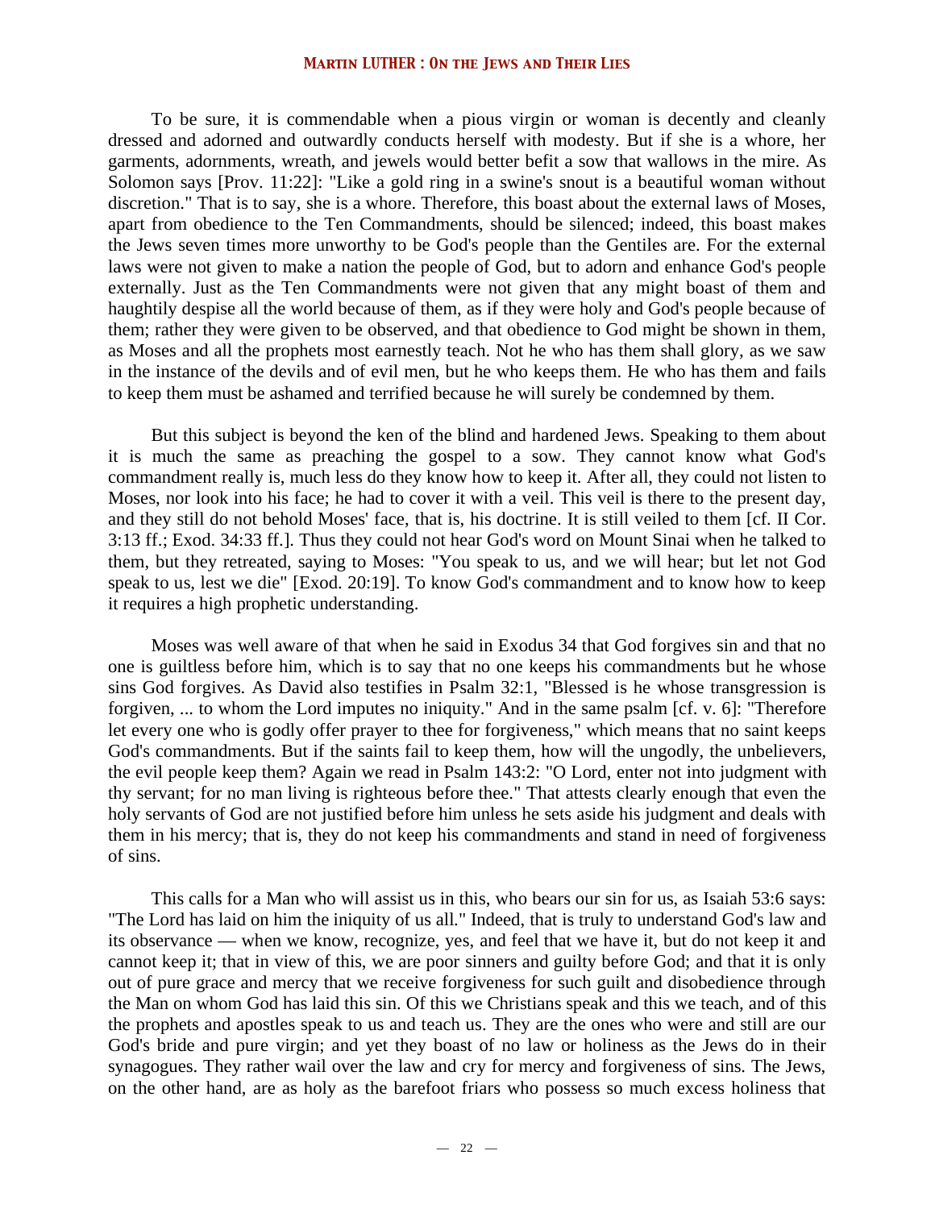To be sure, it is commendable when a pious virgin or woman is decently and cleanly dressed and adorned and outwardly conducts herself with modesty. But if she is a whore, her garments, adornments, wreath, and jewels would better befit a sow that wallows in the mire. As Solomon says [Prov. 11:22]: "Like a gold ring in a swine's snout is a beautiful woman without discretion." That is to say, she is a whore. Therefore, this boast about the external laws of Moses, apart from obedience to the Ten Commandments, should be silenced; indeed, this boast makes the Jews seven times more unworthy to be God's people than the Gentiles are. For the external laws were not given to make a nation the people of God, but to adorn and enhance God's people externally. Just as the Ten Commandments were not given that any might boast of them and haughtily despise all the world because of them, as if they were holy and God's people because of them; rather they were given to be observed, and that obedience to God might be shown in them, as Moses and all the prophets most earnestly teach. Not he who has them shall glory, as we saw in the instance of the devils and of evil men, but he who keeps them. He who has them and fails to keep them must be ashamed and terrified because he will surely be condemned by them.

But this subject is beyond the ken of the blind and hardened Jews. Speaking to them about it is much the same as preaching the gospel to a sow. They cannot know what God's commandment really is, much less do they know how to keep it. After all, they could not listen to Moses, nor look into his face; he had to cover it with a veil. This veil is there to the present day, and they still do not behold Moses' face, that is, his doctrine. It is still veiled to them [cf. II Cor. 3:13 ff.; Exod. 34:33 ff.]. Thus they could not hear God's word on Mount Sinai when he talked to them, but they retreated, saying to Moses: "You speak to us, and we will hear; but let not God speak to us, lest we die" [Exod. 20:19]. To know God's commandment and to know how to keep it requires a high prophetic understanding.

Moses was well aware of that when he said in Exodus 34 that God forgives sin and that no one is guiltless before him, which is to say that no one keeps his commandments but he whose sins God forgives. As David also testifies in Psalm 32:1, "Blessed is he whose transgression is forgiven, ... to whom the Lord imputes no iniquity." And in the same psalm [cf. v. 6]: "Therefore let every one who is godly offer prayer to thee for forgiveness," which means that no saint keeps God's commandments. But if the saints fail to keep them, how will the ungodly, the unbelievers, the evil people keep them? Again we read in Psalm 143:2: "O Lord, enter not into judgment with thy servant; for no man living is righteous before thee." That attests clearly enough that even the holy servants of God are not justified before him unless he sets aside his judgment and deals with them in his mercy; that is, they do not keep his commandments and stand in need of forgiveness of sins.

This calls for a Man who will assist us in this, who bears our sin for us, as Isaiah 53:6 says: "The Lord has laid on him the iniquity of us all." Indeed, that is truly to understand God's law and its observance — when we know, recognize, yes, and feel that we have it, but do not keep it and cannot keep it; that in view of this, we are poor sinners and guilty before God; and that it is only out of pure grace and mercy that we receive forgiveness for such guilt and disobedience through the Man on whom God has laid this sin. Of this we Christians speak and this we teach, and of this the prophets and apostles speak to us and teach us. They are the ones who were and still are our God's bride and pure virgin; and yet they boast of no law or holiness as the Jews do in their synagogues. They rather wail over the law and cry for mercy and forgiveness of sins. The Jews, on the other hand, are as holy as the barefoot friars who possess so much excess holiness that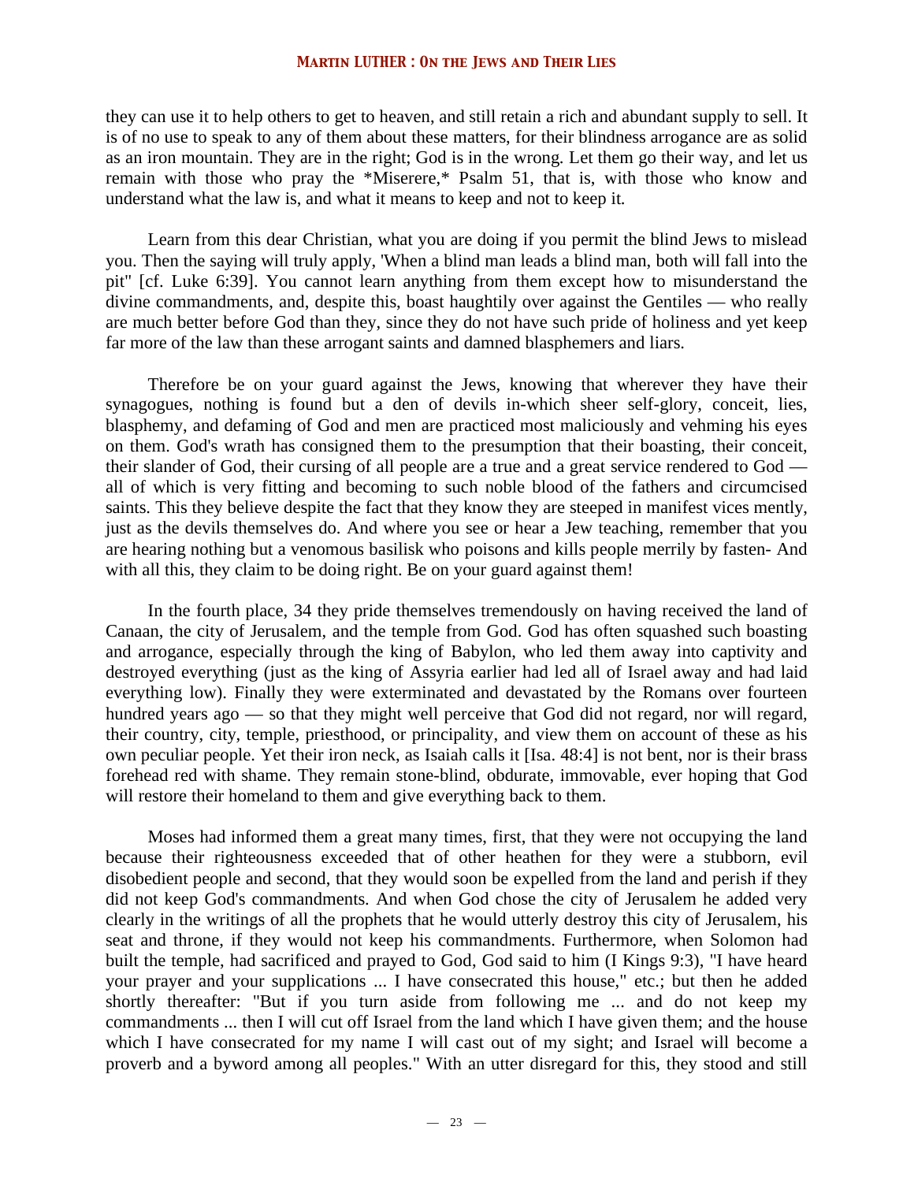they can use it to help others to get to heaven, and still retain a rich and abundant supply to sell. It is of no use to speak to any of them about these matters, for their blindness arrogance are as solid as an iron mountain. They are in the right; God is in the wrong. Let them go their way, and let us remain with those who pray the *Miserere,* Psalm 51, that is, with those who know and understand what the law is, and what it means to keep and not to keep it.

Learn from this dear Christian, what you are doing if you permit the blind Jews to mislead you. Then the saying will truly apply, 'When a blind man leads a blind man, both will fall into the pit" [cf. Luke 6:39]. You cannot learn anything from them except how to misunderstand the divine commandments, and, despite this, boast haughtily over against the Gentiles — who really are much better before God than they, since they do not have such pride of holiness and yet keep far more of the law than these arrogant saints and damned blasphemers and liars.

Therefore be on your guard against the Jews, knowing that wherever they have their synagogues, nothing is found but a den of devils in-which sheer self-glory, conceit, lies, blasphemy, and defaming of God and men are practiced most maliciously and vehming his eyes on them. God's wrath has consigned them to the presumption that their boasting, their conceit, their slander of God, their cursing of all people are a true and a great service rendered to God — all of which is very fitting and becoming to such noble blood of the fathers and circumcised saints. This they believe despite the fact that they know they are steeped in manifest vices mently, just as the devils themselves do. And where you see or hear a Jew teaching, remember that you are hearing nothing but a venomous basilisk who poisons and kills people merrily by fasten- And with all this, they claim to be doing right. Be on your guard against them!

In the fourth place, 34 they pride themselves tremendously on having received the land of Canaan, the city of Jerusalem, and the temple from God. God has often squashed such boasting and arrogance, especially through the king of Babylon, who led them away into captivity and destroyed everything (just as the king of Assyria earlier had led all of Israel away and had laid everything low). Finally they were exterminated and devastated by the Romans over fourteen hundred years ago — so that they might well perceive that God did not regard, nor will regard, their country, city, temple, priesthood, or principality, and view them on account of these as his own peculiar people. Yet their iron neck, as Isaiah calls it [Isa. 48:4] is not bent, nor is their brass forehead red with shame. They remain stone-blind, obdurate, immovable, ever hoping that God will restore their homeland to them and give everything back to them.

Moses had informed them a great many times, first, that they were not occupying the land because their righteousness exceeded that of other heathen for they were a stubborn, evil disobedient people and second, that they would soon be expelled from the land and perish if they did not keep God's commandments. And when God chose the city of Jerusalem he added very clearly in the writings of all the prophets that he would utterly destroy this city of Jerusalem, his seat and throne, if they would not keep his commandments. Furthermore, when Solomon had built the temple, had sacrificed and prayed to God, God said to him (I Kings 9:3), "I have heard your prayer and your supplications ... I have consecrated this house," etc.; but then he added shortly thereafter: "But if you turn aside from following me ... and do not keep my commandments ... then I will cut off Israel from the land which I have given them; and the house which I have consecrated for my name I will cast out of my sight; and Israel will become a proverb and a byword among all peoples." With an utter disregard for this, they stood and still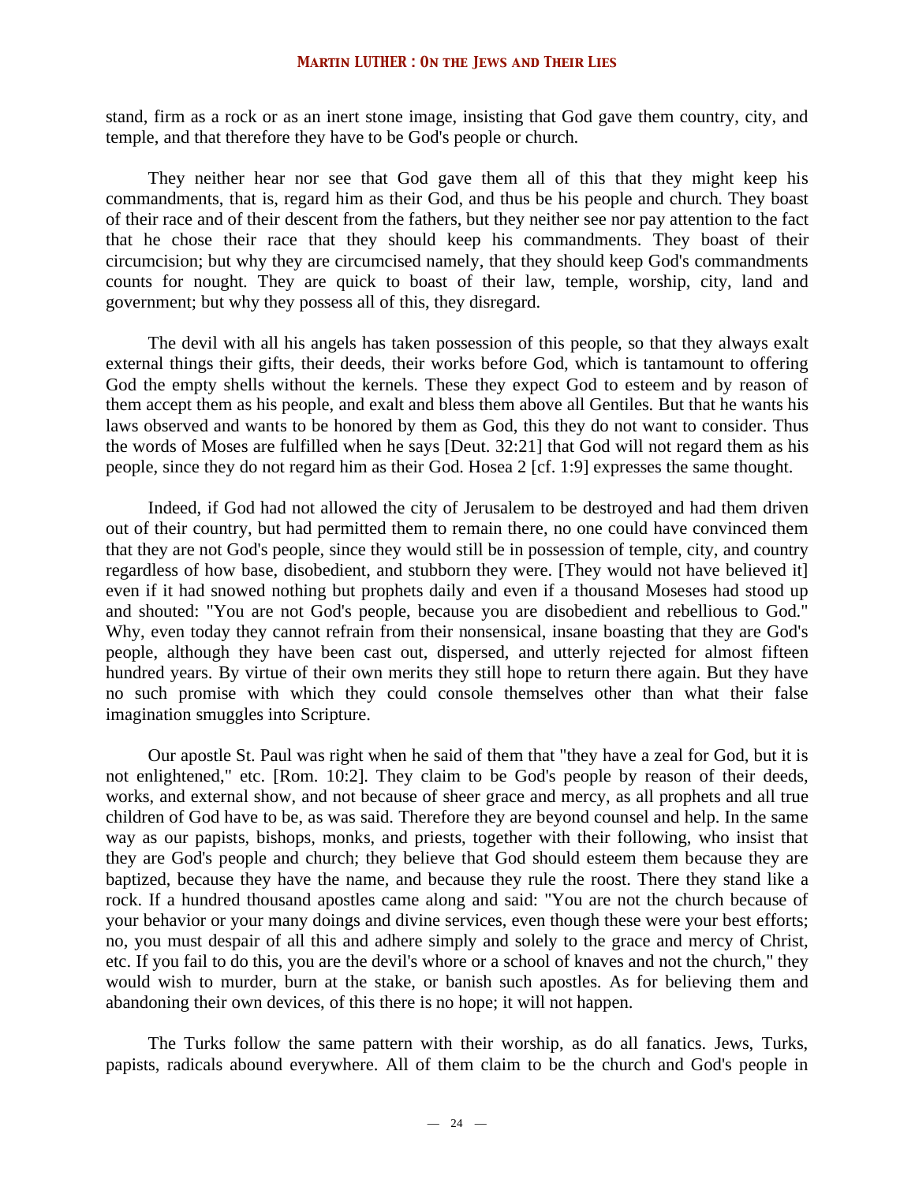stand, firm as a rock or as an inert stone image, insisting that God gave them country, city, and temple, and that therefore they have to be God's people or church.

They neither hear nor see that God gave them all of this that they might keep his commandments, that is, regard him as their God, and thus be his people and church. They boast of their race and of their descent from the fathers, but they neither see nor pay attention to the fact that he chose their race that they should keep his commandments. They boast of their circumcision; but why they are circumcised namely, that they should keep God's commandments counts for nought. They are quick to boast of their law, temple, worship, city, land and government; but why they possess all of this, they disregard.

The devil with all his angels has taken possession of this people, so that they always exalt external things their gifts, their deeds, their works before God, which is tantamount to offering God the empty shells without the kernels. These they expect God to esteem and by reason of them accept them as his people, and exalt and bless them above all Gentiles. But that he wants his laws observed and wants to be honored by them as God, this they do not want to consider. Thus the words of Moses are fulfilled when he says [Deut. 32:21] that God will not regard them as his people, since they do not regard him as their God. Hosea 2 [cf. 1:9] expresses the same thought.

Indeed, if God had not allowed the city of Jerusalem to be destroyed and had them driven out of their country, but had permitted them to remain there, no one could have convinced them that they are not God's people, since they would still be in possession of temple, city, and country regardless of how base, disobedient, and stubborn they were. [They would not have believed it] even if it had snowed nothing but prophets daily and even if a thousand Moseses had stood up and shouted: "You are not God's people, because you are disobedient and rebellious to God." Why, even today they cannot refrain from their nonsensical, insane boasting that they are God's people, although they have been cast out, dispersed, and utterly rejected for almost fifteen hundred years. By virtue of their own merits they still hope to return there again. But they have no such promise with which they could console themselves other than what their false imagination smuggles into Scripture.

Our apostle St. Paul was right when he said of them that "they have a zeal for God, but it is not enlightened," etc. [Rom. 10:2]. They claim to be God's people by reason of their deeds, works, and external show, and not because of sheer grace and mercy, as all prophets and all true children of God have to be, as was said. Therefore they are beyond counsel and help. In the same way as our papists, bishops, monks, and priests, together with their following, who insist that they are God's people and church; they believe that God should esteem them because they are baptized, because they have the name, and because they rule the roost. There they stand like a rock. If a hundred thousand apostles came along and said: "You are not the church because of your behavior or your many doings and divine services, even though these were your best efforts; no, you must despair of all this and adhere simply and solely to the grace and mercy of Christ, etc. If you fail to do this, you are the devil's whore or a school of knaves and not the church," they would wish to murder, burn at the stake, or banish such apostles. As for believing them and abandoning their own devices, of this there is no hope; it will not happen.

The Turks follow the same pattern with their worship, as do all fanatics. Jews, Turks, papists, radicals abound everywhere. All of them claim to be the church and God's people in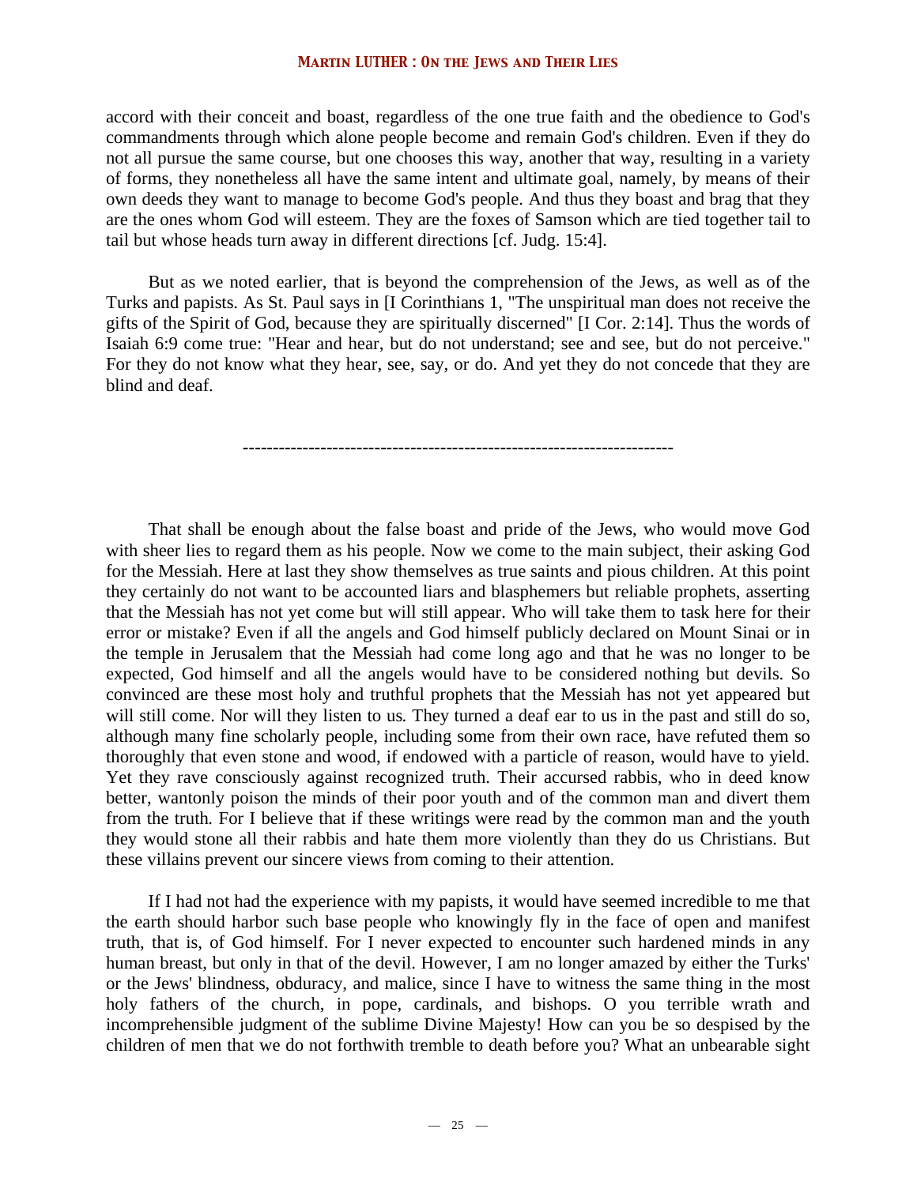accord with their conceit and boast, regardless of the one true faith and the obedience to God's commandments through which alone people become and remain God's children. Even if they do not all pursue the same course, but one chooses this way, another that way, resulting in a variety of forms, they nonetheless all have the same intent and ultimate goal, namely, by means of their own deeds they want to manage to become God's people. And thus they boast and brag that they are the ones whom God will esteem. They are the foxes of Samson which are tied together tail to tail but whose heads turn away in different directions [cf. Judg. 15:4].

But as we noted earlier, that is beyond the comprehension of the Jews, as well as of the Turks and papists. As St. Paul says in [I Corinthians 1, "The unspiritual man does not receive the gifts of the Spirit of God, because they are spiritually discerned" [I Cor. 2:14]. Thus the words of Isaiah 6:9 come true: "Hear and hear, but do not understand; see and see, but do not perceive." For they do not know what they hear, see, say, or do. And yet they do not concede that they are blind and deaf.

---

That shall be enough about the false boast and pride of the Jews, who would move God with sheer lies to regard them as his people. Now we come to the main subject, their asking God for the Messiah. Here at last they show themselves as true saints and pious children. At this point they certainly do not want to be accounted liars and blasphemers but reliable prophets, asserting that the Messiah has not yet come but will still appear. Who will take them to task here for their error or mistake? Even if all the angels and God himself publicly declared on Mount Sinai or in the temple in Jerusalem that the Messiah had come long ago and that he was no longer to be expected, God himself and all the angels would have to be considered nothing but devils. So convinced are these most holy and truthful prophets that the Messiah has not yet appeared but will still come. Nor will they listen to us. They turned a deaf ear to us in the past and still do so, although many fine scholarly people, including some from their own race, have refuted them so thoroughly that even stone and wood, if endowed with a particle of reason, would have to yield. Yet they rave consciously against recognized truth. Their accursed rabbis, who in deed know better, wantonly poison the minds of their poor youth and of the common man and divert them from the truth. For I believe that if these writings were read by the common man and the youth they would stone all their rabbis and hate them more violently than they do us Christians. But these villains prevent our sincere views from coming to their attention.

If I had not had the experience with my papists, it would have seemed incredible to me that the earth should harbor such base people who knowingly fly in the face of open and manifest truth, that is, of God himself. For I never expected to encounter such hardened minds in any human breast, but only in that of the devil. However, I am no longer amazed by either the Turks' or the Jews' blindness, obduracy, and malice, since I have to witness the same thing in the most holy fathers of the church, in pope, cardinals, and bishops. O you terrible wrath and incomprehensible judgment of the sublime Divine Majesty! How can you be so despised by the children of men that we do not forthwith tremble to death before you? What an unbearable sight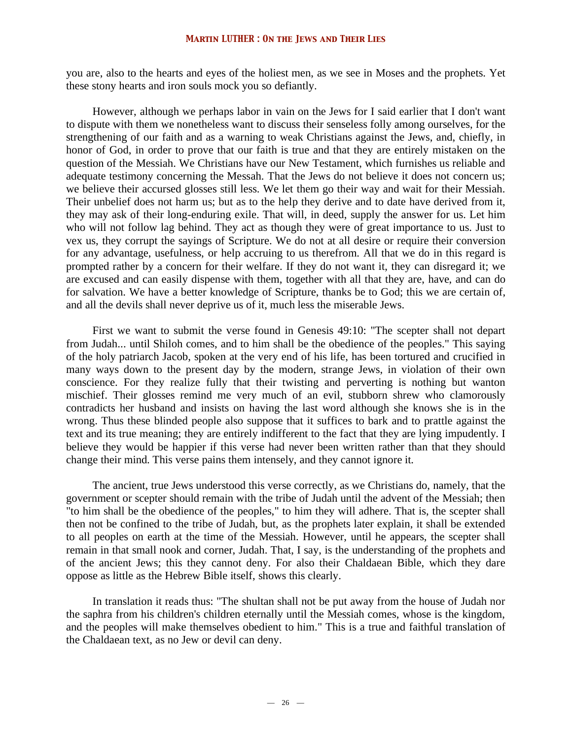you are, also to the hearts and eyes of the holiest men, as we see in Moses and the prophets. Yet these stony hearts and iron souls mock you so defiantly.

However, although we perhaps labor in vain on the Jews for I said earlier that I don't want to dispute with them we nonetheless want to discuss their senseless folly among ourselves, for the strengthening of our faith and as a warning to weak Christians against the Jews, and, chiefly, in honor of God, in order to prove that our faith is true and that they are entirely mistaken on the question of the Messiah. We Christians have our New Testament, which furnishes us reliable and adequate testimony concerning the Messah. That the Jews do not believe it does not concern us; we believe their accursed glosses still less. We let them go their way and wait for their Messiah. Their unbelief does not harm us; but as to the help they derive and to date have derived from it, they may ask of their long-enduring exile. That will, in deed, supply the answer for us. Let him who will not follow lag behind. They act as though they were of great importance to us. Just to vex us, they corrupt the sayings of Scripture. We do not at all desire or require their conversion for any advantage, usefulness, or help accruing to us therefrom. All that we do in this regard is prompted rather by a concern for their welfare. If they do not want it, they can disregard it; we are excused and can easily dispense with them, together with all that they are, have, and can do for salvation. We have a better knowledge of Scripture, thanks be to God; this we are certain of, and all the devils shall never deprive us of it, much less the miserable Jews.

First we want to submit the verse found in Genesis 49:10: "The scepter shall not depart from Judah... until Shiloh comes, and to him shall be the obedience of the peoples." This saying of the holy patriarch Jacob, spoken at the very end of his life, has been tortured and crucified in many ways down to the present day by the modern, strange Jews, in violation of their own conscience. For they realize fully that their twisting and perverting is nothing but wanton mischief. Their glosses remind me very much of an evil, stubborn shrew who clamorously contradicts her husband and insists on having the last word although she knows she is in the wrong. Thus these blinded people also suppose that it suffices to bark and to prattle against the text and its true meaning; they are entirely indifferent to the fact that they are lying impudently. I believe they would be happier if this verse had never been written rather than that they should change their mind. This verse pains them intensely, and they cannot ignore it.

The ancient, true Jews understood this verse correctly, as we Christians do, namely, that the government or scepter should remain with the tribe of Judah until the advent of the Messiah; then "to him shall be the obedience of the peoples," to him they will adhere. That is, the scepter shall then not be confined to the tribe of Judah, but, as the prophets later explain, it shall be extended to all peoples on earth at the time of the Messiah. However, until he appears, the scepter shall remain in that small nook and corner, Judah. That, I say, is the understanding of the prophets and of the ancient Jews; this they cannot deny. For also their Chaldaean Bible, which they dare oppose as little as the Hebrew Bible itself, shows this clearly.

In translation it reads thus: "The shultan shall not be put away from the house of Judah nor the saphra from his children's children eternally until the Messiah comes, whose is the kingdom, and the peoples will make themselves obedient to him." This is a true and faithful translation of the Chaldaean text, as no Jew or devil can deny.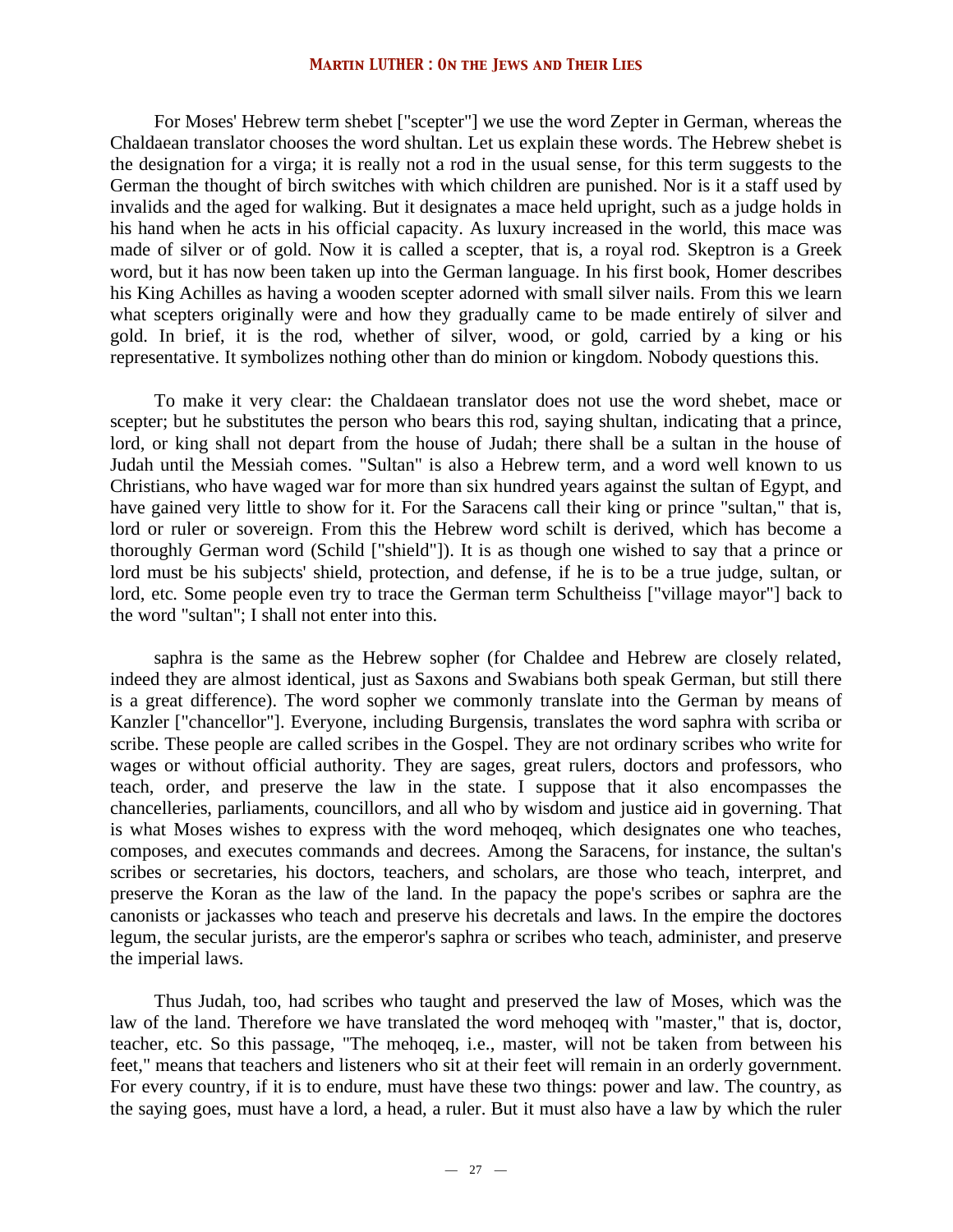For Moses' Hebrew term shebet ["scepter"] we use the word Zepter in German, whereas the Chaldaean translator chooses the word shultan. Let us explain these words. The Hebrew shebet is the designation for a virga; it is really not a rod in the usual sense, for this term suggests to the German the thought of birch switches with which children are punished. Nor is it a staff used by invalids and the aged for walking. But it designates a mace held upright, such as a judge holds in his hand when he acts in his official capacity. As luxury increased in the world, this mace was made of silver or of gold. Now it is called a scepter, that is, a royal rod. Skeptron is a Greek word, but it has now been taken up into the German language. In his first book, Homer describes his King Achilles as having a wooden scepter adorned with small silver nails. From this we learn what scepters originally were and how they gradually came to be made entirely of silver and gold. In brief, it is the rod, whether of silver, wood, or gold, carried by a king or his representative. It symbolizes nothing other than do minion or kingdom. Nobody questions this.

To make it very clear: the Chaldaean translator does not use the word shebet, mace or scepter; but he substitutes the person who bears this rod, saying shultan, indicating that a prince, lord, or king shall not depart from the house of Judah; there shall be a sultan in the house of Judah until the Messiah comes. "Sultan" is also a Hebrew term, and a word well known to us Christians, who have waged war for more than six hundred years against the sultan of Egypt, and have gained very little to show for it. For the Saracens call their king or prince "sultan," that is, lord or ruler or sovereign. From this the Hebrew word schilt is derived, which has become a thoroughly German word (Schild ["shield"]). It is as though one wished to say that a prince or lord must be his subjects' shield, protection, and defense, if he is to be a true judge, sultan, or lord, etc. Some people even try to trace the German term Schultheiss ["village mayor"] back to the word "sultan"; I shall not enter into this.

saphra is the same as the Hebrew sopher (for Chaldee and Hebrew are closely related, indeed they are almost identical, just as Saxons and Swabians both speak German, but still there is a great difference). The word sopher we commonly translate into the German by means of Kanzler ["chancellor"]. Everyone, including Burgensis, translates the word saphra with scriba or scribe. These people are called scribes in the Gospel. They are not ordinary scribes who write for wages or without official authority. They are sages, great rulers, doctors and professors, who teach, order, and preserve the law in the state. I suppose that it also encompasses the chancelleries, parliaments, councillors, and all who by wisdom and justice aid in governing. That is what Moses wishes to express with the word mehoqeq, which designates one who teaches, composes, and executes commands and decrees. Among the Saracens, for instance, the sultan's scribes or secretaries, his doctors, teachers, and scholars, are those who teach, interpret, and preserve the Koran as the law of the land. In the papacy the pope's scribes or saphra are the canonists or jackasses who teach and preserve his decretals and laws. In the empire the doctores legum, the secular jurists, are the emperor's saphra or scribes who teach, administer, and preserve the imperial laws.

Thus Judah, too, had scribes who taught and preserved the law of Moses, which was the law of the land. Therefore we have translated the word mehoqeq with "master," that is, doctor, teacher, etc. So this passage, "The mehoqeq, i.e., master, will not be taken from between his feet," means that teachers and listeners who sit at their feet will remain in an orderly government. For every country, if it is to endure, must have these two things: power and law. The country, as the saying goes, must have a lord, a head, a ruler. But it must also have a law by which the ruler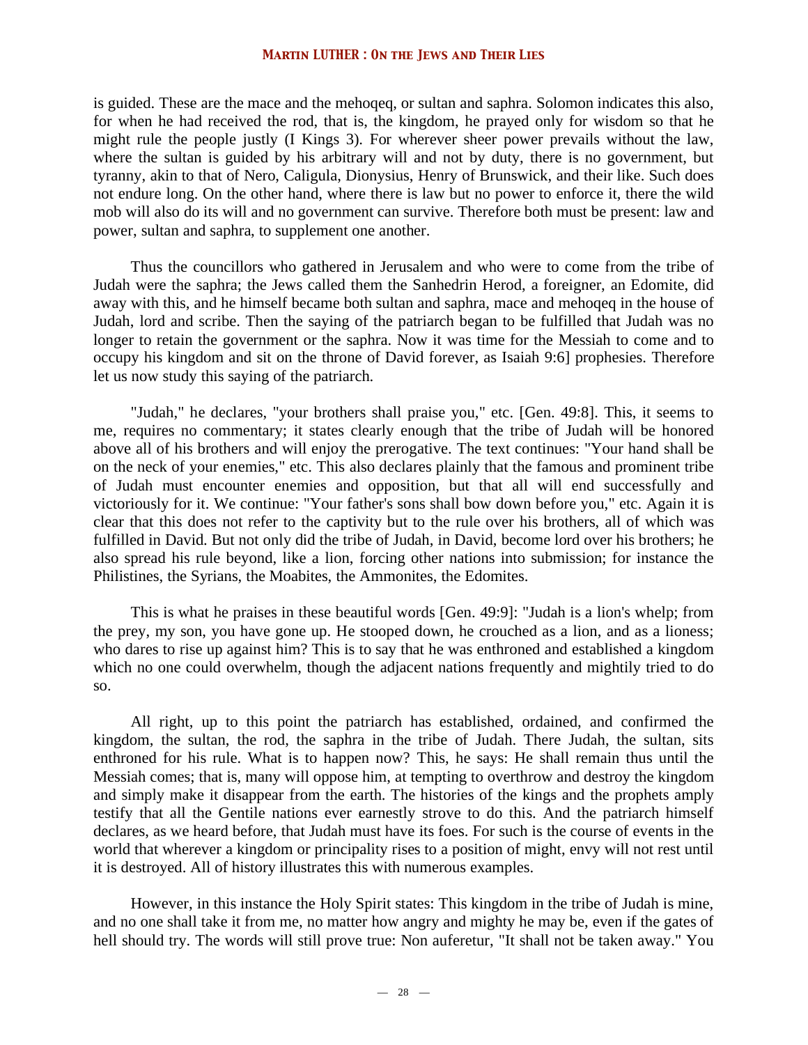is guided. These are the mace and the mehoqeq, or sultan and saphra. Solomon indicates this also, for when he had received the rod, that is, the kingdom, he prayed only for wisdom so that he might rule the people justly (I Kings 3). For wherever sheer power prevails without the law, where the sultan is guided by his arbitrary will and not by duty, there is no government, but tyranny, akin to that of Nero, Caligula, Dionysius, Henry of Brunswick, and their like. Such does not endure long. On the other hand, where there is law but no power to enforce it, there the wild mob will also do its will and no government can survive. Therefore both must be present: law and power, sultan and saphra, to supplement one another.

Thus the councillors who gathered in Jerusalem and who were to come from the tribe of Judah were the saphra; the Jews called them the Sanhedrin Herod, a foreigner, an Edomite, did away with this, and he himself became both sultan and saphra, mace and mehoqeq in the house of Judah, lord and scribe. Then the saying of the patriarch began to be fulfilled that Judah was no longer to retain the government or the saphra. Now it was time for the Messiah to come and to occupy his kingdom and sit on the throne of David forever, as Isaiah 9:6] prophesies. Therefore let us now study this saying of the patriarch.

"Judah," he declares, "your brothers shall praise you," etc. [Gen. 49:8]. This, it seems to me, requires no commentary; it states clearly enough that the tribe of Judah will be honored above all of his brothers and will enjoy the prerogative. The text continues: "Your hand shall be on the neck of your enemies," etc. This also declares plainly that the famous and prominent tribe of Judah must encounter enemies and opposition, but that all will end successfully and victoriously for it. We continue: "Your father's sons shall bow down before you," etc. Again it is clear that this does not refer to the captivity but to the rule over his brothers, all of which was fulfilled in David. But not only did the tribe of Judah, in David, become lord over his brothers; he also spread his rule beyond, like a lion, forcing other nations into submission; for instance the Philistines, the Syrians, the Moabites, the Ammonites, the Edomites.

This is what he praises in these beautiful words [Gen. 49:9]: "Judah is a lion's whelp; from the prey, my son, you have gone up. He stooped down, he crouched as a lion, and as a lioness; who dares to rise up against him? This is to say that he was enthroned and established a kingdom which no one could overwhelm, though the adjacent nations frequently and mightily tried to do so.

All right, up to this point the patriarch has established, ordained, and confirmed the kingdom, the sultan, the rod, the saphra in the tribe of Judah. There Judah, the sultan, sits enthroned for his rule. What is to happen now? This, he says: He shall remain thus until the Messiah comes; that is, many will oppose him, at tempting to overthrow and destroy the kingdom and simply make it disappear from the earth. The histories of the kings and the prophets amply testify that all the Gentile nations ever earnestly strove to do this. And the patriarch himself declares, as we heard before, that Judah must have its foes. For such is the course of events in the world that wherever a kingdom or principality rises to a position of might, envy will not rest until it is destroyed. All of history illustrates this with numerous examples.

However, in this instance the Holy Spirit states: This kingdom in the tribe of Judah is mine, and no one shall take it from me, no matter how angry and mighty he may be, even if the gates of hell should try. The words will still prove true: Non auferetur, "It shall not be taken away." You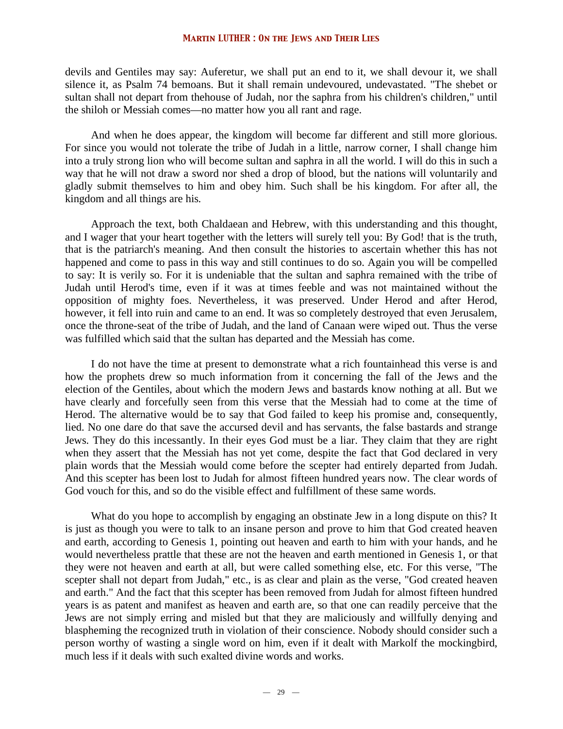devils and Gentiles may say: Auferetur, we shall put an end to it, we shall devour it, we shall silence it, as Psalm 74 bemoans. But it shall remain undevoured, undevastated. "The shebet or sultan shall not depart from thehouse of Judah, nor the saphra from his children's children," until the shiloh or Messiah comes—no matter how you all rant and rage.

And when he does appear, the kingdom will become far different and still more glorious. For since you would not tolerate the tribe of Judah in a little, narrow corner, I shall change him into a truly strong lion who will become sultan and saphra in all the world. I will do this in such a way that he will not draw a sword nor shed a drop of blood, but the nations will voluntarily and gladly submit themselves to him and obey him. Such shall be his kingdom. For after all, the kingdom and all things are his.

Approach the text, both Chaldaean and Hebrew, with this understanding and this thought, and I wager that your heart together with the letters will surely tell you: By God! that is the truth, that is the patriarch's meaning. And then consult the histories to ascertain whether this has not happened and come to pass in this way and still continues to do so. Again you will be compelled to say: It is verily so. For it is undeniable that the sultan and saphra remained with the tribe of Judah until Herod's time, even if it was at times feeble and was not maintained without the opposition of mighty foes. Nevertheless, it was preserved. Under Herod and after Herod, however, it fell into ruin and came to an end. It was so completely destroyed that even Jerusalem, once the throne-seat of the tribe of Judah, and the land of Canaan were wiped out. Thus the verse was fulfilled which said that the sultan has departed and the Messiah has come.

I do not have the time at present to demonstrate what a rich fountainhead this verse is and how the prophets drew so much information from it concerning the fall of the Jews and the election of the Gentiles, about which the modern Jews and bastards know nothing at all. But we have clearly and forcefully seen from this verse that the Messiah had to come at the time of Herod. The alternative would be to say that God failed to keep his promise and, consequently, lied. No one dare do that save the accursed devil and has servants, the false bastards and strange Jews. They do this incessantly. In their eyes God must be a liar. They claim that they are right when they assert that the Messiah has not yet come, despite the fact that God declared in very plain words that the Messiah would come before the scepter had entirely departed from Judah. And this scepter has been lost to Judah for almost fifteen hundred years now. The clear words of God vouch for this, and so do the visible effect and fulfillment of these same words.

What do you hope to accomplish by engaging an obstinate Jew in a long dispute on this? It is just as though you were to talk to an insane person and prove to him that God created heaven and earth, according to Genesis 1, pointing out heaven and earth to him with your hands, and he would nevertheless prattle that these are not the heaven and earth mentioned in Genesis 1, or that they were not heaven and earth at all, but were called something else, etc. For this verse, "The scepter shall not depart from Judah," etc., is as clear and plain as the verse, "God created heaven and earth." And the fact that this scepter has been removed from Judah for almost fifteen hundred years is as patent and manifest as heaven and earth are, so that one can readily perceive that the Jews are not simply erring and misled but that they are maliciously and willfully denying and blaspheming the recognized truth in violation of their conscience. Nobody should consider such a person worthy of wasting a single word on him, even if it dealt with Markolf the mockingbird, much less if it deals with such exalted divine words and works.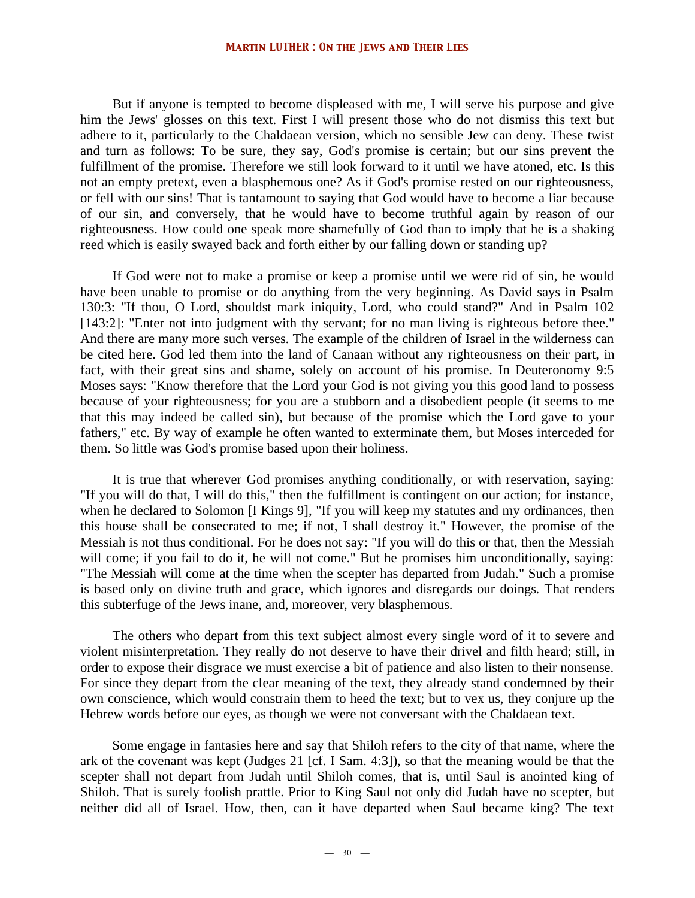But if anyone is tempted to become displeased with me, I will serve his purpose and give him the Jews' glosses on this text. First I will present those who do not dismiss this text but adhere to it, particularly to the Chaldaean version, which no sensible Jew can deny. These twist and turn as follows: To be sure, they say, God's promise is certain; but our sins prevent the fulfillment of the promise. Therefore we still look forward to it until we have atoned, etc. Is this not an empty pretext, even a blasphemous one? As if God's promise rested on our righteousness, or fell with our sins! That is tantamount to saying that God would have to become a liar because of our sin, and conversely, that he would have to become truthful again by reason of our righteousness. How could one speak more shamefully of God than to imply that he is a shaking reed which is easily swayed back and forth either by our falling down or standing up?

If God were not to make a promise or keep a promise until we were rid of sin, he would have been unable to promise or do anything from the very beginning. As David says in Psalm 130:3: "If thou, O Lord, shouldst mark iniquity, Lord, who could stand?" And in Psalm 102 [143:2]: "Enter not into judgment with thy servant; for no man living is righteous before thee." And there are many more such verses. The example of the children of Israel in the wilderness can be cited here. God led them into the land of Canaan without any righteousness on their part, in fact, with their great sins and shame, solely on account of his promise. In Deuteronomy 9:5 Moses says: "Know therefore that the Lord your God is not giving you this good land to possess because of your righteousness; for you are a stubborn and a disobedient people (it seems to me that this may indeed be called sin), but because of the promise which the Lord gave to your fathers," etc. By way of example he often wanted to exterminate them, but Moses interceded for them. So little was God's promise based upon their holiness.

It is true that wherever God promises anything conditionally, or with reservation, saying: "If you will do that, I will do this," then the fulfillment is contingent on our action; for instance, when he declared to Solomon [I Kings 9], "If you will keep my statutes and my ordinances, then this house shall be consecrated to me; if not, I shall destroy it." However, the promise of the Messiah is not thus conditional. For he does not say: "If you will do this or that, then the Messiah will come; if you fail to do it, he will not come." But he promises him unconditionally, saying: "The Messiah will come at the time when the scepter has departed from Judah." Such a promise is based only on divine truth and grace, which ignores and disregards our doings. That renders this subterfuge of the Jews inane, and, moreover, very blasphemous.

The others who depart from this text subject almost every single word of it to severe and violent misinterpretation. They really do not deserve to have their drivel and filth heard; still, in order to expose their disgrace we must exercise a bit of patience and also listen to their nonsense. For since they depart from the clear meaning of the text, they already stand condemned by their own conscience, which would constrain them to heed the text; but to vex us, they conjure up the Hebrew words before our eyes, as though we were not conversant with the Chaldaean text.

Some engage in fantasies here and say that Shiloh refers to the city of that name, where the ark of the covenant was kept (Judges 21 [cf. I Sam. 4:3]), so that the meaning would be that the scepter shall not depart from Judah until Shiloh comes, that is, until Saul is anointed king of Shiloh. That is surely foolish prattle. Prior to King Saul not only did Judah have no scepter, but neither did all of Israel. How, then, can it have departed when Saul became king? The text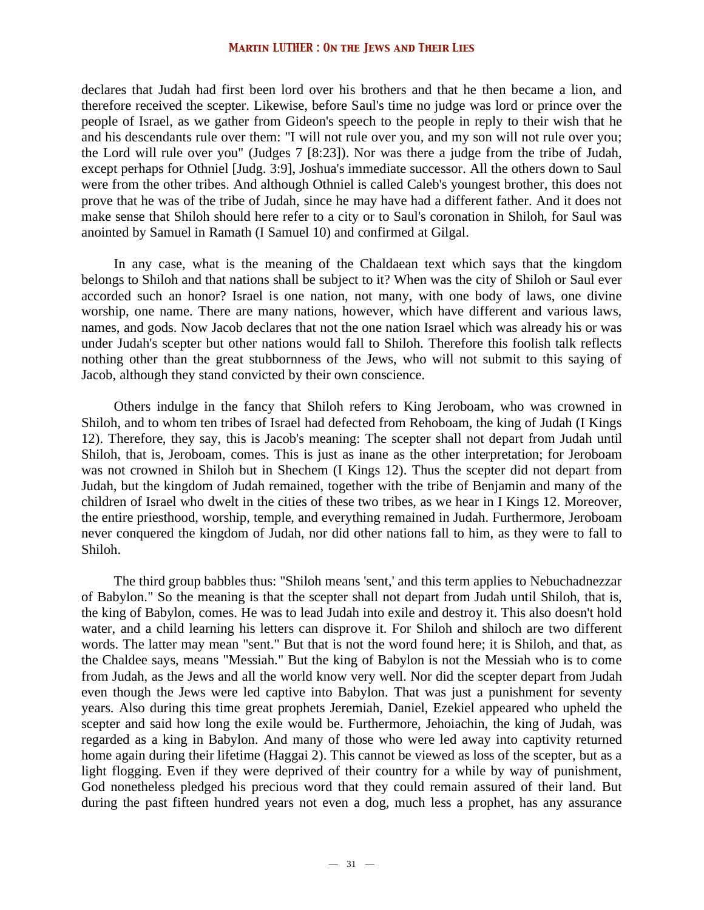declares that Judah had first been lord over his brothers and that he then became a lion, and therefore received the scepter. Likewise, before Saul's time no judge was lord or prince over the people of Israel, as we gather from Gideon's speech to the people in reply to their wish that he and his descendants rule over them: "I will not rule over you, and my son will not rule over you; the Lord will rule over you" (Judges 7 [8:23]). Nor was there a judge from the tribe of Judah, except perhaps for Othniel [Judg. 3:9], Joshua's immediate successor. All the others down to Saul were from the other tribes. And although Othniel is called Caleb's youngest brother, this does not prove that he was of the tribe of Judah, since he may have had a different father. And it does not make sense that Shiloh should here refer to a city or to Saul's coronation in Shiloh, for Saul was anointed by Samuel in Ramath (I Samuel 10) and confirmed at Gilgal.

In any case, what is the meaning of the Chaldaean text which says that the kingdom belongs to Shiloh and that nations shall be subject to it? When was the city of Shiloh or Saul ever accorded such an honor? Israel is one nation, not many, with one body of laws, one divine worship, one name. There are many nations, however, which have different and various laws, names, and gods. Now Jacob declares that not the one nation Israel which was already his or was under Judah's scepter but other nations would fall to Shiloh. Therefore this foolish talk reflects nothing other than the great stubbornness of the Jews, who will not submit to this saying of Jacob, although they stand convicted by their own conscience.

Others indulge in the fancy that Shiloh refers to King Jeroboam, who was crowned in Shiloh, and to whom ten tribes of Israel had defected from Rehoboam, the king of Judah (I Kings 12). Therefore, they say, this is Jacob's meaning: The scepter shall not depart from Judah until Shiloh, that is, Jeroboam, comes. This is just as inane as the other interpretation; for Jeroboam was not crowned in Shiloh but in Shechem (I Kings 12). Thus the scepter did not depart from Judah, but the kingdom of Judah remained, together with the tribe of Benjamin and many of the children of Israel who dwelt in the cities of these two tribes, as we hear in I Kings 12. Moreover, the entire priesthood, worship, temple, and everything remained in Judah. Furthermore, Jeroboam never conquered the kingdom of Judah, nor did other nations fall to him, as they were to fall to Shiloh.

The third group babbles thus: "Shiloh means 'sent,' and this term applies to Nebuchadnezzar of Babylon." So the meaning is that the scepter shall not depart from Judah until Shiloh, that is, the king of Babylon, comes. He was to lead Judah into exile and destroy it. This also doesn't hold water, and a child learning his letters can disprove it. For Shiloh and shiloch are two different words. The latter may mean "sent." But that is not the word found here; it is Shiloh, and that, as the Chaldee says, means "Messiah." But the king of Babylon is not the Messiah who is to come from Judah, as the Jews and all the world know very well. Nor did the scepter depart from Judah even though the Jews were led captive into Babylon. That was just a punishment for seventy years. Also during this time great prophets Jeremiah, Daniel, Ezekiel appeared who upheld the scepter and said how long the exile would be. Furthermore, Jehoiachin, the king of Judah, was regarded as a king in Babylon. And many of those who were led away into captivity returned home again during their lifetime (Haggai 2). This cannot be viewed as loss of the scepter, but as a light flogging. Even if they were deprived of their country for a while by way of punishment, God nonetheless pledged his precious word that they could remain assured of their land. But during the past fifteen hundred years not even a dog, much less a prophet, has any assurance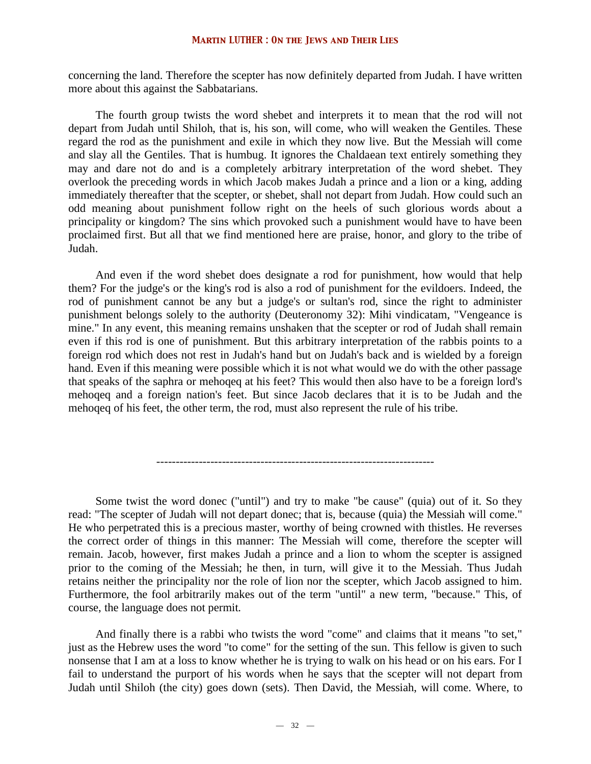concerning the land. Therefore the scepter has now definitely departed from Judah. I have written more about this against the Sabbatarians.

The fourth group twists the word shebet and interprets it to mean that the rod will not depart from Judah until Shiloh, that is, his son, will come, who will weaken the Gentiles. These regard the rod as the punishment and exile in which they now live. But the Messiah will come and slay all the Gentiles. That is humbug. It ignores the Chaldaean text entirely something they may and dare not do and is a completely arbitrary interpretation of the word shebet. They overlook the preceding words in which Jacob makes Judah a prince and a lion or a king, adding immediately thereafter that the scepter, or shebet, shall not depart from Judah. How could such an odd meaning about punishment follow right on the heels of such glorious words about a principality or kingdom? The sins which provoked such a punishment would have to have been proclaimed first. But all that we find mentioned here are praise, honor, and glory to the tribe of Judah.

And even if the word shebet does designate a rod for punishment, how would that help them? For the judge's or the king's rod is also a rod of punishment for the evildoers. Indeed, the rod of punishment cannot be any but a judge's or sultan's rod, since the right to administer punishment belongs solely to the authority (Deuteronomy 32): Mihi vindicatam, "Vengeance is mine." In any event, this meaning remains unshaken that the scepter or rod of Judah shall remain even if this rod is one of punishment. But this arbitrary interpretation of the rabbis points to a foreign rod which does not rest in Judah's hand but on Judah's back and is wielded by a foreign hand. Even if this meaning were possible which it is not what would we do with the other passage that speaks of the saphra or mehoqeq at his feet? This would then also have to be a foreign lord's mehoqeq and a foreign nation's feet. But since Jacob declares that it is to be Judah and the mehoqeq of his feet, the other term, the rod, must also represent the rule of his tribe.

----------------------------------------------------------------------

Some twist the word donec ("until") and try to make "be cause" (quia) out of it. So they read: "The scepter of Judah will not depart donec; that is, because (quia) the Messiah will come." He who perpetrated this is a precious master, worthy of being crowned with thistles. He reverses the correct order of things in this manner: The Messiah will come, therefore the scepter will remain. Jacob, however, first makes Judah a prince and a lion to whom the scepter is assigned prior to the coming of the Messiah; he then, in turn, will give it to the Messiah. Thus Judah retains neither the principality nor the role of lion nor the scepter, which Jacob assigned to him. Furthermore, the fool arbitrarily makes out of the term "until" a new term, "because." This, of course, the language does not permit.

And finally there is a rabbi who twists the word "come" and claims that it means "to set," just as the Hebrew uses the word "to come" for the setting of the sun. This fellow is given to such nonsense that I am at a loss to know whether he is trying to walk on his head or on his ears. For I fail to understand the purport of his words when he says that the scepter will not depart from Judah until Shiloh (the city) goes down (sets). Then David, the Messiah, will come. Where, to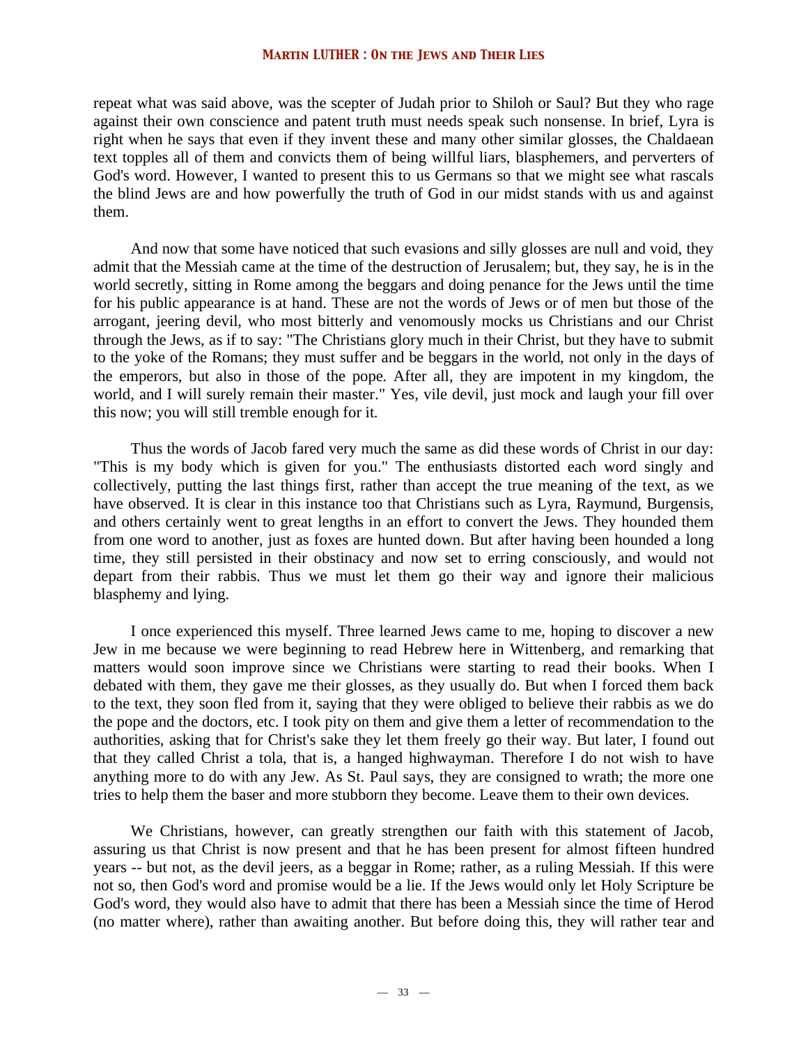repeat what was said above, was the scepter of Judah prior to Shiloh or Saul? But they who rage against their own conscience and patent truth must needs speak such nonsense. In brief, Lyra is right when he says that even if they invent these and many other similar glosses, the Chaldaean text topples all of them and convicts them of being willful liars, blasphemers, and perverters of God's word. However, I wanted to present this to us Germans so that we might see what rascals the blind Jews are and how powerfully the truth of God in our midst stands with us and against them.

And now that some have noticed that such evasions and silly glosses are null and void, they admit that the Messiah came at the time of the destruction of Jerusalem; but, they say, he is in the world secretly, sitting in Rome among the beggars and doing penance for the Jews until the time for his public appearance is at hand. These are not the words of Jews or of men but those of the arrogant, jeering devil, who most bitterly and venomously mocks us Christians and our Christ through the Jews, as if to say: "The Christians glory much in their Christ, but they have to submit to the yoke of the Romans; they must suffer and be beggars in the world, not only in the days of the emperors, but also in those of the pope. After all, they are impotent in my kingdom, the world, and I will surely remain their master." Yes, vile devil, just mock and laugh your fill over this now; you will still tremble enough for it.

Thus the words of Jacob fared very much the same as did these words of Christ in our day: "This is my body which is given for you." The enthusiasts distorted each word singly and collectively, putting the last things first, rather than accept the true meaning of the text, as we have observed. It is clear in this instance too that Christians such as Lyra, Raymund, Burgensis, and others certainly went to great lengths in an effort to convert the Jews. They hounded them from one word to another, just as foxes are hunted down. But after having been hounded a long time, they still persisted in their obstinacy and now set to erring consciously, and would not depart from their rabbis. Thus we must let them go their way and ignore their malicious blasphemy and lying.

I once experienced this myself. Three learned Jews came to me, hoping to discover a new Jew in me because we were beginning to read Hebrew here in Wittenberg, and remarking that matters would soon improve since we Christians were starting to read their books. When I debated with them, they gave me their glosses, as they usually do. But when I forced them back to the text, they soon fled from it, saying that they were obliged to believe their rabbis as we do the pope and the doctors, etc. I took pity on them and give them a letter of recommendation to the authorities, asking that for Christ's sake they let them freely go their way. But later, I found out that they called Christ a tola, that is, a hanged highwayman. Therefore I do not wish to have anything more to do with any Jew. As St. Paul says, they are consigned to wrath; the more one tries to help them the baser and more stubborn they become. Leave them to their own devices.

We Christians, however, can greatly strengthen our faith with this statement of Jacob, assuring us that Christ is now present and that he has been present for almost fifteen hundred years -- but not, as the devil jeers, as a beggar in Rome; rather, as a ruling Messiah. If this were not so, then God's word and promise would be a lie. If the Jews would only let Holy Scripture be God's word, they would also have to admit that there has been a Messiah since the time of Herod (no matter where), rather than awaiting another. But before doing this, they will rather tear and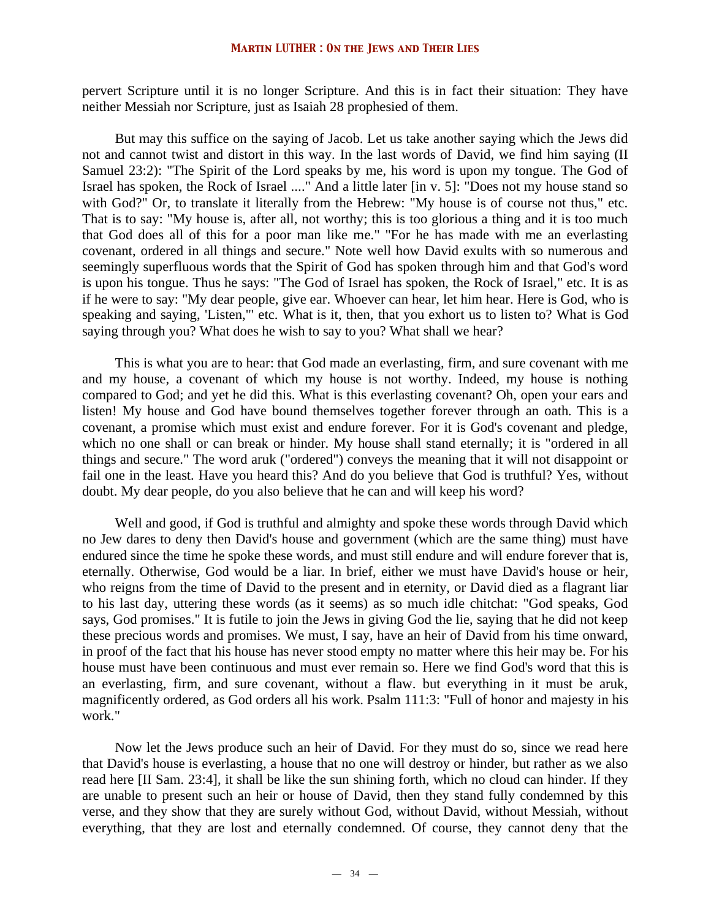pervert Scripture until it is no longer Scripture. And this is in fact their situation: They have neither Messiah nor Scripture, just as Isaiah 28 prophesied of them.

But may this suffice on the saying of Jacob. Let us take another saying which the Jews did not and cannot twist and distort in this way. In the last words of David, we find him saying (II Samuel 23:2): "The Spirit of the Lord speaks by me, his word is upon my tongue. The God of Israel has spoken, the Rock of Israel ...." And a little later [in v. 5]: "Does not my house stand so with God?" Or, to translate it literally from the Hebrew: "My house is of course not thus," etc. That is to say: "My house is, after all, not worthy; this is too glorious a thing and it is too much that God does all of this for a poor man like me." "For he has made with me an everlasting covenant, ordered in all things and secure." Note well how David exults with so numerous and seemingly superfluous words that the Spirit of God has spoken through him and that God's word is upon his tongue. Thus he says: "The God of Israel has spoken, the Rock of Israel," etc. It is as if he were to say: "My dear people, give ear. Whoever can hear, let him hear. Here is God, who is speaking and saying, 'Listen,'" etc. What is it, then, that you exhort us to listen to? What is God saying through you? What does he wish to say to you? What shall we hear?

This is what you are to hear: that God made an everlasting, firm, and sure covenant with me and my house, a covenant of which my house is not worthy. Indeed, my house is nothing compared to God; and yet he did this. What is this everlasting covenant? Oh, open your ears and listen! My house and God have bound themselves together forever through an oath. This is a covenant, a promise which must exist and endure forever. For it is God's covenant and pledge, which no one shall or can break or hinder. My house shall stand eternally; it is "ordered in all things and secure." The word aruk ("ordered") conveys the meaning that it will not disappoint or fail one in the least. Have you heard this? And do you believe that God is truthful? Yes, without doubt. My dear people, do you also believe that he can and will keep his word?

Well and good, if God is truthful and almighty and spoke these words through David which no Jew dares to deny then David's house and government (which are the same thing) must have endured since the time he spoke these words, and must still endure and will endure forever that is, eternally. Otherwise, God would be a liar. In brief, either we must have David's house or heir, who reigns from the time of David to the present and in eternity, or David died as a flagrant liar to his last day, uttering these words (as it seems) as so much idle chitchat: "God speaks, God says, God promises." It is futile to join the Jews in giving God the lie, saying that he did not keep these precious words and promises. We must, I say, have an heir of David from his time onward, in proof of the fact that his house has never stood empty no matter where this heir may be. For his house must have been continuous and must ever remain so. Here we find God's word that this is an everlasting, firm, and sure covenant, without a flaw. but everything in it must be aruk, magnificently ordered, as God orders all his work. Psalm 111:3: "Full of honor and majesty in his work."

Now let the Jews produce such an heir of David. For they must do so, since we read here that David's house is everlasting, a house that no one will destroy or hinder, but rather as we also read here [II Sam. 23:4], it shall be like the sun shining forth, which no cloud can hinder. If they are unable to present such an heir or house of David, then they stand fully condemned by this verse, and they show that they are surely without God, without David, without Messiah, without everything, that they are lost and eternally condemned. Of course, they cannot deny that the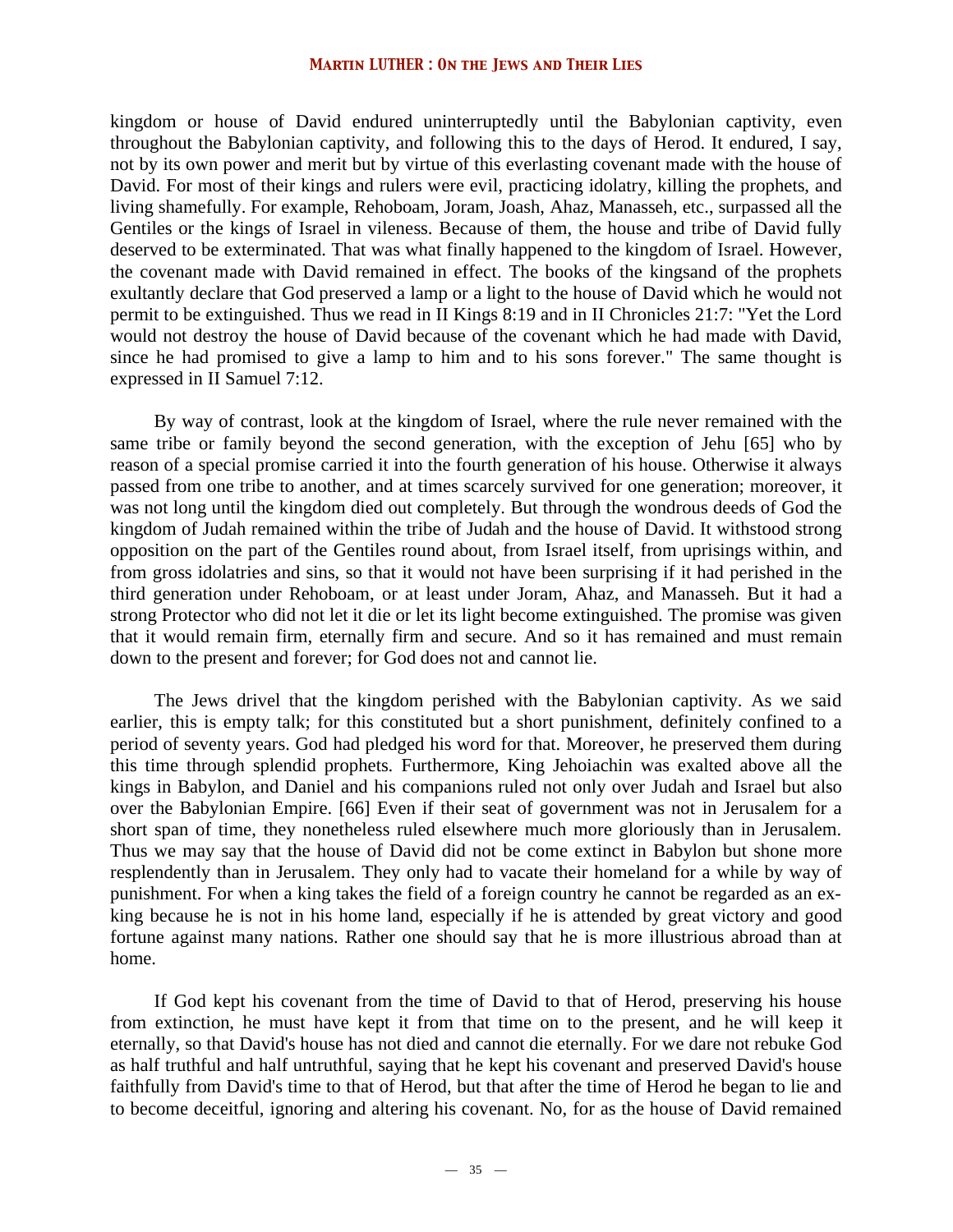kingdom or house of David endured uninterruptedly until the Babylonian captivity, even throughout the Babylonian captivity, and following this to the days of Herod. It endured, I say, not by its own power and merit but by virtue of this everlasting covenant made with the house of David. For most of their kings and rulers were evil, practicing idolatry, killing the prophets, and living shamefully. For example, Rehoboam, Joram, Joash, Ahaz, Manasseh, etc., surpassed all the Gentiles or the kings of Israel in vileness. Because of them, the house and tribe of David fully deserved to be exterminated. That was what finally happened to the kingdom of Israel. However, the covenant made with David remained in effect. The books of the kingsand of the prophets exultantly declare that God preserved a lamp or a light to the house of David which he would not permit to be extinguished. Thus we read in II Kings 8:19 and in II Chronicles 21:7: "Yet the Lord would not destroy the house of David because of the covenant which he had made with David, since he had promised to give a lamp to him and to his sons forever." The same thought is expressed in II Samuel 7:12.

By way of contrast, look at the kingdom of Israel, where the rule never remained with the same tribe or family beyond the second generation, with the exception of Jehu [65] who by reason of a special promise carried it into the fourth generation of his house. Otherwise it always passed from one tribe to another, and at times scarcely survived for one generation; moreover, it was not long until the kingdom died out completely. But through the wondrous deeds of God the kingdom of Judah remained within the tribe of Judah and the house of David. It withstood strong opposition on the part of the Gentiles round about, from Israel itself, from uprisings within, and from gross idolatries and sins, so that it would not have been surprising if it had perished in the third generation under Rehoboam, or at least under Joram, Ahaz, and Manasseh. But it had a strong Protector who did not let it die or let its light become extinguished. The promise was given that it would remain firm, eternally firm and secure. And so it has remained and must remain down to the present and forever; for God does not and cannot lie.

The Jews drivel that the kingdom perished with the Babylonian captivity. As we said earlier, this is empty talk; for this constituted but a short punishment, definitely confined to a period of seventy years. God had pledged his word for that. Moreover, he preserved them during this time through splendid prophets. Furthermore, King Jehoiachin was exalted above all the kings in Babylon, and Daniel and his companions ruled not only over Judah and Israel but also over the Babylonian Empire. [66] Even if their seat of government was not in Jerusalem for a short span of time, they nonetheless ruled elsewhere much more gloriously than in Jerusalem. Thus we may say that the house of David did not be come extinct in Babylon but shone more resplendently than in Jerusalem. They only had to vacate their homeland for a while by way of punishment. For when a king takes the field of a foreign country he cannot be regarded as an ex-king because he is not in his home land, especially if he is attended by great victory and good fortune against many nations. Rather one should say that he is more illustrious abroad than at home.

If God kept his covenant from the time of David to that of Herod, preserving his house from extinction, he must have kept it from that time on to the present, and he will keep it eternally, so that David's house has not died and cannot die eternally. For we dare not rebuke God as half truthful and half untruthful, saying that he kept his covenant and preserved David's house faithfully from David's time to that of Herod, but that after the time of Herod he began to lie and to become deceitful, ignoring and altering his covenant. No, for as the house of David remained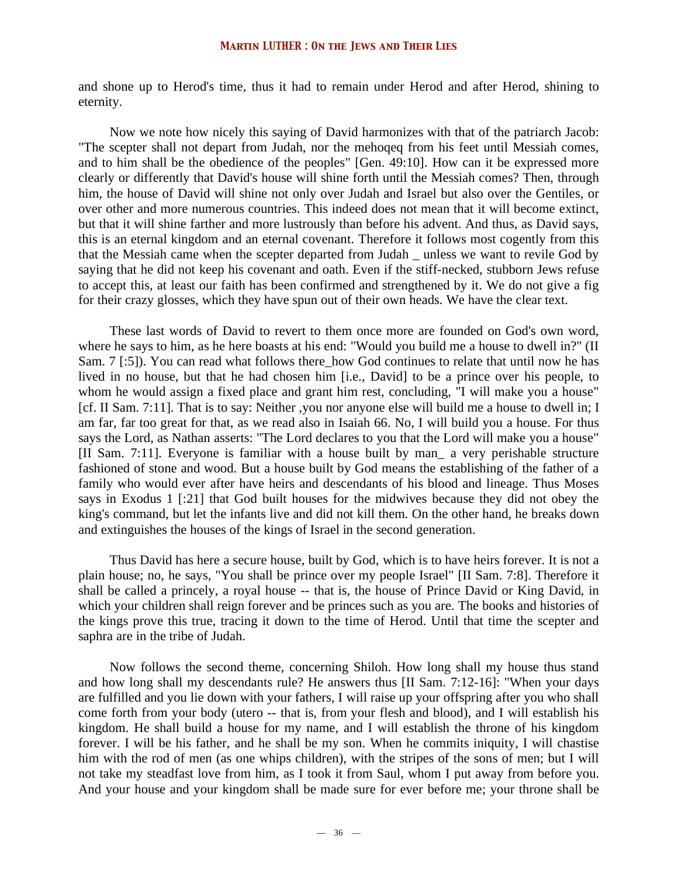and shone up to Herod's time, thus it had to remain under Herod and after Herod, shining to eternity.

Now we note how nicely this saying of David harmonizes with that of the patriarch Jacob: "The scepter shall not depart from Judah, nor the mehoqeq from his feet until Messiah comes, and to him shall be the obedience of the peoples" [Gen. 49:10]. How can it be expressed more clearly or differently that David's house will shine forth until the Messiah comes? Then, through him, the house of David will shine not only over Judah and Israel but also over the Gentiles, or over other and more numerous countries. This indeed does not mean that it will become extinct, but that it will shine farther and more lustrously than before his advent. And thus, as David says, this is an eternal kingdom and an eternal covenant. Therefore it follows most cogently from this that the Messiah came when the scepter departed from Judah _ unless we want to revile God by saying that he did not keep his covenant and oath. Even if the stiff-necked, stubborn Jews refuse to accept this, at least our faith has been confirmed and strengthened by it. We do not give a fig for their crazy glosses, which they have spun out of their own heads. We have the clear text.

These last words of David to revert to them once more are founded on God's own word, where he says to him, as he here boasts at his end: "Would you build me a house to dwell in?" (II Sam. 7 [:5]). You can read what follows there_how God continues to relate that until now he has lived in no house, but that he had chosen him [i.e., David] to be a prince over his people, to whom he would assign a fixed place and grant him rest, concluding, "I will make you a house" [cf. II Sam. 7:11]. That is to say: Neither ,you nor anyone else will build me a house to dwell in; I am far, far too great for that, as we read also in Isaiah 66. No, I will build you a house. For thus says the Lord, as Nathan asserts: "The Lord declares to you that the Lord will make you a house" [II Sam. 7:11]. Everyone is familiar with a house built by man_ a very perishable structure fashioned of stone and wood. But a house built by God means the establishing of the father of a family who would ever after have heirs and descendants of his blood and lineage. Thus Moses says in Exodus 1 [:21] that God built houses for the midwives because they did not obey the king's command, but let the infants live and did not kill them. On the other hand, he breaks down and extinguishes the houses of the kings of Israel in the second generation.

Thus David has here a secure house, built by God, which is to have heirs forever. It is not a plain house; no, he says, "You shall be prince over my people Israel" [II Sam. 7:8]. Therefore it shall be called a princely, a royal house -- that is, the house of Prince David or King David, in which your children shall reign forever and be princes such as you are. The books and histories of the kings prove this true, tracing it down to the time of Herod. Until that time the scepter and saphra are in the tribe of Judah.

Now follows the second theme, concerning Shiloh. How long shall my house thus stand and how long shall my descendants rule? He answers thus [II Sam. 7:12-16]: "When your days are fulfilled and you lie down with your fathers, I will raise up your offspring after you who shall come forth from your body (utero -- that is, from your flesh and blood), and I will establish his kingdom. He shall build a house for my name, and I will establish the throne of his kingdom forever. I will be his father, and he shall be my son. When he commits iniquity, I will chastise him with the rod of men (as one whips children), with the stripes of the sons of men; but I will not take my steadfast love from him, as I took it from Saul, whom I put away from before you. And your house and your kingdom shall be made sure for ever before me; your throne shall be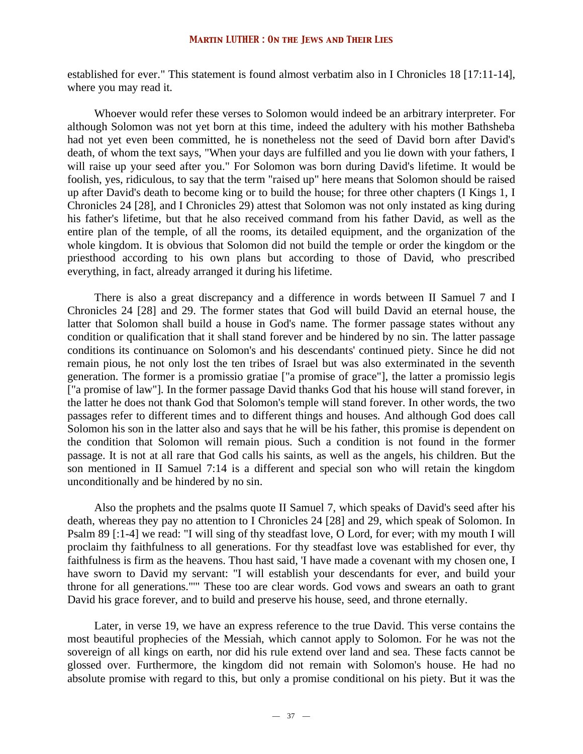established for ever." This statement is found almost verbatim also in I Chronicles 18 [17:11-14], where you may read it.

Whoever would refer these verses to Solomon would indeed be an arbitrary interpreter. For although Solomon was not yet born at this time, indeed the adultery with his mother Bathsheba had not yet even been committed, he is nonetheless not the seed of David born after David's death, of whom the text says, "When your days are fulfilled and you lie down with your fathers, I will raise up your seed after you." For Solomon was born during David's lifetime. It would be foolish, yes, ridiculous, to say that the term "raised up" here means that Solomon should be raised up after David's death to become king or to build the house; for three other chapters (I Kings 1, I Chronicles 24 [28], and I Chronicles 29) attest that Solomon was not only instated as king during his father's lifetime, but that he also received command from his father David, as well as the entire plan of the temple, of all the rooms, its detailed equipment, and the organization of the whole kingdom. It is obvious that Solomon did not build the temple or order the kingdom or the priesthood according to his own plans but according to those of David, who prescribed everything, in fact, already arranged it during his lifetime.

There is also a great discrepancy and a difference in words between II Samuel 7 and I Chronicles 24 [28] and 29. The former states that God will build David an eternal house, the latter that Solomon shall build a house in God's name. The former passage states without any condition or qualification that it shall stand forever and be hindered by no sin. The latter passage conditions its continuance on Solomon's and his descendants' continued piety. Since he did not remain pious, he not only lost the ten tribes of Israel but was also exterminated in the seventh generation. The former is a promissio gratiae ["a promise of grace"], the latter a promissio legis ["a promise of law"]. In the former passage David thanks God that his house will stand forever, in the latter he does not thank God that Solomon's temple will stand forever. In other words, the two passages refer to different times and to different things and houses. And although God does call Solomon his son in the latter also and says that he will be his father, this promise is dependent on the condition that Solomon will remain pious. Such a condition is not found in the former passage. It is not at all rare that God calls his saints, as well as the angels, his children. But the son mentioned in II Samuel 7:14 is a different and special son who will retain the kingdom unconditionally and be hindered by no sin.

Also the prophets and the psalms quote II Samuel 7, which speaks of David's seed after his death, whereas they pay no attention to I Chronicles 24 [28] and 29, which speak of Solomon. In Psalm 89 [:1-4] we read: "I will sing of thy steadfast love, O Lord, for ever; with my mouth I will proclaim thy faithfulness to all generations. For thy steadfast love was established for ever, thy faithfulness is firm as the heavens. Thou hast said, 'I have made a covenant with my chosen one, I have sworn to David my servant: "I will establish your descendants for ever, and build your throne for all generations."'" These too are clear words. God vows and swears an oath to grant David his grace forever, and to build and preserve his house, seed, and throne eternally.

Later, in verse 19, we have an express reference to the true David. This verse contains the most beautiful prophecies of the Messiah, which cannot apply to Solomon. For he was not the sovereign of all kings on earth, nor did his rule extend over land and sea. These facts cannot be glossed over. Furthermore, the kingdom did not remain with Solomon's house. He had no absolute promise with regard to this, but only a promise conditional on his piety. But it was the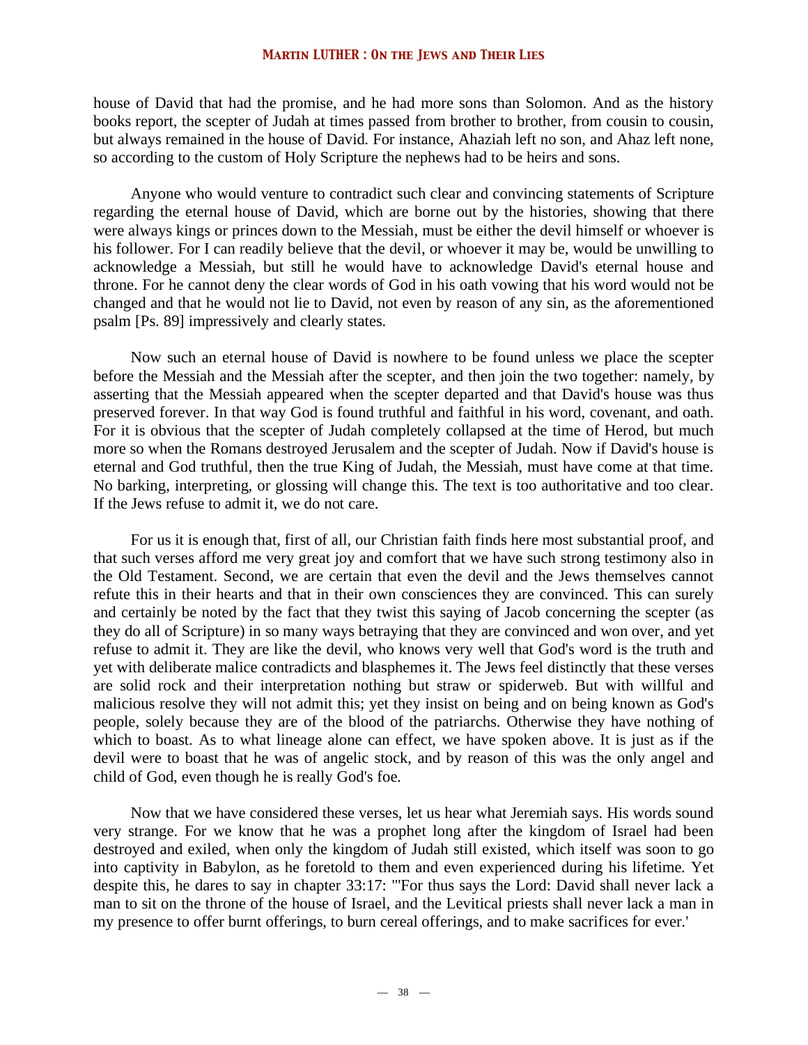house of David that had the promise, and he had more sons than Solomon. And as the history books report, the scepter of Judah at times passed from brother to brother, from cousin to cousin, but always remained in the house of David. For instance, Ahaziah left no son, and Ahaz left none, so according to the custom of Holy Scripture the nephews had to be heirs and sons.

Anyone who would venture to contradict such clear and convincing statements of Scripture regarding the eternal house of David, which are borne out by the histories, showing that there were always kings or princes down to the Messiah, must be either the devil himself or whoever is his follower. For I can readily believe that the devil, or whoever it may be, would be unwilling to acknowledge a Messiah, but still he would have to acknowledge David's eternal house and throne. For he cannot deny the clear words of God in his oath vowing that his word would not be changed and that he would not lie to David, not even by reason of any sin, as the aforementioned psalm [Ps. 89] impressively and clearly states.

Now such an eternal house of David is nowhere to be found unless we place the scepter before the Messiah and the Messiah after the scepter, and then join the two together: namely, by asserting that the Messiah appeared when the scepter departed and that David's house was thus preserved forever. In that way God is found truthful and faithful in his word, covenant, and oath. For it is obvious that the scepter of Judah completely collapsed at the time of Herod, but much more so when the Romans destroyed Jerusalem and the scepter of Judah. Now if David's house is eternal and God truthful, then the true King of Judah, the Messiah, must have come at that time. No barking, interpreting, or glossing will change this. The text is too authoritative and too clear. If the Jews refuse to admit it, we do not care.

For us it is enough that, first of all, our Christian faith finds here most substantial proof, and that such verses afford me very great joy and comfort that we have such strong testimony also in the Old Testament. Second, we are certain that even the devil and the Jews themselves cannot refute this in their hearts and that in their own consciences they are convinced. This can surely and certainly be noted by the fact that they twist this saying of Jacob concerning the scepter (as they do all of Scripture) in so many ways betraying that they are convinced and won over, and yet refuse to admit it. They are like the devil, who knows very well that God's word is the truth and yet with deliberate malice contradicts and blasphemes it. The Jews feel distinctly that these verses are solid rock and their interpretation nothing but straw or spiderweb. But with willful and malicious resolve they will not admit this; yet they insist on being and on being known as God's people, solely because they are of the blood of the patriarchs. Otherwise they have nothing of which to boast. As to what lineage alone can effect, we have spoken above. It is just as if the devil were to boast that he was of angelic stock, and by reason of this was the only angel and child of God, even though he is really God's foe.

Now that we have considered these verses, let us hear what Jeremiah says. His words sound very strange. For we know that he was a prophet long after the kingdom of Israel had been destroyed and exiled, when only the kingdom of Judah still existed, which itself was soon to go into captivity in Babylon, as he foretold to them and even experienced during his lifetime. Yet despite this, he dares to say in chapter 33:17: "'For thus says the Lord: David shall never lack a man to sit on the throne of the house of Israel, and the Levitical priests shall never lack a man in my presence to offer burnt offerings, to burn cereal offerings, and to make sacrifices for ever.'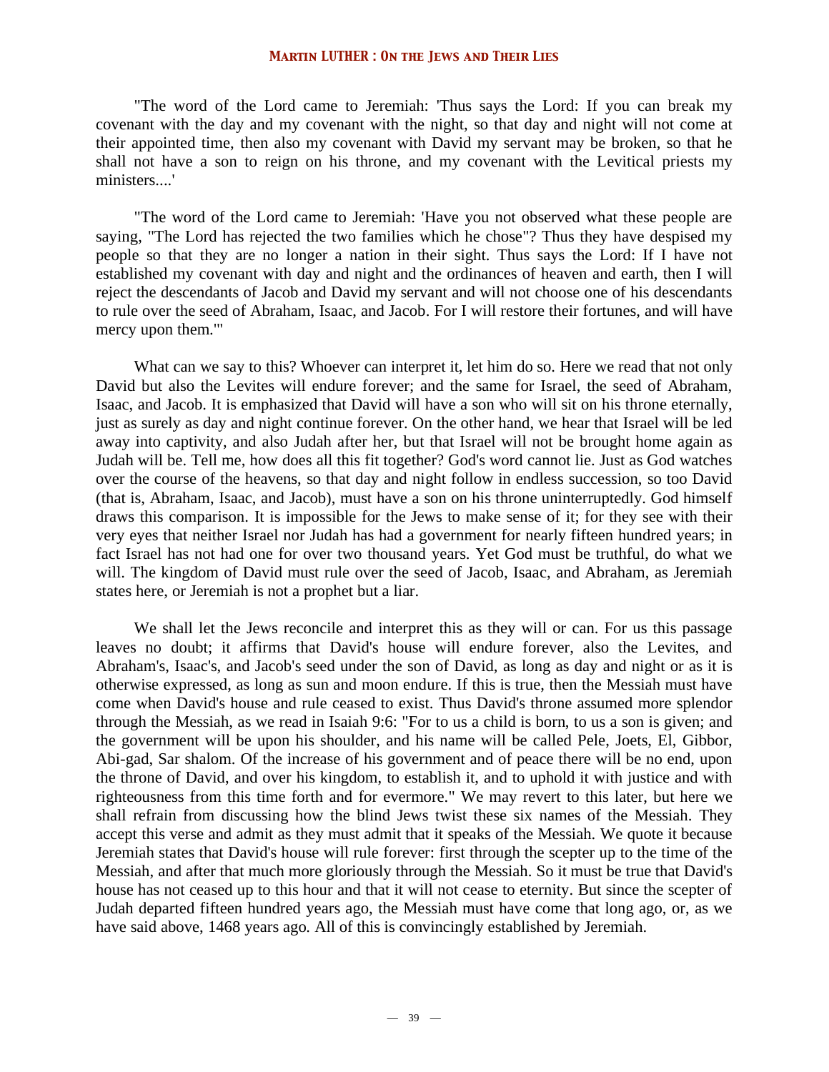"The word of the Lord came to Jeremiah: 'Thus says the Lord: If you can break my covenant with the day and my covenant with the night, so that day and night will not come at their appointed time, then also my covenant with David my servant may be broken, so that he shall not have a son to reign on his throne, and my covenant with the Levitical priests my ministers....'

"The word of the Lord came to Jeremiah: 'Have you not observed what these people are saying, "The Lord has rejected the two families which he chose"? Thus they have despised my people so that they are no longer a nation in their sight. Thus says the Lord: If I have not established my covenant with day and night and the ordinances of heaven and earth, then I will reject the descendants of Jacob and David my servant and will not choose one of his descendants to rule over the seed of Abraham, Isaac, and Jacob. For I will restore their fortunes, and will have mercy upon them.'"

What can we say to this? Whoever can interpret it, let him do so. Here we read that not only David but also the Levites will endure forever; and the same for Israel, the seed of Abraham, Isaac, and Jacob. It is emphasized that David will have a son who will sit on his throne eternally, just as surely as day and night continue forever. On the other hand, we hear that Israel will be led away into captivity, and also Judah after her, but that Israel will not be brought home again as Judah will be. Tell me, how does all this fit together? God's word cannot lie. Just as God watches over the course of the heavens, so that day and night follow in endless succession, so too David (that is, Abraham, Isaac, and Jacob), must have a son on his throne uninterruptedly. God himself draws this comparison. It is impossible for the Jews to make sense of it; for they see with their very eyes that neither Israel nor Judah has had a government for nearly fifteen hundred years; in fact Israel has not had one for over two thousand years. Yet God must be truthful, do what we will. The kingdom of David must rule over the seed of Jacob, Isaac, and Abraham, as Jeremiah states here, or Jeremiah is not a prophet but a liar.

We shall let the Jews reconcile and interpret this as they will or can. For us this passage leaves no doubt; it affirms that David's house will endure forever, also the Levites, and Abraham's, Isaac's, and Jacob's seed under the son of David, as long as day and night or as it is otherwise expressed, as long as sun and moon endure. If this is true, then the Messiah must have come when David's house and rule ceased to exist. Thus David's throne assumed more splendor through the Messiah, as we read in Isaiah 9:6: "For to us a child is born, to us a son is given; and the government will be upon his shoulder, and his name will be called Pele, Joets, El, Gibbor, Abi-gad, Sar shalom. Of the increase of his government and of peace there will be no end, upon the throne of David, and over his kingdom, to establish it, and to uphold it with justice and with righteousness from this time forth and for evermore." We may revert to this later, but here we shall refrain from discussing how the blind Jews twist these six names of the Messiah. They accept this verse and admit as they must admit that it speaks of the Messiah. We quote it because Jeremiah states that David's house will rule forever: first through the scepter up to the time of the Messiah, and after that much more gloriously through the Messiah. So it must be true that David's house has not ceased up to this hour and that it will not cease to eternity. But since the scepter of Judah departed fifteen hundred years ago, the Messiah must have come that long ago, or, as we have said above, 1468 years ago. All of this is convincingly established by Jeremiah.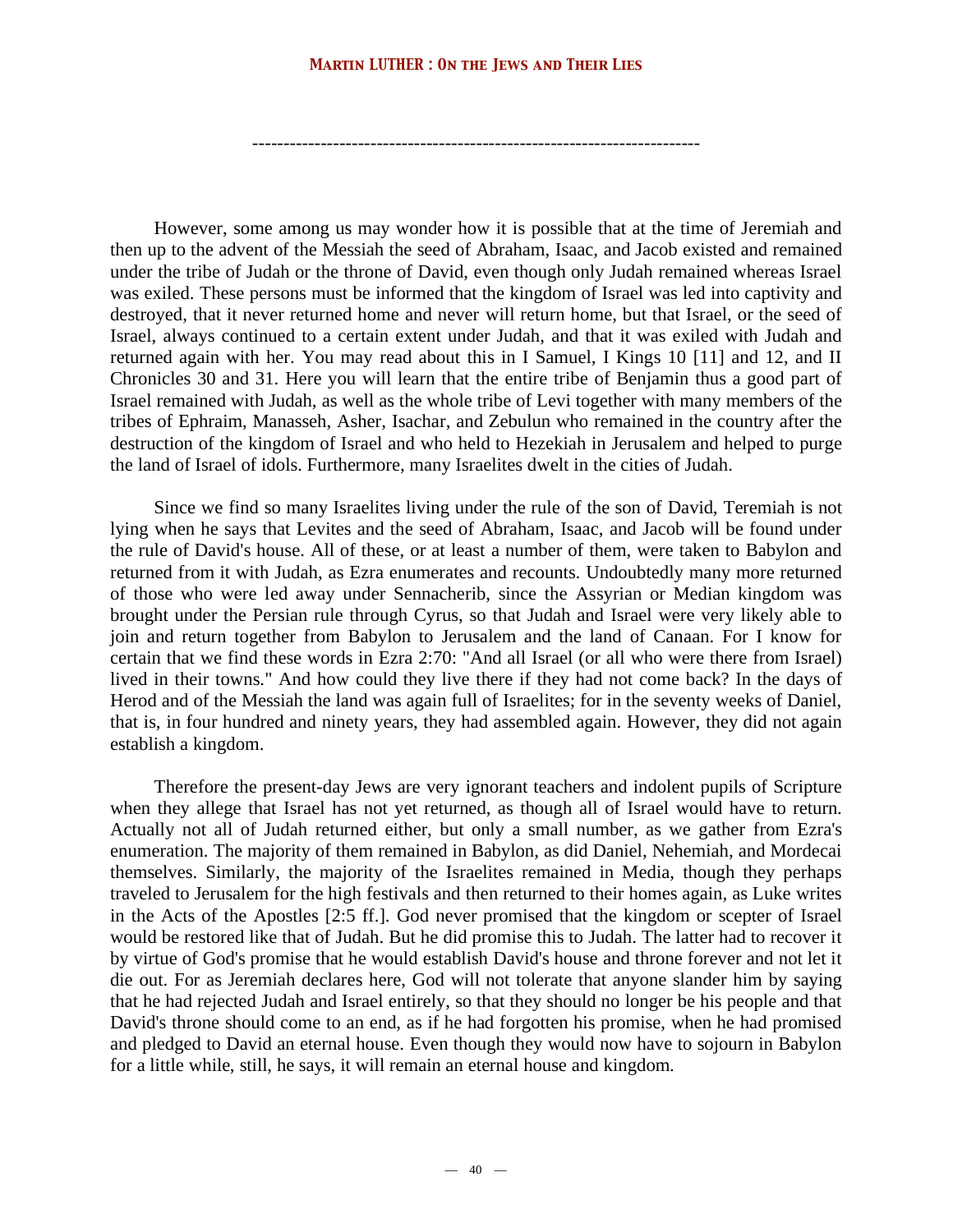---

However, some among us may wonder how it is possible that at the time of Jeremiah and then up to the advent of the Messiah the seed of Abraham, Isaac, and Jacob existed and remained under the tribe of Judah or the throne of David, even though only Judah remained whereas Israel was exiled. These persons must be informed that the kingdom of Israel was led into captivity and destroyed, that it never returned home and never will return home, but that Israel, or the seed of Israel, always continued to a certain extent under Judah, and that it was exiled with Judah and returned again with her. You may read about this in I Samuel, I Kings 10 [11] and 12, and II Chronicles 30 and 31. Here you will learn that the entire tribe of Benjamin thus a good part of Israel remained with Judah, as well as the whole tribe of Levi together with many members of the tribes of Ephraim, Manasseh, Asher, Isachar, and Zebulun who remained in the country after the destruction of the kingdom of Israel and who held to Hezekiah in Jerusalem and helped to purge the land of Israel of idols. Furthermore, many Israelites dwelt in the cities of Judah.

Since we find so many Israelites living under the rule of the son of David, Teremiah is not lying when he says that Levites and the seed of Abraham, Isaac, and Jacob will be found under the rule of David's house. All of these, or at least a number of them, were taken to Babylon and returned from it with Judah, as Ezra enumerates and recounts. Undoubtedly many more returned of those who were led away under Sennacherib, since the Assyrian or Median kingdom was brought under the Persian rule through Cyrus, so that Judah and Israel were very likely able to join and return together from Babylon to Jerusalem and the land of Canaan. For I know for certain that we find these words in Ezra 2:70: "And all Israel (or all who were there from Israel) lived in their towns." And how could they live there if they had not come back? In the days of Herod and of the Messiah the land was again full of Israelites; for in the seventy weeks of Daniel, that is, in four hundred and ninety years, they had assembled again. However, they did not again establish a kingdom.

Therefore the present-day Jews are very ignorant teachers and indolent pupils of Scripture when they allege that Israel has not yet returned, as though all of Israel would have to return. Actually not all of Judah returned either, but only a small number, as we gather from Ezra's enumeration. The majority of them remained in Babylon, as did Daniel, Nehemiah, and Mordecai themselves. Similarly, the majority of the Israelites remained in Media, though they perhaps traveled to Jerusalem for the high festivals and then returned to their homes again, as Luke writes in the Acts of the Apostles [2:5 ff.]. God never promised that the kingdom or scepter of Israel would be restored like that of Judah. But he did promise this to Judah. The latter had to recover it by virtue of God's promise that he would establish David's house and throne forever and not let it die out. For as Jeremiah declares here, God will not tolerate that anyone slander him by saying that he had rejected Judah and Israel entirely, so that they should no longer be his people and that David's throne should come to an end, as if he had forgotten his promise, when he had promised and pledged to David an eternal house. Even though they would now have to sojourn in Babylon for a little while, still, he says, it will remain an eternal house and kingdom.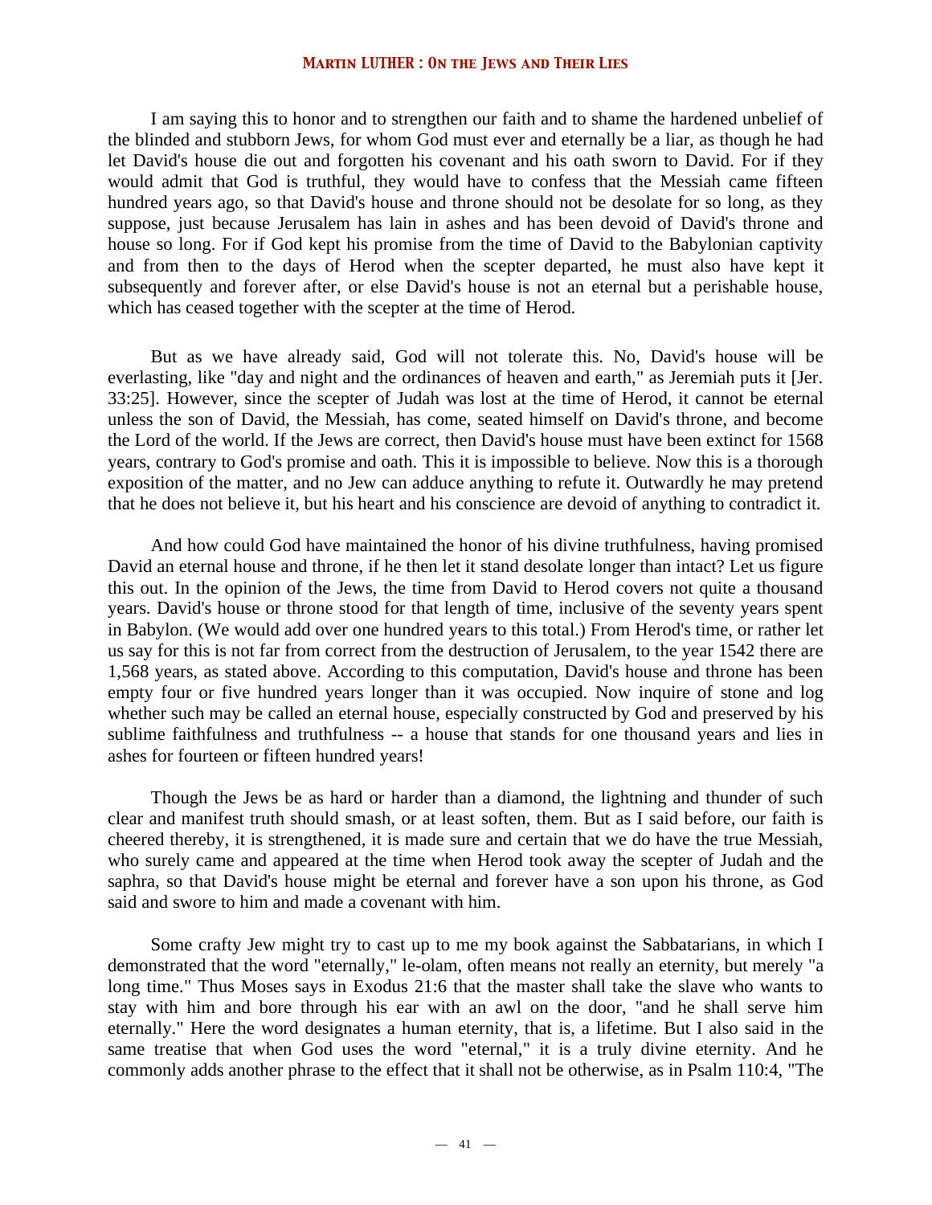I am saying this to honor and to strengthen our faith and to shame the hardened unbelief of the blinded and stubborn Jews, for whom God must ever and eternally be a liar, as though he had let David's house die out and forgotten his covenant and his oath sworn to David. For if they would admit that God is truthful, they would have to confess that the Messiah came fifteen hundred years ago, so that David's house and throne should not be desolate for so long, as they suppose, just because Jerusalem has lain in ashes and has been devoid of David's throne and house so long. For if God kept his promise from the time of David to the Babylonian captivity and from then to the days of Herod when the scepter departed, he must also have kept it subsequently and forever after, or else David's house is not an eternal but a perishable house, which has ceased together with the scepter at the time of Herod.

But as we have already said, God will not tolerate this. No, David's house will be everlasting, like "day and night and the ordinances of heaven and earth," as Jeremiah puts it [Jer. 33:25]. However, since the scepter of Judah was lost at the time of Herod, it cannot be eternal unless the son of David, the Messiah, has come, seated himself on David's throne, and become the Lord of the world. If the Jews are correct, then David's house must have been extinct for 1568 years, contrary to God's promise and oath. This it is impossible to believe. Now this is a thorough exposition of the matter, and no Jew can adduce anything to refute it. Outwardly he may pretend that he does not believe it, but his heart and his conscience are devoid of anything to contradict it.

And how could God have maintained the honor of his divine truthfulness, having promised David an eternal house and throne, if he then let it stand desolate longer than intact? Let us figure this out. In the opinion of the Jews, the time from David to Herod covers not quite a thousand years. David's house or throne stood for that length of time, inclusive of the seventy years spent in Babylon. (We would add over one hundred years to this total.) From Herod's time, or rather let us say for this is not far from correct from the destruction of Jerusalem, to the year 1542 there are 1,568 years, as stated above. According to this computation, David's house and throne has been empty four or five hundred years longer than it was occupied. Now inquire of stone and log whether such may be called an eternal house, especially constructed by God and preserved by his sublime faithfulness and truthfulness -- a house that stands for one thousand years and lies in ashes for fourteen or fifteen hundred years!

Though the Jews be as hard or harder than a diamond, the lightning and thunder of such clear and manifest truth should smash, or at least soften, them. But as I said before, our faith is cheered thereby, it is strengthened, it is made sure and certain that we do have the true Messiah, who surely came and appeared at the time when Herod took away the scepter of Judah and the saphra, so that David's house might be eternal and forever have a son upon his throne, as God said and swore to him and made a covenant with him.

Some crafty Jew might try to cast up to me my book against the Sabbatarians, in which I demonstrated that the word "eternally," le-olam, often means not really an eternity, but merely "a long time." Thus Moses says in Exodus 21:6 that the master shall take the slave who wants to stay with him and bore through his ear with an awl on the door, "and he shall serve him eternally." Here the word designates a human eternity, that is, a lifetime. But I also said in the same treatise that when God uses the word "eternal," it is a truly divine eternity. And he commonly adds another phrase to the effect that it shall not be otherwise, as in Psalm 110:4, "The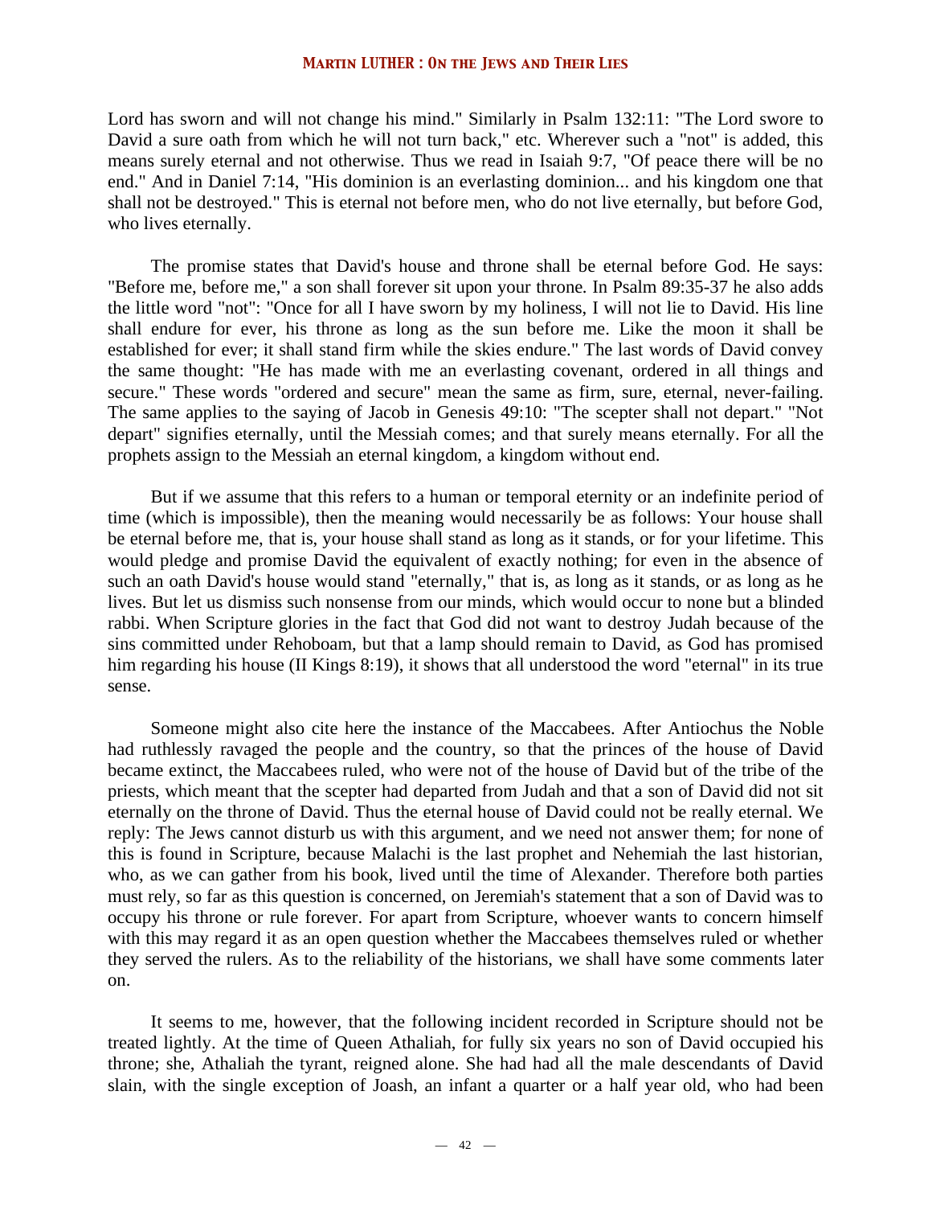Lord has sworn and will not change his mind." Similarly in Psalm 132:11: "The Lord swore to David a sure oath from which he will not turn back," etc. Wherever such a "not" is added, this means surely eternal and not otherwise. Thus we read in Isaiah 9:7, "Of peace there will be no end." And in Daniel 7:14, "His dominion is an everlasting dominion... and his kingdom one that shall not be destroyed." This is eternal not before men, who do not live eternally, but before God, who lives eternally.

The promise states that David's house and throne shall be eternal before God. He says: "Before me, before me," a son shall forever sit upon your throne. In Psalm 89:35-37 he also adds the little word "not": "Once for all I have sworn by my holiness, I will not lie to David. His line shall endure for ever, his throne as long as the sun before me. Like the moon it shall be established for ever; it shall stand firm while the skies endure." The last words of David convey the same thought: "He has made with me an everlasting covenant, ordered in all things and secure." These words "ordered and secure" mean the same as firm, sure, eternal, never-failing. The same applies to the saying of Jacob in Genesis 49:10: "The scepter shall not depart." "Not depart" signifies eternally, until the Messiah comes; and that surely means eternally. For all the prophets assign to the Messiah an eternal kingdom, a kingdom without end.

But if we assume that this refers to a human or temporal eternity or an indefinite period of time (which is impossible), then the meaning would necessarily be as follows: Your house shall be eternal before me, that is, your house shall stand as long as it stands, or for your lifetime. This would pledge and promise David the equivalent of exactly nothing; for even in the absence of such an oath David's house would stand "eternally," that is, as long as it stands, or as long as he lives. But let us dismiss such nonsense from our minds, which would occur to none but a blinded rabbi. When Scripture glories in the fact that God did not want to destroy Judah because of the sins committed under Rehoboam, but that a lamp should remain to David, as God has promised him regarding his house (II Kings 8:19), it shows that all understood the word "eternal" in its true sense.

Someone might also cite here the instance of the Maccabees. After Antiochus the Noble had ruthlessly ravaged the people and the country, so that the princes of the house of David became extinct, the Maccabees ruled, who were not of the house of David but of the tribe of the priests, which meant that the scepter had departed from Judah and that a son of David did not sit eternally on the throne of David. Thus the eternal house of David could not be really eternal. We reply: The Jews cannot disturb us with this argument, and we need not answer them; for none of this is found in Scripture, because Malachi is the last prophet and Nehemiah the last historian, who, as we can gather from his book, lived until the time of Alexander. Therefore both parties must rely, so far as this question is concerned, on Jeremiah's statement that a son of David was to occupy his throne or rule forever. For apart from Scripture, whoever wants to concern himself with this may regard it as an open question whether the Maccabees themselves ruled or whether they served the rulers. As to the reliability of the historians, we shall have some comments later on.

It seems to me, however, that the following incident recorded in Scripture should not be treated lightly. At the time of Queen Athaliah, for fully six years no son of David occupied his throne; she, Athaliah the tyrant, reigned alone. She had had all the male descendants of David slain, with the single exception of Joash, an infant a quarter or a half year old, who had been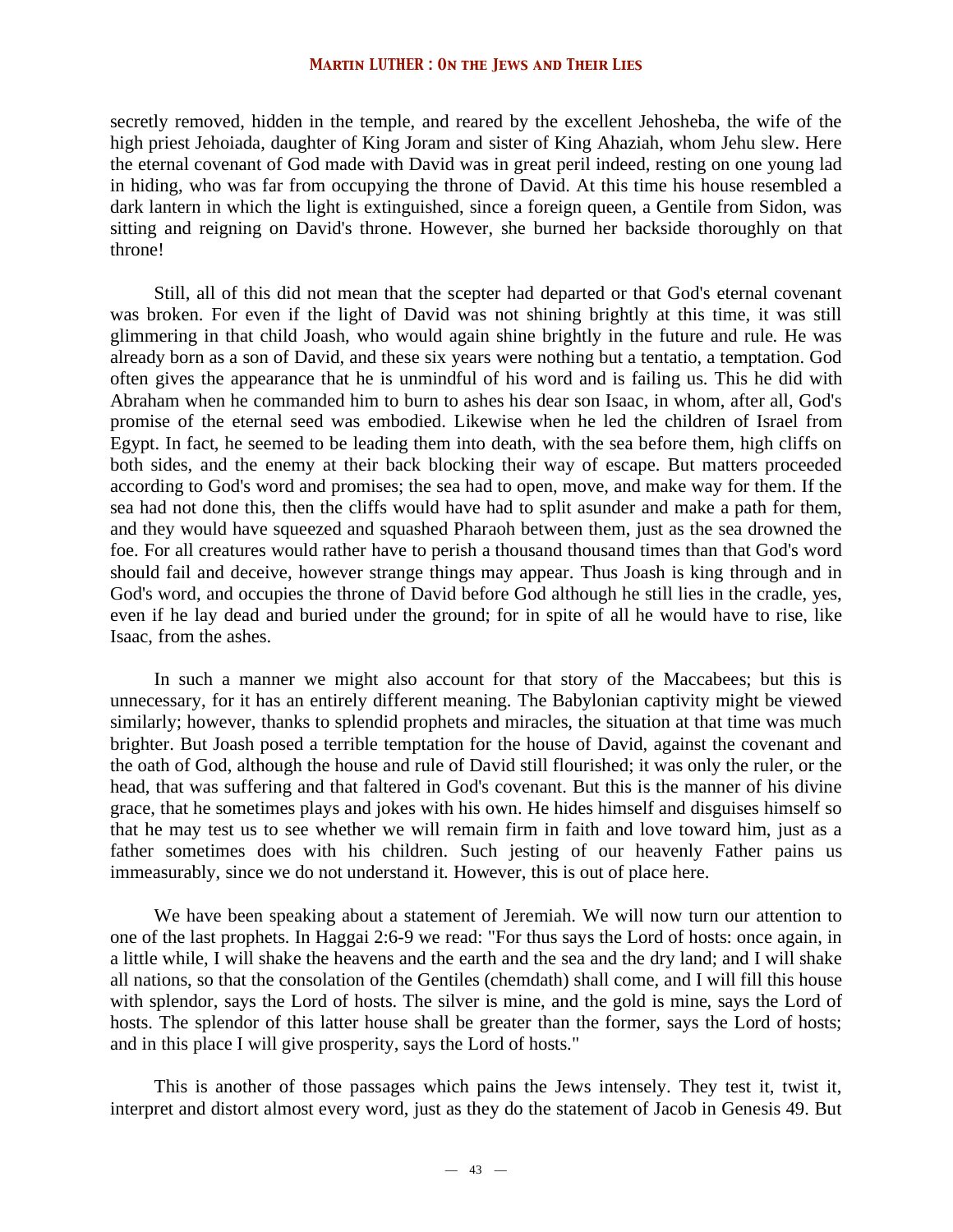secretly removed, hidden in the temple, and reared by the excellent Jehosheba, the wife of the high priest Jehoiada, daughter of King Joram and sister of King Ahaziah, whom Jehu slew. Here the eternal covenant of God made with David was in great peril indeed, resting on one young lad in hiding, who was far from occupying the throne of David. At this time his house resembled a dark lantern in which the light is extinguished, since a foreign queen, a Gentile from Sidon, was sitting and reigning on David's throne. However, she burned her backside thoroughly on that throne!

Still, all of this did not mean that the scepter had departed or that God's eternal covenant was broken. For even if the light of David was not shining brightly at this time, it was still glimmering in that child Joash, who would again shine brightly in the future and rule. He was already born as a son of David, and these six years were nothing but a tentatio, a temptation. God often gives the appearance that he is unmindful of his word and is failing us. This he did with Abraham when he commanded him to burn to ashes his dear son Isaac, in whom, after all, God's promise of the eternal seed was embodied. Likewise when he led the children of Israel from Egypt. In fact, he seemed to be leading them into death, with the sea before them, high cliffs on both sides, and the enemy at their back blocking their way of escape. But matters proceeded according to God's word and promises; the sea had to open, move, and make way for them. If the sea had not done this, then the cliffs would have had to split asunder and make a path for them, and they would have squeezed and squashed Pharaoh between them, just as the sea drowned the foe. For all creatures would rather have to perish a thousand thousand times than that God's word should fail and deceive, however strange things may appear. Thus Joash is king through and in God's word, and occupies the throne of David before God although he still lies in the cradle, yes, even if he lay dead and buried under the ground; for in spite of all he would have to rise, like Isaac, from the ashes.

In such a manner we might also account for that story of the Maccabees; but this is unnecessary, for it has an entirely different meaning. The Babylonian captivity might be viewed similarly; however, thanks to splendid prophets and miracles, the situation at that time was much brighter. But Joash posed a terrible temptation for the house of David, against the covenant and the oath of God, although the house and rule of David still flourished; it was only the ruler, or the head, that was suffering and that faltered in God's covenant. But this is the manner of his divine grace, that he sometimes plays and jokes with his own. He hides himself and disguises himself so that he may test us to see whether we will remain firm in faith and love toward him, just as a father sometimes does with his children. Such jesting of our heavenly Father pains us immeasurably, since we do not understand it. However, this is out of place here.

We have been speaking about a statement of Jeremiah. We will now turn our attention to one of the last prophets. In Haggai 2:6-9 we read: "For thus says the Lord of hosts: once again, in a little while, I will shake the heavens and the earth and the sea and the dry land; and I will shake all nations, so that the consolation of the Gentiles (chemdath) shall come, and I will fill this house with splendor, says the Lord of hosts. The silver is mine, and the gold is mine, says the Lord of hosts. The splendor of this latter house shall be greater than the former, says the Lord of hosts; and in this place I will give prosperity, says the Lord of hosts."

This is another of those passages which pains the Jews intensely. They test it, twist it, interpret and distort almost every word, just as they do the statement of Jacob in Genesis 49. But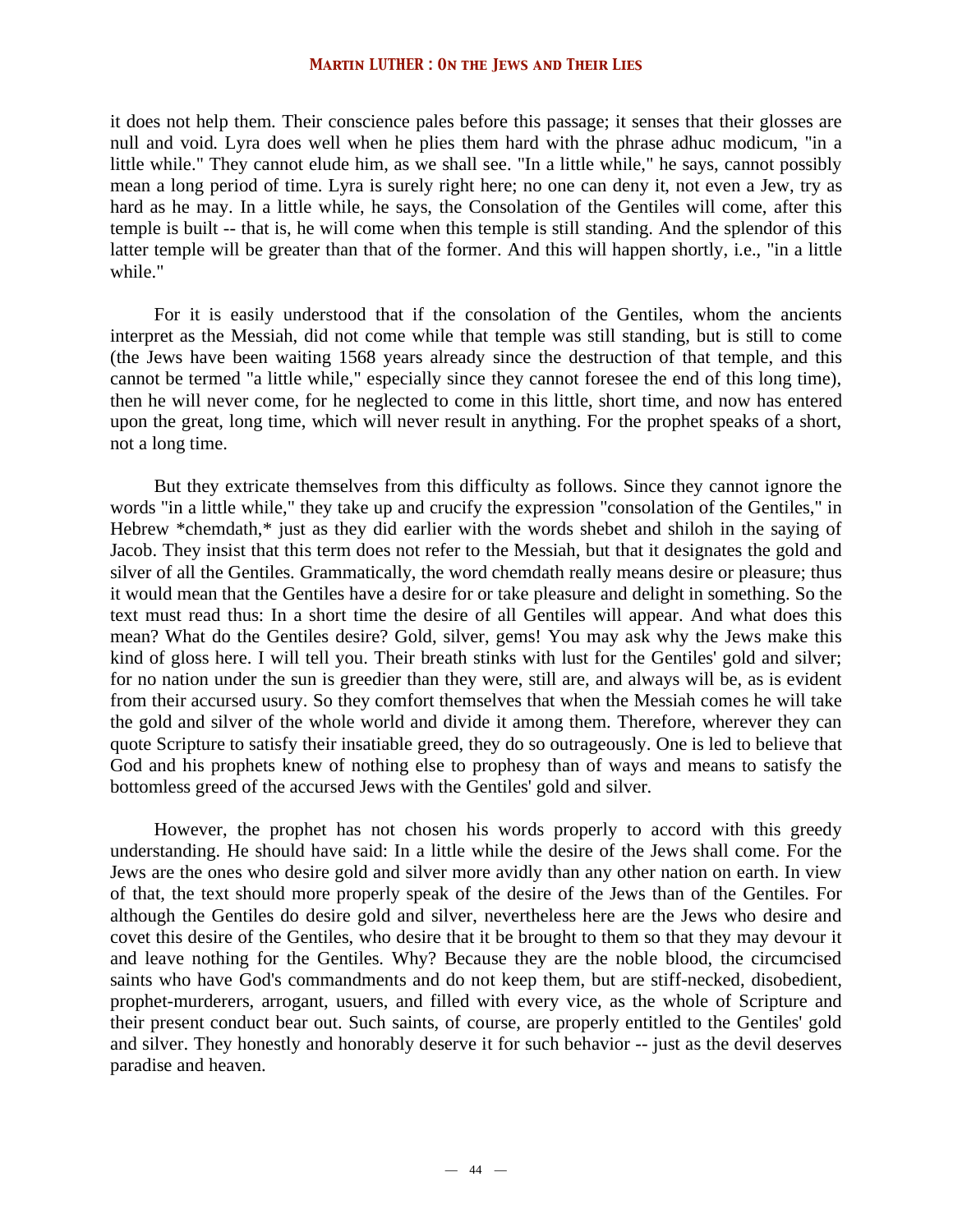it does not help them. Their conscience pales before this passage; it senses that their glosses are null and void. Lyra does well when he plies them hard with the phrase adhuc modicum, "in a little while." They cannot elude him, as we shall see. "In a little while," he says, cannot possibly mean a long period of time. Lyra is surely right here; no one can deny it, not even a Jew, try as hard as he may. In a little while, he says, the Consolation of the Gentiles will come, after this temple is built -- that is, he will come when this temple is still standing. And the splendor of this latter temple will be greater than that of the former. And this will happen shortly, i.e., "in a little while."

For it is easily understood that if the consolation of the Gentiles, whom the ancients interpret as the Messiah, did not come while that temple was still standing, but is still to come (the Jews have been waiting 1568 years already since the destruction of that temple, and this cannot be termed "a little while," especially since they cannot foresee the end of this long time), then he will never come, for he neglected to come in this little, short time, and now has entered upon the great, long time, which will never result in anything. For the prophet speaks of a short, not a long time.

But they extricate themselves from this difficulty as follows. Since they cannot ignore the words "in a little while," they take up and crucify the expression "consolation of the Gentiles," in Hebrew *chemdath,* just as they did earlier with the words shebet and shiloh in the saying of Jacob. They insist that this term does not refer to the Messiah, but that it designates the gold and silver of all the Gentiles. Grammatically, the word chemdath really means desire or pleasure; thus it would mean that the Gentiles have a desire for or take pleasure and delight in something. So the text must read thus: In a short time the desire of all Gentiles will appear. And what does this mean? What do the Gentiles desire? Gold, silver, gems! You may ask why the Jews make this kind of gloss here. I will tell you. Their breath stinks with lust for the Gentiles' gold and silver; for no nation under the sun is greedier than they were, still are, and always will be, as is evident from their accursed usury. So they comfort themselves that when the Messiah comes he will take the gold and silver of the whole world and divide it among them. Therefore, wherever they can quote Scripture to satisfy their insatiable greed, they do so outrageously. One is led to believe that God and his prophets knew of nothing else to prophesy than of ways and means to satisfy the bottomless greed of the accursed Jews with the Gentiles' gold and silver.

However, the prophet has not chosen his words properly to accord with this greedy understanding. He should have said: In a little while the desire of the Jews shall come. For the Jews are the ones who desire gold and silver more avidly than any other nation on earth. In view of that, the text should more properly speak of the desire of the Jews than of the Gentiles. For although the Gentiles do desire gold and silver, nevertheless here are the Jews who desire and covet this desire of the Gentiles, who desire that it be brought to them so that they may devour it and leave nothing for the Gentiles. Why? Because they are the noble blood, the circumcised saints who have God's commandments and do not keep them, but are stiff-necked, disobedient, prophet-murderers, arrogant, usuers, and filled with every vice, as the whole of Scripture and their present conduct bear out. Such saints, of course, are properly entitled to the Gentiles' gold and silver. They honestly and honorably deserve it for such behavior -- just as the devil deserves paradise and heaven.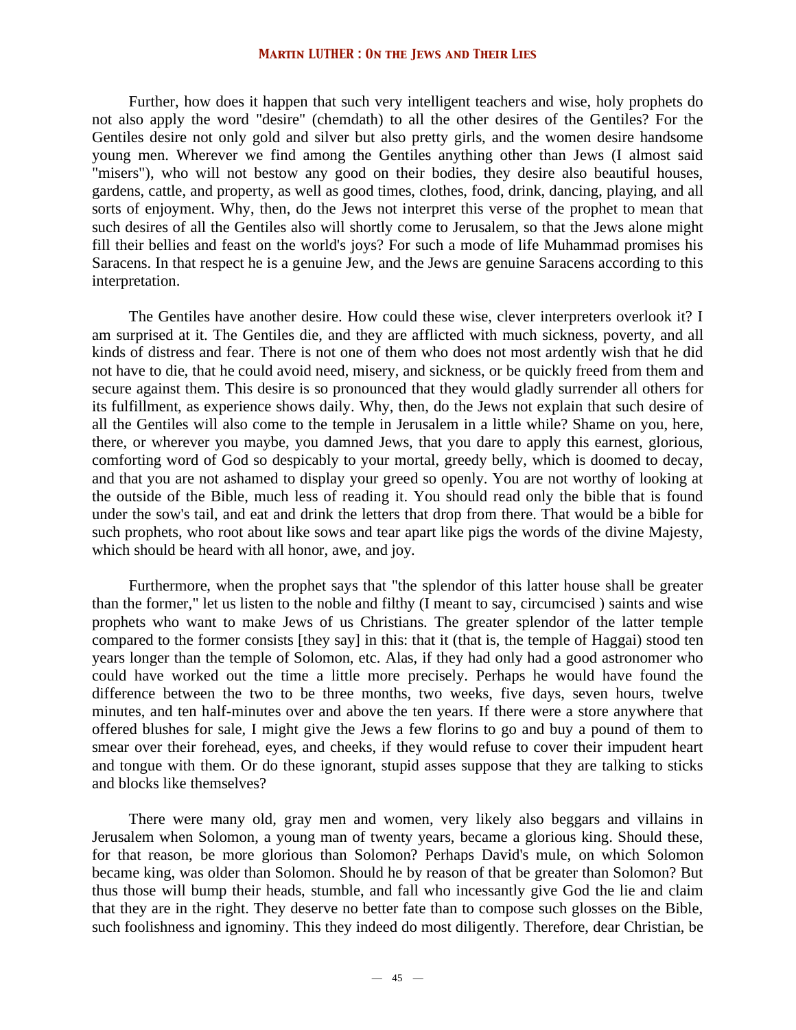Further, how does it happen that such very intelligent teachers and wise, holy prophets do not also apply the word "desire" (chemdath) to all the other desires of the Gentiles? For the Gentiles desire not only gold and silver but also pretty girls, and the women desire handsome young men. Wherever we find among the Gentiles anything other than Jews (I almost said "misers"), who will not bestow any good on their bodies, they desire also beautiful houses, gardens, cattle, and property, as well as good times, clothes, food, drink, dancing, playing, and all sorts of enjoyment. Why, then, do the Jews not interpret this verse of the prophet to mean that such desires of all the Gentiles also will shortly come to Jerusalem, so that the Jews alone might fill their bellies and feast on the world's joys? For such a mode of life Muhammad promises his Saracens. In that respect he is a genuine Jew, and the Jews are genuine Saracens according to this interpretation.

The Gentiles have another desire. How could these wise, clever interpreters overlook it? I am surprised at it. The Gentiles die, and they are afflicted with much sickness, poverty, and all kinds of distress and fear. There is not one of them who does not most ardently wish that he did not have to die, that he could avoid need, misery, and sickness, or be quickly freed from them and secure against them. This desire is so pronounced that they would gladly surrender all others for its fulfillment, as experience shows daily. Why, then, do the Jews not explain that such desire of all the Gentiles will also come to the temple in Jerusalem in a little while? Shame on you, here, there, or wherever you maybe, you damned Jews, that you dare to apply this earnest, glorious, comforting word of God so despicably to your mortal, greedy belly, which is doomed to decay, and that you are not ashamed to display your greed so openly. You are not worthy of looking at the outside of the Bible, much less of reading it. You should read only the bible that is found under the sow's tail, and eat and drink the letters that drop from there. That would be a bible for such prophets, who root about like sows and tear apart like pigs the words of the divine Majesty, which should be heard with all honor, awe, and joy.

Furthermore, when the prophet says that "the splendor of this latter house shall be greater than the former," let us listen to the noble and filthy (I meant to say, circumcised ) saints and wise prophets who want to make Jews of us Christians. The greater splendor of the latter temple compared to the former consists [they say] in this: that it (that is, the temple of Haggai) stood ten years longer than the temple of Solomon, etc. Alas, if they had only had a good astronomer who could have worked out the time a little more precisely. Perhaps he would have found the difference between the two to be three months, two weeks, five days, seven hours, twelve minutes, and ten half-minutes over and above the ten years. If there were a store anywhere that offered blushes for sale, I might give the Jews a few florins to go and buy a pound of them to smear over their forehead, eyes, and cheeks, if they would refuse to cover their impudent heart and tongue with them. Or do these ignorant, stupid asses suppose that they are talking to sticks and blocks like themselves?

There were many old, gray men and women, very likely also beggars and villains in Jerusalem when Solomon, a young man of twenty years, became a glorious king. Should these, for that reason, be more glorious than Solomon? Perhaps David's mule, on which Solomon became king, was older than Solomon. Should he by reason of that be greater than Solomon? But thus those will bump their heads, stumble, and fall who incessantly give God the lie and claim that they are in the right. They deserve no better fate than to compose such glosses on the Bible, such foolishness and ignominy. This they indeed do most diligently. Therefore, dear Christian, be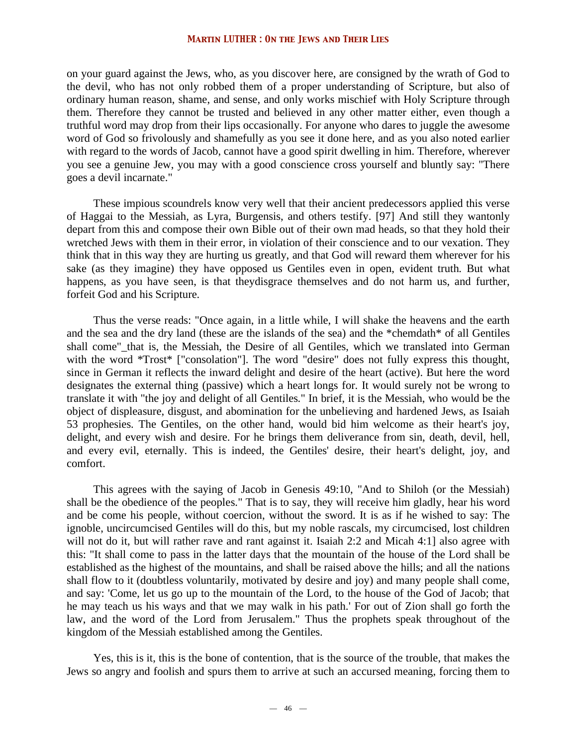on your guard against the Jews, who, as you discover here, are consigned by the wrath of God to the devil, who has not only robbed them of a proper understanding of Scripture, but also of ordinary human reason, shame, and sense, and only works mischief with Holy Scripture through them. Therefore they cannot be trusted and believed in any other matter either, even though a truthful word may drop from their lips occasionally. For anyone who dares to juggle the awesome word of God so frivolously and shamefully as you see it done here, and as you also noted earlier with regard to the words of Jacob, cannot have a good spirit dwelling in him. Therefore, wherever you see a genuine Jew, you may with a good conscience cross yourself and bluntly say: "There goes a devil incarnate."

These impious scoundrels know very well that their ancient predecessors applied this verse of Haggai to the Messiah, as Lyra, Burgensis, and others testify. [97] And still they wantonly depart from this and compose their own Bible out of their own mad heads, so that they hold their wretched Jews with them in their error, in violation of their conscience and to our vexation. They think that in this way they are hurting us greatly, and that God will reward them wherever for his sake (as they imagine) they have opposed us Gentiles even in open, evident truth. But what happens, as you have seen, is that theydisgrace themselves and do not harm us, and further, forfeit God and his Scripture.

Thus the verse reads: "Once again, in a little while, I will shake the heavens and the earth and the sea and the dry land (these are the islands of the sea) and the *chemdath* of all Gentiles shall come"_that is, the Messiah, the Desire of all Gentiles, which we translated into German with the word *Trost* ["consolation"]. The word "desire" does not fully express this thought, since in German it reflects the inward delight and desire of the heart (active). But here the word designates the external thing (passive) which a heart longs for. It would surely not be wrong to translate it with "the joy and delight of all Gentiles." In brief, it is the Messiah, who would be the object of displeasure, disgust, and abomination for the unbelieving and hardened Jews, as Isaiah 53 prophesies. The Gentiles, on the other hand, would bid him welcome as their heart's joy, delight, and every wish and desire. For he brings them deliverance from sin, death, devil, hell, and every evil, eternally. This is indeed, the Gentiles' desire, their heart's delight, joy, and comfort.

This agrees with the saying of Jacob in Genesis 49:10, "And to Shiloh (or the Messiah) shall be the obedience of the peoples." That is to say, they will receive him gladly, hear his word and be come his people, without coercion, without the sword. It is as if he wished to say: The ignoble, uncircumcised Gentiles will do this, but my noble rascals, my circumcised, lost children will not do it, but will rather rave and rant against it. Isaiah 2:2 and Micah 4:1] also agree with this: "It shall come to pass in the latter days that the mountain of the house of the Lord shall be established as the highest of the mountains, and shall be raised above the hills; and all the nations shall flow to it (doubtless voluntarily, motivated by desire and joy) and many people shall come, and say: 'Come, let us go up to the mountain of the Lord, to the house of the God of Jacob; that he may teach us his ways and that we may walk in his path.' For out of Zion shall go forth the law, and the word of the Lord from Jerusalem." Thus the prophets speak throughout of the kingdom of the Messiah established among the Gentiles.

Yes, this is it, this is the bone of contention, that is the source of the trouble, that makes the Jews so angry and foolish and spurs them to arrive at such an accursed meaning, forcing them to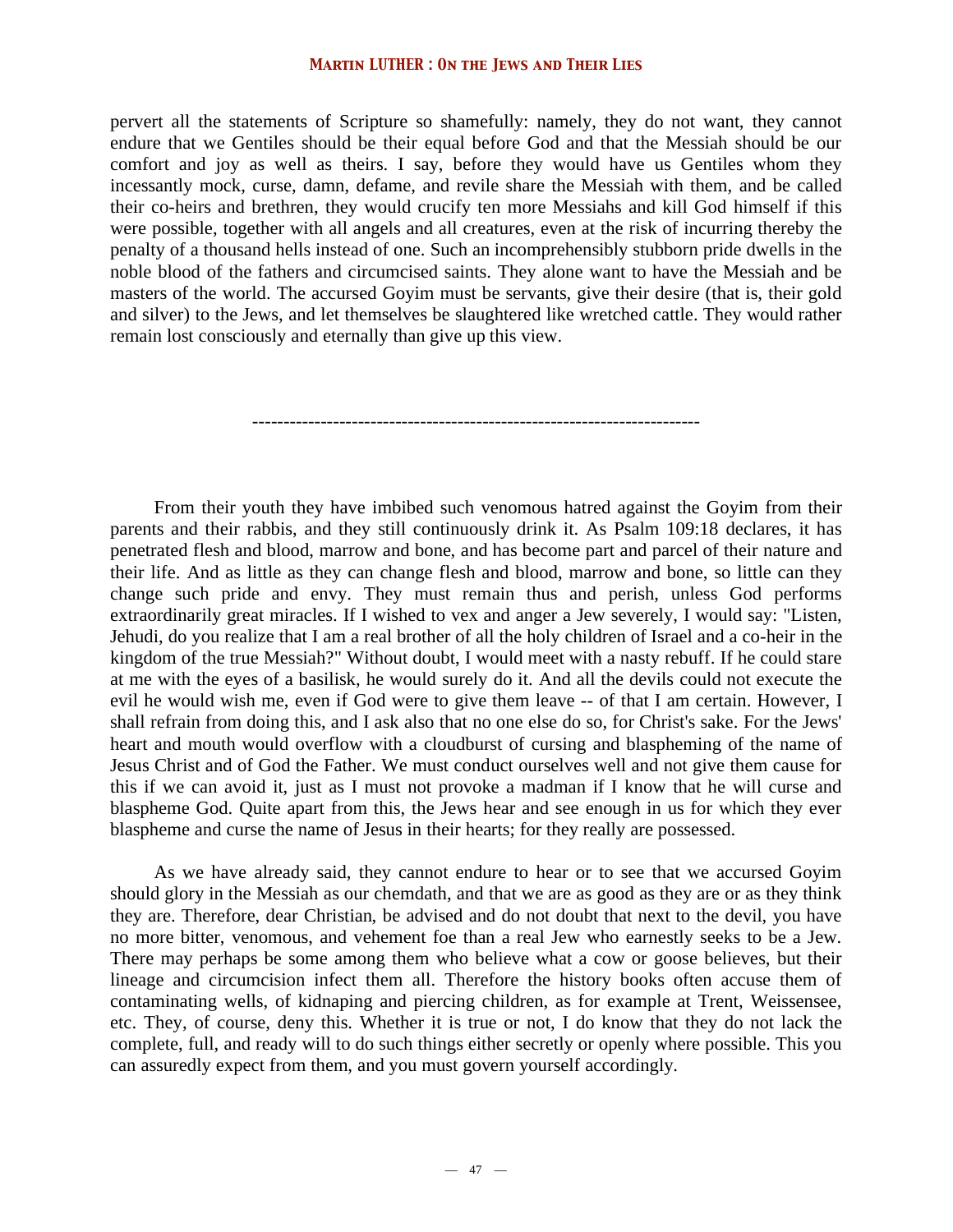pervert all the statements of Scripture so shamefully: namely, they do not want, they cannot endure that we Gentiles should be their equal before God and that the Messiah should be our comfort and joy as well as theirs. I say, before they would have us Gentiles whom they incessantly mock, curse, damn, defame, and revile share the Messiah with them, and be called their co-heirs and brethren, they would crucify ten more Messiahs and kill God himself if this were possible, together with all angels and all creatures, even at the risk of incurring thereby the penalty of a thousand hells instead of one. Such an incomprehensibly stubborn pride dwells in the noble blood of the fathers and circumcised saints. They alone want to have the Messiah and be masters of the world. The accursed Goyim must be servants, give their desire (that is, their gold and silver) to the Jews, and let themselves be slaughtered like wretched cattle. They would rather remain lost consciously and eternally than give up this view.

---

From their youth they have imbibed such venomous hatred against the Goyim from their parents and their rabbis, and they still continuously drink it. As Psalm 109:18 declares, it has penetrated flesh and blood, marrow and bone, and has become part and parcel of their nature and their life. And as little as they can change flesh and blood, marrow and bone, so little can they change such pride and envy. They must remain thus and perish, unless God performs extraordinarily great miracles. If I wished to vex and anger a Jew severely, I would say: "Listen, Jehudi, do you realize that I am a real brother of all the holy children of Israel and a co-heir in the kingdom of the true Messiah?" Without doubt, I would meet with a nasty rebuff. If he could stare at me with the eyes of a basilisk, he would surely do it. And all the devils could not execute the evil he would wish me, even if God were to give them leave -- of that I am certain. However, I shall refrain from doing this, and I ask also that no one else do so, for Christ's sake. For the Jews' heart and mouth would overflow with a cloudburst of cursing and blaspheming of the name of Jesus Christ and of God the Father. We must conduct ourselves well and not give them cause for this if we can avoid it, just as I must not provoke a madman if I know that he will curse and blaspheme God. Quite apart from this, the Jews hear and see enough in us for which they ever blaspheme and curse the name of Jesus in their hearts; for they really are possessed.

As we have already said, they cannot endure to hear or to see that we accursed Goyim should glory in the Messiah as our chemdath, and that we are as good as they are or as they think they are. Therefore, dear Christian, be advised and do not doubt that next to the devil, you have no more bitter, venomous, and vehement foe than a real Jew who earnestly seeks to be a Jew. There may perhaps be some among them who believe what a cow or goose believes, but their lineage and circumcision infect them all. Therefore the history books often accuse them of contaminating wells, of kidnaping and piercing children, as for example at Trent, Weissensee, etc. They, of course, deny this. Whether it is true or not, I do know that they do not lack the complete, full, and ready will to do such things either secretly or openly where possible. This you can assuredly expect from them, and you must govern yourself accordingly.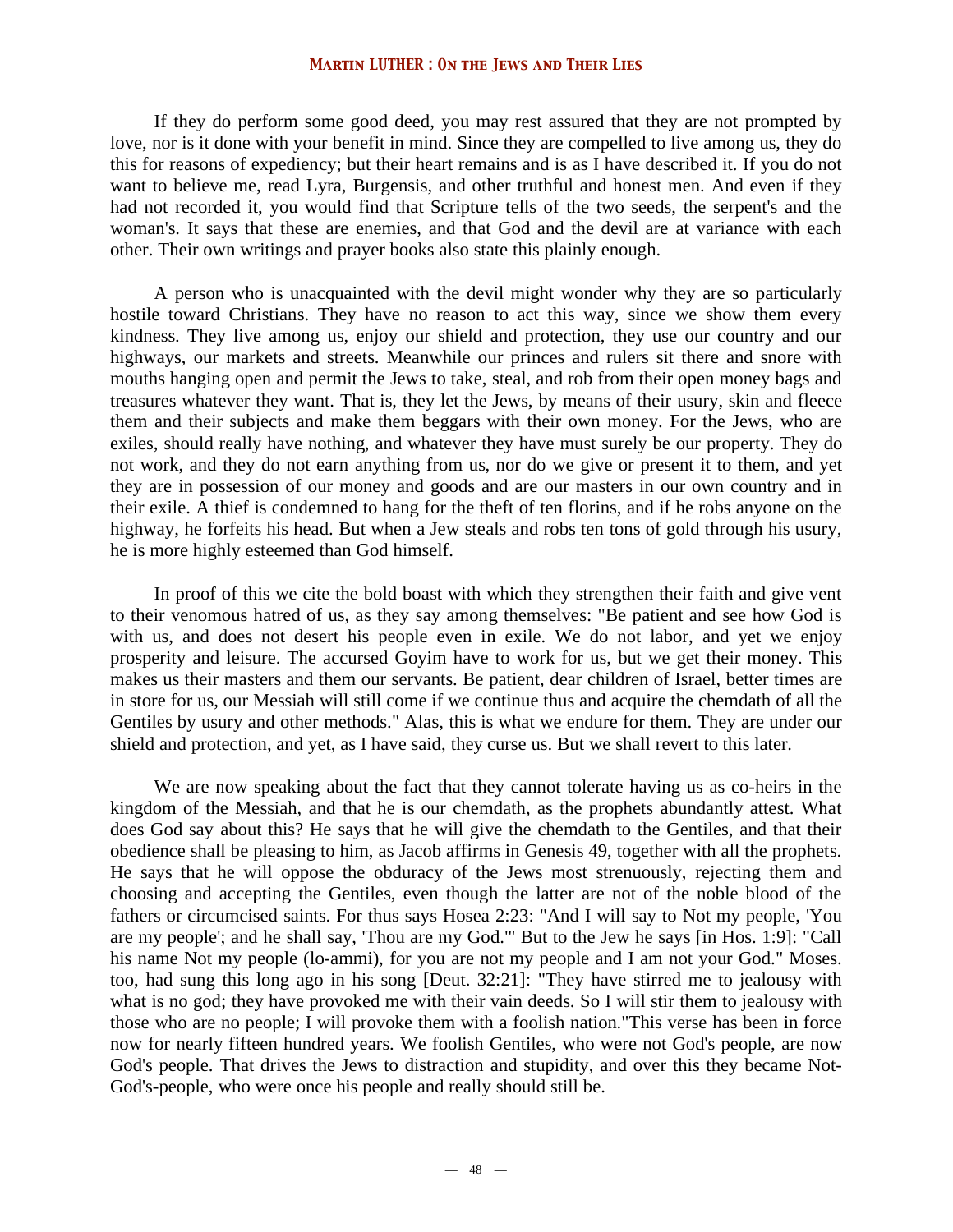If they do perform some good deed, you may rest assured that they are not prompted by love, nor is it done with your benefit in mind. Since they are compelled to live among us, they do this for reasons of expediency; but their heart remains and is as I have described it. If you do not want to believe me, read Lyra, Burgensis, and other truthful and honest men. And even if they had not recorded it, you would find that Scripture tells of the two seeds, the serpent's and the woman's. It says that these are enemies, and that God and the devil are at variance with each other. Their own writings and prayer books also state this plainly enough.

A person who is unacquainted with the devil might wonder why they are so particularly hostile toward Christians. They have no reason to act this way, since we show them every kindness. They live among us, enjoy our shield and protection, they use our country and our highways, our markets and streets. Meanwhile our princes and rulers sit there and snore with mouths hanging open and permit the Jews to take, steal, and rob from their open money bags and treasures whatever they want. That is, they let the Jews, by means of their usury, skin and fleece them and their subjects and make them beggars with their own money. For the Jews, who are exiles, should really have nothing, and whatever they have must surely be our property. They do not work, and they do not earn anything from us, nor do we give or present it to them, and yet they are in possession of our money and goods and are our masters in our own country and in their exile. A thief is condemned to hang for the theft of ten florins, and if he robs anyone on the highway, he forfeits his head. But when a Jew steals and robs ten tons of gold through his usury, he is more highly esteemed than God himself.

In proof of this we cite the bold boast with which they strengthen their faith and give vent to their venomous hatred of us, as they say among themselves: "Be patient and see how God is with us, and does not desert his people even in exile. We do not labor, and yet we enjoy prosperity and leisure. The accursed Goyim have to work for us, but we get their money. This makes us their masters and them our servants. Be patient, dear children of Israel, better times are in store for us, our Messiah will still come if we continue thus and acquire the chemdath of all the Gentiles by usury and other methods." Alas, this is what we endure for them. They are under our shield and protection, and yet, as I have said, they curse us. But we shall revert to this later.

We are now speaking about the fact that they cannot tolerate having us as co-heirs in the kingdom of the Messiah, and that he is our chemdath, as the prophets abundantly attest. What does God say about this? He says that he will give the chemdath to the Gentiles, and that their obedience shall be pleasing to him, as Jacob affirms in Genesis 49, together with all the prophets. He says that he will oppose the obduracy of the Jews most strenuously, rejecting them and choosing and accepting the Gentiles, even though the latter are not of the noble blood of the fathers or circumcised saints. For thus says Hosea 2:23: "And I will say to Not my people, 'You are my people'; and he shall say, 'Thou are my God.'" But to the Jew he says [in Hos. 1:9]: "Call his name Not my people (lo-ammi), for you are not my people and I am not your God." Moses. too, had sung this long ago in his song [Deut. 32:21]: "They have stirred me to jealousy with what is no god; they have provoked me with their vain deeds. So I will stir them to jealousy with those who are no people; I will provoke them with a foolish nation."This verse has been in force now for nearly fifteen hundred years. We foolish Gentiles, who were not God's people, are now God's people. That drives the Jews to distraction and stupidity, and over this they became Not-God's-people, who were once his people and really should still be.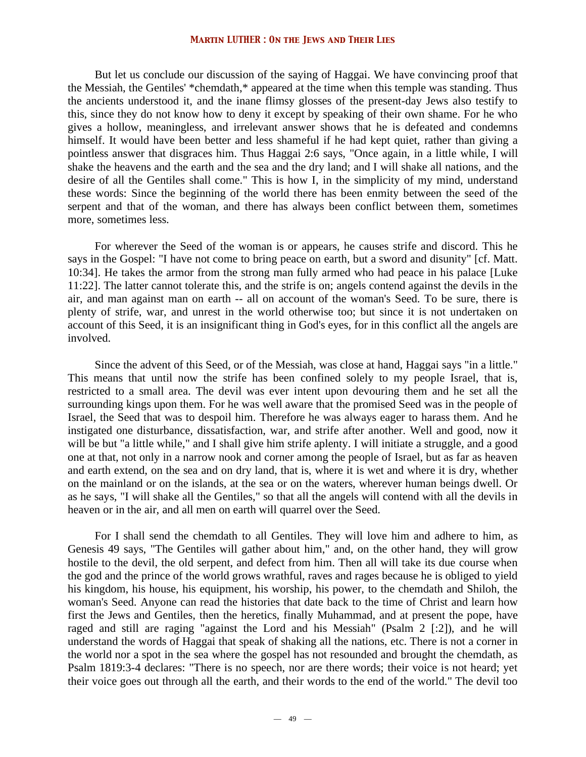But let us conclude our discussion of the saying of Haggai. We have convincing proof that the Messiah, the Gentiles' *chemdath,* appeared at the time when this temple was standing. Thus the ancients understood it, and the inane flimsy glosses of the present-day Jews also testify to this, since they do not know how to deny it except by speaking of their own shame. For he who gives a hollow, meaningless, and irrelevant answer shows that he is defeated and condemns himself. It would have been better and less shameful if he had kept quiet, rather than giving a pointless answer that disgraces him. Thus Haggai 2:6 says, "Once again, in a little while, I will shake the heavens and the earth and the sea and the dry land; and I will shake all nations, and the desire of all the Gentiles shall come." This is how I, in the simplicity of my mind, understand these words: Since the beginning of the world there has been enmity between the seed of the serpent and that of the woman, and there has always been conflict between them, sometimes more, sometimes less.

For wherever the Seed of the woman is or appears, he causes strife and discord. This he says in the Gospel: "I have not come to bring peace on earth, but a sword and disunity" [cf. Matt. 10:34]. He takes the armor from the strong man fully armed who had peace in his palace [Luke 11:22]. The latter cannot tolerate this, and the strife is on; angels contend against the devils in the air, and man against man on earth -- all on account of the woman's Seed. To be sure, there is plenty of strife, war, and unrest in the world otherwise too; but since it is not undertaken on account of this Seed, it is an insignificant thing in God's eyes, for in this conflict all the angels are involved.

Since the advent of this Seed, or of the Messiah, was close at hand, Haggai says "in a little." This means that until now the strife has been confined solely to my people Israel, that is, restricted to a small area. The devil was ever intent upon devouring them and he set all the surrounding kings upon them. For he was well aware that the promised Seed was in the people of Israel, the Seed that was to despoil him. Therefore he was always eager to harass them. And he instigated one disturbance, dissatisfaction, war, and strife after another. Well and good, now it will be but "a little while," and I shall give him strife aplenty. I will initiate a struggle, and a good one at that, not only in a narrow nook and corner among the people of Israel, but as far as heaven and earth extend, on the sea and on dry land, that is, where it is wet and where it is dry, whether on the mainland or on the islands, at the sea or on the waters, wherever human beings dwell. Or as he says, "I will shake all the Gentiles," so that all the angels will contend with all the devils in heaven or in the air, and all men on earth will quarrel over the Seed.

For I shall send the chemdath to all Gentiles. They will love him and adhere to him, as Genesis 49 says, "The Gentiles will gather about him," and, on the other hand, they will grow hostile to the devil, the old serpent, and defect from him. Then all will take its due course when the god and the prince of the world grows wrathful, raves and rages because he is obliged to yield his kingdom, his house, his equipment, his worship, his power, to the chemdath and Shiloh, the woman's Seed. Anyone can read the histories that date back to the time of Christ and learn how first the Jews and Gentiles, then the heretics, finally Muhammad, and at present the pope, have raged and still are raging "against the Lord and his Messiah" (Psalm 2 [:2]), and he will understand the words of Haggai that speak of shaking all the nations, etc. There is not a corner in the world nor a spot in the sea where the gospel has not resounded and brought the chemdath, as Psalm 1819:3-4 declares: "There is no speech, nor are there words; their voice is not heard; yet their voice goes out through all the earth, and their words to the end of the world." The devil too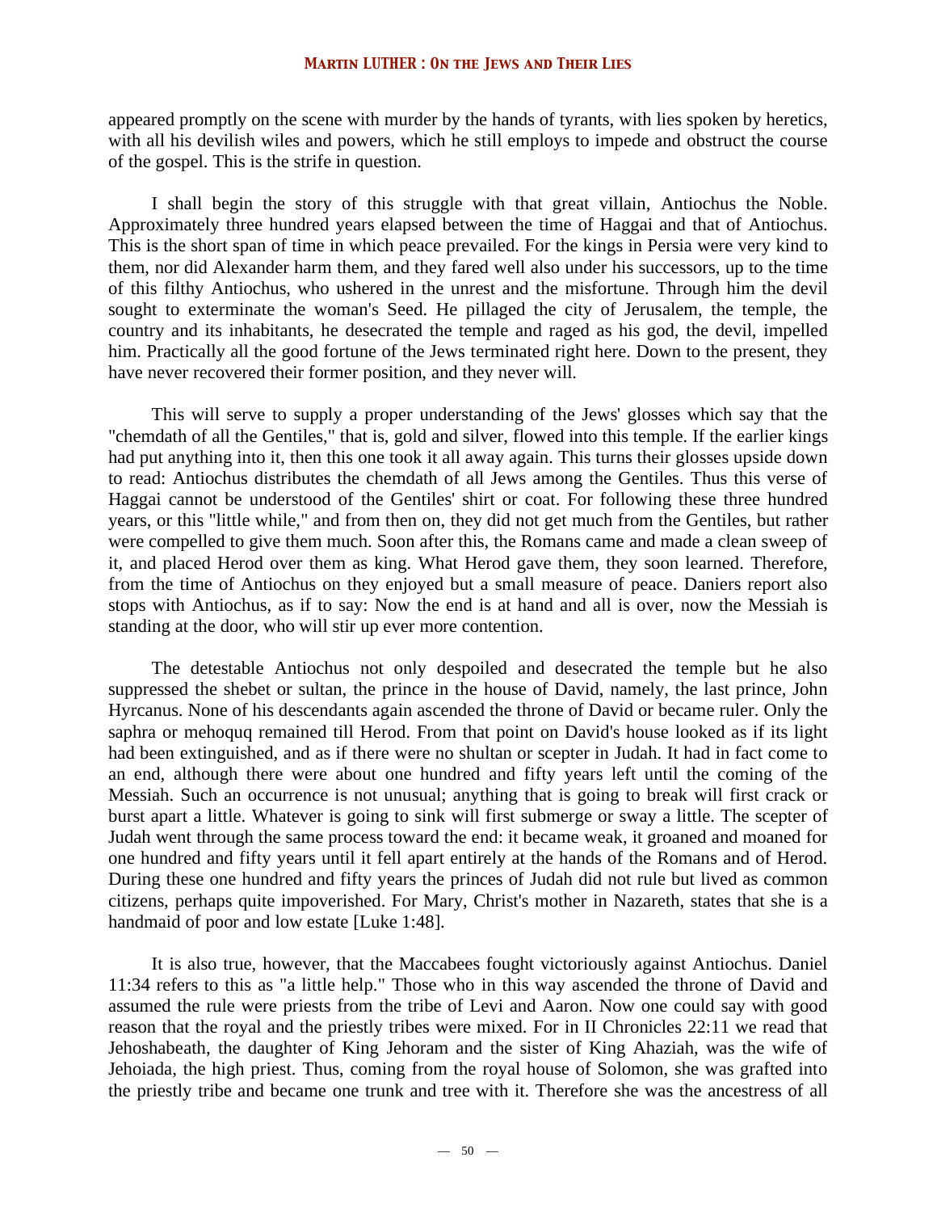appeared promptly on the scene with murder by the hands of tyrants, with lies spoken by heretics, with all his devilish wiles and powers, which he still employs to impede and obstruct the course of the gospel. This is the strife in question.

I shall begin the story of this struggle with that great villain, Antiochus the Noble. Approximately three hundred years elapsed between the time of Haggai and that of Antiochus. This is the short span of time in which peace prevailed. For the kings in Persia were very kind to them, nor did Alexander harm them, and they fared well also under his successors, up to the time of this filthy Antiochus, who ushered in the unrest and the misfortune. Through him the devil sought to exterminate the woman's Seed. He pillaged the city of Jerusalem, the temple, the country and its inhabitants, he desecrated the temple and raged as his god, the devil, impelled him. Practically all the good fortune of the Jews terminated right here. Down to the present, they have never recovered their former position, and they never will.

This will serve to supply a proper understanding of the Jews' glosses which say that the "chemdath of all the Gentiles," that is, gold and silver, flowed into this temple. If the earlier kings had put anything into it, then this one took it all away again. This turns their glosses upside down to read: Antiochus distributes the chemdath of all Jews among the Gentiles. Thus this verse of Haggai cannot be understood of the Gentiles' shirt or coat. For following these three hundred years, or this "little while," and from then on, they did not get much from the Gentiles, but rather were compelled to give them much. Soon after this, the Romans came and made a clean sweep of it, and placed Herod over them as king. What Herod gave them, they soon learned. Therefore, from the time of Antiochus on they enjoyed but a small measure of peace. Daniers report also stops with Antiochus, as if to say: Now the end is at hand and all is over, now the Messiah is standing at the door, who will stir up ever more contention.

The detestable Antiochus not only despoiled and desecrated the temple but he also suppressed the shebet or sultan, the prince in the house of David, namely, the last prince, John Hyrcanus. None of his descendants again ascended the throne of David or became ruler. Only the saphra or mehoquq remained till Herod. From that point on David's house looked as if its light had been extinguished, and as if there were no shultan or scepter in Judah. It had in fact come to an end, although there were about one hundred and fifty years left until the coming of the Messiah. Such an occurrence is not unusual; anything that is going to break will first crack or burst apart a little. Whatever is going to sink will first submerge or sway a little. The scepter of Judah went through the same process toward the end: it became weak, it groaned and moaned for one hundred and fifty years until it fell apart entirely at the hands of the Romans and of Herod. During these one hundred and fifty years the princes of Judah did not rule but lived as common citizens, perhaps quite impoverished. For Mary, Christ's mother in Nazareth, states that she is a handmaid of poor and low estate [Luke 1:48].

It is also true, however, that the Maccabees fought victoriously against Antiochus. Daniel 11:34 refers to this as "a little help." Those who in this way ascended the throne of David and assumed the rule were priests from the tribe of Levi and Aaron. Now one could say with good reason that the royal and the priestly tribes were mixed. For in II Chronicles 22:11 we read that Jehoshabeath, the daughter of King Jehoram and the sister of King Ahaziah, was the wife of Jehoiada, the high priest. Thus, coming from the royal house of Solomon, she was grafted into the priestly tribe and became one trunk and tree with it. Therefore she was the ancestress of all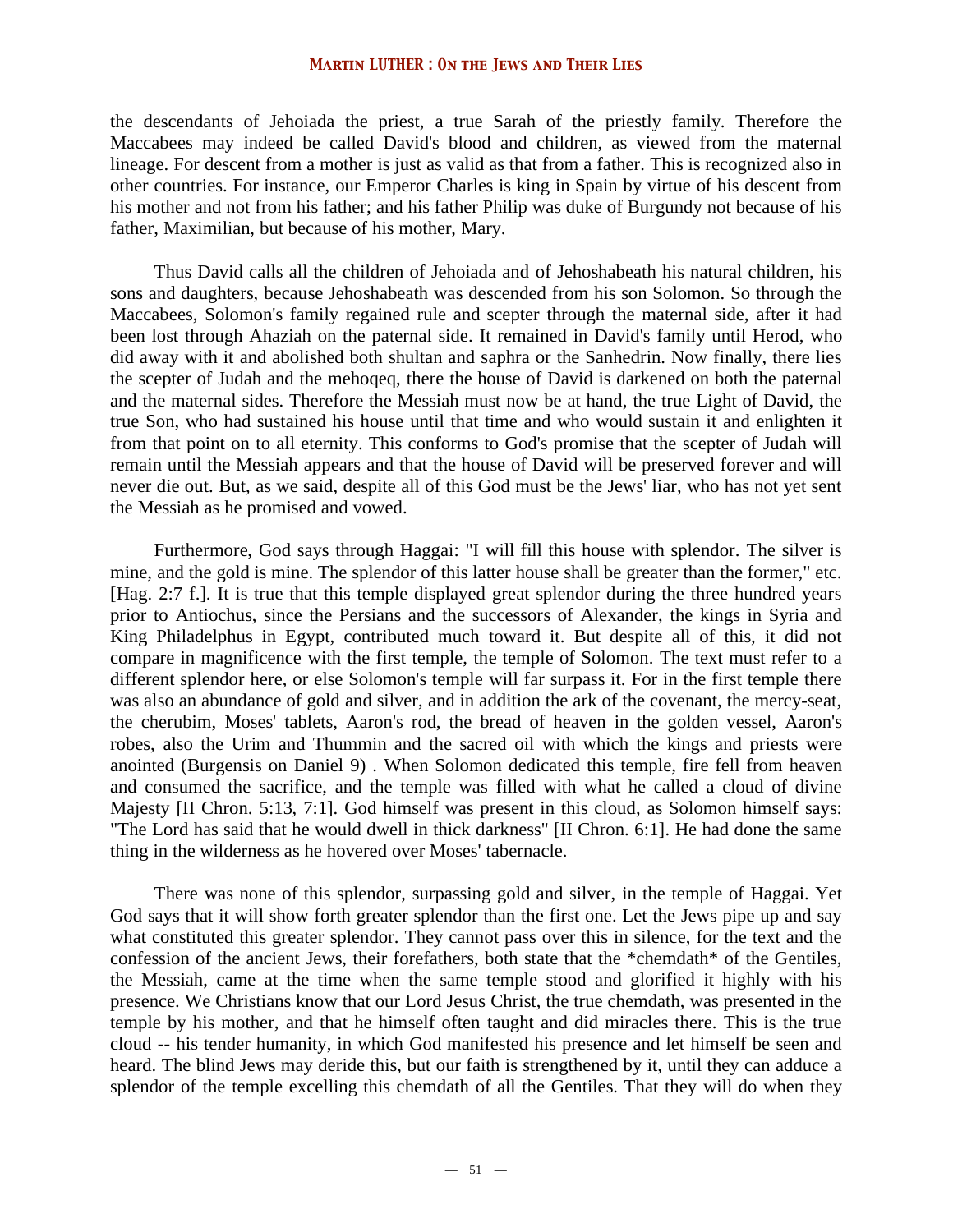the descendants of Jehoiada the priest, a true Sarah of the priestly family. Therefore the Maccabees may indeed be called David's blood and children, as viewed from the maternal lineage. For descent from a mother is just as valid as that from a father. This is recognized also in other countries. For instance, our Emperor Charles is king in Spain by virtue of his descent from his mother and not from his father; and his father Philip was duke of Burgundy not because of his father, Maximilian, but because of his mother, Mary.

Thus David calls all the children of Jehoiada and of Jehoshabeath his natural children, his sons and daughters, because Jehoshabeath was descended from his son Solomon. So through the Maccabees, Solomon's family regained rule and scepter through the maternal side, after it had been lost through Ahaziah on the paternal side. It remained in David's family until Herod, who did away with it and abolished both shultan and saphra or the Sanhedrin. Now finally, there lies the scepter of Judah and the mehoqeq, there the house of David is darkened on both the paternal and the maternal sides. Therefore the Messiah must now be at hand, the true Light of David, the true Son, who had sustained his house until that time and who would sustain it and enlighten it from that point on to all eternity. This conforms to God's promise that the scepter of Judah will remain until the Messiah appears and that the house of David will be preserved forever and will never die out. But, as we said, despite all of this God must be the Jews' liar, who has not yet sent the Messiah as he promised and vowed.

Furthermore, God says through Haggai: "I will fill this house with splendor. The silver is mine, and the gold is mine. The splendor of this latter house shall be greater than the former," etc. [Hag. 2:7 f.]. It is true that this temple displayed great splendor during the three hundred years prior to Antiochus, since the Persians and the successors of Alexander, the kings in Syria and King Philadelphus in Egypt, contributed much toward it. But despite all of this, it did not compare in magnificence with the first temple, the temple of Solomon. The text must refer to a different splendor here, or else Solomon's temple will far surpass it. For in the first temple there was also an abundance of gold and silver, and in addition the ark of the covenant, the mercy-seat, the cherubim, Moses' tablets, Aaron's rod, the bread of heaven in the golden vessel, Aaron's robes, also the Urim and Thummin and the sacred oil with which the kings and priests were anointed (Burgensis on Daniel 9) . When Solomon dedicated this temple, fire fell from heaven and consumed the sacrifice, and the temple was filled with what he called a cloud of divine Majesty [II Chron. 5:13, 7:1]. God himself was present in this cloud, as Solomon himself says: "The Lord has said that he would dwell in thick darkness" [II Chron. 6:1]. He had done the same thing in the wilderness as he hovered over Moses' tabernacle.

There was none of this splendor, surpassing gold and silver, in the temple of Haggai. Yet God says that it will show forth greater splendor than the first one. Let the Jews pipe up and say what constituted this greater splendor. They cannot pass over this in silence, for the text and the confession of the ancient Jews, their forefathers, both state that the *chemdath* of the Gentiles, the Messiah, came at the time when the same temple stood and glorified it highly with his presence. We Christians know that our Lord Jesus Christ, the true chemdath, was presented in the temple by his mother, and that he himself often taught and did miracles there. This is the true cloud -- his tender humanity, in which God manifested his presence and let himself be seen and heard. The blind Jews may deride this, but our faith is strengthened by it, until they can adduce a splendor of the temple excelling this chemdath of all the Gentiles. That they will do when they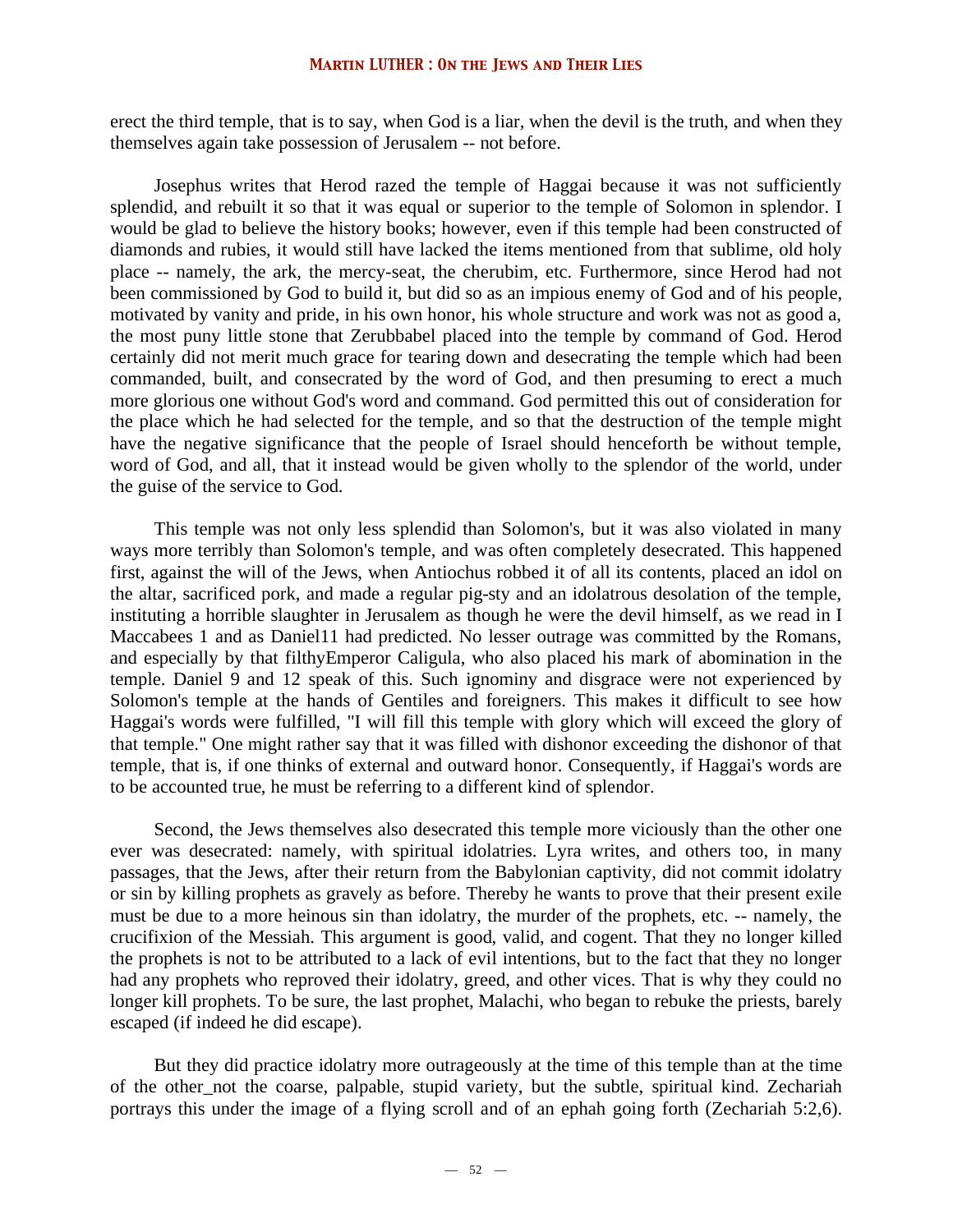erect the third temple, that is to say, when God is a liar, when the devil is the truth, and when they themselves again take possession of Jerusalem -- not before.

Josephus writes that Herod razed the temple of Haggai because it was not sufficiently splendid, and rebuilt it so that it was equal or superior to the temple of Solomon in splendor. I would be glad to believe the history books; however, even if this temple had been constructed of diamonds and rubies, it would still have lacked the items mentioned from that sublime, old holy place -- namely, the ark, the mercy-seat, the cherubim, etc. Furthermore, since Herod had not been commissioned by God to build it, but did so as an impious enemy of God and of his people, motivated by vanity and pride, in his own honor, his whole structure and work was not as good a, the most puny little stone that Zerubbabel placed into the temple by command of God. Herod certainly did not merit much grace for tearing down and desecrating the temple which had been commanded, built, and consecrated by the word of God, and then presuming to erect a much more glorious one without God's word and command. God permitted this out of consideration for the place which he had selected for the temple, and so that the destruction of the temple might have the negative significance that the people of Israel should henceforth be without temple, word of God, and all, that it instead would be given wholly to the splendor of the world, under the guise of the service to God.

This temple was not only less splendid than Solomon's, but it was also violated in many ways more terribly than Solomon's temple, and was often completely desecrated. This happened first, against the will of the Jews, when Antiochus robbed it of all its contents, placed an idol on the altar, sacrificed pork, and made a regular pig-sty and an idolatrous desolation of the temple, instituting a horrible slaughter in Jerusalem as though he were the devil himself, as we read in I Maccabees 1 and as Daniel11 had predicted. No lesser outrage was committed by the Romans, and especially by that filthyEmperor Caligula, who also placed his mark of abomination in the temple. Daniel 9 and 12 speak of this. Such ignominy and disgrace were not experienced by Solomon's temple at the hands of Gentiles and foreigners. This makes it difficult to see how Haggai's words were fulfilled, "I will fill this temple with glory which will exceed the glory of that temple." One might rather say that it was filled with dishonor exceeding the dishonor of that temple, that is, if one thinks of external and outward honor. Consequently, if Haggai's words are to be accounted true, he must be referring to a different kind of splendor.

Second, the Jews themselves also desecrated this temple more viciously than the other one ever was desecrated: namely, with spiritual idolatries. Lyra writes, and others too, in many passages, that the Jews, after their return from the Babylonian captivity, did not commit idolatry or sin by killing prophets as gravely as before. Thereby he wants to prove that their present exile must be due to a more heinous sin than idolatry, the murder of the prophets, etc. -- namely, the crucifixion of the Messiah. This argument is good, valid, and cogent. That they no longer killed the prophets is not to be attributed to a lack of evil intentions, but to the fact that they no longer had any prophets who reproved their idolatry, greed, and other vices. That is why they could no longer kill prophets. To be sure, the last prophet, Malachi, who began to rebuke the priests, barely escaped (if indeed he did escape).

But they did practice idolatry more outrageously at the time of this temple than at the time of the other_not the coarse, palpable, stupid variety, but the subtle, spiritual kind. Zechariah portrays this under the image of a flying scroll and of an ephah going forth (Zechariah 5:2,6).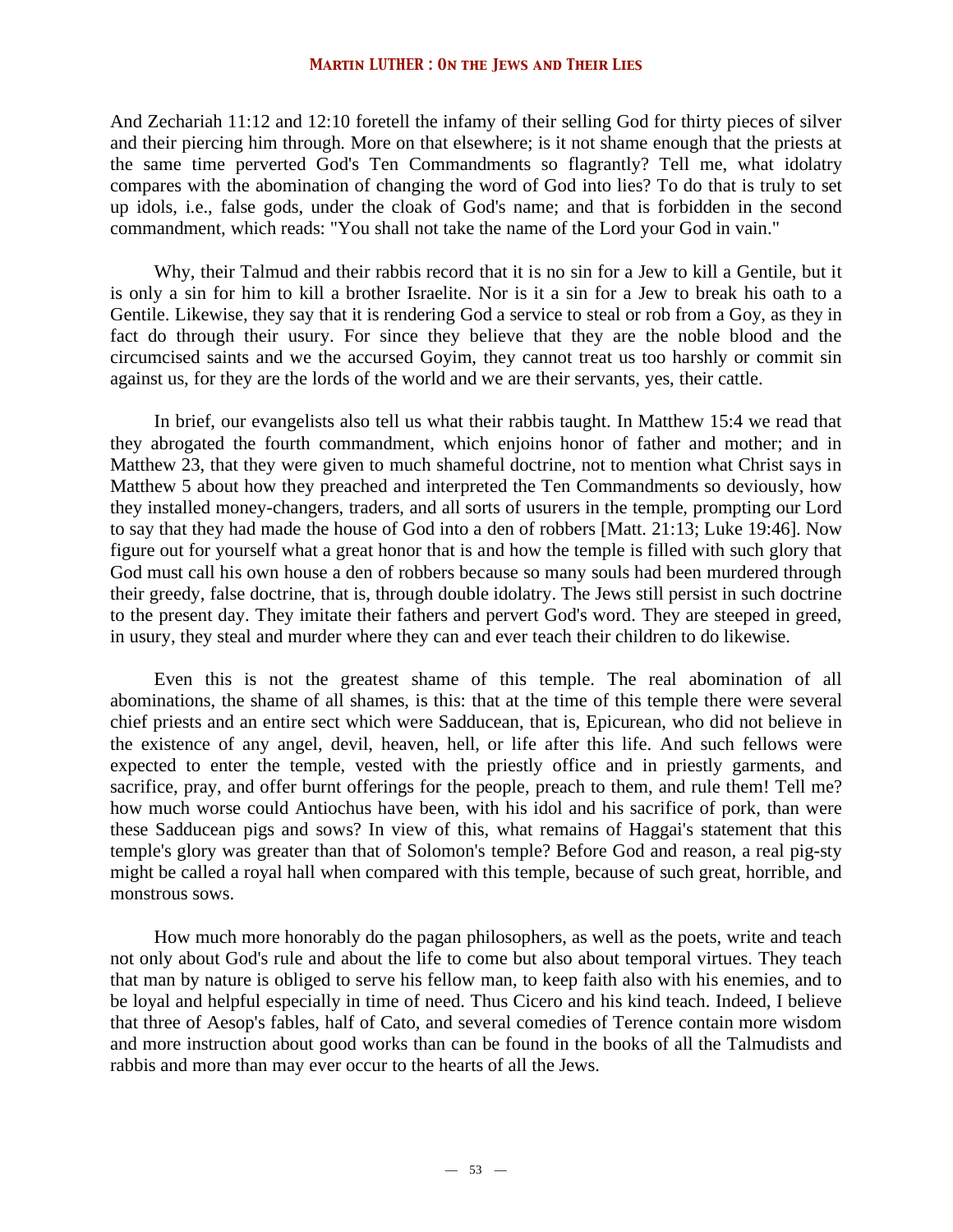And Zechariah 11:12 and 12:10 foretell the infamy of their selling God for thirty pieces of silver and their piercing him through. More on that elsewhere; is it not shame enough that the priests at the same time perverted God's Ten Commandments so flagrantly? Tell me, what idolatry compares with the abomination of changing the word of God into lies? To do that is truly to set up idols, i.e., false gods, under the cloak of God's name; and that is forbidden in the second commandment, which reads: "You shall not take the name of the Lord your God in vain."

Why, their Talmud and their rabbis record that it is no sin for a Jew to kill a Gentile, but it is only a sin for him to kill a brother Israelite. Nor is it a sin for a Jew to break his oath to a Gentile. Likewise, they say that it is rendering God a service to steal or rob from a Goy, as they in fact do through their usury. For since they believe that they are the noble blood and the circumcised saints and we the accursed Goyim, they cannot treat us too harshly or commit sin against us, for they are the lords of the world and we are their servants, yes, their cattle.

In brief, our evangelists also tell us what their rabbis taught. In Matthew 15:4 we read that they abrogated the fourth commandment, which enjoins honor of father and mother; and in Matthew 23, that they were given to much shameful doctrine, not to mention what Christ says in Matthew 5 about how they preached and interpreted the Ten Commandments so deviously, how they installed money-changers, traders, and all sorts of usurers in the temple, prompting our Lord to say that they had made the house of God into a den of robbers [Matt. 21:13; Luke 19:46]. Now figure out for yourself what a great honor that is and how the temple is filled with such glory that God must call his own house a den of robbers because so many souls had been murdered through their greedy, false doctrine, that is, through double idolatry. The Jews still persist in such doctrine to the present day. They imitate their fathers and pervert God's word. They are steeped in greed, in usury, they steal and murder where they can and ever teach their children to do likewise.

Even this is not the greatest shame of this temple. The real abomination of all abominations, the shame of all shames, is this: that at the time of this temple there were several chief priests and an entire sect which were Sadducean, that is, Epicurean, who did not believe in the existence of any angel, devil, heaven, hell, or life after this life. And such fellows were expected to enter the temple, vested with the priestly office and in priestly garments, and sacrifice, pray, and offer burnt offerings for the people, preach to them, and rule them! Tell me? how much worse could Antiochus have been, with his idol and his sacrifice of pork, than were these Sadducean pigs and sows? In view of this, what remains of Haggai's statement that this temple's glory was greater than that of Solomon's temple? Before God and reason, a real pig-sty might be called a royal hall when compared with this temple, because of such great, horrible, and monstrous sows.

How much more honorably do the pagan philosophers, as well as the poets, write and teach not only about God's rule and about the life to come but also about temporal virtues. They teach that man by nature is obliged to serve his fellow man, to keep faith also with his enemies, and to be loyal and helpful especially in time of need. Thus Cicero and his kind teach. Indeed, I believe that three of Aesop's fables, half of Cato, and several comedies of Terence contain more wisdom and more instruction about good works than can be found in the books of all the Talmudists and rabbis and more than may ever occur to the hearts of all the Jews.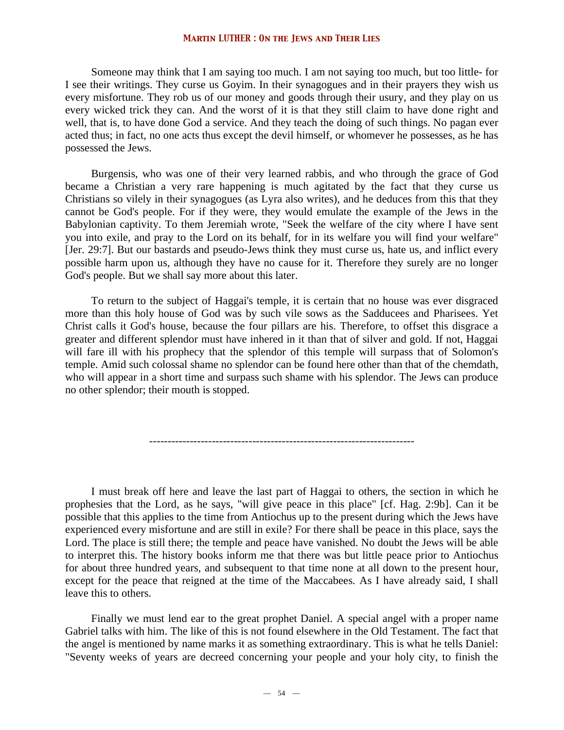Someone may think that I am saying too much. I am not saying too much, but too little- for I see their writings. They curse us Goyim. In their synagogues and in their prayers they wish us every misfortune. They rob us of our money and goods through their usury, and they play on us every wicked trick they can. And the worst of it is that they still claim to have done right and well, that is, to have done God a service. And they teach the doing of such things. No pagan ever acted thus; in fact, no one acts thus except the devil himself, or whomever he possesses, as he has possessed the Jews.

Burgensis, who was one of their very learned rabbis, and who through the grace of God became a Christian a very rare happening is much agitated by the fact that they curse us Christians so vilely in their synagogues (as Lyra also writes), and he deduces from this that they cannot be God's people. For if they were, they would emulate the example of the Jews in the Babylonian captivity. To them Jeremiah wrote, "Seek the welfare of the city where I have sent you into exile, and pray to the Lord on its behalf, for in its welfare you will find your welfare" [Jer. 29:7]. But our bastards and pseudo-Jews think they must curse us, hate us, and inflict every possible harm upon us, although they have no cause for it. Therefore they surely are no longer God's people. But we shall say more about this later.

To return to the subject of Haggai's temple, it is certain that no house was ever disgraced more than this holy house of God was by such vile sows as the Sadducees and Pharisees. Yet Christ calls it God's house, because the four pillars are his. Therefore, to offset this disgrace a greater and different splendor must have inhered in it than that of silver and gold. If not, Haggai will fare ill with his prophecy that the splendor of this temple will surpass that of Solomon's temple. Amid such colossal shame no splendor can be found here other than that of the chemdath, who will appear in a short time and surpass such shame with his splendor. The Jews can produce no other splendor; their mouth is stopped.

---

I must break off here and leave the last part of Haggai to others, the section in which he prophesies that the Lord, as he says, "will give peace in this place" [cf. Hag. 2:9b]. Can it be possible that this applies to the time from Antiochus up to the present during which the Jews have experienced every misfortune and are still in exile? For there shall be peace in this place, says the Lord. The place is still there; the temple and peace have vanished. No doubt the Jews will be able to interpret this. The history books inform me that there was but little peace prior to Antiochus for about three hundred years, and subsequent to that time none at all down to the present hour, except for the peace that reigned at the time of the Maccabees. As I have already said, I shall leave this to others.

Finally we must lend ear to the great prophet Daniel. A special angel with a proper name Gabriel talks with him. The like of this is not found elsewhere in the Old Testament. The fact that the angel is mentioned by name marks it as something extraordinary. This is what he tells Daniel: "Seventy weeks of years are decreed concerning your people and your holy city, to finish the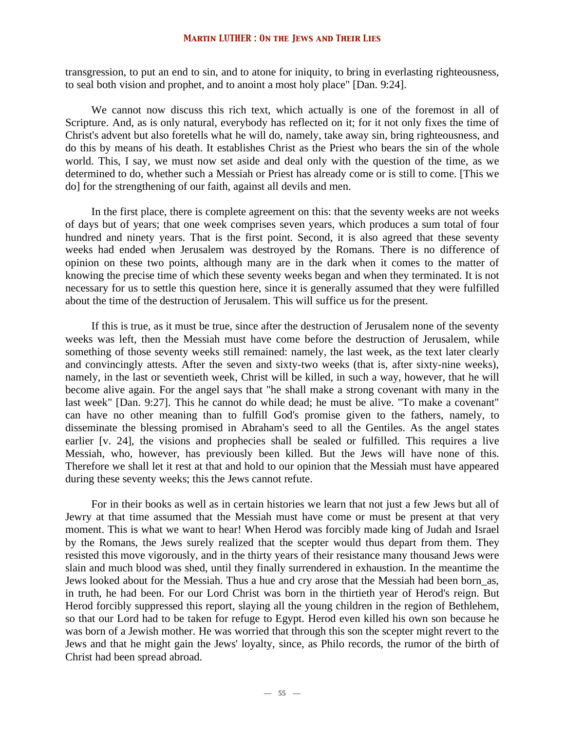transgression, to put an end to sin, and to atone for iniquity, to bring in everlasting righteousness, to seal both vision and prophet, and to anoint a most holy place" [Dan. 9:24].

We cannot now discuss this rich text, which actually is one of the foremost in all of Scripture. And, as is only natural, everybody has reflected on it; for it not only fixes the time of Christ's advent but also foretells what he will do, namely, take away sin, bring righteousness, and do this by means of his death. It establishes Christ as the Priest who bears the sin of the whole world. This, I say, we must now set aside and deal only with the question of the time, as we determined to do, whether such a Messiah or Priest has already come or is still to come. [This we do] for the strengthening of our faith, against all devils and men.

In the first place, there is complete agreement on this: that the seventy weeks are not weeks of days but of years; that one week comprises seven years, which produces a sum total of four hundred and ninety years. That is the first point. Second, it is also agreed that these seventy weeks had ended when Jerusalem was destroyed by the Romans. There is no difference of opinion on these two points, although many are in the dark when it comes to the matter of knowing the precise time of which these seventy weeks began and when they terminated. It is not necessary for us to settle this question here, since it is generally assumed that they were fulfilled about the time of the destruction of Jerusalem. This will suffice us for the present.

If this is true, as it must be true, since after the destruction of Jerusalem none of the seventy weeks was left, then the Messiah must have come before the destruction of Jerusalem, while something of those seventy weeks still remained: namely, the last week, as the text later clearly and convincingly attests. After the seven and sixty-two weeks (that is, after sixty-nine weeks), namely, in the last or seventieth week, Christ will be killed, in such a way, however, that he will become alive again. For the angel says that "he shall make a strong covenant with many in the last week" [Dan. 9:27]. This he cannot do while dead; he must be alive. "To make a covenant" can have no other meaning than to fulfill God's promise given to the fathers, namely, to disseminate the blessing promised in Abraham's seed to all the Gentiles. As the angel states earlier [v. 24], the visions and prophecies shall be sealed or fulfilled. This requires a live Messiah, who, however, has previously been killed. But the Jews will have none of this. Therefore we shall let it rest at that and hold to our opinion that the Messiah must have appeared during these seventy weeks; this the Jews cannot refute.

For in their books as well as in certain histories we learn that not just a few Jews but all of Jewry at that time assumed that the Messiah must have come or must be present at that very moment. This is what we want to hear! When Herod was forcibly made king of Judah and Israel by the Romans, the Jews surely realized that the scepter would thus depart from them. They resisted this move vigorously, and in the thirty years of their resistance many thousand Jews were slain and much blood was shed, until they finally surrendered in exhaustion. In the meantime the Jews looked about for the Messiah. Thus a hue and cry arose that the Messiah had been born_as, in truth, he had been. For our Lord Christ was born in the thirtieth year of Herod's reign. But Herod forcibly suppressed this report, slaying all the young children in the region of Bethlehem, so that our Lord had to be taken for refuge to Egypt. Herod even killed his own son because he was born of a Jewish mother. He was worried that through this son the scepter might revert to the Jews and that he might gain the Jews' loyalty, since, as Philo records, the rumor of the birth of Christ had been spread abroad.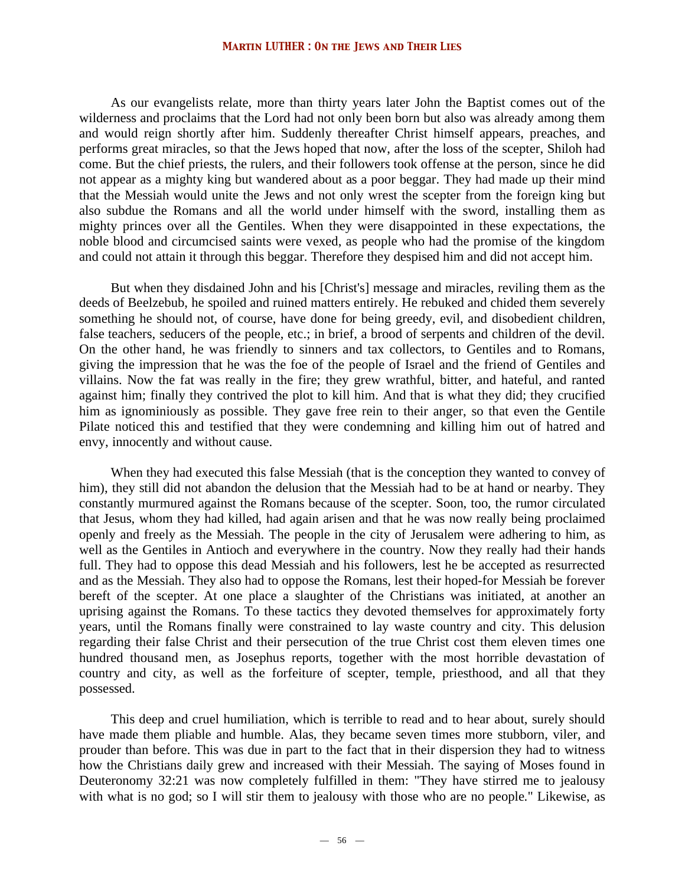As our evangelists relate, more than thirty years later John the Baptist comes out of the wilderness and proclaims that the Lord had not only been born but also was already among them and would reign shortly after him. Suddenly thereafter Christ himself appears, preaches, and performs great miracles, so that the Jews hoped that now, after the loss of the scepter, Shiloh had come. But the chief priests, the rulers, and their followers took offense at the person, since he did not appear as a mighty king but wandered about as a poor beggar. They had made up their mind that the Messiah would unite the Jews and not only wrest the scepter from the foreign king but also subdue the Romans and all the world under himself with the sword, installing them as mighty princes over all the Gentiles. When they were disappointed in these expectations, the noble blood and circumcised saints were vexed, as people who had the promise of the kingdom and could not attain it through this beggar. Therefore they despised him and did not accept him.

But when they disdained John and his [Christ's] message and miracles, reviling them as the deeds of Beelzebub, he spoiled and ruined matters entirely. He rebuked and chided them severely something he should not, of course, have done for being greedy, evil, and disobedient children, false teachers, seducers of the people, etc.; in brief, a brood of serpents and children of the devil. On the other hand, he was friendly to sinners and tax collectors, to Gentiles and to Romans, giving the impression that he was the foe of the people of Israel and the friend of Gentiles and villains. Now the fat was really in the fire; they grew wrathful, bitter, and hateful, and ranted against him; finally they contrived the plot to kill him. And that is what they did; they crucified him as ignominiously as possible. They gave free rein to their anger, so that even the Gentile Pilate noticed this and testified that they were condemning and killing him out of hatred and envy, innocently and without cause.

When they had executed this false Messiah (that is the conception they wanted to convey of him), they still did not abandon the delusion that the Messiah had to be at hand or nearby. They constantly murmured against the Romans because of the scepter. Soon, too, the rumor circulated that Jesus, whom they had killed, had again arisen and that he was now really being proclaimed openly and freely as the Messiah. The people in the city of Jerusalem were adhering to him, as well as the Gentiles in Antioch and everywhere in the country. Now they really had their hands full. They had to oppose this dead Messiah and his followers, lest he be accepted as resurrected and as the Messiah. They also had to oppose the Romans, lest their hoped-for Messiah be forever bereft of the scepter. At one place a slaughter of the Christians was initiated, at another an uprising against the Romans. To these tactics they devoted themselves for approximately forty years, until the Romans finally were constrained to lay waste country and city. This delusion regarding their false Christ and their persecution of the true Christ cost them eleven times one hundred thousand men, as Josephus reports, together with the most horrible devastation of country and city, as well as the forfeiture of scepter, temple, priesthood, and all that they possessed.

This deep and cruel humiliation, which is terrible to read and to hear about, surely should have made them pliable and humble. Alas, they became seven times more stubborn, viler, and prouder than before. This was due in part to the fact that in their dispersion they had to witness how the Christians daily grew and increased with their Messiah. The saying of Moses found in Deuteronomy 32:21 was now completely fulfilled in them: "They have stirred me to jealousy with what is no god; so I will stir them to jealousy with those who are no people." Likewise, as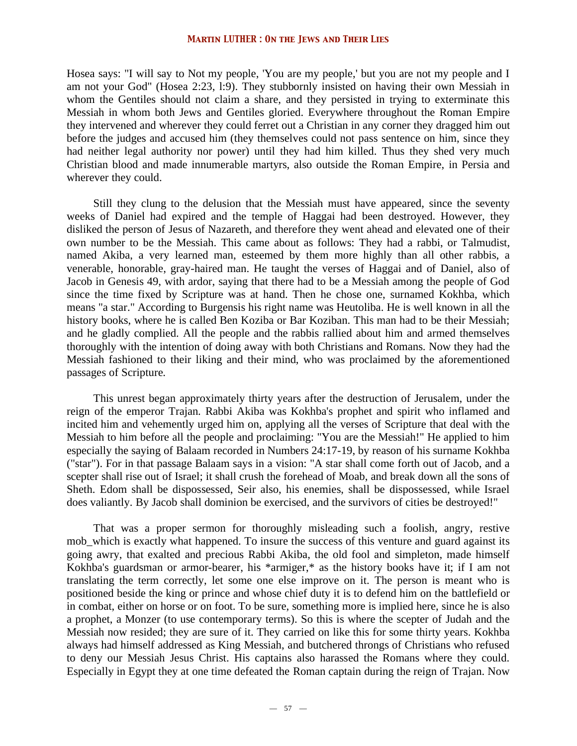Hosea says: "I will say to Not my people, 'You are my people,' but you are not my people and I am not your God" (Hosea 2:23, l:9). They stubbornly insisted on having their own Messiah in whom the Gentiles should not claim a share, and they persisted in trying to exterminate this Messiah in whom both Jews and Gentiles gloried. Everywhere throughout the Roman Empire they intervened and wherever they could ferret out a Christian in any corner they dragged him out before the judges and accused him (they themselves could not pass sentence on him, since they had neither legal authority nor power) until they had him killed. Thus they shed very much Christian blood and made innumerable martyrs, also outside the Roman Empire, in Persia and wherever they could.

Still they clung to the delusion that the Messiah must have appeared, since the seventy weeks of Daniel had expired and the temple of Haggai had been destroyed. However, they disliked the person of Jesus of Nazareth, and therefore they went ahead and elevated one of their own number to be the Messiah. This came about as follows: They had a rabbi, or Talmudist, named Akiba, a very learned man, esteemed by them more highly than all other rabbis, a venerable, honorable, gray-haired man. He taught the verses of Haggai and of Daniel, also of Jacob in Genesis 49, with ardor, saying that there had to be a Messiah among the people of God since the time fixed by Scripture was at hand. Then he chose one, surnamed Kokhba, which means "a star." According to Burgensis his right name was Heutoliba. He is well known in all the history books, where he is called Ben Koziba or Bar Koziban. This man had to be their Messiah; and he gladly complied. All the people and the rabbis rallied about him and armed themselves thoroughly with the intention of doing away with both Christians and Romans. Now they had the Messiah fashioned to their liking and their mind, who was proclaimed by the aforementioned passages of Scripture.

This unrest began approximately thirty years after the destruction of Jerusalem, under the reign of the emperor Trajan. Rabbi Akiba was Kokhba's prophet and spirit who inflamed and incited him and vehemently urged him on, applying all the verses of Scripture that deal with the Messiah to him before all the people and proclaiming: "You are the Messiah!" He applied to him especially the saying of Balaam recorded in Numbers 24:17-19, by reason of his surname Kokhba ("star"). For in that passage Balaam says in a vision: "A star shall come forth out of Jacob, and a scepter shall rise out of Israel; it shall crush the forehead of Moab, and break down all the sons of Sheth. Edom shall be dispossessed, Seir also, his enemies, shall be dispossessed, while Israel does valiantly. By Jacob shall dominion be exercised, and the survivors of cities be destroyed!"

That was a proper sermon for thoroughly misleading such a foolish, angry, restive mob_which is exactly what happened. To insure the success of this venture and guard against its going awry, that exalted and precious Rabbi Akiba, the old fool and simpleton, made himself Kokhba's guardsman or armor-bearer, his *armiger,* as the history books have it; if I am not translating the term correctly, let some one else improve on it. The person is meant who is positioned beside the king or prince and whose chief duty it is to defend him on the battlefield or in combat, either on horse or on foot. To be sure, something more is implied here, since he is also a prophet, a Monzer (to use contemporary terms). So this is where the scepter of Judah and the Messiah now resided; they are sure of it. They carried on like this for some thirty years. Kokhba always had himself addressed as King Messiah, and butchered throngs of Christians who refused to deny our Messiah Jesus Christ. His captains also harassed the Romans where they could. Especially in Egypt they at one time defeated the Roman captain during the reign of Trajan. Now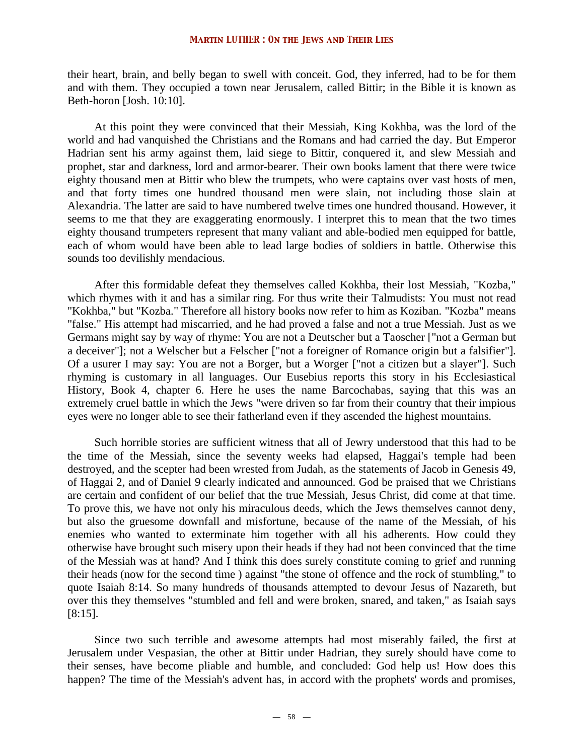their heart, brain, and belly began to swell with conceit. God, they inferred, had to be for them and with them. They occupied a town near Jerusalem, called Bittir; in the Bible it is known as Beth-horon [Josh. 10:10].

At this point they were convinced that their Messiah, King Kokhba, was the lord of the world and had vanquished the Christians and the Romans and had carried the day. But Emperor Hadrian sent his army against them, laid siege to Bittir, conquered it, and slew Messiah and prophet, star and darkness, lord and armor-bearer. Their own books lament that there were twice eighty thousand men at Bittir who blew the trumpets, who were captains over vast hosts of men, and that forty times one hundred thousand men were slain, not including those slain at Alexandria. The latter are said to have numbered twelve times one hundred thousand. However, it seems to me that they are exaggerating enormously. I interpret this to mean that the two times eighty thousand trumpeters represent that many valiant and able-bodied men equipped for battle, each of whom would have been able to lead large bodies of soldiers in battle. Otherwise this sounds too devilishly mendacious.

After this formidable defeat they themselves called Kokhba, their lost Messiah, "Kozba," which rhymes with it and has a similar ring. For thus write their Talmudists: You must not read "Kokhba," but "Kozba." Therefore all history books now refer to him as Koziban. "Kozba" means "false." His attempt had miscarried, and he had proved a false and not a true Messiah. Just as we Germans might say by way of rhyme: You are not a Deutscher but a Taoscher ["not a German but a deceiver"]; not a Welscher but a Felscher ["not a foreigner of Romance origin but a falsifier"]. Of a usurer I may say: You are not a Borger, but a Worger ["not a citizen but a slayer"]. Such rhyming is customary in all languages. Our Eusebius reports this story in his Ecclesiastical History, Book 4, chapter 6. Here he uses the name Barcochabas, saying that this was an extremely cruel battle in which the Jews "were driven so far from their country that their impious eyes were no longer able to see their fatherland even if they ascended the highest mountains.

Such horrible stories are sufficient witness that all of Jewry understood that this had to be the time of the Messiah, since the seventy weeks had elapsed, Haggai's temple had been destroyed, and the scepter had been wrested from Judah, as the statements of Jacob in Genesis 49, of Haggai 2, and of Daniel 9 clearly indicated and announced. God be praised that we Christians are certain and confident of our belief that the true Messiah, Jesus Christ, did come at that time. To prove this, we have not only his miraculous deeds, which the Jews themselves cannot deny, but also the gruesome downfall and misfortune, because of the name of the Messiah, of his enemies who wanted to exterminate him together with all his adherents. How could they otherwise have brought such misery upon their heads if they had not been convinced that the time of the Messiah was at hand? And I think this does surely constitute coming to grief and running their heads (now for the second time ) against "the stone of offence and the rock of stumbling," to quote Isaiah 8:14. So many hundreds of thousands attempted to devour Jesus of Nazareth, but over this they themselves "stumbled and fell and were broken, snared, and taken," as Isaiah says [8:15].

Since two such terrible and awesome attempts had most miserably failed, the first at Jerusalem under Vespasian, the other at Bittir under Hadrian, they surely should have come to their senses, have become pliable and humble, and concluded: God help us! How does this happen? The time of the Messiah's advent has, in accord with the prophets' words and promises,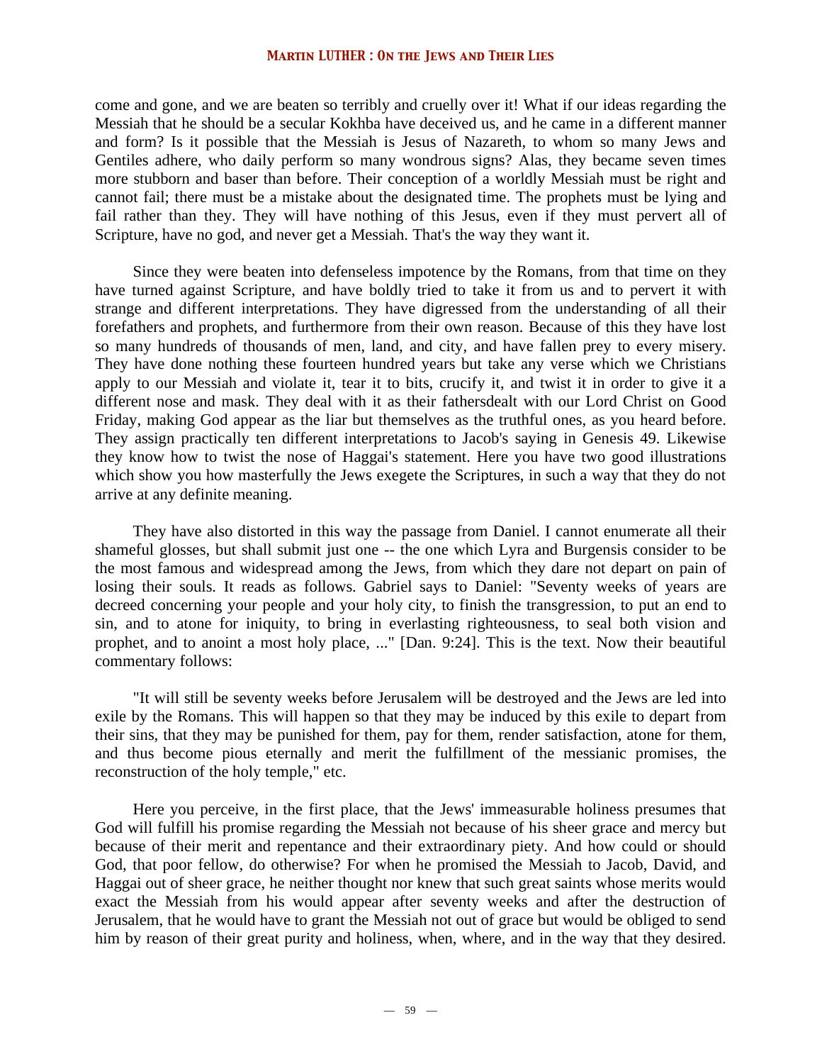come and gone, and we are beaten so terribly and cruelly over it! What if our ideas regarding the Messiah that he should be a secular Kokhba have deceived us, and he came in a different manner and form? Is it possible that the Messiah is Jesus of Nazareth, to whom so many Jews and Gentiles adhere, who daily perform so many wondrous signs? Alas, they became seven times more stubborn and baser than before. Their conception of a worldly Messiah must be right and cannot fail; there must be a mistake about the designated time. The prophets must be lying and fail rather than they. They will have nothing of this Jesus, even if they must pervert all of Scripture, have no god, and never get a Messiah. That's the way they want it.

Since they were beaten into defenseless impotence by the Romans, from that time on they have turned against Scripture, and have boldly tried to take it from us and to pervert it with strange and different interpretations. They have digressed from the understanding of all their forefathers and prophets, and furthermore from their own reason. Because of this they have lost so many hundreds of thousands of men, land, and city, and have fallen prey to every misery. They have done nothing these fourteen hundred years but take any verse which we Christians apply to our Messiah and violate it, tear it to bits, crucify it, and twist it in order to give it a different nose and mask. They deal with it as their fathersdealt with our Lord Christ on Good Friday, making God appear as the liar but themselves as the truthful ones, as you heard before. They assign practically ten different interpretations to Jacob's saying in Genesis 49. Likewise they know how to twist the nose of Haggai's statement. Here you have two good illustrations which show you how masterfully the Jews exegete the Scriptures, in such a way that they do not arrive at any definite meaning.

They have also distorted in this way the passage from Daniel. I cannot enumerate all their shameful glosses, but shall submit just one -- the one which Lyra and Burgensis consider to be the most famous and widespread among the Jews, from which they dare not depart on pain of losing their souls. It reads as follows. Gabriel says to Daniel: "Seventy weeks of years are decreed concerning your people and your holy city, to finish the transgression, to put an end to sin, and to atone for iniquity, to bring in everlasting righteousness, to seal both vision and prophet, and to anoint a most holy place, ..." [Dan. 9:24]. This is the text. Now their beautiful commentary follows:

"It will still be seventy weeks before Jerusalem will be destroyed and the Jews are led into exile by the Romans. This will happen so that they may be induced by this exile to depart from their sins, that they may be punished for them, pay for them, render satisfaction, atone for them, and thus become pious eternally and merit the fulfillment of the messianic promises, the reconstruction of the holy temple," etc.

Here you perceive, in the first place, that the Jews' immeasurable holiness presumes that God will fulfill his promise regarding the Messiah not because of his sheer grace and mercy but because of their merit and repentance and their extraordinary piety. And how could or should God, that poor fellow, do otherwise? For when he promised the Messiah to Jacob, David, and Haggai out of sheer grace, he neither thought nor knew that such great saints whose merits would exact the Messiah from his would appear after seventy weeks and after the destruction of Jerusalem, that he would have to grant the Messiah not out of grace but would be obliged to send him by reason of their great purity and holiness, when, where, and in the way that they desired.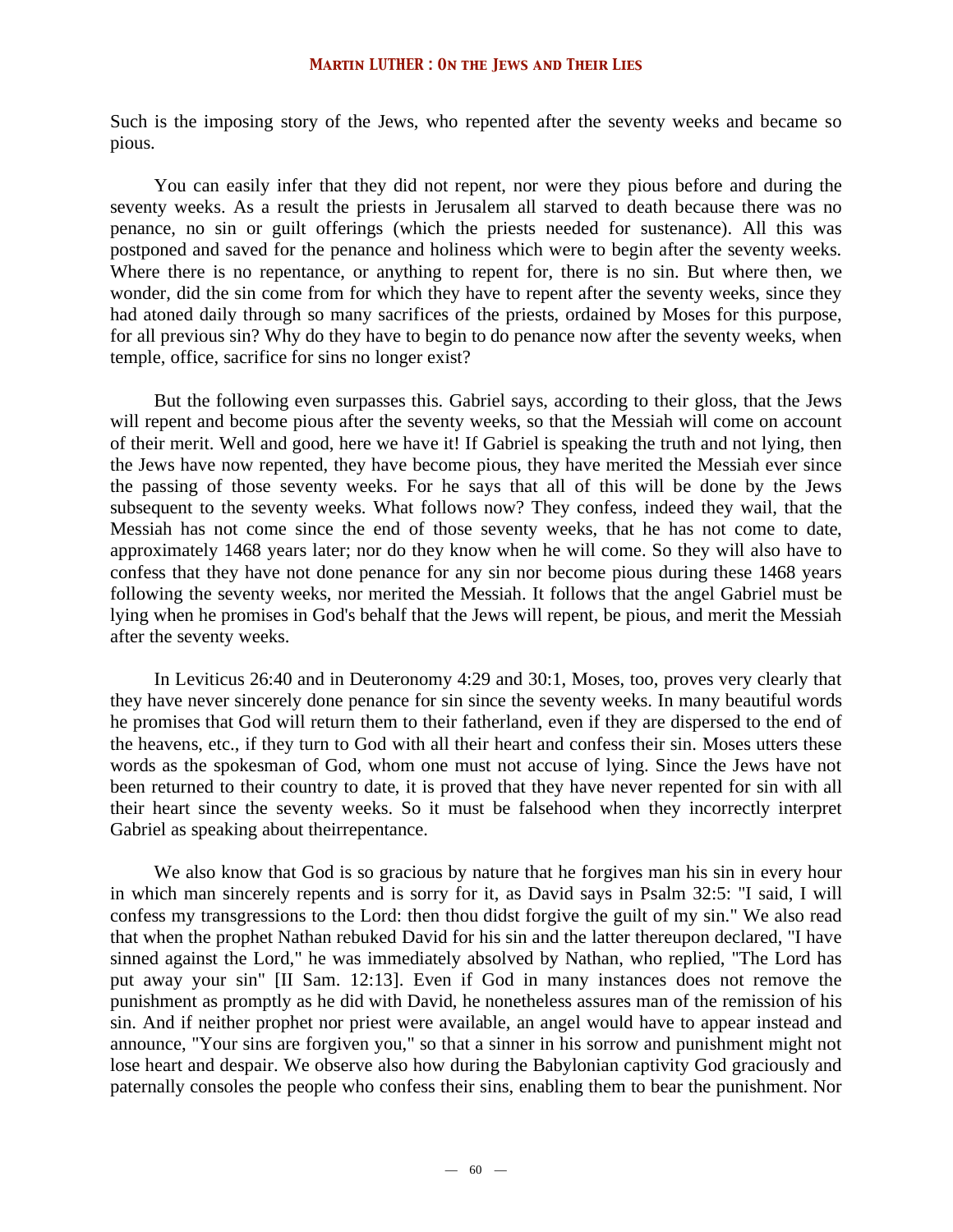Such is the imposing story of the Jews, who repented after the seventy weeks and became so pious.

You can easily infer that they did not repent, nor were they pious before and during the seventy weeks. As a result the priests in Jerusalem all starved to death because there was no penance, no sin or guilt offerings (which the priests needed for sustenance). All this was postponed and saved for the penance and holiness which were to begin after the seventy weeks. Where there is no repentance, or anything to repent for, there is no sin. But where then, we wonder, did the sin come from for which they have to repent after the seventy weeks, since they had atoned daily through so many sacrifices of the priests, ordained by Moses for this purpose, for all previous sin? Why do they have to begin to do penance now after the seventy weeks, when temple, office, sacrifice for sins no longer exist?

But the following even surpasses this. Gabriel says, according to their gloss, that the Jews will repent and become pious after the seventy weeks, so that the Messiah will come on account of their merit. Well and good, here we have it! If Gabriel is speaking the truth and not lying, then the Jews have now repented, they have become pious, they have merited the Messiah ever since the passing of those seventy weeks. For he says that all of this will be done by the Jews subsequent to the seventy weeks. What follows now? They confess, indeed they wail, that the Messiah has not come since the end of those seventy weeks, that he has not come to date, approximately 1468 years later; nor do they know when he will come. So they will also have to confess that they have not done penance for any sin nor become pious during these 1468 years following the seventy weeks, nor merited the Messiah. It follows that the angel Gabriel must be lying when he promises in God's behalf that the Jews will repent, be pious, and merit the Messiah after the seventy weeks.

In Leviticus 26:40 and in Deuteronomy 4:29 and 30:1, Moses, too, proves very clearly that they have never sincerely done penance for sin since the seventy weeks. In many beautiful words he promises that God will return them to their fatherland, even if they are dispersed to the end of the heavens, etc., if they turn to God with all their heart and confess their sin. Moses utters these words as the spokesman of God, whom one must not accuse of lying. Since the Jews have not been returned to their country to date, it is proved that they have never repented for sin with all their heart since the seventy weeks. So it must be falsehood when they incorrectly interpret Gabriel as speaking about theirrepentance.

We also know that God is so gracious by nature that he forgives man his sin in every hour in which man sincerely repents and is sorry for it, as David says in Psalm 32:5: "I said, I will confess my transgressions to the Lord: then thou didst forgive the guilt of my sin." We also read that when the prophet Nathan rebuked David for his sin and the latter thereupon declared, "I have sinned against the Lord," he was immediately absolved by Nathan, who replied, "The Lord has put away your sin" [II Sam. 12:13]. Even if God in many instances does not remove the punishment as promptly as he did with David, he nonetheless assures man of the remission of his sin. And if neither prophet nor priest were available, an angel would have to appear instead and announce, "Your sins are forgiven you," so that a sinner in his sorrow and punishment might not lose heart and despair. We observe also how during the Babylonian captivity God graciously and paternally consoles the people who confess their sins, enabling them to bear the punishment. Nor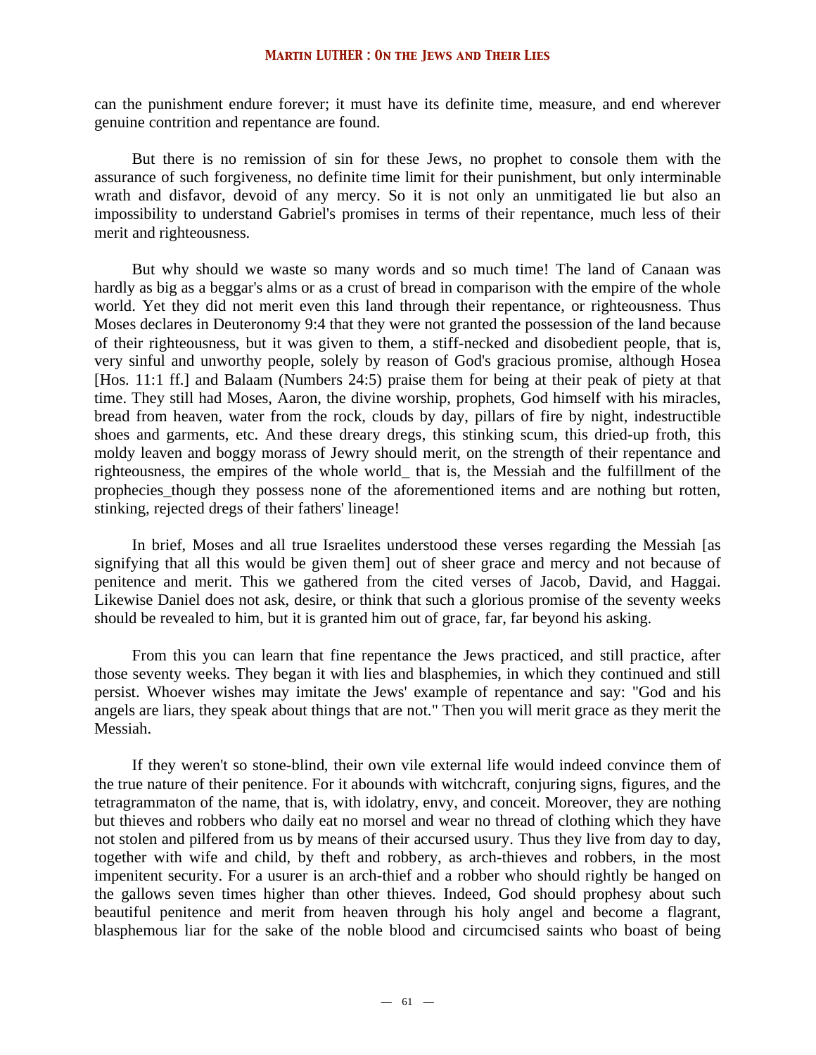can the punishment endure forever; it must have its definite time, measure, and end wherever genuine contrition and repentance are found.

But there is no remission of sin for these Jews, no prophet to console them with the assurance of such forgiveness, no definite time limit for their punishment, but only interminable wrath and disfavor, devoid of any mercy. So it is not only an unmitigated lie but also an impossibility to understand Gabriel's promises in terms of their repentance, much less of their merit and righteousness.

But why should we waste so many words and so much time! The land of Canaan was hardly as big as a beggar's alms or as a crust of bread in comparison with the empire of the whole world. Yet they did not merit even this land through their repentance, or righteousness. Thus Moses declares in Deuteronomy 9:4 that they were not granted the possession of the land because of their righteousness, but it was given to them, a stiff-necked and disobedient people, that is, very sinful and unworthy people, solely by reason of God's gracious promise, although Hosea [Hos. 11:1 ff.] and Balaam (Numbers 24:5) praise them for being at their peak of piety at that time. They still had Moses, Aaron, the divine worship, prophets, God himself with his miracles, bread from heaven, water from the rock, clouds by day, pillars of fire by night, indestructible shoes and garments, etc. And these dreary dregs, this stinking scum, this dried-up froth, this moldy leaven and boggy morass of Jewry should merit, on the strength of their repentance and righteousness, the empires of the whole world_ that is, the Messiah and the fulfillment of the prophecies_though they possess none of the aforementioned items and are nothing but rotten, stinking, rejected dregs of their fathers' lineage!

In brief, Moses and all true Israelites understood these verses regarding the Messiah [as signifying that all this would be given them] out of sheer grace and mercy and not because of penitence and merit. This we gathered from the cited verses of Jacob, David, and Haggai. Likewise Daniel does not ask, desire, or think that such a glorious promise of the seventy weeks should be revealed to him, but it is granted him out of grace, far, far beyond his asking.

From this you can learn that fine repentance the Jews practiced, and still practice, after those seventy weeks. They began it with lies and blasphemies, in which they continued and still persist. Whoever wishes may imitate the Jews' example of repentance and say: "God and his angels are liars, they speak about things that are not." Then you will merit grace as they merit the Messiah.

If they weren't so stone-blind, their own vile external life would indeed convince them of the true nature of their penitence. For it abounds with witchcraft, conjuring signs, figures, and the tetragrammaton of the name, that is, with idolatry, envy, and conceit. Moreover, they are nothing but thieves and robbers who daily eat no morsel and wear no thread of clothing which they have not stolen and pilfered from us by means of their accursed usury. Thus they live from day to day, together with wife and child, by theft and robbery, as arch-thieves and robbers, in the most impenitent security. For a usurer is an arch-thief and a robber who should rightly be hanged on the gallows seven times higher than other thieves. Indeed, God should prophesy about such beautiful penitence and merit from heaven through his holy angel and become a flagrant, blasphemous liar for the sake of the noble blood and circumcised saints who boast of being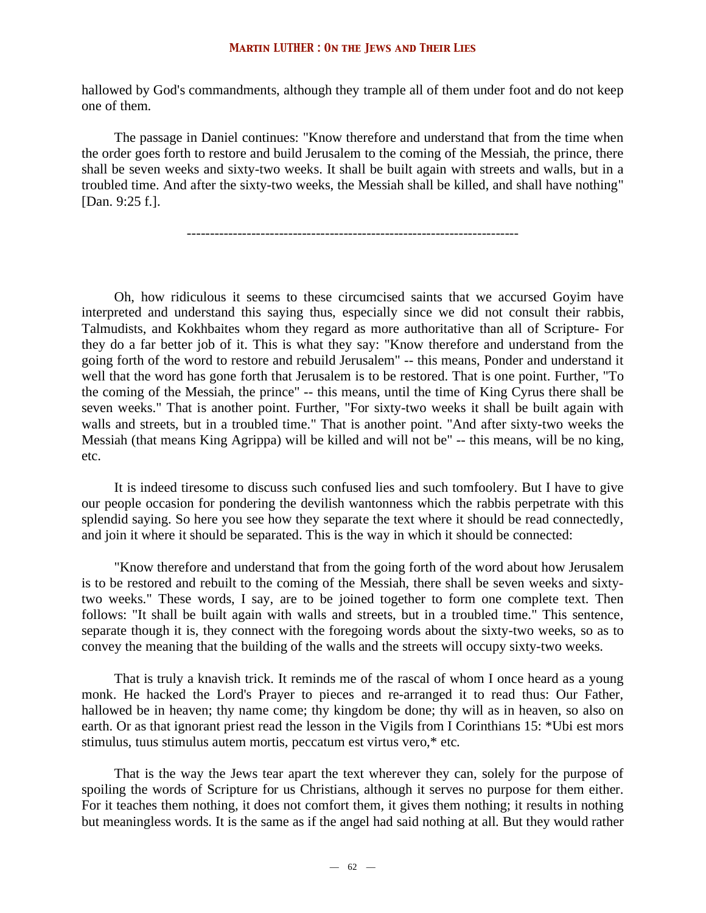hallowed by God's commandments, although they trample all of them under foot and do not keep one of them.

The passage in Daniel continues: "Know therefore and understand that from the time when the order goes forth to restore and build Jerusalem to the coming of the Messiah, the prince, there shall be seven weeks and sixty-two weeks. It shall be built again with streets and walls, but in a troubled time. And after the sixty-two weeks, the Messiah shall be killed, and shall have nothing" [Dan. 9:25 f.].

---

Oh, how ridiculous it seems to these circumcised saints that we accursed Goyim have interpreted and understand this saying thus, especially since we did not consult their rabbis, Talmudists, and Kokhbaites whom they regard as more authoritative than all of Scripture- For they do a far better job of it. This is what they say: "Know therefore and understand from the going forth of the word to restore and rebuild Jerusalem" -- this means, Ponder and understand it well that the word has gone forth that Jerusalem is to be restored. That is one point. Further, "To the coming of the Messiah, the prince" -- this means, until the time of King Cyrus there shall be seven weeks." That is another point. Further, "For sixty-two weeks it shall be built again with walls and streets, but in a troubled time." That is another point. "And after sixty-two weeks the Messiah (that means King Agrippa) will be killed and will not be" -- this means, will be no king, etc.

It is indeed tiresome to discuss such confused lies and such tomfoolery. But I have to give our people occasion for pondering the devilish wantonness which the rabbis perpetrate with this splendid saying. So here you see how they separate the text where it should be read connectedly, and join it where it should be separated. This is the way in which it should be connected:

"Know therefore and understand that from the going forth of the word about how Jerusalem is to be restored and rebuilt to the coming of the Messiah, there shall be seven weeks and sixty-two weeks." These words, I say, are to be joined together to form one complete text. Then follows: "It shall be built again with walls and streets, but in a troubled time." This sentence, separate though it is, they connect with the foregoing words about the sixty-two weeks, so as to convey the meaning that the building of the walls and the streets will occupy sixty-two weeks.

That is truly a knavish trick. It reminds me of the rascal of whom I once heard as a young monk. He hacked the Lord's Prayer to pieces and re-arranged it to read thus: Our Father, hallowed be in heaven; thy name come; thy kingdom be done; thy will as in heaven, so also on earth. Or as that ignorant priest read the lesson in the Vigils from I Corinthians 15: *Ubi est mors stimulus, tuus stimulus autem mortis, peccatum est virtus vero,* etc.

That is the way the Jews tear apart the text wherever they can, solely for the purpose of spoiling the words of Scripture for us Christians, although it serves no purpose for them either. For it teaches them nothing, it does not comfort them, it gives them nothing; it results in nothing but meaningless words. It is the same as if the angel had said nothing at all. But they would rather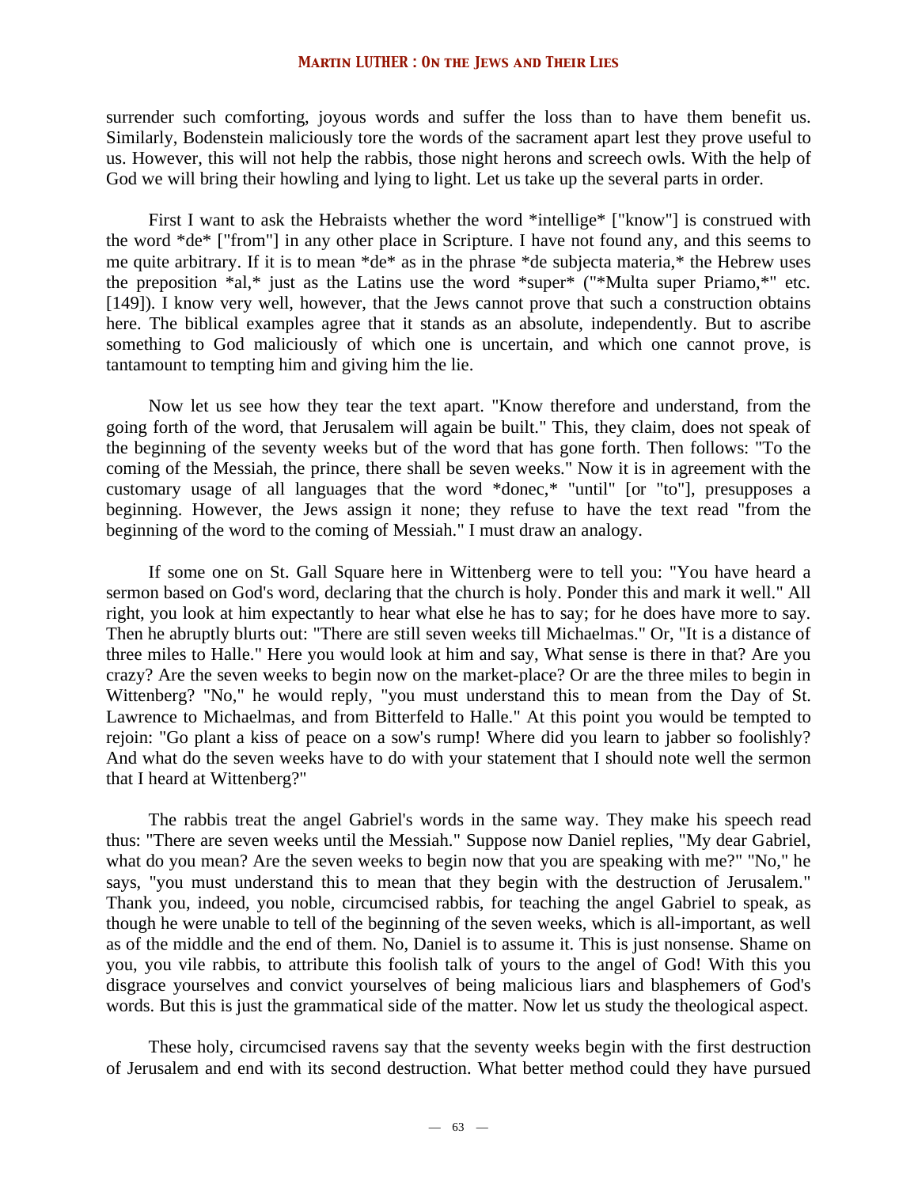surrender such comforting, joyous words and suffer the loss than to have them benefit us. Similarly, Bodenstein maliciously tore the words of the sacrament apart lest they prove useful to us. However, this will not help the rabbis, those night herons and screech owls. With the help of God we will bring their howling and lying to light. Let us take up the several parts in order.

First I want to ask the Hebraists whether the word *intellige* ["know"] is construed with the word *de* ["from"] in any other place in Scripture. I have not found any, and this seems to me quite arbitrary. If it is to mean *de* as in the phrase *de subjecta materia,* the Hebrew uses the preposition *al,* just as the Latins use the word *super* ("*Multa super Priamo,*" etc. [149]). I know very well, however, that the Jews cannot prove that such a construction obtains here. The biblical examples agree that it stands as an absolute, independently. But to ascribe something to God maliciously of which one is uncertain, and which one cannot prove, is tantamount to tempting him and giving him the lie.

Now let us see how they tear the text apart. "Know therefore and understand, from the going forth of the word, that Jerusalem will again be built." This, they claim, does not speak of the beginning of the seventy weeks but of the word that has gone forth. Then follows: "To the coming of the Messiah, the prince, there shall be seven weeks." Now it is in agreement with the customary usage of all languages that the word *donec,* "until" [or "to"], presupposes a beginning. However, the Jews assign it none; they refuse to have the text read "from the beginning of the word to the coming of Messiah." I must draw an analogy.

If some one on St. Gall Square here in Wittenberg were to tell you: "You have heard a sermon based on God's word, declaring that the church is holy. Ponder this and mark it well." All right, you look at him expectantly to hear what else he has to say; for he does have more to say. Then he abruptly blurts out: "There are still seven weeks till Michaelmas." Or, "It is a distance of three miles to Halle." Here you would look at him and say, What sense is there in that? Are you crazy? Are the seven weeks to begin now on the market-place? Or are the three miles to begin in Wittenberg? "No," he would reply, "you must understand this to mean from the Day of St. Lawrence to Michaelmas, and from Bitterfeld to Halle." At this point you would be tempted to rejoin: "Go plant a kiss of peace on a sow's rump! Where did you learn to jabber so foolishly? And what do the seven weeks have to do with your statement that I should note well the sermon that I heard at Wittenberg?"

The rabbis treat the angel Gabriel's words in the same way. They make his speech read thus: "There are seven weeks until the Messiah." Suppose now Daniel replies, "My dear Gabriel, what do you mean? Are the seven weeks to begin now that you are speaking with me?" "No," he says, "you must understand this to mean that they begin with the destruction of Jerusalem." Thank you, indeed, you noble, circumcised rabbis, for teaching the angel Gabriel to speak, as though he were unable to tell of the beginning of the seven weeks, which is all-important, as well as of the middle and the end of them. No, Daniel is to assume it. This is just nonsense. Shame on you, you vile rabbis, to attribute this foolish talk of yours to the angel of God! With this you disgrace yourselves and convict yourselves of being malicious liars and blasphemers of God's words. But this is just the grammatical side of the matter. Now let us study the theological aspect.

These holy, circumcised ravens say that the seventy weeks begin with the first destruction of Jerusalem and end with its second destruction. What better method could they have pursued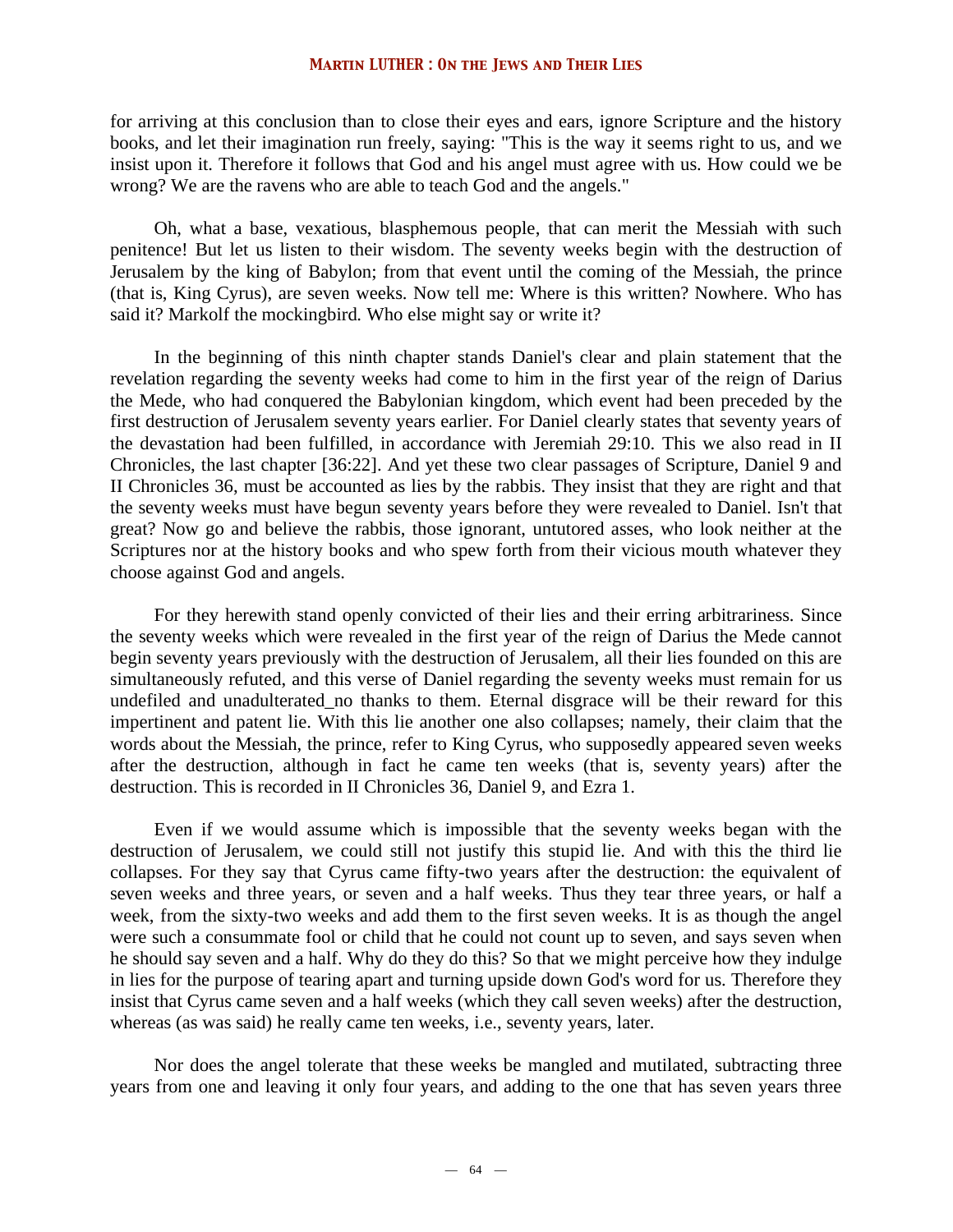for arriving at this conclusion than to close their eyes and ears, ignore Scripture and the history books, and let their imagination run freely, saying: "This is the way it seems right to us, and we insist upon it. Therefore it follows that God and his angel must agree with us. How could we be wrong? We are the ravens who are able to teach God and the angels."

Oh, what a base, vexatious, blasphemous people, that can merit the Messiah with such penitence! But let us listen to their wisdom. The seventy weeks begin with the destruction of Jerusalem by the king of Babylon; from that event until the coming of the Messiah, the prince (that is, King Cyrus), are seven weeks. Now tell me: Where is this written? Nowhere. Who has said it? Markolf the mockingbird. Who else might say or write it?

In the beginning of this ninth chapter stands Daniel's clear and plain statement that the revelation regarding the seventy weeks had come to him in the first year of the reign of Darius the Mede, who had conquered the Babylonian kingdom, which event had been preceded by the first destruction of Jerusalem seventy years earlier. For Daniel clearly states that seventy years of the devastation had been fulfilled, in accordance with Jeremiah 29:10. This we also read in II Chronicles, the last chapter [36:22]. And yet these two clear passages of Scripture, Daniel 9 and II Chronicles 36, must be accounted as lies by the rabbis. They insist that they are right and that the seventy weeks must have begun seventy years before they were revealed to Daniel. Isn't that great? Now go and believe the rabbis, those ignorant, untutored asses, who look neither at the Scriptures nor at the history books and who spew forth from their vicious mouth whatever they choose against God and angels.

For they herewith stand openly convicted of their lies and their erring arbitrariness. Since the seventy weeks which were revealed in the first year of the reign of Darius the Mede cannot begin seventy years previously with the destruction of Jerusalem, all their lies founded on this are simultaneously refuted, and this verse of Daniel regarding the seventy weeks must remain for us undefiled and unadulterated_no thanks to them. Eternal disgrace will be their reward for this impertinent and patent lie. With this lie another one also collapses; namely, their claim that the words about the Messiah, the prince, refer to King Cyrus, who supposedly appeared seven weeks after the destruction, although in fact he came ten weeks (that is, seventy years) after the destruction. This is recorded in II Chronicles 36, Daniel 9, and Ezra 1.

Even if we would assume which is impossible that the seventy weeks began with the destruction of Jerusalem, we could still not justify this stupid lie. And with this the third lie collapses. For they say that Cyrus came fifty-two years after the destruction: the equivalent of seven weeks and three years, or seven and a half weeks. Thus they tear three years, or half a week, from the sixty-two weeks and add them to the first seven weeks. It is as though the angel were such a consummate fool or child that he could not count up to seven, and says seven when he should say seven and a half. Why do they do this? So that we might perceive how they indulge in lies for the purpose of tearing apart and turning upside down God's word for us. Therefore they insist that Cyrus came seven and a half weeks (which they call seven weeks) after the destruction, whereas (as was said) he really came ten weeks, i.e., seventy years, later.

Nor does the angel tolerate that these weeks be mangled and mutilated, subtracting three years from one and leaving it only four years, and adding to the one that has seven years three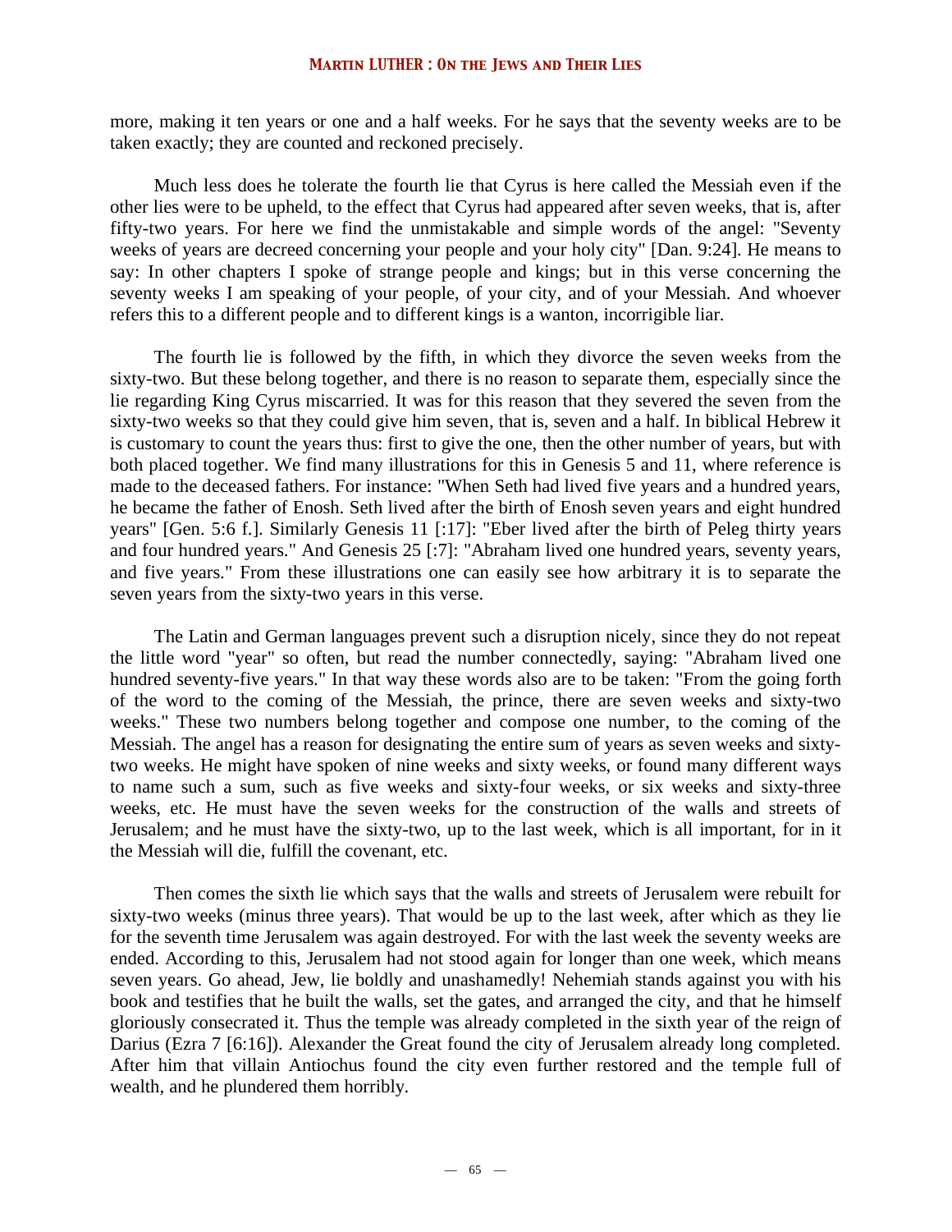more, making it ten years or one and a half weeks. For he says that the seventy weeks are to be taken exactly; they are counted and reckoned precisely.

Much less does he tolerate the fourth lie that Cyrus is here called the Messiah even if the other lies were to be upheld, to the effect that Cyrus had appeared after seven weeks, that is, after fifty-two years. For here we find the unmistakable and simple words of the angel: "Seventy weeks of years are decreed concerning your people and your holy city" [Dan. 9:24]. He means to say: In other chapters I spoke of strange people and kings; but in this verse concerning the seventy weeks I am speaking of your people, of your city, and of your Messiah. And whoever refers this to a different people and to different kings is a wanton, incorrigible liar.

The fourth lie is followed by the fifth, in which they divorce the seven weeks from the sixty-two. But these belong together, and there is no reason to separate them, especially since the lie regarding King Cyrus miscarried. It was for this reason that they severed the seven from the sixty-two weeks so that they could give him seven, that is, seven and a half. In biblical Hebrew it is customary to count the years thus: first to give the one, then the other number of years, but with both placed together. We find many illustrations for this in Genesis 5 and 11, where reference is made to the deceased fathers. For instance: "When Seth had lived five years and a hundred years, he became the father of Enosh. Seth lived after the birth of Enosh seven years and eight hundred years" [Gen. 5:6 f.]. Similarly Genesis 11 [:17]: "Eber lived after the birth of Peleg thirty years and four hundred years." And Genesis 25 [:7]: "Abraham lived one hundred years, seventy years, and five years." From these illustrations one can easily see how arbitrary it is to separate the seven years from the sixty-two years in this verse.

The Latin and German languages prevent such a disruption nicely, since they do not repeat the little word "year" so often, but read the number connectedly, saying: "Abraham lived one hundred seventy-five years." In that way these words also are to be taken: "From the going forth of the word to the coming of the Messiah, the prince, there are seven weeks and sixty-two weeks." These two numbers belong together and compose one number, to the coming of the Messiah. The angel has a reason for designating the entire sum of years as seven weeks and sixty-two weeks. He might have spoken of nine weeks and sixty weeks, or found many different ways to name such a sum, such as five weeks and sixty-four weeks, or six weeks and sixty-three weeks, etc. He must have the seven weeks for the construction of the walls and streets of Jerusalem; and he must have the sixty-two, up to the last week, which is all important, for in it the Messiah will die, fulfill the covenant, etc.

Then comes the sixth lie which says that the walls and streets of Jerusalem were rebuilt for sixty-two weeks (minus three years). That would be up to the last week, after which as they lie for the seventh time Jerusalem was again destroyed. For with the last week the seventy weeks are ended. According to this, Jerusalem had not stood again for longer than one week, which means seven years. Go ahead, Jew, lie boldly and unashamedly! Nehemiah stands against you with his book and testifies that he built the walls, set the gates, and arranged the city, and that he himself gloriously consecrated it. Thus the temple was already completed in the sixth year of the reign of Darius (Ezra 7 [6:16]). Alexander the Great found the city of Jerusalem already long completed. After him that villain Antiochus found the city even further restored and the temple full of wealth, and he plundered them horribly.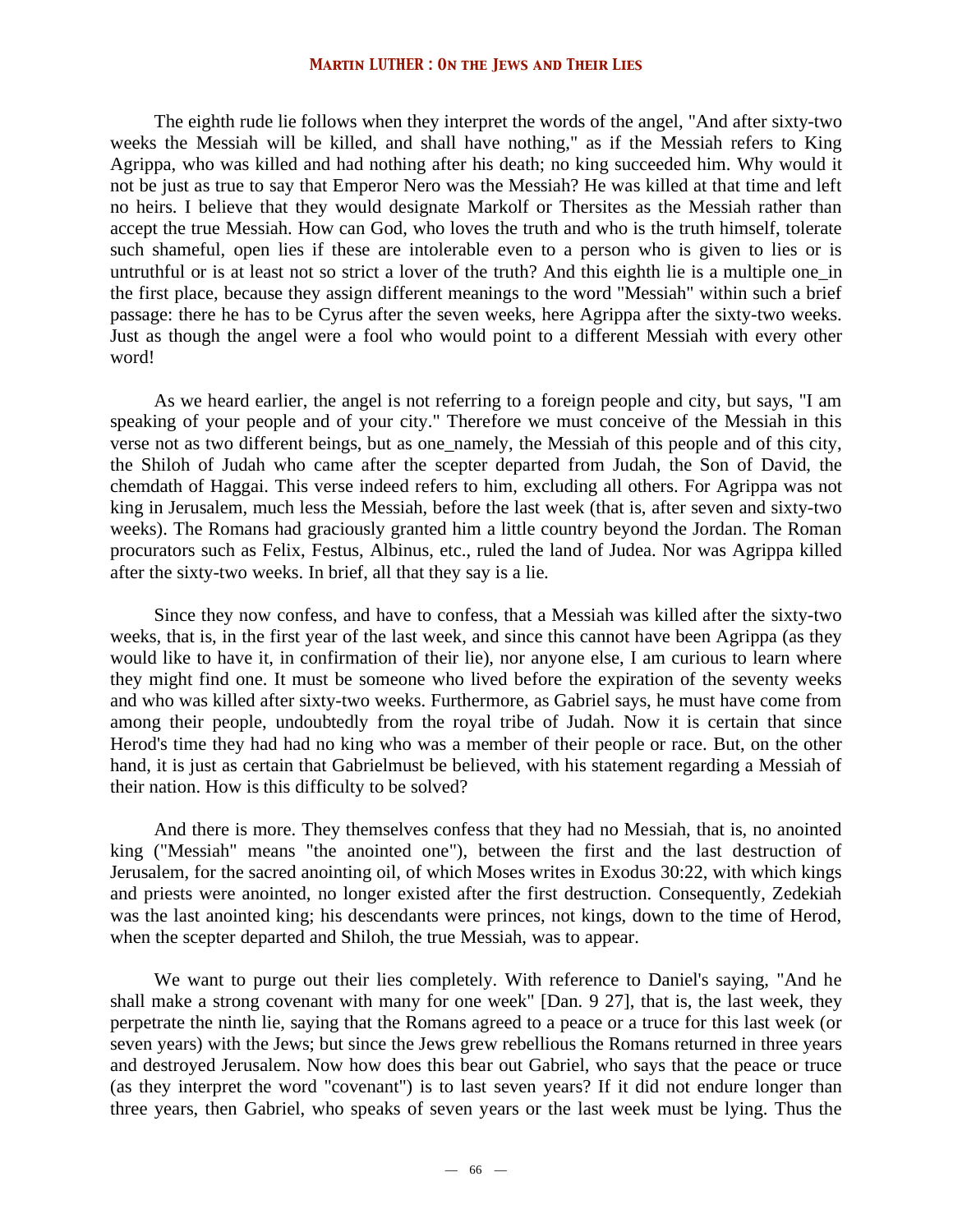The eighth rude lie follows when they interpret the words of the angel, "And after sixty-two weeks the Messiah will be killed, and shall have nothing," as if the Messiah refers to King Agrippa, who was killed and had nothing after his death; no king succeeded him. Why would it not be just as true to say that Emperor Nero was the Messiah? He was killed at that time and left no heirs. I believe that they would designate Markolf or Thersites as the Messiah rather than accept the true Messiah. How can God, who loves the truth and who is the truth himself, tolerate such shameful, open lies if these are intolerable even to a person who is given to lies or is untruthful or is at least not so strict a lover of the truth? And this eighth lie is a multiple one_in the first place, because they assign different meanings to the word "Messiah" within such a brief passage: there he has to be Cyrus after the seven weeks, here Agrippa after the sixty-two weeks. Just as though the angel were a fool who would point to a different Messiah with every other word!

As we heard earlier, the angel is not referring to a foreign people and city, but says, "I am speaking of your people and of your city." Therefore we must conceive of the Messiah in this verse not as two different beings, but as one_namely, the Messiah of this people and of this city, the Shiloh of Judah who came after the scepter departed from Judah, the Son of David, the chemdath of Haggai. This verse indeed refers to him, excluding all others. For Agrippa was not king in Jerusalem, much less the Messiah, before the last week (that is, after seven and sixty-two weeks). The Romans had graciously granted him a little country beyond the Jordan. The Roman procurators such as Felix, Festus, Albinus, etc., ruled the land of Judea. Nor was Agrippa killed after the sixty-two weeks. In brief, all that they say is a lie.

Since they now confess, and have to confess, that a Messiah was killed after the sixty-two weeks, that is, in the first year of the last week, and since this cannot have been Agrippa (as they would like to have it, in confirmation of their lie), nor anyone else, I am curious to learn where they might find one. It must be someone who lived before the expiration of the seventy weeks and who was killed after sixty-two weeks. Furthermore, as Gabriel says, he must have come from among their people, undoubtedly from the royal tribe of Judah. Now it is certain that since Herod's time they had had no king who was a member of their people or race. But, on the other hand, it is just as certain that Gabrielmust be believed, with his statement regarding a Messiah of their nation. How is this difficulty to be solved?

And there is more. They themselves confess that they had no Messiah, that is, no anointed king ("Messiah" means "the anointed one"), between the first and the last destruction of Jerusalem, for the sacred anointing oil, of which Moses writes in Exodus 30:22, with which kings and priests were anointed, no longer existed after the first destruction. Consequently, Zedekiah was the last anointed king; his descendants were princes, not kings, down to the time of Herod, when the scepter departed and Shiloh, the true Messiah, was to appear.

We want to purge out their lies completely. With reference to Daniel's saying, "And he shall make a strong covenant with many for one week" [Dan. 9 27], that is, the last week, they perpetrate the ninth lie, saying that the Romans agreed to a peace or a truce for this last week (or seven years) with the Jews; but since the Jews grew rebellious the Romans returned in three years and destroyed Jerusalem. Now how does this bear out Gabriel, who says that the peace or truce (as they interpret the word "covenant") is to last seven years? If it did not endure longer than three years, then Gabriel, who speaks of seven years or the last week must be lying. Thus the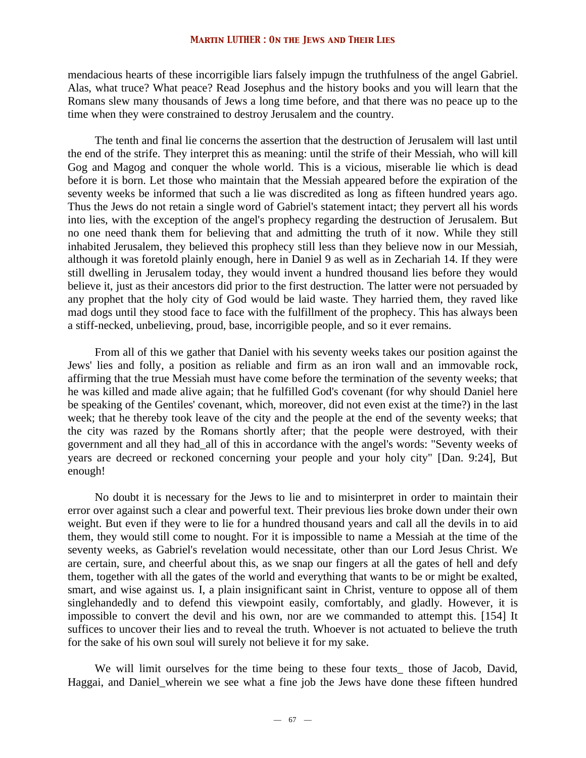mendacious hearts of these incorrigible liars falsely impugn the truthfulness of the angel Gabriel. Alas, what truce? What peace? Read Josephus and the history books and you will learn that the Romans slew many thousands of Jews a long time before, and that there was no peace up to the time when they were constrained to destroy Jerusalem and the country.

The tenth and final lie concerns the assertion that the destruction of Jerusalem will last until the end of the strife. They interpret this as meaning: until the strife of their Messiah, who will kill Gog and Magog and conquer the whole world. This is a vicious, miserable lie which is dead before it is born. Let those who maintain that the Messiah appeared before the expiration of the seventy weeks be informed that such a lie was discredited as long as fifteen hundred years ago. Thus the Jews do not retain a single word of Gabriel's statement intact; they pervert all his words into lies, with the exception of the angel's prophecy regarding the destruction of Jerusalem. But no one need thank them for believing that and admitting the truth of it now. While they still inhabited Jerusalem, they believed this prophecy still less than they believe now in our Messiah, although it was foretold plainly enough, here in Daniel 9 as well as in Zechariah 14. If they were still dwelling in Jerusalem today, they would invent a hundred thousand lies before they would believe it, just as their ancestors did prior to the first destruction. The latter were not persuaded by any prophet that the holy city of God would be laid waste. They harried them, they raved like mad dogs until they stood face to face with the fulfillment of the prophecy. This has always been a stiff-necked, unbelieving, proud, base, incorrigible people, and so it ever remains.

From all of this we gather that Daniel with his seventy weeks takes our position against the Jews' lies and folly, a position as reliable and firm as an iron wall and an immovable rock, affirming that the true Messiah must have come before the termination of the seventy weeks; that he was killed and made alive again; that he fulfilled God's covenant (for why should Daniel here be speaking of the Gentiles' covenant, which, moreover, did not even exist at the time?) in the last week; that he thereby took leave of the city and the people at the end of the seventy weeks; that the city was razed by the Romans shortly after; that the people were destroyed, with their government and all they had_all of this in accordance with the angel's words: "Seventy weeks of years are decreed or reckoned concerning your people and your holy city" [Dan. 9:24], But enough!

No doubt it is necessary for the Jews to lie and to misinterpret in order to maintain their error over against such a clear and powerful text. Their previous lies broke down under their own weight. But even if they were to lie for a hundred thousand years and call all the devils in to aid them, they would still come to nought. For it is impossible to name a Messiah at the time of the seventy weeks, as Gabriel's revelation would necessitate, other than our Lord Jesus Christ. We are certain, sure, and cheerful about this, as we snap our fingers at all the gates of hell and defy them, together with all the gates of the world and everything that wants to be or might be exalted, smart, and wise against us. I, a plain insignificant saint in Christ, venture to oppose all of them singlehandedly and to defend this viewpoint easily, comfortably, and gladly. However, it is impossible to convert the devil and his own, nor are we commanded to attempt this. [154] It suffices to uncover their lies and to reveal the truth. Whoever is not actuated to believe the truth for the sake of his own soul will surely not believe it for my sake.

We will limit ourselves for the time being to these four texts_ those of Jacob, David, Haggai, and Daniel_wherein we see what a fine job the Jews have done these fifteen hundred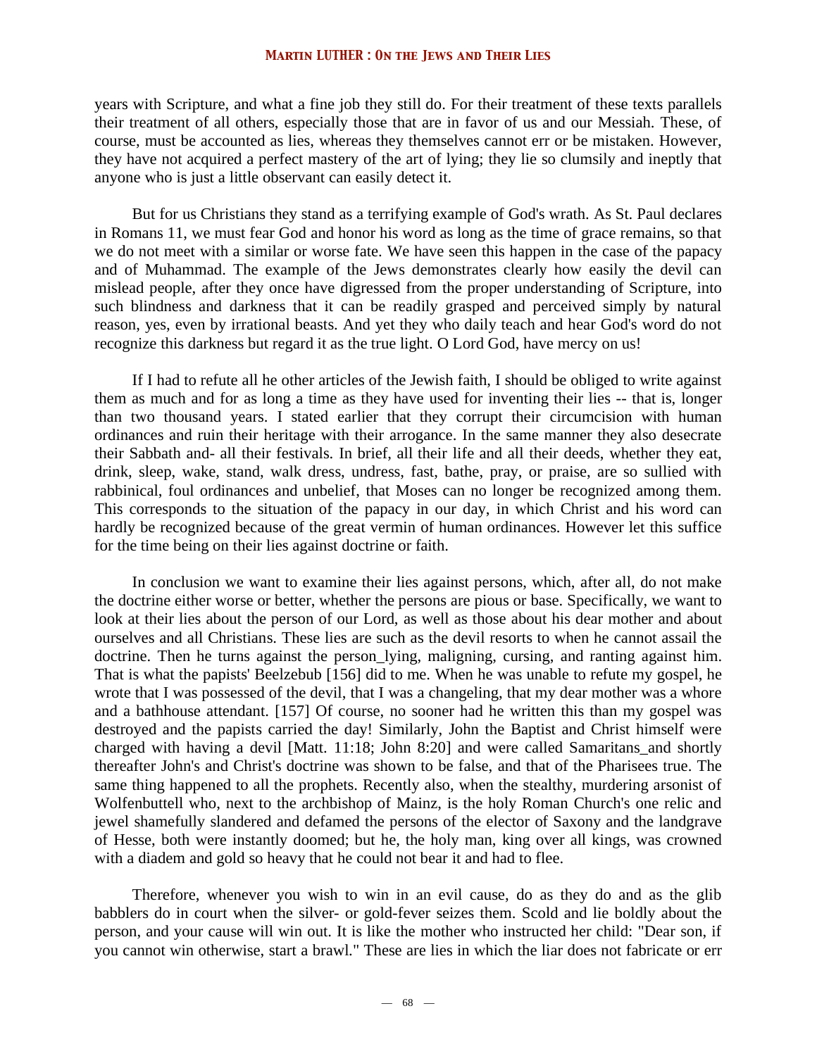years with Scripture, and what a fine job they still do. For their treatment of these texts parallels their treatment of all others, especially those that are in favor of us and our Messiah. These, of course, must be accounted as lies, whereas they themselves cannot err or be mistaken. However, they have not acquired a perfect mastery of the art of lying; they lie so clumsily and ineptly that anyone who is just a little observant can easily detect it.

But for us Christians they stand as a terrifying example of God's wrath. As St. Paul declares in Romans 11, we must fear God and honor his word as long as the time of grace remains, so that we do not meet with a similar or worse fate. We have seen this happen in the case of the papacy and of Muhammad. The example of the Jews demonstrates clearly how easily the devil can mislead people, after they once have digressed from the proper understanding of Scripture, into such blindness and darkness that it can be readily grasped and perceived simply by natural reason, yes, even by irrational beasts. And yet they who daily teach and hear God's word do not recognize this darkness but regard it as the true light. O Lord God, have mercy on us!

If I had to refute all he other articles of the Jewish faith, I should be obliged to write against them as much and for as long a time as they have used for inventing their lies -- that is, longer than two thousand years. I stated earlier that they corrupt their circumcision with human ordinances and ruin their heritage with their arrogance. In the same manner they also desecrate their Sabbath and- all their festivals. In brief, all their life and all their deeds, whether they eat, drink, sleep, wake, stand, walk dress, undress, fast, bathe, pray, or praise, are so sullied with rabbinical, foul ordinances and unbelief, that Moses can no longer be recognized among them. This corresponds to the situation of the papacy in our day, in which Christ and his word can hardly be recognized because of the great vermin of human ordinances. However let this suffice for the time being on their lies against doctrine or faith.

In conclusion we want to examine their lies against persons, which, after all, do not make the doctrine either worse or better, whether the persons are pious or base. Specifically, we want to look at their lies about the person of our Lord, as well as those about his dear mother and about ourselves and all Christians. These lies are such as the devil resorts to when he cannot assail the doctrine. Then he turns against the person_lying, maligning, cursing, and ranting against him. That is what the papists' Beelzebub [156] did to me. When he was unable to refute my gospel, he wrote that I was possessed of the devil, that I was a changeling, that my dear mother was a whore and a bathhouse attendant. [157] Of course, no sooner had he written this than my gospel was destroyed and the papists carried the day! Similarly, John the Baptist and Christ himself were charged with having a devil [Matt. 11:18; John 8:20] and were called Samaritans_and shortly thereafter John's and Christ's doctrine was shown to be false, and that of the Pharisees true. The same thing happened to all the prophets. Recently also, when the stealthy, murdering arsonist of Wolfenbuttell who, next to the archbishop of Mainz, is the holy Roman Church's one relic and jewel shamefully slandered and defamed the persons of the elector of Saxony and the landgrave of Hesse, both were instantly doomed; but he, the holy man, king over all kings, was crowned with a diadem and gold so heavy that he could not bear it and had to flee.

Therefore, whenever you wish to win in an evil cause, do as they do and as the glib babblers do in court when the silver- or gold-fever seizes them. Scold and lie boldly about the person, and your cause will win out. It is like the mother who instructed her child: "Dear son, if you cannot win otherwise, start a brawl." These are lies in which the liar does not fabricate or err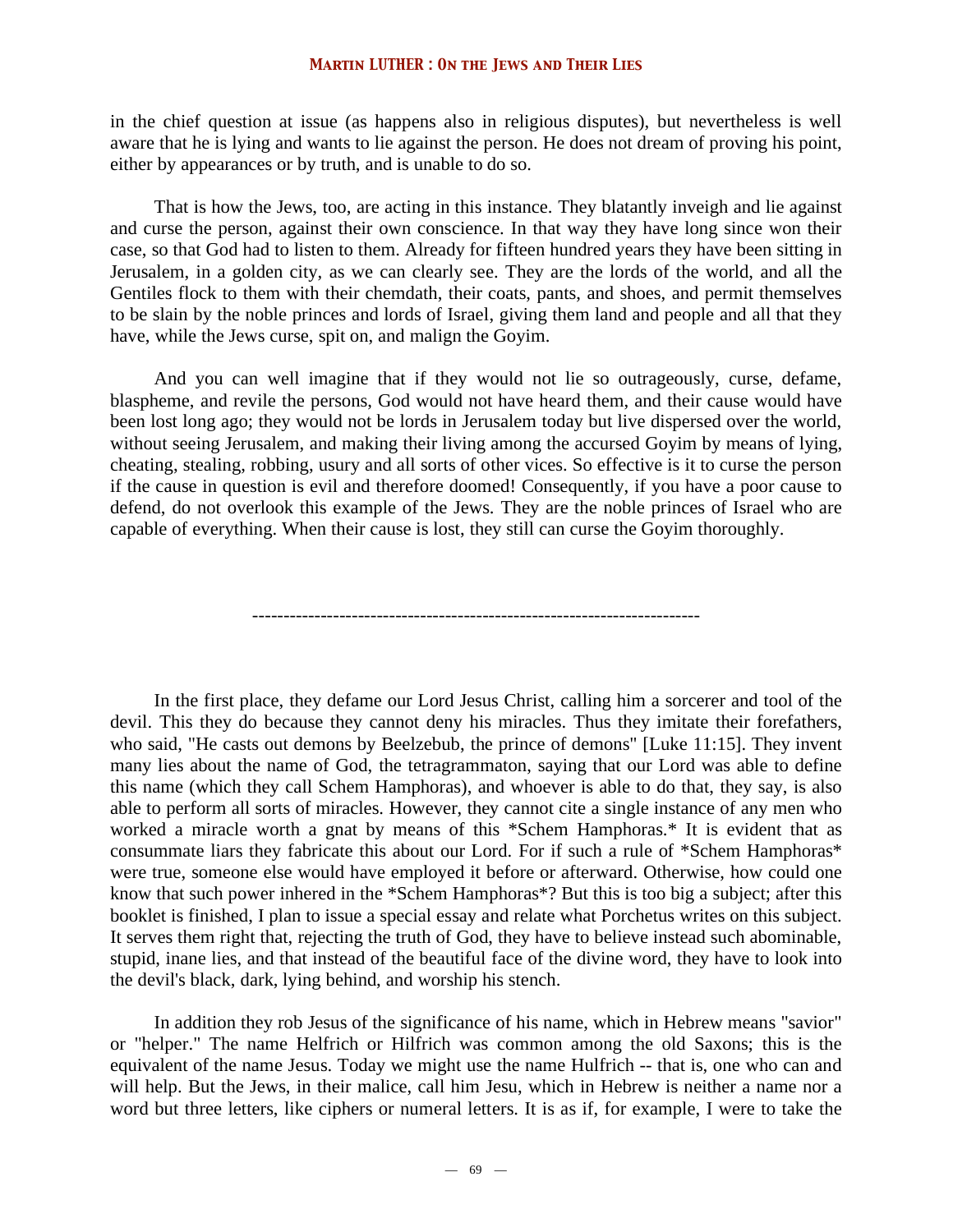in the chief question at issue (as happens also in religious disputes), but nevertheless is well aware that he is lying and wants to lie against the person. He does not dream of proving his point, either by appearances or by truth, and is unable to do so.

That is how the Jews, too, are acting in this instance. They blatantly inveigh and lie against and curse the person, against their own conscience. In that way they have long since won their case, so that God had to listen to them. Already for fifteen hundred years they have been sitting in Jerusalem, in a golden city, as we can clearly see. They are the lords of the world, and all the Gentiles flock to them with their chemdath, their coats, pants, and shoes, and permit themselves to be slain by the noble princes and lords of Israel, giving them land and people and all that they have, while the Jews curse, spit on, and malign the Goyim.

And you can well imagine that if they would not lie so outrageously, curse, defame, blaspheme, and revile the persons, God would not have heard them, and their cause would have been lost long ago; they would not be lords in Jerusalem today but live dispersed over the world, without seeing Jerusalem, and making their living among the accursed Goyim by means of lying, cheating, stealing, robbing, usury and all sorts of other vices. So effective is it to curse the person if the cause in question is evil and therefore doomed! Consequently, if you have a poor cause to defend, do not overlook this example of the Jews. They are the noble princes of Israel who are capable of everything. When their cause is lost, they still can curse the Goyim thoroughly.

---

In the first place, they defame our Lord Jesus Christ, calling him a sorcerer and tool of the devil. This they do because they cannot deny his miracles. Thus they imitate their forefathers, who said, "He casts out demons by Beelzebub, the prince of demons" [Luke 11:15]. They invent many lies about the name of God, the tetragrammaton, saying that our Lord was able to define this name (which they call Schem Hamphoras), and whoever is able to do that, they say, is also able to perform all sorts of miracles. However, they cannot cite a single instance of any men who worked a miracle worth a gnat by means of this *Schem Hamphoras.* It is evident that as consummate liars they fabricate this about our Lord. For if such a rule of *Schem Hamphoras* were true, someone else would have employed it before or afterward. Otherwise, how could one know that such power inhered in the *Schem Hamphoras*? But this is too big a subject; after this booklet is finished, I plan to issue a special essay and relate what Porchetus writes on this subject. It serves them right that, rejecting the truth of God, they have to believe instead such abominable, stupid, inane lies, and that instead of the beautiful face of the divine word, they have to look into the devil's black, dark, lying behind, and worship his stench.

In addition they rob Jesus of the significance of his name, which in Hebrew means "savior" or "helper." The name Helfrich or Hilfrich was common among the old Saxons; this is the equivalent of the name Jesus. Today we might use the name Hulfrich -- that is, one who can and will help. But the Jews, in their malice, call him Jesu, which in Hebrew is neither a name nor a word but three letters, like ciphers or numeral letters. It is as if, for example, I were to take the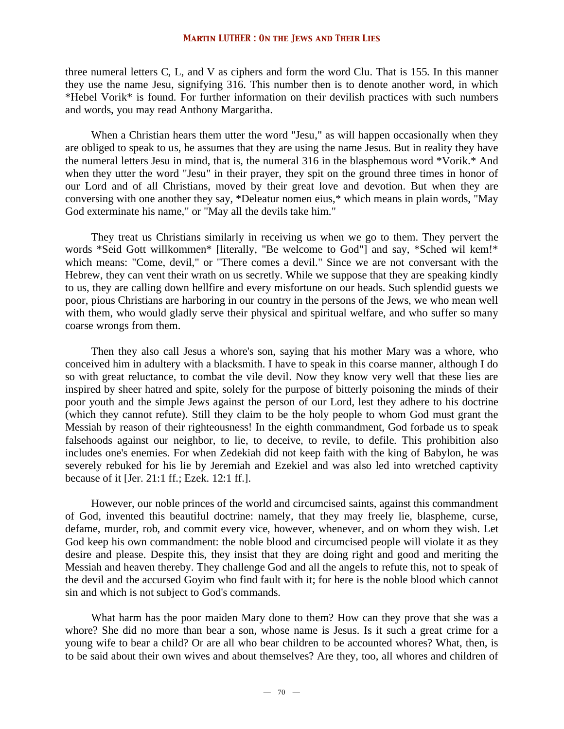three numeral letters C, L, and V as ciphers and form the word Clu. That is 155. In this manner they use the name Jesu, signifying 316. This number then is to denote another word, in which *Hebel Vorik* is found. For further information on their devilish practices with such numbers and words, you may read Anthony Margaritha.

When a Christian hears them utter the word "Jesu," as will happen occasionally when they are obliged to speak to us, he assumes that they are using the name Jesus. But in reality they have the numeral letters Jesu in mind, that is, the numeral 316 in the blasphemous word *Vorik.* And when they utter the word "Jesu" in their prayer, they spit on the ground three times in honor of our Lord and of all Christians, moved by their great love and devotion. But when they are conversing with one another they say, *Deleatur nomen eius,* which means in plain words, "May God exterminate his name," or "May all the devils take him."

They treat us Christians similarly in receiving us when we go to them. They pervert the words *Seid Gott willkommen* [literally, "Be welcome to God"] and say, *Sched wil kem!* which means: "Come, devil," or "There comes a devil." Since we are not conversant with the Hebrew, they can vent their wrath on us secretly. While we suppose that they are speaking kindly to us, they are calling down hellfire and every misfortune on our heads. Such splendid guests we poor, pious Christians are harboring in our country in the persons of the Jews, we who mean well with them, who would gladly serve their physical and spiritual welfare, and who suffer so many coarse wrongs from them.

Then they also call Jesus a whore's son, saying that his mother Mary was a whore, who conceived him in adultery with a blacksmith. I have to speak in this coarse manner, although I do so with great reluctance, to combat the vile devil. Now they know very well that these lies are inspired by sheer hatred and spite, solely for the purpose of bitterly poisoning the minds of their poor youth and the simple Jews against the person of our Lord, lest they adhere to his doctrine (which they cannot refute). Still they claim to be the holy people to whom God must grant the Messiah by reason of their righteousness! In the eighth commandment, God forbade us to speak falsehoods against our neighbor, to lie, to deceive, to revile, to defile. This prohibition also includes one's enemies. For when Zedekiah did not keep faith with the king of Babylon, he was severely rebuked for his lie by Jeremiah and Ezekiel and was also led into wretched captivity because of it [Jer. 21:1 ff.; Ezek. 12:1 ff.].

However, our noble princes of the world and circumcised saints, against this commandment of God, invented this beautiful doctrine: namely, that they may freely lie, blaspheme, curse, defame, murder, rob, and commit every vice, however, whenever, and on whom they wish. Let God keep his own commandment: the noble blood and circumcised people will violate it as they desire and please. Despite this, they insist that they are doing right and good and meriting the Messiah and heaven thereby. They challenge God and all the angels to refute this, not to speak of the devil and the accursed Goyim who find fault with it; for here is the noble blood which cannot sin and which is not subject to God's commands.

What harm has the poor maiden Mary done to them? How can they prove that she was a whore? She did no more than bear a son, whose name is Jesus. Is it such a great crime for a young wife to bear a child? Or are all who bear children to be accounted whores? What, then, is to be said about their own wives and about themselves? Are they, too, all whores and children of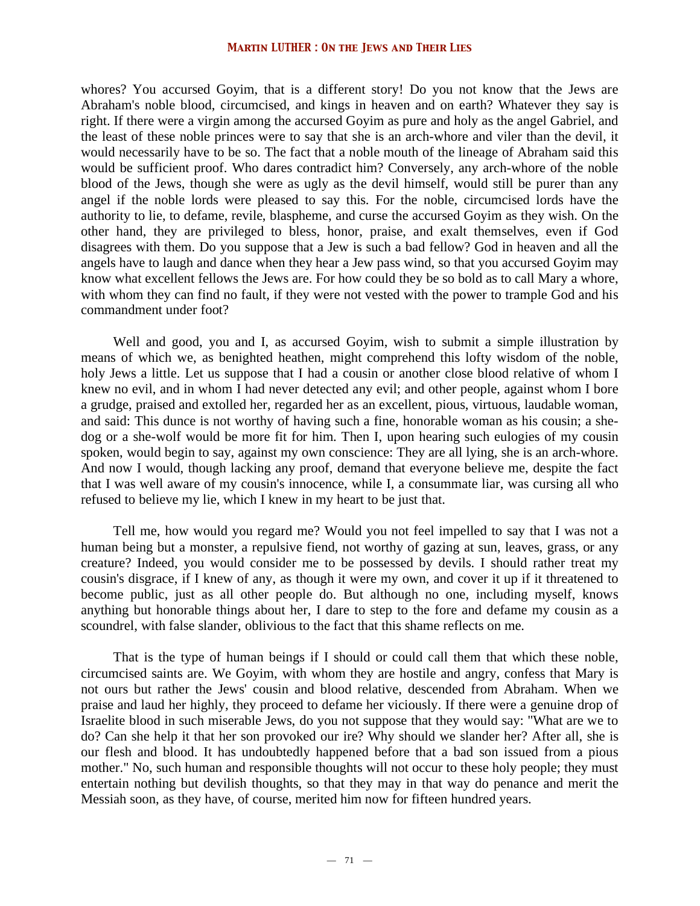whores? You accursed Goyim, that is a different story! Do you not know that the Jews are Abraham's noble blood, circumcised, and kings in heaven and on earth? Whatever they say is right. If there were a virgin among the accursed Goyim as pure and holy as the angel Gabriel, and the least of these noble princes were to say that she is an arch-whore and viler than the devil, it would necessarily have to be so. The fact that a noble mouth of the lineage of Abraham said this would be sufficient proof. Who dares contradict him? Conversely, any arch-whore of the noble blood of the Jews, though she were as ugly as the devil himself, would still be purer than any angel if the noble lords were pleased to say this. For the noble, circumcised lords have the authority to lie, to defame, revile, blaspheme, and curse the accursed Goyim as they wish. On the other hand, they are privileged to bless, honor, praise, and exalt themselves, even if God disagrees with them. Do you suppose that a Jew is such a bad fellow? God in heaven and all the angels have to laugh and dance when they hear a Jew pass wind, so that you accursed Goyim may know what excellent fellows the Jews are. For how could they be so bold as to call Mary a whore, with whom they can find no fault, if they were not vested with the power to trample God and his commandment under foot?

Well and good, you and I, as accursed Goyim, wish to submit a simple illustration by means of which we, as benighted heathen, might comprehend this lofty wisdom of the noble, holy Jews a little. Let us suppose that I had a cousin or another close blood relative of whom I knew no evil, and in whom I had never detected any evil; and other people, against whom I bore a grudge, praised and extolled her, regarded her as an excellent, pious, virtuous, laudable woman, and said: This dunce is not worthy of having such a fine, honorable woman as his cousin; a she-dog or a she-wolf would be more fit for him. Then I, upon hearing such eulogies of my cousin spoken, would begin to say, against my own conscience: They are all lying, she is an arch-whore. And now I would, though lacking any proof, demand that everyone believe me, despite the fact that I was well aware of my cousin's innocence, while I, a consummate liar, was cursing all who refused to believe my lie, which I knew in my heart to be just that.

Tell me, how would you regard me? Would you not feel impelled to say that I was not a human being but a monster, a repulsive fiend, not worthy of gazing at sun, leaves, grass, or any creature? Indeed, you would consider me to be possessed by devils. I should rather treat my cousin's disgrace, if I knew of any, as though it were my own, and cover it up if it threatened to become public, just as all other people do. But although no one, including myself, knows anything but honorable things about her, I dare to step to the fore and defame my cousin as a scoundrel, with false slander, oblivious to the fact that this shame reflects on me.

That is the type of human beings if I should or could call them that which these noble, circumcised saints are. We Goyim, with whom they are hostile and angry, confess that Mary is not ours but rather the Jews' cousin and blood relative, descended from Abraham. When we praise and laud her highly, they proceed to defame her viciously. If there were a genuine drop of Israelite blood in such miserable Jews, do you not suppose that they would say: "What are we to do? Can she help it that her son provoked our ire? Why should we slander her? After all, she is our flesh and blood. It has undoubtedly happened before that a bad son issued from a pious mother." No, such human and responsible thoughts will not occur to these holy people; they must entertain nothing but devilish thoughts, so that they may in that way do penance and merit the Messiah soon, as they have, of course, merited him now for fifteen hundred years.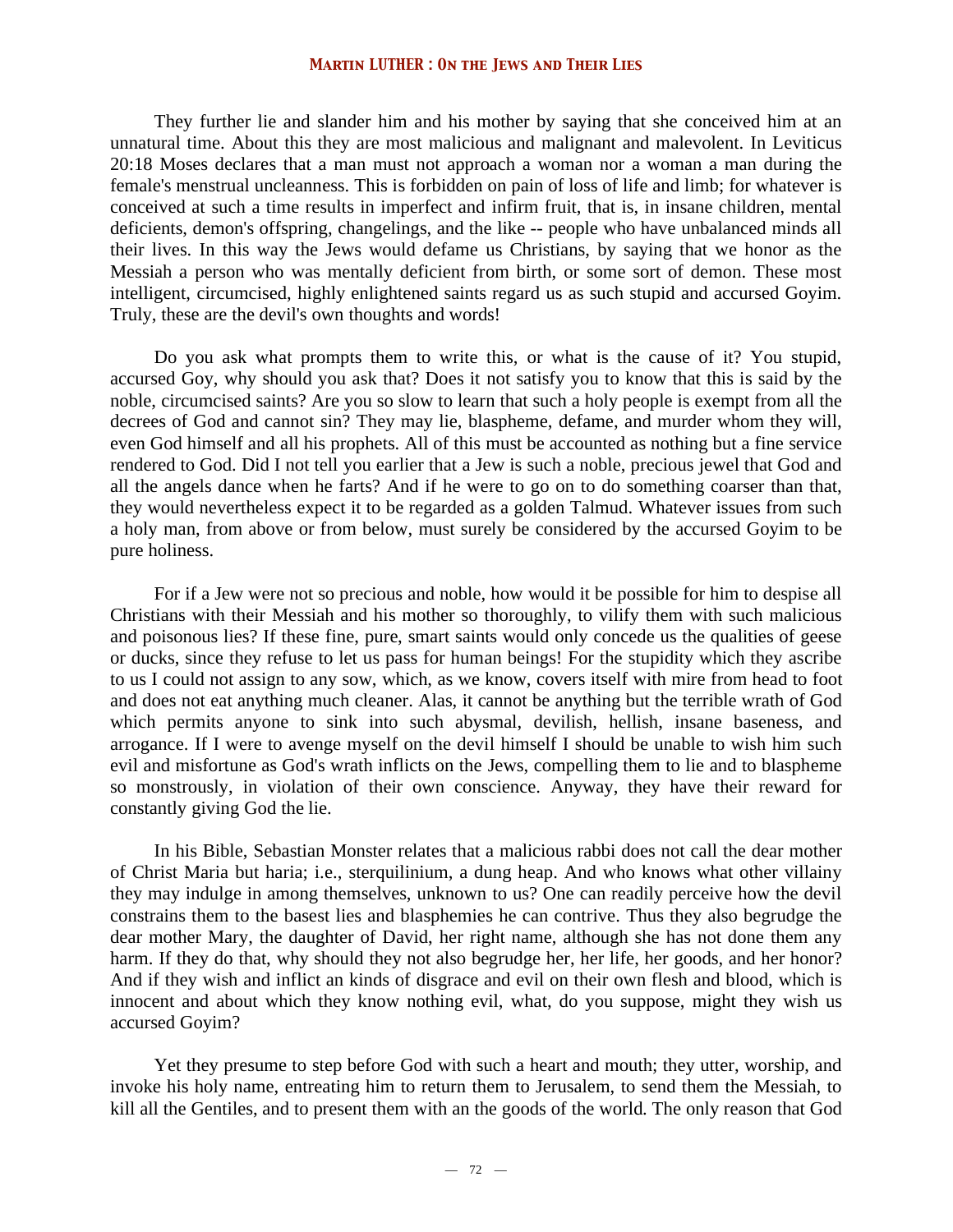They further lie and slander him and his mother by saying that she conceived him at an unnatural time. About this they are most malicious and malignant and malevolent. In Leviticus 20:18 Moses declares that a man must not approach a woman nor a woman a man during the female's menstrual uncleanness. This is forbidden on pain of loss of life and limb; for whatever is conceived at such a time results in imperfect and infirm fruit, that is, in insane children, mental deficients, demon's offspring, changelings, and the like -- people who have unbalanced minds all their lives. In this way the Jews would defame us Christians, by saying that we honor as the Messiah a person who was mentally deficient from birth, or some sort of demon. These most intelligent, circumcised, highly enlightened saints regard us as such stupid and accursed Goyim. Truly, these are the devil's own thoughts and words!

Do you ask what prompts them to write this, or what is the cause of it? You stupid, accursed Goy, why should you ask that? Does it not satisfy you to know that this is said by the noble, circumcised saints? Are you so slow to learn that such a holy people is exempt from all the decrees of God and cannot sin? They may lie, blaspheme, defame, and murder whom they will, even God himself and all his prophets. All of this must be accounted as nothing but a fine service rendered to God. Did I not tell you earlier that a Jew is such a noble, precious jewel that God and all the angels dance when he farts? And if he were to go on to do something coarser than that, they would nevertheless expect it to be regarded as a golden Talmud. Whatever issues from such a holy man, from above or from below, must surely be considered by the accursed Goyim to be pure holiness.

For if a Jew were not so precious and noble, how would it be possible for him to despise all Christians with their Messiah and his mother so thoroughly, to vilify them with such malicious and poisonous lies? If these fine, pure, smart saints would only concede us the qualities of geese or ducks, since they refuse to let us pass for human beings! For the stupidity which they ascribe to us I could not assign to any sow, which, as we know, covers itself with mire from head to foot and does not eat anything much cleaner. Alas, it cannot be anything but the terrible wrath of God which permits anyone to sink into such abysmal, devilish, hellish, insane baseness, and arrogance. If I were to avenge myself on the devil himself I should be unable to wish him such evil and misfortune as God's wrath inflicts on the Jews, compelling them to lie and to blaspheme so monstrously, in violation of their own conscience. Anyway, they have their reward for constantly giving God the lie.

In his Bible, Sebastian Monster relates that a malicious rabbi does not call the dear mother of Christ Maria but haria; i.e., sterquilinium, a dung heap. And who knows what other villainy they may indulge in among themselves, unknown to us? One can readily perceive how the devil constrains them to the basest lies and blasphemies he can contrive. Thus they also begrudge the dear mother Mary, the daughter of David, her right name, although she has not done them any harm. If they do that, why should they not also begrudge her, her life, her goods, and her honor? And if they wish and inflict an kinds of disgrace and evil on their own flesh and blood, which is innocent and about which they know nothing evil, what, do you suppose, might they wish us accursed Goyim?

Yet they presume to step before God with such a heart and mouth; they utter, worship, and invoke his holy name, entreating him to return them to Jerusalem, to send them the Messiah, to kill all the Gentiles, and to present them with an the goods of the world. The only reason that God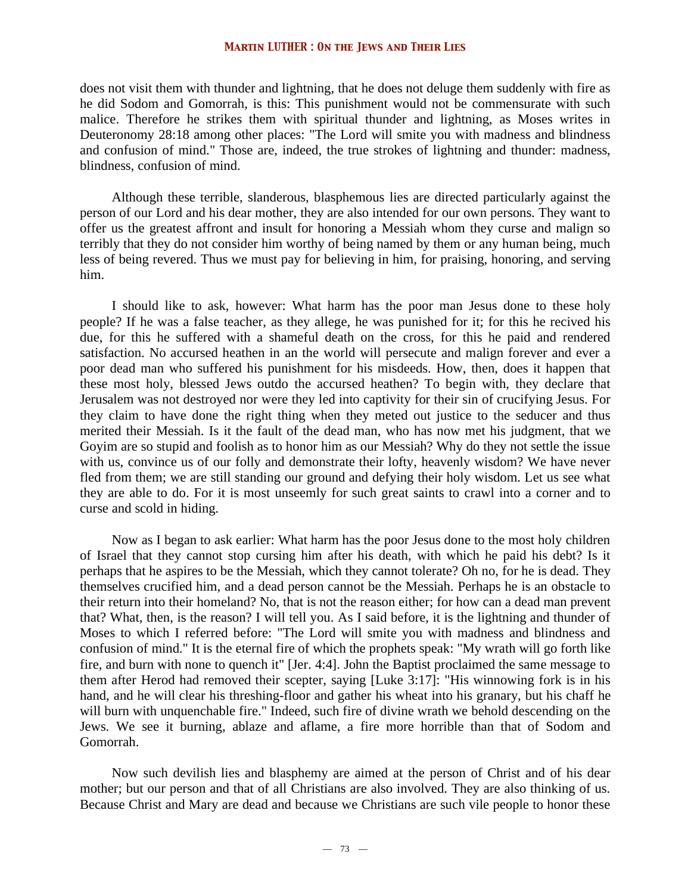does not visit them with thunder and lightning, that he does not deluge them suddenly with fire as he did Sodom and Gomorrah, is this: This punishment would not be commensurate with such malice. Therefore he strikes them with spiritual thunder and lightning, as Moses writes in Deuteronomy 28:18 among other places: "The Lord will smite you with madness and blindness and confusion of mind." Those are, indeed, the true strokes of lightning and thunder: madness, blindness, confusion of mind.

Although these terrible, slanderous, blasphemous lies are directed particularly against the person of our Lord and his dear mother, they are also intended for our own persons. They want to offer us the greatest affront and insult for honoring a Messiah whom they curse and malign so terribly that they do not consider him worthy of being named by them or any human being, much less of being revered. Thus we must pay for believing in him, for praising, honoring, and serving him.

I should like to ask, however: What harm has the poor man Jesus done to these holy people? If he was a false teacher, as they allege, he was punished for it; for this he recived his due, for this he suffered with a shameful death on the cross, for this he paid and rendered satisfaction. No accursed heathen in an the world will persecute and malign forever and ever a poor dead man who suffered his punishment for his misdeeds. How, then, does it happen that these most holy, blessed Jews outdo the accursed heathen? To begin with, they declare that Jerusalem was not destroyed nor were they led into captivity for their sin of crucifying Jesus. For they claim to have done the right thing when they meted out justice to the seducer and thus merited their Messiah. Is it the fault of the dead man, who has now met his judgment, that we Goyim are so stupid and foolish as to honor him as our Messiah? Why do they not settle the issue with us, convince us of our folly and demonstrate their lofty, heavenly wisdom? We have never fled from them; we are still standing our ground and defying their holy wisdom. Let us see what they are able to do. For it is most unseemly for such great saints to crawl into a corner and to curse and scold in hiding.

Now as I began to ask earlier: What harm has the poor Jesus done to the most holy children of Israel that they cannot stop cursing him after his death, with which he paid his debt? Is it perhaps that he aspires to be the Messiah, which they cannot tolerate? Oh no, for he is dead. They themselves crucified him, and a dead person cannot be the Messiah. Perhaps he is an obstacle to their return into their homeland? No, that is not the reason either; for how can a dead man prevent that? What, then, is the reason? I will tell you. As I said before, it is the lightning and thunder of Moses to which I referred before: "The Lord will smite you with madness and blindness and confusion of mind." It is the eternal fire of which the prophets speak: "My wrath will go forth like fire, and burn with none to quench it" [Jer. 4:4]. John the Baptist proclaimed the same message to them after Herod had removed their scepter, saying [Luke 3:17]: "His winnowing fork is in his hand, and he will clear his threshing-floor and gather his wheat into his granary, but his chaff he will burn with unquenchable fire." Indeed, such fire of divine wrath we behold descending on the Jews. We see it burning, ablaze and aflame, a fire more horrible than that of Sodom and Gomorrah.

Now such devilish lies and blasphemy are aimed at the person of Christ and of his dear mother; but our person and that of all Christians are also involved. They are also thinking of us. Because Christ and Mary are dead and because we Christians are such vile people to honor these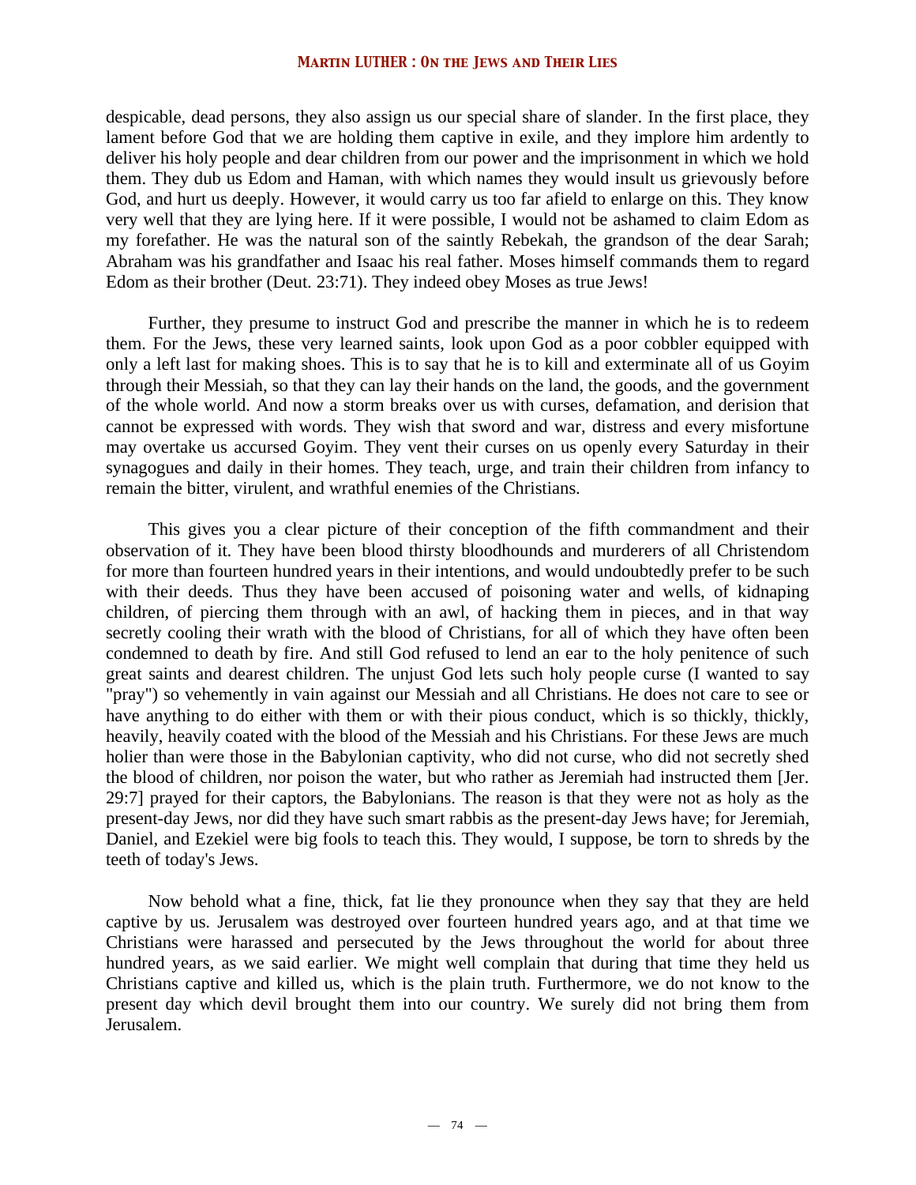despicable, dead persons, they also assign us our special share of slander. In the first place, they lament before God that we are holding them captive in exile, and they implore him ardently to deliver his holy people and dear children from our power and the imprisonment in which we hold them. They dub us Edom and Haman, with which names they would insult us grievously before God, and hurt us deeply. However, it would carry us too far afield to enlarge on this. They know very well that they are lying here. If it were possible, I would not be ashamed to claim Edom as my forefather. He was the natural son of the saintly Rebekah, the grandson of the dear Sarah; Abraham was his grandfather and Isaac his real father. Moses himself commands them to regard Edom as their brother (Deut. 23:71). They indeed obey Moses as true Jews!

Further, they presume to instruct God and prescribe the manner in which he is to redeem them. For the Jews, these very learned saints, look upon God as a poor cobbler equipped with only a left last for making shoes. This is to say that he is to kill and exterminate all of us Goyim through their Messiah, so that they can lay their hands on the land, the goods, and the government of the whole world. And now a storm breaks over us with curses, defamation, and derision that cannot be expressed with words. They wish that sword and war, distress and every misfortune may overtake us accursed Goyim. They vent their curses on us openly every Saturday in their synagogues and daily in their homes. They teach, urge, and train their children from infancy to remain the bitter, virulent, and wrathful enemies of the Christians.

This gives you a clear picture of their conception of the fifth commandment and their observation of it. They have been blood thirsty bloodhounds and murderers of all Christendom for more than fourteen hundred years in their intentions, and would undoubtedly prefer to be such with their deeds. Thus they have been accused of poisoning water and wells, of kidnaping children, of piercing them through with an awl, of hacking them in pieces, and in that way secretly cooling their wrath with the blood of Christians, for all of which they have often been condemned to death by fire. And still God refused to lend an ear to the holy penitence of such great saints and dearest children. The unjust God lets such holy people curse (I wanted to say "pray") so vehemently in vain against our Messiah and all Christians. He does not care to see or have anything to do either with them or with their pious conduct, which is so thickly, thickly, heavily, heavily coated with the blood of the Messiah and his Christians. For these Jews are much holier than were those in the Babylonian captivity, who did not curse, who did not secretly shed the blood of children, nor poison the water, but who rather as Jeremiah had instructed them [Jer. 29:7] prayed for their captors, the Babylonians. The reason is that they were not as holy as the present-day Jews, nor did they have such smart rabbis as the present-day Jews have; for Jeremiah, Daniel, and Ezekiel were big fools to teach this. They would, I suppose, be torn to shreds by the teeth of today's Jews.

Now behold what a fine, thick, fat lie they pronounce when they say that they are held captive by us. Jerusalem was destroyed over fourteen hundred years ago, and at that time we Christians were harassed and persecuted by the Jews throughout the world for about three hundred years, as we said earlier. We might well complain that during that time they held us Christians captive and killed us, which is the plain truth. Furthermore, we do not know to the present day which devil brought them into our country. We surely did not bring them from Jerusalem.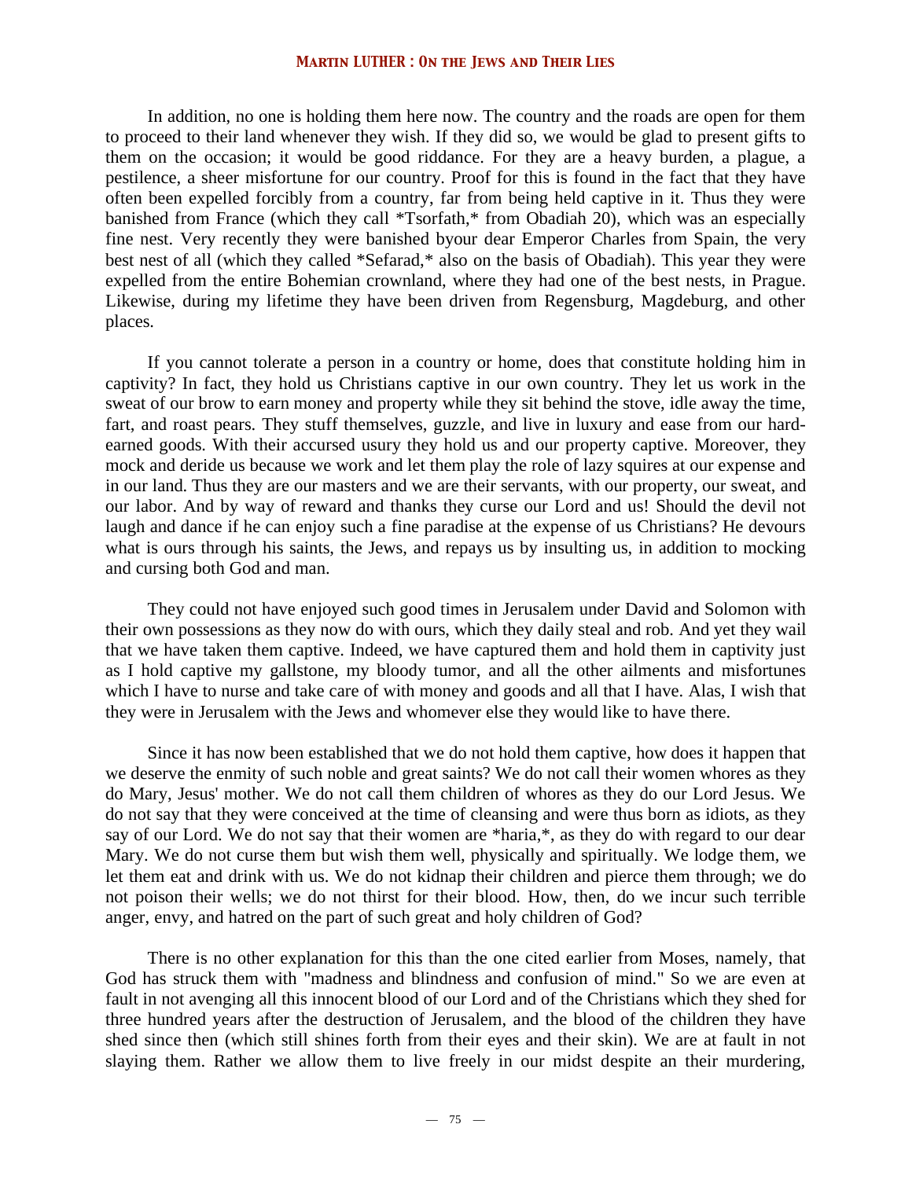In addition, no one is holding them here now. The country and the roads are open for them to proceed to their land whenever they wish. If they did so, we would be glad to present gifts to them on the occasion; it would be good riddance. For they are a heavy burden, a plague, a pestilence, a sheer misfortune for our country. Proof for this is found in the fact that they have often been expelled forcibly from a country, far from being held captive in it. Thus they were banished from France (which they call *Tsorfath,* from Obadiah 20), which was an especially fine nest. Very recently they were banished byour dear Emperor Charles from Spain, the very best nest of all (which they called *Sefarad,* also on the basis of Obadiah). This year they were expelled from the entire Bohemian crownland, where they had one of the best nests, in Prague. Likewise, during my lifetime they have been driven from Regensburg, Magdeburg, and other places.

If you cannot tolerate a person in a country or home, does that constitute holding him in captivity? In fact, they hold us Christians captive in our own country. They let us work in the sweat of our brow to earn money and property while they sit behind the stove, idle away the time, fart, and roast pears. They stuff themselves, guzzle, and live in luxury and ease from our hard-earned goods. With their accursed usury they hold us and our property captive. Moreover, they mock and deride us because we work and let them play the role of lazy squires at our expense and in our land. Thus they are our masters and we are their servants, with our property, our sweat, and our labor. And by way of reward and thanks they curse our Lord and us! Should the devil not laugh and dance if he can enjoy such a fine paradise at the expense of us Christians? He devours what is ours through his saints, the Jews, and repays us by insulting us, in addition to mocking and cursing both God and man.

They could not have enjoyed such good times in Jerusalem under David and Solomon with their own possessions as they now do with ours, which they daily steal and rob. And yet they wail that we have taken them captive. Indeed, we have captured them and hold them in captivity just as I hold captive my gallstone, my bloody tumor, and all the other ailments and misfortunes which I have to nurse and take care of with money and goods and all that I have. Alas, I wish that they were in Jerusalem with the Jews and whomever else they would like to have there.

Since it has now been established that we do not hold them captive, how does it happen that we deserve the enmity of such noble and great saints? We do not call their women whores as they do Mary, Jesus' mother. We do not call them children of whores as they do our Lord Jesus. We do not say that they were conceived at the time of cleansing and were thus born as idiots, as they say of our Lord. We do not say that their women are *haria,*, as they do with regard to our dear Mary. We do not curse them but wish them well, physically and spiritually. We lodge them, we let them eat and drink with us. We do not kidnap their children and pierce them through; we do not poison their wells; we do not thirst for their blood. How, then, do we incur such terrible anger, envy, and hatred on the part of such great and holy children of God?

There is no other explanation for this than the one cited earlier from Moses, namely, that God has struck them with "madness and blindness and confusion of mind." So we are even at fault in not avenging all this innocent blood of our Lord and of the Christians which they shed for three hundred years after the destruction of Jerusalem, and the blood of the children they have shed since then (which still shines forth from their eyes and their skin). We are at fault in not slaying them. Rather we allow them to live freely in our midst despite an their murdering,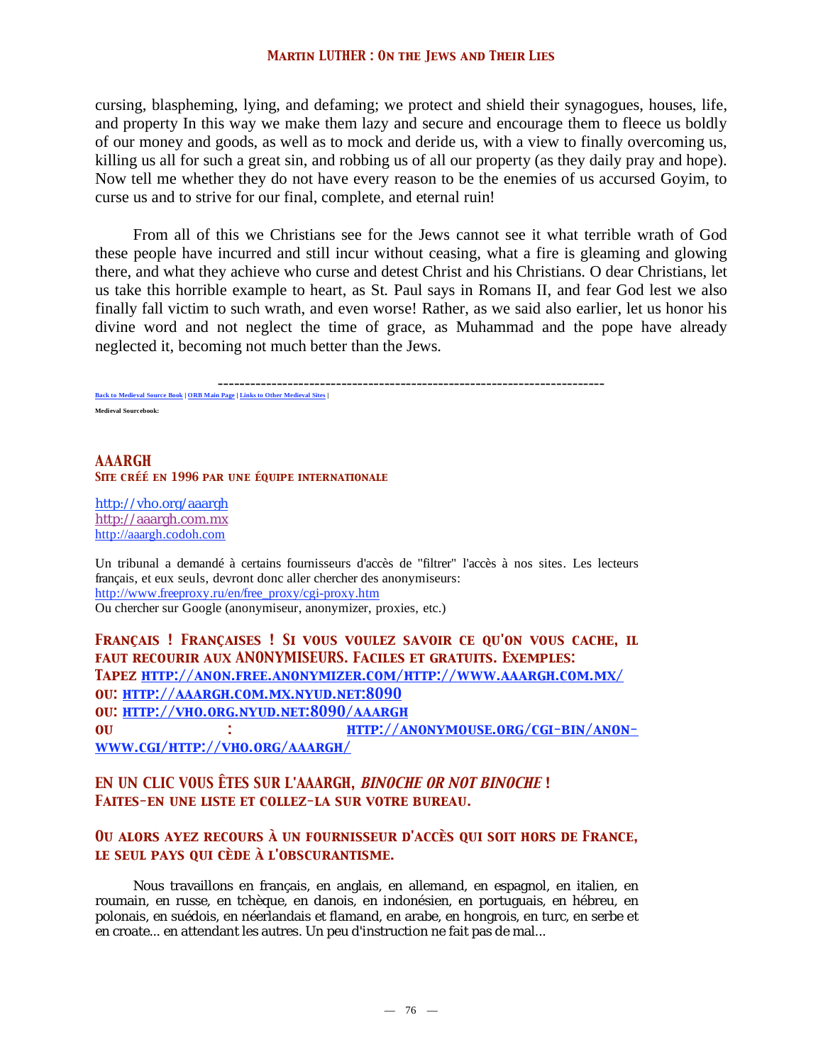cursing, blaspheming, lying, and defaming; we protect and shield their synagogues, houses, life, and property In this way we make them lazy and secure and encourage them to fleece us boldly of our money and goods, as well as to mock and deride us, with a view to finally overcoming us, killing us all for such a great sin, and robbing us of all our property (as they daily pray and hope). Now tell me whether they do not have every reason to be the enemies of us accursed Goyim, to curse us and to strive for our final, complete, and eternal ruin!

From all of this we Christians see for the Jews cannot see it what terrible wrath of God these people have incurred and still incur without ceasing, what a fire is gleaming and glowing there, and what they achieve who curse and detest Christ and his Christians. O dear Christians, let us take this horrible example to heart, as St. Paul says in Romans II, and fear God lest we also finally fall victim to such wrath, and even worse! Rather, as we said also earlier, let us honor his divine word and not neglect the time of grace, as Muhammad and the pope have already neglected it, becoming not much better than the Jews.

------------------------------------------------------------------------

**Back to Medieval Source Book | ORB Main Page | Links to Other Medieval Sites |**

**Medieval Sourcebook:**

## AAARGH
**Site créé en 1996 par une équipe internationale**

http://vho.org/aaargh
http://aaargh.com.mx
http://aaargh.codoh.com

Un tribunal a demandé à certains fournisseurs d'accès de "filtrer" l'accès à nos sites. Les lecteurs français, et eux seuls, devront donc aller chercher des anonymiseurs:
http://www.freeproxy.ru/en/free_proxy/cgi-proxy.htm
Ou chercher sur Google (anonymiseur, anonymizer, proxies, etc.)

**Français ! Françaises ! Si vous voulez savoir ce qu'on vous cache, il faut recourir aux ANONYMISEURS. Faciles et gratuits. Exemples:**
**Tapez http://anon.free.anonymizer.com/http://www.aaargh.com.mx/**
**ou: http://aaargh.com.mx.nyud.net:8090**
**ou: http://vho.org.nyud.net:8090/aaargh**
**ou : http://anonymouse.org/cgi-bin/anon-www.cgi/http://vho.org/aaargh/**

**EN UN CLIC VOUS ÊTES SUR L'AAARGH, *BINOCHE OR NOT BINOCHE* !**
**Faites-en une liste et collez-la sur votre bureau.**

**Ou alors ayez recours à un fournisseur d'accès qui soit hors de France, le seul pays qui cède à l'obscurantisme.**

Nous travaillons en français, en anglais, en allemand, en espagnol, en italien, en roumain, en russe, en tchèque, en danois, en indonésien, en portuguais, en hébreu, en polonais, en suédois, en néerlandais et flamand, en arabe, en hongrois, en turc, en serbe et en croate... en attendant les autres. Un peu d'instruction ne fait pas de mal...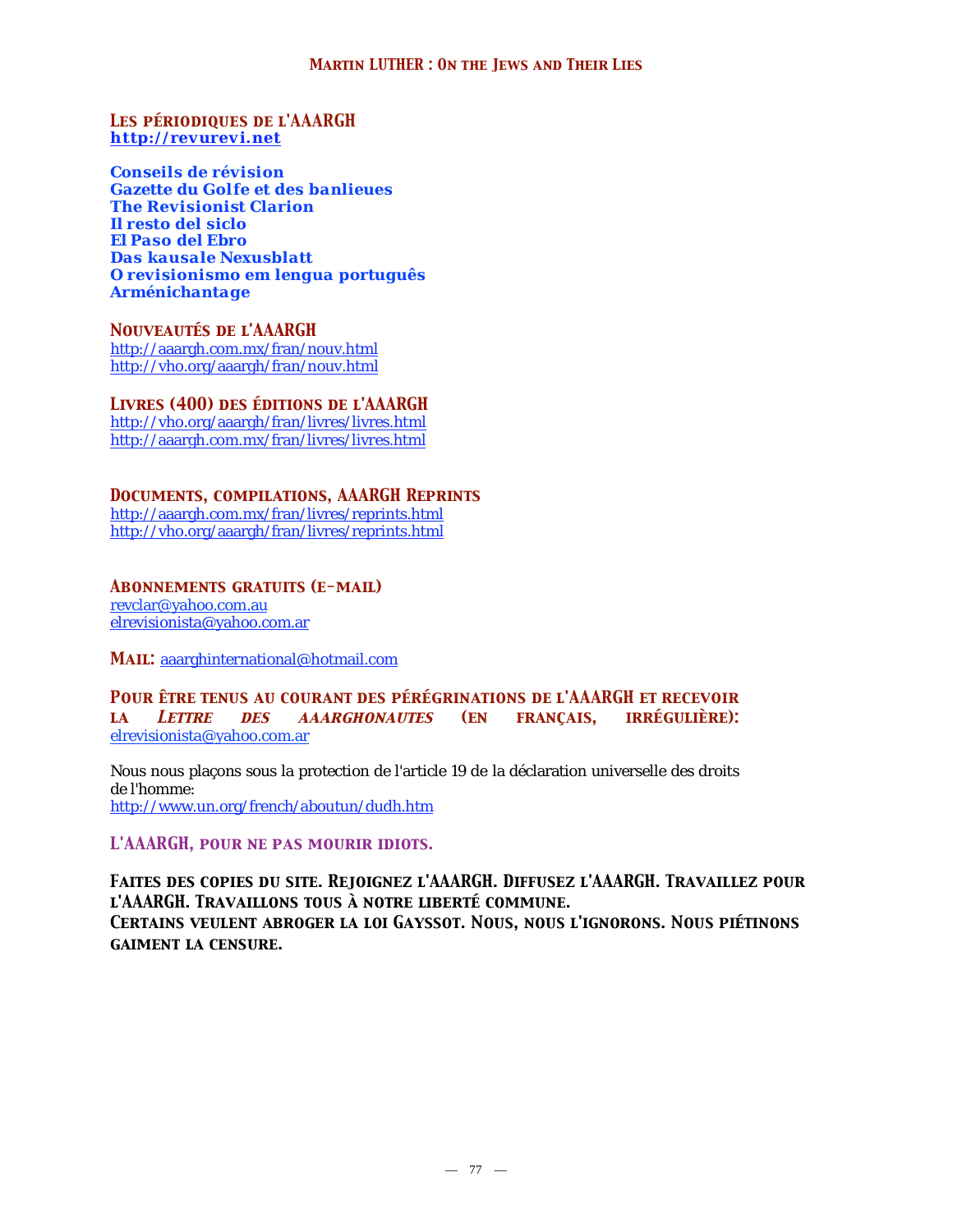### Les périodiques de l'AAARGH
**http://revurevi.net**

**Conseils de révision**
**Gazette du Golfe et des banlieues**
**The Revisionist Clarion**
**Il resto del siclo**
**El Paso del Ebro**
**Das kausale Nexusblatt**
**O revisionismo em lengua português**
**Arménichantage**

### Nouveautés de l'AAARGH
http://aaargh.com.mx/fran/nouv.html
http://vho.org/aaargh/fran/nouv.html

### Livres (400) des éditions de l'AAARGH
http://vho.org/aaargh/fran/livres/livres.html
http://aaargh.com.mx/fran/livres/livres.html

### Documents, compilations, AAARGH Reprints
http://aaargh.com.mx/fran/livres/reprints.html
http://vho.org/aaargh/fran/livres/reprints.html

### Abonnements gratuits (e-mail)
revclar@yahoo.com.au
elrevisionista@yahoo.com.ar

**Mail:** aaarghinternational@hotmail.com

**Pour être tenus au courant des pérégrinations de l'AAARGH et recevoir la *Lettre des aaarghonautes* (en français, irrégulière):** elrevisionista@yahoo.com.ar

Nous nous plaçons sous la protection de l'article 19 de la déclaration universelle des droits de l'homme:
http://www.un.org/french/aboutun/dudh.htm

**L'AAARGH, pour ne pas mourir idiots.**

**Faites des copies du site. Rejoignez l'AAARGH. Diffusez l'AAARGH. Travaillez pour l'AAARGH. Travaillons tous à notre liberté commune.**
**Certains veulent abroger la loi Gayssot. Nous, nous l'ignorons. Nous piétinons gaiment la censure.**